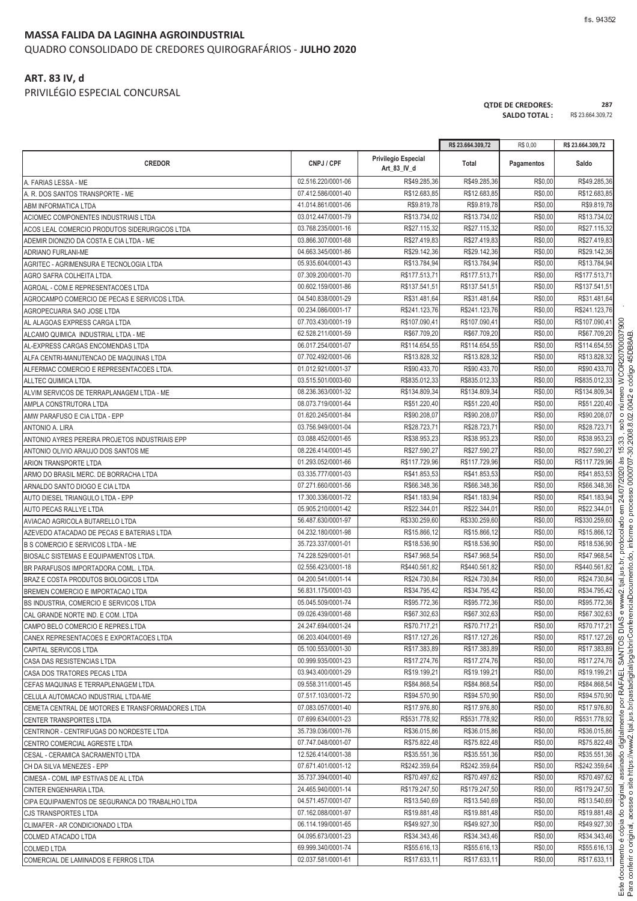# MASSA FALIDA DA LAGINHA AGROINDUSTRIAL

QUADRO CONSOLIDADO DE CREDORES QUIROGRAFÁRIOS - **JULHO 2020**

## ART. 83 IV, d

PRIVILÉGIO ESPECIAL CONCURSAL

**QTDE DE CREDORES:** 287
**SALDO TOTAL :** R$ 23.664.309,72

| | | | R$ 23.664.309,72 | R$ 0,00 | R$ 23.664.309,72 |
|---|---|---|---|---|---|
| **CREDOR** | **CNPJ / CPF** | **Privilegio Especial Art_83_IV_d** | **Total** | **Pagamentos** | **Saldo** |
| A. FARIAS LESSA - ME | 02.516.220/0001-06 | R$49.285,36 | R$49.285,36 | R$0,00 | R$49.285,36 |
| A. R. DOS SANTOS TRANSPORTE - ME | 07.412.586/0001-40 | R$12.683,85 | R$12.683,85 | R$0,00 | R$12.683,85 |
| ABM INFORMATICA LTDA | 41.014.861/0001-06 | R$9.819,78 | R$9.819,78 | R$0,00 | R$9.819,78 |
| ACIOMEC COMPONENTES INDUSTRIAIS LTDA | 03.012.447/0001-79 | R$13.734,02 | R$13.734,02 | R$0,00 | R$13.734,02 |
| ACOS LEAL COMERCIO PRODUTOS SIDERURGICOS LTDA | 03.768.235/0001-16 | R$27.115,32 | R$27.115,32 | R$0,00 | R$27.115,32 |
| ADEMIR DIONIZIO DA COSTA E CIA LTDA - ME | 03.866.307/0001-68 | R$27.419,83 | R$27.419,83 | R$0,00 | R$27.419,83 |
| ADRIANO FURLANI-ME | 04.663.345/0001-86 | R$29.142,36 | R$29.142,36 | R$0,00 | R$29.142,36 |
| AGRITEC - AGRIMENSURA E TECNOLOGIA LTDA | 05.935.604/0001-43 | R$13.784,94 | R$13.784,94 | R$0,00 | R$13.784,94 |
| AGRO SAFRA COLHEITA LTDA. | 07.309.200/0001-70 | R$177.513,71 | R$177.513,71 | R$0,00 | R$177.513,71 |
| AGROAL - COM.E REPRESENTACOES LTDA | 00.602.159/0001-86 | R$137.541,51 | R$137.541,51 | R$0,00 | R$137.541,51 |
| AGROCAMPO COMERCIO DE PECAS E SERVICOS LTDA. | 04.540.838/0001-29 | R$31.481,64 | R$31.481,64 | R$0,00 | R$31.481,64 |
| AGROPECUARIA SAO JOSE LTDA | 00.234.086/0001-17 | R$241.123,76 | R$241.123,76 | R$0,00 | R$241.123,76 |
| AL ALAGOAS EXPRESS CARGA LTDA | 07.703.430/0001-19 | R$107.090,41 | R$107.090,41 | R$0,00 | R$107.090,41 |
| ALCAMO QUIMICA INDUSTRIAL LTDA - ME | 62.528.211/0001-59 | R$67.709,20 | R$67.709,20 | R$0,00 | R$67.709,20 |
| AL-EXPRESS CARGAS ENCOMENDAS LTDA | 06.017.254/0001-07 | R$114.654,55 | R$114.654,55 | R$0,00 | R$114.654,55 |
| ALFA CENTRI-MANUTENCAO DE MAQUINAS LTDA | 07.702.492/0001-06 | R$13.828,32 | R$13.828,32 | R$0,00 | R$13.828,32 |
| ALFERMAC COMERCIO E REPRESENTACOES LTDA. | 01.012.921/0001-37 | R$90.433,70 | R$90.433,70 | R$0,00 | R$90.433,70 |
| ALLTEC QUIMICA LTDA. | 03.515.501/0003-60 | R$835.012,33 | R$835.012,33 | R$0,00 | R$835.012,33 |
| ALVIM SERVICOS DE TERRAPLANAGEM LTDA - ME | 08.236.363/0001-32 | R$134.809,34 | R$134.809,34 | R$0,00 | R$134.809,34 |
| AMPLA CONSTRUTORA LTDA | 08.073.719/0001-64 | R$51.220,40 | R$51.220,40 | R$0,00 | R$51.220,40 |
| AMW PARAFUSO E CIA LTDA - EPP | 01.620.245/0001-84 | R$90.208,07 | R$90.208,07 | R$0,00 | R$90.208,07 |
| ANTONIO A. LIRA | 03.756.949/0001-04 | R$28.723,71 | R$28.723,71 | R$0,00 | R$28.723,71 |
| ANTONIO AYRES PEREIRA PROJETOS INDUSTRIAIS EPP | 03.088.452/0001-65 | R$38.953,23 | R$38.953,23 | R$0,00 | R$38.953,23 |
| ANTONIO OLIVIO ARAUJO DOS SANTOS ME | 08.226.414/0001-45 | R$27.590,27 | R$27.590,27 | R$0,00 | R$27.590,27 |
| ARION TRANSPORTE LTDA | 01.293.052/0001-66 | R$117.729,96 | R$117.729,96 | R$0,00 | R$117.729,96 |
| ARMO DO BRASIL MERC. DE BORRACHA LTDA | 03.335.777/0001-03 | R$41.853,53 | R$41.853,53 | R$0,00 | R$41.853,53 |
| ARNALDO SANTO DIOGO E CIA LTDA | 07.271.660/0001-56 | R$66.348,36 | R$66.348,36 | R$0,00 | R$66.348,36 |
| AUTO DIESEL TRIANGULO LTDA - EPP | 17.300.336/0001-72 | R$41.183,94 | R$41.183,94 | R$0,00 | R$41.183,94 |
| AUTO PECAS RALLYE LTDA | 05.905.210/0001-42 | R$22.344,01 | R$22.344,01 | R$0,00 | R$22.344,01 |
| AVIACAO AGRICOLA BUTARELLO LTDA | 56.487.630/0001-97 | R$330.259,60 | R$330.259,60 | R$0,00 | R$330.259,60 |
| AZEVEDO ATACADAO DE PECAS E BATERIAS LTDA | 04.232.180/0001-98 | R$15.866,12 | R$15.866,12 | R$0,00 | R$15.866,12 |
| B S COMERCIO E SERVICOS LTDA - ME | 35.723.337/0001-01 | R$18.536,90 | R$18.536,90 | R$0,00 | R$18.536,90 |
| BIOSALC SISTEMAS E EQUIPAMENTOS LTDA. | 74.228.529/0001-01 | R$47.968,54 | R$47.968,54 | R$0,00 | R$47.968,54 |
| BR PARAFUSOS IMPORTADORA COML. LTDA. | 02.556.423/0001-18 | R$440.561,82 | R$440.561,82 | R$0,00 | R$440.561,82 |
| BRAZ E COSTA PRODUTOS BIOLOGICOS LTDA | 04.200.541/0001-14 | R$24.730,84 | R$24.730,84 | R$0,00 | R$24.730,84 |
| BREMEN COMERCIO E IMPORTACAO LTDA | 56.831.175/0001-03 | R$34.795,42 | R$34.795,42 | R$0,00 | R$34.795,42 |
| BS INDUSTRIA, COMERCIO E SERVICOS LTDA | 05.045.509/0001-74 | R$95.772,36 | R$95.772,36 | R$0,00 | R$95.772,36 |
| CAL GRANDE NORTE IND. E COM. LTDA | 09.026.439/0001-68 | R$67.302,63 | R$67.302,63 | R$0,00 | R$67.302,63 |
| CAMPO BELO COMERCIO E REPRES.LTDA | 24.247.694/0001-24 | R$70.717,21 | R$70.717,21 | R$0,00 | R$70.717,21 |
| CANEX REPRESENTACOES E EXPORTACOES LTDA | 06.203.404/0001-69 | R$17.127,26 | R$17.127,26 | R$0,00 | R$17.127,26 |
| CAPITAL SERVICOS LTDA | 05.100.553/0001-30 | R$17.383,89 | R$17.383,89 | R$0,00 | R$17.383,89 |
| CASA DAS RESISTENCIAS LTDA | 00.999.935/0001-23 | R$17.274,76 | R$17.274,76 | R$0,00 | R$17.274,76 |
| CASA DOS TRATORES PECAS LTDA | 03.943.400/0001-29 | R$19.199,21 | R$19.199,21 | R$0,00 | R$19.199,21 |
| CEFAS MAQUINAS E TERRAPLENAGEM LTDA. | 09.558.311/0001-45 | R$84.868,54 | R$84.868,54 | R$0,00 | R$84.868,54 |
| CELULA AUTOMACAO INDUSTRIAL LTDA-ME | 07.517.103/0001-72 | R$94.570,90 | R$94.570,90 | R$0,00 | R$94.570,90 |
| CEMETA CENTRAL DE MOTORES E TRANSFORMADORES LTDA | 07.083.057/0001-40 | R$17.976,80 | R$17.976,80 | R$0,00 | R$17.976,80 |
| CENTER TRANSPORTES LTDA | 07.699.634/0001-23 | R$531.778,92 | R$531.778,92 | R$0,00 | R$531.778,92 |
| CENTRINOR - CENTRIFUGAS DO NORDESTE LTDA | 35.739.036/0001-76 | R$36.015,86 | R$36.015,86 | R$0,00 | R$36.015,86 |
| CENTRO COMERCIAL AGRESTE LTDA | 07.747.048/0001-07 | R$75.822,48 | R$75.822,48 | R$0,00 | R$75.822,48 |
| CESAL - CERAMICA SACRAMENTO LTDA | 12.526.414/0001-38 | R$35.551,36 | R$35.551,36 | R$0,00 | R$35.551,36 |
| CH DA SILVA MENEZES - EPP | 07.671.401/0001-12 | R$242.359,64 | R$242.359,64 | R$0,00 | R$242.359,64 |
| CIMESA - COML IMP ESTIVAS DE AL LTDA | 35.737.394/0001-40 | R$70.497,62 | R$70.497,62 | R$0,00 | R$70.497,62 |
| CINTER ENGENHARIA LTDA. | 24.465.940/0001-14 | R$179.247,50 | R$179.247,50 | R$0,00 | R$179.247,50 |
| CIPA EQUIPAMENTOS DE SEGURANCA DO TRABALHO LTDA | 04.571.457/0001-07 | R$13.540,69 | R$13.540,69 | R$0,00 | R$13.540,69 |
| CJS TRANSPORTES LTDA | 07.162.088/0001-97 | R$19.881,48 | R$19.881,48 | R$0,00 | R$19.881,48 |
| CLIMAFER - AR CONDICIONADO LTDA | 06.114.199/0001-65 | R$49.927,30 | R$49.927,30 | R$0,00 | R$49.927,30 |
| COLMED ATACADO LTDA | 04.095.673/0001-23 | R$34.343,46 | R$34.343,46 | R$0,00 | R$34.343,46 |
| COLMED LTDA | 69.999.340/0001-74 | R$55.616,13 | R$55.616,13 | R$0,00 | R$55.616,13 |
| COMERCIAL DE LAMINADOS E FERROS LTDA | 02.037.581/0001-61 | R$17.633,11 | R$17.633,11 | R$0,00 | R$17.633,11 |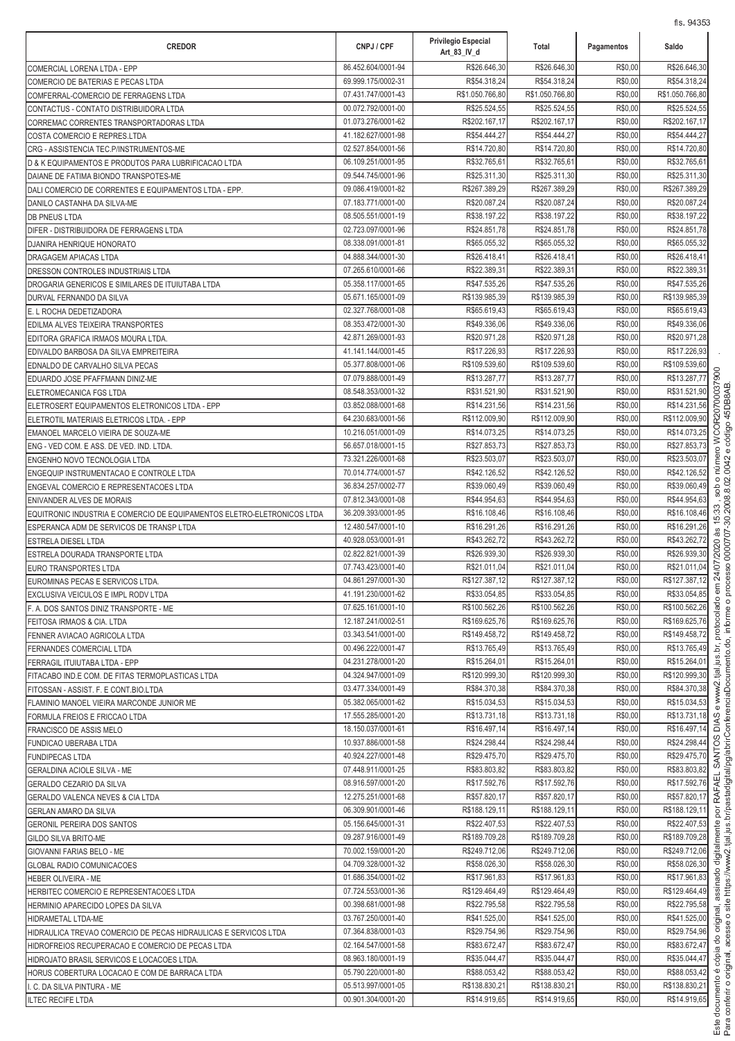| CREDOR | CNPJ / CPF | Privilegio Especial Art_83_IV_d | Total | Pagamentos | Saldo |
|---|---|---|---|---|---|
| COMERCIAL LORENA LTDA - EPP | 86.452.604/0001-94 | R$26.646,30 | R$26.646,30 | R$0,00 | R$26.646,30 |
| COMERCIO DE BATERIAS E PECAS LTDA | 69.999.175/0002-31 | R$54.318,24 | R$54.318,24 | R$0,00 | R$54.318,24 |
| COMFERRAL-COMERCIO DE FERRAGENS LTDA | 07.431.747/0001-43 | R$1.050.766,80 | R$1.050.766,80 | R$0,00 | R$1.050.766,80 |
| CONTACTUS - CONTATO DISTRIBUIDORA LTDA | 00.072.792/0001-00 | R$25.524,55 | R$25.524,55 | R$0,00 | R$25.524,55 |
| CORREMAC CORRENTES TRANSPORTADORAS LTDA | 01.073.276/0001-62 | R$202.167,17 | R$202.167,17 | R$0,00 | R$202.167,17 |
| COSTA COMERCIO E REPRES.LTDA | 41.182.627/0001-98 | R$54.444,27 | R$54.444,27 | R$0,00 | R$54.444,27 |
| CRG - ASSISTENCIA TEC.P/INSTRUMENTOS-ME | 02.527.854/0001-56 | R$14.720,80 | R$14.720,80 | R$0,00 | R$14.720,80 |
| D & K EQUIPAMENTOS E PRODUTOS PARA LUBRIFICACAO LTDA | 06.109.251/0001-95 | R$32.765,61 | R$32.765,61 | R$0,00 | R$32.765,61 |
| DAIANE DE FATIMA BIONDO TRANSPOTES-ME | 09.544.745/0001-96 | R$25.311,30 | R$25.311,30 | R$0,00 | R$25.311,30 |
| DALI COMERCIO DE CORRENTES E EQUIPAMENTOS LTDA - EPP. | 09.086.419/0001-82 | R$267.389,29 | R$267.389,29 | R$0,00 | R$267.389,29 |
| DANILO CASTANHA DA SILVA-ME | 07.183.771/0001-00 | R$20.087,24 | R$20.087,24 | R$0,00 | R$20.087,24 |
| DB PNEUS LTDA | 08.505.551/0001-19 | R$38.197,22 | R$38.197,22 | R$0,00 | R$38.197,22 |
| DIFER - DISTRIBUIDORA DE FERRAGENS LTDA | 02.723.097/0001-96 | R$24.851,78 | R$24.851,78 | R$0,00 | R$24.851,78 |
| DJANIRA HENRIQUE HONORATO | 08.338.091/0001-81 | R$65.055,32 | R$65.055,32 | R$0,00 | R$65.055,32 |
| DRAGAGEM APIACAS LTDA | 04.888.344/0001-30 | R$26.418,41 | R$26.418,41 | R$0,00 | R$26.418,41 |
| DRESSON CONTROLES INDUSTRIAIS LTDA | 07.265.610/0001-66 | R$22.389,31 | R$22.389,31 | R$0,00 | R$22.389,31 |
| DROGARIA GENERICOS E SIMILARES DE ITUIUTABA LTDA | 05.358.117/0001-65 | R$47.535,26 | R$47.535,26 | R$0,00 | R$47.535,26 |
| DURVAL FERNANDO DA SILVA | 05.671.165/0001-09 | R$139.985,39 | R$139.985,39 | R$0,00 | R$139.985,39 |
| E. L ROCHA DEDETIZADORA | 02.327.768/0001-08 | R$65.619,43 | R$65.619,43 | R$0,00 | R$65.619,43 |
| EDILMA ALVES TEIXEIRA TRANSPORTES | 08.353.472/0001-30 | R$49.336,06 | R$49.336,06 | R$0,00 | R$49.336,06 |
| EDITORA GRAFICA IRMAOS MOURA LTDA. | 42.871.269/0001-93 | R$20.971,28 | R$20.971,28 | R$0,00 | R$20.971,28 |
| EDIVALDO BARBOSA DA SILVA EMPREITEIRA | 41.141.144/0001-45 | R$17.226,93 | R$17.226,93 | R$0,00 | R$17.226,93 |
| EDNALDO DE CARVALHO SILVA PECAS | 05.377.808/0001-06 | R$109.539,60 | R$109.539,60 | R$0,00 | R$109.539,60 |
| EDUARDO JOSE PFAFFMANN DINIZ-ME | 07.079.888/0001-49 | R$13.287,77 | R$13.287,77 | R$0,00 | R$13.287,77 |
| ELETROMECANICA FGS LTDA | 08.548.353/0001-32 | R$31.521,90 | R$31.521,90 | R$0,00 | R$31.521,90 |
| ELETROSERT EQUIPAMENTOS ELETRONICOS LTDA - EPP | 03.852.088/0001-68 | R$14.231,56 | R$14.231,56 | R$0,00 | R$14.231,56 |
| ELETROTIL MATERIAIS ELETRICOS LTDA. - EPP | 64.230.683/0001-56 | R$112.009,90 | R$112.009,90 | R$0,00 | R$112.009,90 |
| EMANOEL MARCELO VIEIRA DE SOUZA-ME | 10.216.051/0001-09 | R$14.073,25 | R$14.073,25 | R$0,00 | R$14.073,25 |
| ENG - VED COM. E ASS. DE VED. IND. LTDA. | 56.657.018/0001-15 | R$27.853,73 | R$27.853,73 | R$0,00 | R$27.853,73 |
| ENGENHO NOVO TECNOLOGIA LTDA | 73.321.226/0001-68 | R$23.503,07 | R$23.503,07 | R$0,00 | R$23.503,07 |
| ENGEQUIP INSTRUMENTACAO E CONTROLE LTDA | 70.014.774/0001-57 | R$42.126,52 | R$42.126,52 | R$0,00 | R$42.126,52 |
| ENGEVAL COMERCIO E REPRESENTACOES LTDA | 36.834.257/0002-77 | R$39.060,49 | R$39.060,49 | R$0,00 | R$39.060,49 |
| ENIVANDER ALVES DE MORAIS | 07.812.343/0001-08 | R$44.954,63 | R$44.954,63 | R$0,00 | R$44.954,63 |
| EQUITRONIC INDUSTRIA E COMERCIO DE EQUIPAMENTOS ELETRO-ELETRONICOS LTDA | 36.209.393/0001-95 | R$16.108,46 | R$16.108,46 | R$0,00 | R$16.108,46 |
| ESPERANCA ADM DE SERVICOS DE TRANSP LTDA | 12.480.547/0001-10 | R$16.291,26 | R$16.291,26 | R$0,00 | R$16.291,26 |
| ESTRELA DIESEL LTDA | 40.928.053/0001-91 | R$43.262,72 | R$43.262,72 | R$0,00 | R$43.262,72 |
| ESTRELA DOURADA TRANSPORTE LTDA | 02.822.821/0001-39 | R$26.939,30 | R$26.939,30 | R$0,00 | R$26.939,30 |
| EURO TRANSPORTES LTDA | 07.743.423/0001-40 | R$21.011,04 | R$21.011,04 | R$0,00 | R$21.011,04 |
| EUROMINAS PECAS E SERVICOS LTDA. | 04.861.297/0001-30 | R$127.387,12 | R$127.387,12 | R$0,00 | R$127.387,12 |
| EXCLUSIVA VEICULOS E IMPL RODV LTDA | 41.191.230/0001-62 | R$33.054,85 | R$33.054,85 | R$0,00 | R$33.054,85 |
| F. A. DOS SANTOS DINIZ TRANSPORTE - ME | 07.625.161/0001-10 | R$100.562,26 | R$100.562,26 | R$0,00 | R$100.562,26 |
| FEITOSA IRMAOS & CIA. LTDA | 12.187.241/0002-51 | R$169.625,76 | R$169.625,76 | R$0,00 | R$169.625,76 |
| FENNER AVIACAO AGRICOLA LTDA | 03.343.541/0001-00 | R$149.458,72 | R$149.458,72 | R$0,00 | R$149.458,72 |
| FERNANDES COMERCIAL LTDA | 00.496.222/0001-47 | R$13.765,49 | R$13.765,49 | R$0,00 | R$13.765,49 |
| FERRAGIL ITUIUTABA LTDA - EPP | 04.231.278/0001-20 | R$15.264,01 | R$15.264,01 | R$0,00 | R$15.264,01 |
| FITACABO IND.E COM. DE FITAS TERMOPLASTICAS LTDA | 04.324.947/0001-09 | R$120.999,30 | R$120.999,30 | R$0,00 | R$120.999,30 |
| FITOSSAN - ASSIST. F. E CONT.BIO.LTDA | 03.477.334/0001-49 | R$84.370,38 | R$84.370,38 | R$0,00 | R$84.370,38 |
| FLAMINIO MANOEL VIEIRA MARCONDE JUNIOR ME | 05.382.065/0001-62 | R$15.034,53 | R$15.034,53 | R$0,00 | R$15.034,53 |
| FORMULA FREIOS E FRICCAO LTDA | 17.555.285/0001-20 | R$13.731,18 | R$13.731,18 | R$0,00 | R$13.731,18 |
| FRANCISCO DE ASSIS MELO | 18.150.037/0001-61 | R$16.497,14 | R$16.497,14 | R$0,00 | R$16.497,14 |
| FUNDICAO UBERABA LTDA | 10.937.886/0001-58 | R$24.298,44 | R$24.298,44 | R$0,00 | R$24.298,44 |
| FUNDIPECAS LTDA | 40.924.227/0001-48 | R$29.475,70 | R$29.475,70 | R$0,00 | R$29.475,70 |
| GERALDINA ACIOLE SILVA - ME | 07.448.911/0001-25 | R$83.803,82 | R$83.803,82 | R$0,00 | R$83.803,82 |
| GERALDO CEZARIO DA SILVA | 08.916.597/0001-20 | R$17.592,76 | R$17.592,76 | R$0,00 | R$17.592,76 |
| GERALDO VALENCA NEVES & CIA LTDA | 12.275.251/0001-68 | R$57.820,17 | R$57.820,17 | R$0,00 | R$57.820,17 |
| GERLAN AMARO DA SILVA | 06.309.901/0001-46 | R$188.129,11 | R$188.129,11 | R$0,00 | R$188.129,11 |
| GERONIL PEREIRA DOS SANTOS | 05.156.645/0001-31 | R$22.407,53 | R$22.407,53 | R$0,00 | R$22.407,53 |
| GILDO SILVA BRITO-ME | 09.287.916/0001-49 | R$189.709,28 | R$189.709,28 | R$0,00 | R$189.709,28 |
| GIOVANNI FARIAS BELO - ME | 70.002.159/0001-20 | R$249.712,06 | R$249.712,06 | R$0,00 | R$249.712,06 |
| GLOBAL RADIO COMUNICACOES | 04.709.328/0001-32 | R$58.026,30 | R$58.026,30 | R$0,00 | R$58.026,30 |
| HEBER OLIVEIRA - ME | 01.686.354/0001-02 | R$17.961,83 | R$17.961,83 | R$0,00 | R$17.961,83 |
| HERBITEC COMERCIO E REPRESENTACOES LTDA | 07.724.553/0001-36 | R$129.464,49 | R$129.464,49 | R$0,00 | R$129.464,49 |
| HERMINIO APARECIDO LOPES DA SILVA | 00.398.681/0001-98 | R$22.795,58 | R$22.795,58 | R$0,00 | R$22.795,58 |
| HIDRAMETAL LTDA-ME | 03.767.250/0001-40 | R$41.525,00 | R$41.525,00 | R$0,00 | R$41.525,00 |
| HIDRAULICA TREVAO COMERCIO DE PECAS HIDRAULICAS E SERVICOS LTDA | 07.364.838/0001-03 | R$29.754,96 | R$29.754,96 | R$0,00 | R$29.754,96 |
| HIDROFREIOS RECUPERACAO E COMERCIO DE PECAS LTDA | 02.164.547/0001-58 | R$83.672,47 | R$83.672,47 | R$0,00 | R$83.672,47 |
| HIDROJATO BRASIL SERVICOS E LOCACOES LTDA. | 08.963.180/0001-19 | R$35.044,47 | R$35.044,47 | R$0,00 | R$35.044,47 |
| HORUS COBERTURA LOCACAO E COM DE BARRACA LTDA | 05.790.220/0001-80 | R$88.053,42 | R$88.053,42 | R$0,00 | R$88.053,42 |
| I. C. DA SILVA PINTURA - ME | 05.513.997/0001-05 | R$138.830,21 | R$138.830,21 | R$0,00 | R$138.830,21 |
| ILTEC RECIFE LTDA | 00.901.304/0001-20 | R$14.919,65 | R$14.919,65 | R$0,00 | R$14.919,65 |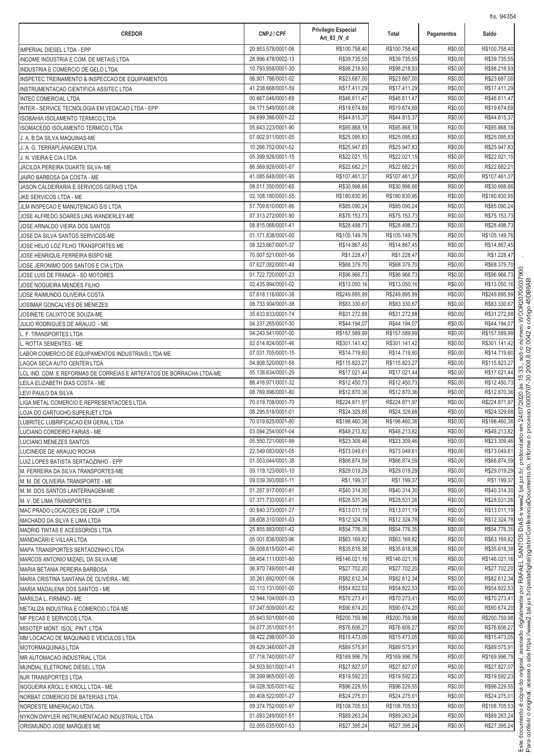| CREDOR | CNPJ / CPF | Privilegio Especial Art_83_IV_d | Total | Pagamentos | Saldo |
|---|---|---|---|---|---|
| IMPERIAL DIESEL LTDA - EPP | 20.853.578/0001-06 | R$100.758,40 | R$100.758,40 | R$0,00 | R$100.758,40 |
| INCOME INDUSTRIA E COM. DE METAIS LTDA | 28.996.478/0002-13 | R$39.735,55 | R$39.735,55 | R$0,00 | R$39.735,55 |
| INDUSTRIA E COMERCIO DE GELO LTDA | 10.793.958/0001-30 | R$98.218,93 | R$98.218,93 | R$0,00 | R$98.218,93 |
| INSPETEC TREINAMENTO & INSPECCAO DE EQUIPAMENTOS | 06.901.786/0001-02 | R$23.687,00 | R$23.687,00 | R$0,00 | R$23.687,00 |
| INSTRUMENTACAO CIENTIFICA ASSITEC LTDA | 41.238.668/0001-59 | R$17.411,29 | R$17.411,29 | R$0,00 | R$17.411,29 |
| INTEC COMERCIAL LTDA | 00.667.046/0001-69 | R$46.611,47 | R$46.611,47 | R$0,00 | R$46.611,47 |
| INTER - SERVICE TECNOLOGIA EM VEDACAO LTDA - EPP | 04.171.549/0001-08 | R$19.674,69 | R$19.674,69 | R$0,00 | R$19.674,69 |
| ISOBAHIA ISOLAMENTO TERMICO LTDA | 04.699.386/0001-22 | R$44.815,37 | R$44.815,37 | R$0,00 | R$44.815,37 |
| ISOMACEDO ISOLAMENTO TERMICO LTDA | 05.643.223/0001-90 | R$95.868,18 | R$95.868,18 | R$0,00 | R$95.868,18 |
| J. A. B DA SILVA MAQUINAS-ME | 07.002.911/0001-05 | R$25.095,83 | R$25.095,83 | R$0,00 | R$25.095,83 |
| J. A. G. TERRAPLANAGEM LTDA | 10.266.752/0001-52 | R$25.947,83 | R$25.947,83 | R$0,00 | R$25.947,83 |
| J. N. VIEIRA E CIA LTDA | 05.399.926/0001-15 | R$22.021,15 | R$22.021,15 | R$0,00 | R$22.021,15 |
| JACILDA PEREIRA DUARTE SILVA- ME | 86.569.928/0001-07 | R$22.682,21 | R$22.682,21 | R$0,00 | R$22.682,21 |
| JAIRO BARBOSA DA COSTA - ME | 41.085.648/0001-95 | R$107.461,37 | R$107.461,37 | R$0,00 | R$107.461,37 |
| JASON CALDEIRARIA E SERVICOS GERAIS LTDA | 08.011.350/0001-65 | R$30.998,66 | R$30.998,66 | R$0,00 | R$30.998,66 |
| JKE SERVICOS LTDA - ME | 02.108.180/0001-55 | R$180.830,95 | R$180.830,95 | R$0,00 | R$180.830,95 |
| JLM INSPECAO E MANUTENCAO S/S LTDA | 57.709.610/0001-86 | R$85.090,24 | R$85.090,24 | R$0,00 | R$85.090,24 |
| JOSE ALFREDO SOARES LINS WANDERLEY-ME | 07.313.272/0001-90 | R$75.153,73 | R$75.153,73 | R$0,00 | R$75.153,73 |
| JOSE ARNALDO VIEIRA DOS SANTOS | 08.815.066/0001-41 | R$28.498,73 | R$28.498,73 | R$0,00 | R$28.498,73 |
| JOSE DA SILVA SANTOS SERVICOS-ME | 01.171.838/0001-00 | R$105.149,76 | R$105.149,76 | R$0,00 | R$105.149,76 |
| JOSE HELIO LOZ FILHO TRANSPORTES ME | 08.323.667/0001-37 | R$14.867,45 | R$14.867,45 | R$0,00 | R$14.867,45 |
| JOSE HENRIQUE FERREIRA BISPO ME | 70.007.521/0001-56 | R$1.228,47 | R$1.228,47 | R$0,00 | R$1.228,47 |
| JOSE JERONIMO DOS SANTOS E CIA LTDA | 07.627.082/0001-48 | R$68.379,70 | R$68.379,70 | R$0,00 | R$68.379,70 |
| JOSE LUIS DE FRANCA - SO MOTORES | 01.722.720/0001-23 | R$96.966,73 | R$96.966,73 | R$0,00 | R$96.966,73 |
| JOSE NOGUEIRA MENDES FILHO | 02.435.994/0001-02 | R$13.050,16 | R$13.050,16 | R$0,00 | R$13.050,16 |
| JOSE RAIMUNDO OLIVEIRA COSTA | 07.618.116/0001-38 | R$249.895,99 | R$249.895,99 | R$0,00 | R$249.895,99 |
| JOSIMAR GONCALVES DE MENEZES | 08.733.904/0001-38 | R$83.330,67 | R$83.330,67 | R$0,00 | R$83.330,67 |
| JOSINETE CALIXTO DE SOUZA-ME | 35.633.833/0001-74 | R$31.272,88 | R$31.272,88 | R$0,00 | R$31.272,88 |
| JULIO RODRIGUES DE ARAUJO - ME | 04.337.265/0001-30 | R$44.194,07 | R$44.194,07 | R$0,00 | R$44.194,07 |
| L. F. TRANSPORTES LTDA | 04.243.541/0001-00 | R$157.589,99 | R$157.589,99 | R$0,00 | R$157.589,99 |
| L. ROTTA SEMENTES - ME | 02.014.824/0001-46 | R$301.141,42 | R$301.141,42 | R$0,00 | R$301.141,42 |
| LABOR COMERCIO DE EQUIPAMENTOS INDUSTRIAIS LTDA ME | 07.031.705/0001-15 | R$14.719,60 | R$14.719,60 | R$0,00 | R$14.719,60 |
| LAGOA SECA AUTO CENTER LTDA. | 04.908.520/0001-58 | R$115.823,27 | R$115.823,27 | R$0,00 | R$115.823,27 |
| LCL IND. COM. E REFORMAS DE CORREIAS E ARTEFATOS DE BORRACHA LTDA-ME | 05.138.634/0001-29 | R$17.021,44 | R$17.021,44 | R$0,00 | R$17.021,44 |
| LEILA ELIZABETH DIAS COSTA - ME | 86.416.971/0001-32 | R$12.450,73 | R$12.450,73 | R$0,00 | R$12.450,73 |
| LEVI PAULO DA SILVA | 08.769.896/0001-80 | R$12.870,36 | R$12.870,36 | R$0,00 | R$12.870,36 |
| LIGA METAL COMERCIO E REPRESENTACOES LTDA. | 70.019.708/0001-70 | R$224.871,97 | R$224.871,97 | R$0,00 | R$224.871,97 |
| LOJA DO CARTUCHO SUPERJET LTDA | 08.295.518/0001-01 | R$24.329,68 | R$24.329,68 | R$0,00 | R$24.329,68 |
| LUBRITEC LUBRIFICACAO EM GERAL LTDA | 70.019.625/0001-80 | R$198.460,38 | R$198.460,38 | R$0,00 | R$198.460,38 |
| LUCIANO CORDEIRO FARIAS - ME | 03.094.254/0001-04 | R$48.213,82 | R$48.213,82 | R$0,00 | R$48.213,82 |
| LUCIANO MENEZES SANTOS | 05.550.721/0001-99 | R$23.309,46 | R$23.309,46 | R$0,00 | R$23.309,46 |
| LUCINEIDE DE ARAUJO ROCHA | 22.549.083/0001-05 | R$73.049,61 | R$73.049,61 | R$0,00 | R$73.049,61 |
| LUIZ LOPES BATISTA SERTAOZINHO - EPP | 01.003.044/0001-38 | R$66.874,59 | R$66.874,59 | R$0,00 | R$66.874,59 |
| M. FERREIRA DA SILVA TRANSPORTES-ME | 09.119.123/0001-10 | R$29.019,29 | R$29.019,29 | R$0,00 | R$29.019,29 |
| M. M. DE OLIVEIRA TRANSPORTE - ME | 09.039.393/0001-11 | R$1.199,37 | R$1.199,37 | R$0,00 | R$1.199,37 |
| M. M. DOS SANTOS LANTERNAGEM-ME | 01.287.917/0001-81 | R$40.314,30 | R$40.314,30 | R$0,00 | R$40.314,30 |
| M. V. DE LIMA TRANSPORTES | 07.371.733/0001-81 | R$28.531,26 | R$28.531,26 | R$0,00 | R$28.531,26 |
| MAC PRADO LOCACOES DE EQUIP. LTDA | 00.640.373/0001-27 | R$13.011,19 | R$13.011,19 | R$0,00 | R$13.011,19 |
| MACHADO DA SILVA E LIMA LTDA | 08.608.310/0001-03 | R$12.324,78 | R$12.324,78 | R$0,00 | R$12.324,78 |
| MADRID TINTAS E ACESSORIOS LTDA | 25.855.883/0001-42 | R$54.776,35 | R$54.776,35 | R$0,00 | R$54.776,35 |
| MANDACARI E VILLAR LTDA | 05.001.836/0003-96 | R$63.169,82 | R$63.169,82 | R$0,00 | R$63.169,82 |
| MAPA TRANSPORTES SERTAOZINHO LTDA | 06.008.615/0001-40 | R$35.618,38 | R$35.618,38 | R$0,00 | R$35.618,38 |
| MARCOS ANTONIO MIZAEL DA SILVA-ME | 08.454.111/0001-80 | R$146.021,16 | R$146.021,16 | R$0,00 | R$146.021,16 |
| MARIA BETANIA PEREIRA BARBOSA | 06.970.749/0001-48 | R$27.702,20 | R$27.702,20 | R$0,00 | R$27.702,20 |
| MARIA CRISTINA SANTANA DE OLIVEIRA - ME | 35.261.692/0001-06 | R$82.612,34 | R$82.612,34 | R$0,00 | R$82.612,34 |
| MARIA MADALENA DOS SANTOS - ME | 02.113.131/0001-00 | R$54.822,53 | R$54.822,53 | R$0,00 | R$54.822,53 |
| MARILDA L. FIRMINO - ME | 12.944.104/0001-33 | R$70.273,41 | R$70.273,41 | R$0,00 | R$70.273,41 |
| METALIZA INDUSTRIA E COMERCIO LTDA ME | 07.247.509/0001-82 | R$90.674,20 | R$90.674,20 | R$0,00 | R$90.674,20 |
| MF PECAS E SERVICOS LTDA. | 05.643.501/0001-00 | R$200.759,98 | R$200.759,98 | R$0,00 | R$200.759,98 |
| MISOTEP MONT. ISOL. PINT. LTDA | 04.077.351/0001-51 | R$76.606,27 | R$76.606,27 | R$0,00 | R$76.606,27 |
| MM LOCACAO DE MAQUINAS E VEICULOS LTDA | 08.422.298/0001-30 | R$15.473,05 | R$15.473,05 | R$0,00 | R$15.473,05 |
| MOTORMAQUINAS LTDA | 09.629.346/0001-28 | R$89.575,91 | R$89.575,91 | R$0,00 | R$89.575,91 |
| MR AUTOMACAO INDUSTRIAL LTDA | 07.718.740/0001-07 | R$169.996,79 | R$169.996,79 | R$0,00 | R$169.996,79 |
| MUNDIAL ELETRONIC DIESEL LTDA | 04.503.501/0001-41 | R$27.827,07 | R$27.827,07 | R$0,00 | R$27.827,07 |
| NJR TRANSPORTES LTDA | 08.399.965/0001-00 | R$19.592,23 | R$19.592,23 | R$0,00 | R$19.592,23 |
| NOGUEIRA KROLL E KROLL LTDA - ME | 04.028.305/0001-62 | R$96.229,55 | R$96.229,55 | R$0,00 | R$96.229,55 |
| NORBAT COMERCIO DE BATERIAS LTDA | 00.408.522/0001-27 | R$24.275,01 | R$24.275,01 | R$0,00 | R$24.275,01 |
| NORDESTE MINERACAO LTDA. | 09.374.752/0001-97 | R$108.705,53 | R$108.705,53 | R$0,00 | R$108.705,53 |
| NYKON DWYLER INSTRUMENTACAO INDUSTRIAL LTDA | 01.093.249/0001-51 | R$89.263,24 | R$89.263,24 | R$0,00 | R$89.263,24 |
| ORISMUNDO JOSE MARQUES ME | 02.055.035/0001-53 | R$27.395,24 | R$27.395,24 | R$0,00 | R$27.395,24 |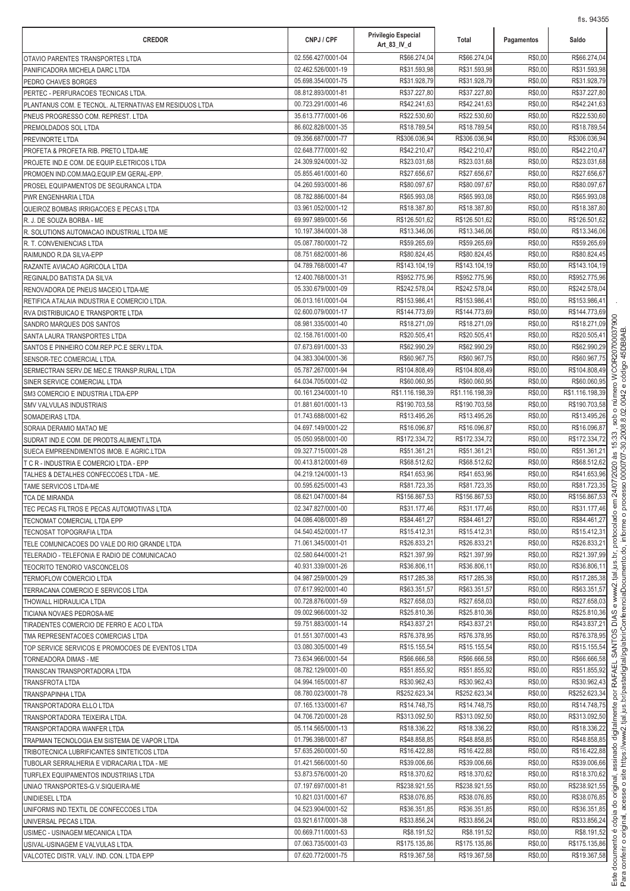| CREDOR | CNPJ / CPF | Privilegio Especial Art_83_IV_d | Total | Pagamentos | Saldo |
|---|---|---|---|---|---|
| OTAVIO PARENTES TRANSPORTES LTDA | 02.556.427/0001-04 | R$66.274,04 | R$66.274,04 | R$0,00 | R$66.274,04 |
| PANIFICADORA MICHELA DARC LTDA | 02.462.526/0001-19 | R$31.593,98 | R$31.593,98 | R$0,00 | R$31.593,98 |
| PEDRO CHAVES BORGES | 05.698.354/0001-75 | R$31.928,79 | R$31.928,79 | R$0,00 | R$31.928,79 |
| PERTEC - PERFURACOES TECNICAS LTDA. | 08.812.893/0001-81 | R$37.227,80 | R$37.227,80 | R$0,00 | R$37.227,80 |
| PLANTANUS COM. E TECNOL. ALTERNATIVAS EM RESIDUOS LTDA | 00.723.291/0001-46 | R$442.241,63 | R$442.241,63 | R$0,00 | R$442.241,63 |
| PNEUS PROGRESSO COM. REPREST. LTDA | 35.613.777/0001-06 | R$22.530,60 | R$22.530,60 | R$0,00 | R$22.530,60 |
| PREMOLDADOS SOL LTDA | 86.602.828/0001-35 | R$18.789,54 | R$18.789,54 | R$0,00 | R$18.789,54 |
| PREVINORTE LTDA | 09.356.687/0001-77 | R$306.036,94 | R$306.036,94 | R$0,00 | R$306.036,94 |
| PROFETA & PROFETA RIB. PRETO LTDA-ME | 02.648.777/0001-92 | R$42.210,47 | R$42.210,47 | R$0,00 | R$42.210,47 |
| PROJETE IND.E COM. DE EQUIP.ELETRICOS LTDA | 24.309.924/0001-32 | R$23.031,68 | R$23.031,68 | R$0,00 | R$23.031,68 |
| PROMOEN IND.COM.MAQ.EQUIP.EM GERAL-EPP. | 05.855.461/0001-60 | R$27.656,67 | R$27.656,67 | R$0,00 | R$27.656,67 |
| PROSEL EQUIPAMENTOS DE SEGURANCA LTDA | 04.260.593/0001-86 | R$80.097,67 | R$80.097,67 | R$0,00 | R$80.097,67 |
| PWR ENGENHARIA LTDA | 08.782.886/0001-84 | R$65.993,08 | R$65.993,08 | R$0,00 | R$65.993,08 |
| QUEIROZ BOMBAS IRRIGACOES E PECAS LTDA | 03.961.052/0001-12 | R$18.387,80 | R$18.387,80 | R$0,00 | R$18.387,80 |
| R. J. DE SOUZA BORBA - ME | 69.997.989/0001-56 | R$126.501,62 | R$126.501,62 | R$0,00 | R$126.501,62 |
| R. SOLUTIONS AUTOMACAO INDUSTRIAL LTDA ME | 10.197.384/0001-38 | R$13.346,06 | R$13.346,06 | R$0,00 | R$13.346,06 |
| R. T. CONVENIENCIAS LTDA | 05.087.780/0001-72 | R$59.265,69 | R$59.265,69 | R$0,00 | R$59.265,69 |
| RAIMUNDO R.DA SILVA-EPP | 08.751.682/0001-86 | R$80.824,45 | R$80.824,45 | R$0,00 | R$80.824,45 |
| RAZANTE AVIACAO AGRICOLA LTDA | 04.789.768/0001-47 | R$143.104,19 | R$143.104,19 | R$0,00 | R$143.104,19 |
| REGINALDO BATISTA DA SILVA | 12.400.768/0001-31 | R$952.775,96 | R$952.775,96 | R$0,00 | R$952.775,96 |
| RENOVADORA DE PNEUS MACEIO LTDA-ME | 05.330.679/0001-09 | R$242.578,04 | R$242.578,04 | R$0,00 | R$242.578,04 |
| RETIFICA ATALAIA INDUSTRIA E COMERCIO LTDA. | 06.013.161/0001-04 | R$153.986,41 | R$153.986,41 | R$0,00 | R$153.986,41 |
| RVA DISTRIBUICAO E TRANSPORTE LTDA | 02.600.079/0001-17 | R$144.773,69 | R$144.773,69 | R$0,00 | R$144.773,69 |
| SANDRO MARQUES DOS SANTOS | 08.981.335/0001-40 | R$18.271,09 | R$18.271,09 | R$0,00 | R$18.271,09 |
| SANTA LAURA TRANSPORTES LTDA | 02.158.761/0001-00 | R$20.505,41 | R$20.505,41 | R$0,00 | R$20.505,41 |
| SANTOS E PINHEIRO COM.REP.PC.E SERV.LTDA. | 07.673.691/0001-33 | R$62.990,29 | R$62.990,29 | R$0,00 | R$62.990,29 |
| SENSOR-TEC COMERCIAL LTDA. | 04.383.304/0001-36 | R$60.967,75 | R$60.967,75 | R$0,00 | R$60.967,75 |
| SERMECTRAN SERV.DE MEC.E TRANSP.RURAL LTDA | 05.787.267/0001-94 | R$104.808,49 | R$104.808,49 | R$0,00 | R$104.808,49 |
| SINER SERVICE COMERCIAL LTDA | 64.034.705/0001-02 | R$60.060,95 | R$60.060,95 | R$0,00 | R$60.060,95 |
| SM3 COMERCIO E INDUSTRIA LTDA-EPP | 00.161.234/0001-10 | R$1.116.198,39 | R$1.116.198,39 | R$0,00 | R$1.116.198,39 |
| SMV VALVULAS INDUSTRIAIS | 01.881.601/0001-13 | R$190.703,58 | R$190.703,58 | R$0,00 | R$190.703,58 |
| SOMADEIRAS LTDA. | 01.743.688/0001-62 | R$13.495,26 | R$13.495,26 | R$0,00 | R$13.495,26 |
| SORAIA DERAMIO MATAO ME | 04.697.149/0001-22 | R$16.096,87 | R$16.096,87 | R$0,00 | R$16.096,87 |
| SUDRAT IND.E COM. DE PRODTS.ALIMENT.LTDA | 05.050.958/0001-00 | R$172.334,72 | R$172.334,72 | R$0,00 | R$172.334,72 |
| SUECA EMPREENDIMENTOS IMOB. E AGRIC.LTDA | 09.327.715/0001-28 | R$51.361,21 | R$51.361,21 | R$0,00 | R$51.361,21 |
| T C R - INDUSTRIA E COMERCIO LTDA - EPP | 00.413.812/0001-69 | R$68.512,62 | R$68.512,62 | R$0,00 | R$68.512,62 |
| TALHES & DETALHES CONFECCOES LTDA - ME. | 04.219.124/0001-13 | R$41.653,96 | R$41.653,96 | R$0,00 | R$41.653,96 |
| TAME SERVICOS LTDA-ME | 00.595.625/0001-43 | R$81.723,35 | R$81.723,35 | R$0,00 | R$81.723,35 |
| TCA DE MIRANDA | 08.621.047/0001-84 | R$156.867,53 | R$156.867,53 | R$0,00 | R$156.867,53 |
| TEC PECAS FILTROS E PECAS AUTOMOTIVAS LTDA | 02.347.827/0001-00 | R$31.177,46 | R$31.177,46 | R$0,00 | R$31.177,46 |
| TECNOMAT COMERCIAL LTDA EPP | 04.086.408/0001-89 | R$84.461,27 | R$84.461,27 | R$0,00 | R$84.461,27 |
| TECNOSAT TOPOGRAFIA LTDA | 04.540.452/0001-17 | R$15.412,31 | R$15.412,31 | R$0,00 | R$15.412,31 |
| TELE COMUNICACOES DO VALE DO RIO GRANDE LTDA | 71.061.345/0001-01 | R$26.833,21 | R$26.833,21 | R$0,00 | R$26.833,21 |
| TELERADIO - TELEFONIA E RADIO DE COMUNICACAO | 02.580.644/0001-21 | R$21.397,99 | R$21.397,99 | R$0,00 | R$21.397,99 |
| TEOCRITO TENORIO VASCONCELOS | 40.931.339/0001-26 | R$36.806,11 | R$36.806,11 | R$0,00 | R$36.806,11 |
| TERMOFLOW COMERCIO LTDA | 04.987.259/0001-29 | R$17.285,38 | R$17.285,38 | R$0,00 | R$17.285,38 |
| TERRACANA COMERCIO E SERVICOS LTDA | 07.617.992/0001-40 | R$63.351,57 | R$63.351,57 | R$0,00 | R$63.351,57 |
| THOWALL HIDRAULICA LTDA | 00.728.876/0001-59 | R$27.658,03 | R$27.658,03 | R$0,00 | R$27.658,03 |
| TICIANA NOVAES PEDROSA-ME | 09.002.966/0001-32 | R$25.810,36 | R$25.810,36 | R$0,00 | R$25.810,36 |
| TIRADENTES COMERCIO DE FERRO E ACO LTDA | 59.751.883/0001-14 | R$43.837,21 | R$43.837,21 | R$0,00 | R$43.837,21 |
| TMA REPRESENTACOES COMERCIAS LTDA | 01.551.307/0001-43 | R$76.378,95 | R$76.378,95 | R$0,00 | R$76.378,95 |
| TOP SERVICE SERVICOS E PROMOCOES DE EVENTOS LTDA | 03.080.305/0001-49 | R$15.155,54 | R$15.155,54 | R$0,00 | R$15.155,54 |
| TORNEADORA DIMAS - ME | 73.634.966/0001-54 | R$66.666,58 | R$66.666,58 | R$0,00 | R$66.666,58 |
| TRANSCAN TRANSPORTADORA LTDA | 08.782.129/0001-00 | R$51.855,92 | R$51.855,92 | R$0,00 | R$51.855,92 |
| TRANSFROTA LTDA | 04.994.165/0001-87 | R$30.962,43 | R$30.962,43 | R$0,00 | R$30.962,43 |
| TRANSPAPINHA LTDA | 08.780.023/0001-78 | R$252.623,34 | R$252.623,34 | R$0,00 | R$252.623,34 |
| TRANSPORTADORA ELLO LTDA | 07.165.133/0001-67 | R$14.748,75 | R$14.748,75 | R$0,00 | R$14.748,75 |
| TRANSPORTADORA TEIXEIRA LTDA. | 04.706.720/0001-28 | R$313.092,50 | R$313.092,50 | R$0,00 | R$313.092,50 |
| TRANSPORTADORA WANFER LTDA | 05.114.565/0001-13 | R$18.336,22 | R$18.336,22 | R$0,00 | R$18.336,22 |
| TRAPMAN TECNOLOGIA EM SISTEMA DE VAPOR LTDA | 01.796.398/0001-87 | R$48.858,85 | R$48.858,85 | R$0,00 | R$48.858,85 |
| TRIBOTECNICA LUBRIFICANTES SINTETICOS LTDA | 57.635.260/0001-50 | R$16.422,88 | R$16.422,88 | R$0,00 | R$16.422,88 |
| TUBOLAR SERRALHERIA E VIDRACARIA LTDA - ME | 01.421.566/0001-50 | R$39.006,66 | R$39.006,66 | R$0,00 | R$39.006,66 |
| TURFLEX EQUIPAMENTOS INDUSTRIIAS LTDA | 53.873.576/0001-20 | R$18.370,62 | R$18.370,62 | R$0,00 | R$18.370,62 |
| UNIAO TRANSPORTES-G.V.SIQUEIRA-ME | 07.197.697/0001-81 | R$238.921,55 | R$238.921,55 | R$0,00 | R$238.921,55 |
| UNIDIESEL LTDA | 10.821.031/0001-67 | R$38.076,85 | R$38.076,85 | R$0,00 | R$38.076,85 |
| UNIFORMS IND.TEXTIL DE CONFECCOES LTDA | 04.523.904/0001-52 | R$36.351,85 | R$36.351,85 | R$0,00 | R$36.351,85 |
| UNIVERSAL PECAS LTDA. | 03.921.617/0001-38 | R$33.856,24 | R$33.856,24 | R$0,00 | R$33.856,24 |
| USIMEC - USINAGEM MECANICA LTDA | 00.669.711/0001-53 | R$8.191,52 | R$8.191,52 | R$0,00 | R$8.191,52 |
| USIVAL-USINAGEM E VALVULAS LTDA. | 07.063.735/0001-03 | R$175.135,86 | R$175.135,86 | R$0,00 | R$175.135,86 |
| VALCOTEC DISTR. VALV. IND. CON. LTDA EPP | 07.620.772/0001-75 | R$19.367,58 | R$19.367,58 | R$0,00 | R$19.367,58 |

Este documento é cópia do original, assinado digitalmente por RAFAEL SANTOS DIAS e www2.tjal.jus.br, protocolado em 24/07/2020 às 15:33, sob o número WCOR20700037900. Para conferir o original, acesse o site https://www2.tjal.jus.br/pastadigital/pg/abrirConferenciaDocumento.do, informe o processo 0000707-30.2008.8.02.0042 e código 45DB8AB.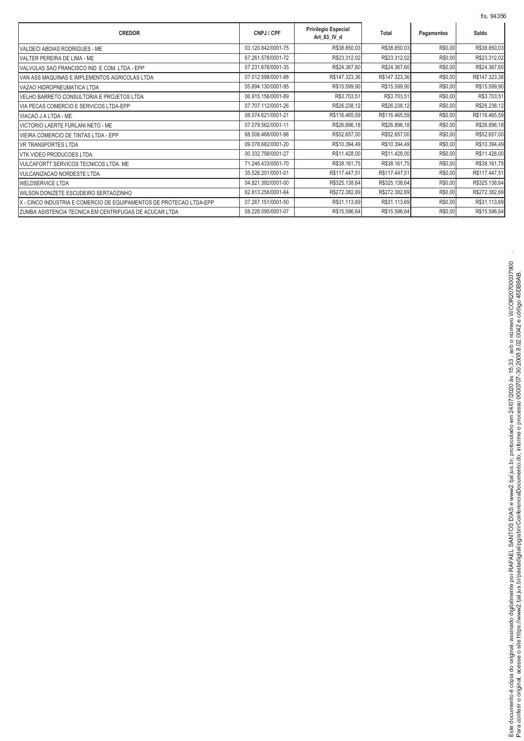| CREDOR | CNPJ / CPF | Privilegio Especial Art_83_IV_d | Total | Pagamentos | Saldo |
|---|---|---|---|---|---|
| VALDECI ABDIAS RODRIGUES - ME | 03.120.842/0001-75 | R$38.850,03 | R$38.850,03 | R$0,00 | R$38.850,03 |
| VALTER PEREIRA DE LIMA - ME | 67.261.578/0001-72 | R$23.312,02 | R$23.312,02 | R$0,00 | R$23.312,02 |
| VALVULAS SAO FRANCISCO IND. E COM. LTDA - EPP | 07.231.676/0001-35 | R$24.367,60 | R$24.367,60 | R$0,00 | R$24.367,60 |
| VAN ASS MAQUINAS E IMPLEMENTOS AGRICOLAS LTDA | 07.012.598/0001-88 | R$147.323,36 | R$147.323,36 | R$0,00 | R$147.323,36 |
| VAZAO HIDROPNEUMATICA LTDA | 05.694.130/0001-95 | R$15.599,90 | R$15.599,90 | R$0,00 | R$15.599,90 |
| VELHO BARRETO CONSULTORIA E PROJETOS LTDA | 06.915.156/0001-89 | R$3.703,51 | R$3.703,51 | R$0,00 | R$3.703,51 |
| VIA PECAS COMERCIO E SERVICOS LTDA-EPP | 07.707.112/0001-26 | R$26.238,12 | R$26.238,12 | R$0,00 | R$26.238,12 |
| VIACAO J A LTDA - ME | 08.074.621/0001-21 | R$116.465,59 | R$116.465,59 | R$0,00 | R$116.465,59 |
| VICTORIO LAERTE FURLANI NETO - ME | 07.079.562/0001-11 | R$26.896,18 | R$26.896,18 | R$0,00 | R$26.896,18 |
| VIEIRA COMERCIO DE TINTAS LTDA - EPP | 68.506.468/0001-96 | R$52.657,00 | R$52.657,00 | R$0,00 | R$52.657,00 |
| VR TRANSPORTES LTDA | 09.078.682/0001-20 | R$10.394,49 | R$10.394,49 | R$0,00 | R$10.394,49 |
| VTK VIDEO PRODUCOES LTDA. | 00.332.758/0001-27 | R$11.428,00 | R$11.428,00 | R$0,00 | R$11.428,00 |
| VULCAFORTT SERVICOS TECNICOS LTDA. ME | 71.246.433/0001-70 | R$38.161,75 | R$38.161,75 | R$0,00 | R$38.161,75 |
| VULCANIZACAO NORDESTE LTDA | 35.526.201/0001-01 | R$117.447,51 | R$117.447,51 | R$0,00 | R$117.447,51 |
| WELDSERVICE LTDA | 04.821.392/0001-00 | R$325.138,64 | R$325.138,64 | R$0,00 | R$325.138,64 |
| WILSON DONIZETE ESCUDEIRO SERTAOZINHO | 62.813.258/0001-64 | R$272.382,69 | R$272.382,69 | R$0,00 | R$272.382,69 |
| X - CINCO INDUSTRIA E COMERCIO DE EQUIPAMENTOS DE PROTECAO LTDA-EPP | 07.267.151/0001-50 | R$31.113,69 | R$31.113,69 | R$0,00 | R$31.113,69 |
| ZUMBA ASSISTENCIA TECNICA EM CENTRIFUGAS DE ACUCAR LTDA | 08.228.095/0001-07 | R$15.596,64 | R$15.596,64 | R$0,00 | R$15.596,64 |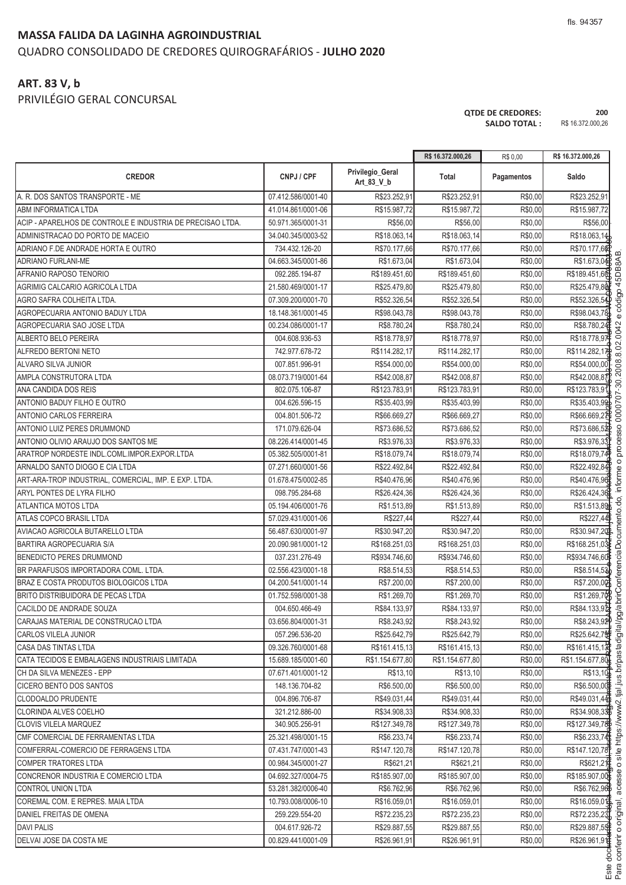# MASSA FALIDA DA LAGINHA AGROINDUSTRIAL

QUADRO CONSOLIDADO DE CREDORES QUIROGRAFÁRIOS - **JULHO 2020**

## ART. 83 V, b

PRIVILÉGIO GERAL CONCURSAL

**QTDE DE CREDORES:** 200
**SALDO TOTAL :** R$ 16.372.000,26

| | | | R$ 16.372.000,26 | R$ 0,00 | R$ 16.372.000,26 |
|---|---|---|---|---|---|
| **CREDOR** | **CNPJ / CPF** | **Privilegio_Geral Art_83_V_b** | **Total** | **Pagamentos** | **Saldo** |
| A. R. DOS SANTOS TRANSPORTE - ME | 07.412.586/0001-40 | R$23.252,91 | R$23.252,91 | R$0,00 | R$23.252,91 |
| ABM INFORMATICA LTDA | 41.014.861/0001-06 | R$15.987,72 | R$15.987,72 | R$0,00 | R$15.987,72 |
| ACIP - APARELHOS DE CONTROLE E INDUSTRIA DE PRECISAO LTDA. | 50.971.365/0001-31 | R$56,00 | R$56,00 | R$0,00 | R$56,00 |
| ADMINISTRACAO DO PORTO DE MACEIO | 34.040.345/0003-52 | R$18.063,14 | R$18.063,14 | R$0,00 | R$18.063,14 |
| ADRIANO F.DE ANDRADE HORTA E OUTRO | 734.432.126-20 | R$70.177,66 | R$70.177,66 | R$0,00 | R$70.177,66 |
| ADRIANO FURLANI-ME | 04.663.345/0001-86 | R$1.673,04 | R$1.673,04 | R$0,00 | R$1.673,04 |
| AFRANIO RAPOSO TENORIO | 092.285.194-87 | R$189.451,60 | R$189.451,60 | R$0,00 | R$189.451,60 |
| AGRIMIG CALCARIO AGRICOLA LTDA | 21.580.469/0001-17 | R$25.479,80 | R$25.479,80 | R$0,00 | R$25.479,80 |
| AGRO SAFRA COLHEITA LTDA. | 07.309.200/0001-70 | R$52.326,54 | R$52.326,54 | R$0,00 | R$52.326,54 |
| AGROPECUARIA ANTONIO BADUY LTDA | 18.148.361/0001-45 | R$98.043,78 | R$98.043,78 | R$0,00 | R$98.043,78 |
| AGROPECUARIA SAO JOSE LTDA | 00.234.086/0001-17 | R$8.780,24 | R$8.780,24 | R$0,00 | R$8.780,24 |
| ALBERTO BELO PEREIRA | 004.608.936-53 | R$18.778,97 | R$18.778,97 | R$0,00 | R$18.778,97 |
| ALFREDO BERTONI NETO | 742.977.678-72 | R$114.282,17 | R$114.282,17 | R$0,00 | R$114.282,17 |
| ALVARO SILVA JUNIOR | 007.851.996-91 | R$54.000,00 | R$54.000,00 | R$0,00 | R$54.000,00 |
| AMPLA CONSTRUTORA LTDA | 08.073.719/0001-64 | R$42.008,87 | R$42.008,87 | R$0,00 | R$42.008,87 |
| ANA CANDIDA DOS REIS | 802.075.106-87 | R$123.783,91 | R$123.783,91 | R$0,00 | R$123.783,91 |
| ANTONIO BADUY FILHO E OUTRO | 004.626.596-15 | R$35.403,99 | R$35.403,99 | R$0,00 | R$35.403,99 |
| ANTONIO CARLOS FERREIRA | 004.801.506-72 | R$66.669,27 | R$66.669,27 | R$0,00 | R$66.669,27 |
| ANTONIO LUIZ PERES DRUMMOND | 171.079.626-04 | R$73.686,52 | R$73.686,52 | R$0,00 | R$73.686,52 |
| ANTONIO OLIVIO ARAUJO DOS SANTOS ME | 08.226.414/0001-45 | R$3.976,33 | R$3.976,33 | R$0,00 | R$3.976,33 |
| ARATROP NORDESTE INDL.COML.IMPOR.EXPOR.LTDA | 05.382.505/0001-81 | R$18.079,74 | R$18.079,74 | R$0,00 | R$18.079,74 |
| ARNALDO SANTO DIOGO E CIA LTDA | 07.271.660/0001-56 | R$22.492,84 | R$22.492,84 | R$0,00 | R$22.492,84 |
| ART-ARA-TROP INDUSTRIAL, COMERCIAL, IMP. E EXP. LTDA. | 01.678.475/0002-85 | R$40.476,96 | R$40.476,96 | R$0,00 | R$40.476,96 |
| ARYL PONTES DE LYRA FILHO | 098.795.284-68 | R$26.424,36 | R$26.424,36 | R$0,00 | R$26.424,36 |
| ATLANTICA MOTOS LTDA | 05.194.406/0001-76 | R$1.513,89 | R$1.513,89 | R$0,00 | R$1.513,89 |
| ATLAS COPCO BRASIL LTDA | 57.029.431/0001-06 | R$227,44 | R$227,44 | R$0,00 | R$227,44 |
| AVIACAO AGRICOLA BUTARELLO LTDA | 56.487.630/0001-97 | R$30.947,20 | R$30.947,20 | R$0,00 | R$30.947,20 |
| BARTIRA AGROPECUARIA S/A | 20.090.981/0001-12 | R$168.251,03 | R$168.251,03 | R$0,00 | R$168.251,03 |
| BENEDICTO PERES DRUMMOND | 037.231.276-49 | R$934.746,60 | R$934.746,60 | R$0,00 | R$934.746,60 |
| BR PARAFUSOS IMPORTADORA COML. LTDA. | 02.556.423/0001-18 | R$8.514,53 | R$8.514,53 | R$0,00 | R$8.514,53 |
| BRAZ E COSTA PRODUTOS BIOLOGICOS LTDA | 04.200.541/0001-14 | R$7.200,00 | R$7.200,00 | R$0,00 | R$7.200,00 |
| BRITO DISTRIBUIDORA DE PECAS LTDA | 01.752.598/0001-38 | R$1.269,70 | R$1.269,70 | R$0,00 | R$1.269,70 |
| CACILDO DE ANDRADE SOUZA | 004.650.466-49 | R$84.133,97 | R$84.133,97 | R$0,00 | R$84.133,97 |
| CARAJAS MATERIAL DE CONSTRUCAO LTDA | 03.656.804/0001-31 | R$8.243,92 | R$8.243,92 | R$0,00 | R$8.243,92 |
| CARLOS VILELA JUNIOR | 057.296.536-20 | R$25.642,79 | R$25.642,79 | R$0,00 | R$25.642,79 |
| CASA DAS TINTAS LTDA | 09.326.760/0001-68 | R$161.415,13 | R$161.415,13 | R$0,00 | R$161.415,13 |
| CATA TECIDOS E EMBALAGENS INDUSTRIAIS LIMITADA | 15.689.185/0001-60 | R$1.154.677,80 | R$1.154.677,80 | R$0,00 | R$1.154.677,80 |
| CH DA SILVA MENEZES - EPP | 07.671.401/0001-12 | R$13,10 | R$13,10 | R$0,00 | R$13,10 |
| CICERO BENTO DOS SANTOS | 148.136.704-82 | R$6.500,00 | R$6.500,00 | R$0,00 | R$6.500,00 |
| CLODOALDO PRUDENTE | 004.896.706-87 | R$49.031,44 | R$49.031,44 | R$0,00 | R$49.031,44 |
| CLORINDA ALVES COELHO | 321.212.886-00 | R$34.908,33 | R$34.908,33 | R$0,00 | R$34.908,33 |
| CLOVIS VILELA MARQUEZ | 340.905.256-91 | R$127.349,78 | R$127.349,78 | R$0,00 | R$127.349,78 |
| CMF COMERCIAL DE FERRAMENTAS LTDA | 25.321.498/0001-15 | R$6.233,74 | R$6.233,74 | R$0,00 | R$6.233,74 |
| COMFERRAL-COMERCIO DE FERRAGENS LTDA | 07.431.747/0001-43 | R$147.120,78 | R$147.120,78 | R$0,00 | R$147.120,78 |
| COMPER TRATORES LTDA | 00.984.345/0001-27 | R$621,21 | R$621,21 | R$0,00 | R$621,21 |
| CONCRENOR INDUSTRIA E COMERCIO LTDA | 04.692.327/0004-75 | R$185.907,00 | R$185.907,00 | R$0,00 | R$185.907,00 |
| CONTROL UNION LTDA | 53.281.382/0006-40 | R$6.762,96 | R$6.762,96 | R$0,00 | R$6.762,96 |
| COREMAL COM. E REPRES. MAIA LTDA | 10.793.008/0006-10 | R$16.059,01 | R$16.059,01 | R$0,00 | R$16.059,01 |
| DANIEL FREITAS DE OMENA | 259.229.554-20 | R$72.235,23 | R$72.235,23 | R$0,00 | R$72.235,23 |
| DAVI PALIS | 004.617.926-72 | R$29.887,55 | R$29.887,55 | R$0,00 | R$29.887,55 |
| DELVAI JOSE DA COSTA ME | 00.829.441/0001-09 | R$26.961,91 | R$26.961,91 | R$0,00 | R$26.961,91 |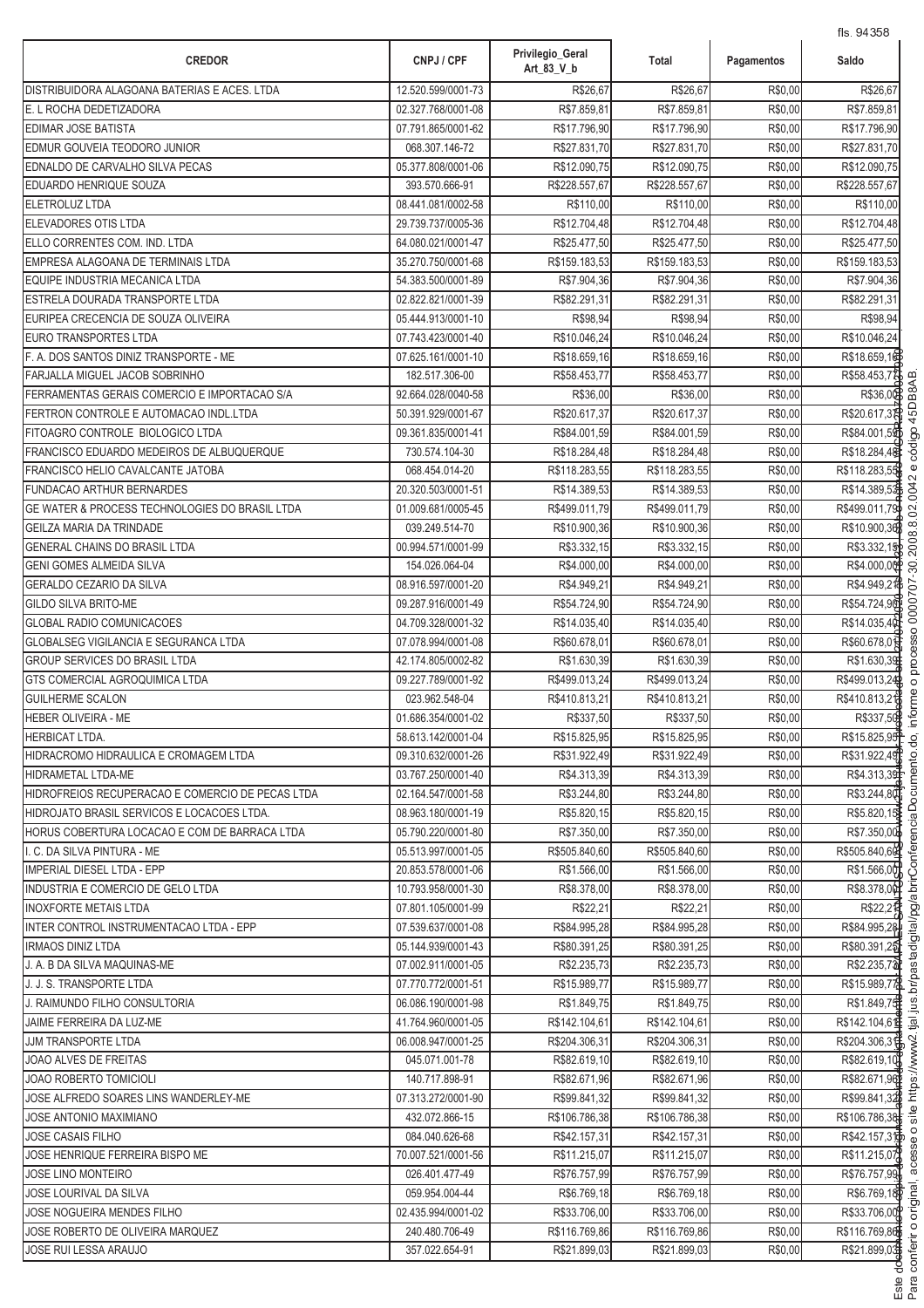| CREDOR | CNPJ / CPF | Privilegio_Geral Art_83_V_b | Total | Pagamentos | Saldo |
|---|---|---|---|---|---|
| DISTRIBUIDORA ALAGOANA BATERIAS E ACES. LTDA | 12.520.599/0001-73 | R$26,67 | R$26,67 | R$0,00 | R$26,67 |
| E. L ROCHA DEDETIZADORA | 02.327.768/0001-08 | R$7.859,81 | R$7.859,81 | R$0,00 | R$7.859,81 |
| EDIMAR JOSE BATISTA | 07.791.865/0001-62 | R$17.796,90 | R$17.796,90 | R$0,00 | R$17.796,90 |
| EDMUR GOUVEIA TEODORO JUNIOR | 068.307.146-72 | R$27.831,70 | R$27.831,70 | R$0,00 | R$27.831,70 |
| EDNALDO DE CARVALHO SILVA PECAS | 05.377.808/0001-06 | R$12.090,75 | R$12.090,75 | R$0,00 | R$12.090,75 |
| EDUARDO HENRIQUE SOUZA | 393.570.666-91 | R$228.557,67 | R$228.557,67 | R$0,00 | R$228.557,67 |
| ELETROLUZ LTDA | 08.441.081/0002-58 | R$110,00 | R$110,00 | R$0,00 | R$110,00 |
| ELEVADORES OTIS LTDA | 29.739.737/0005-36 | R$12.704,48 | R$12.704,48 | R$0,00 | R$12.704,48 |
| ELLO CORRENTES COM. IND. LTDA | 64.080.021/0001-47 | R$25.477,50 | R$25.477,50 | R$0,00 | R$25.477,50 |
| EMPRESA ALAGOANA DE TERMINAIS LTDA | 35.270.750/0001-68 | R$159.183,53 | R$159.183,53 | R$0,00 | R$159.183,53 |
| EQUIPE INDUSTRIA MECANICA LTDA | 54.383.500/0001-89 | R$7.904,36 | R$7.904,36 | R$0,00 | R$7.904,36 |
| ESTRELA DOURADA TRANSPORTE LTDA | 02.822.821/0001-39 | R$82.291,31 | R$82.291,31 | R$0,00 | R$82.291,31 |
| EURIPEA CRECENCIA DE SOUZA OLIVEIRA | 05.444.913/0001-10 | R$98,94 | R$98,94 | R$0,00 | R$98,94 |
| EURO TRANSPORTES LTDA | 07.743.423/0001-40 | R$10.046,24 | R$10.046,24 | R$0,00 | R$10.046,24 |
| F. A. DOS SANTOS DINIZ TRANSPORTE - ME | 07.625.161/0001-10 | R$18.659,16 | R$18.659,16 | R$0,00 | R$18.659,16 |
| FARJALLA MIGUEL JACOB SOBRINHO | 182.517.306-00 | R$58.453,77 | R$58.453,77 | R$0,00 | R$58.453,77 |
| FERRAMENTAS GERAIS COMERCIO E IMPORTACAO S/A | 92.664.028/0040-58 | R$36,00 | R$36,00 | R$0,00 | R$36,00 |
| FERTRON CONTROLE E AUTOMACAO INDL.LTDA | 50.391.929/0001-67 | R$20.617,37 | R$20.617,37 | R$0,00 | R$20.617,37 |
| FITOAGRO CONTROLE BIOLOGICO LTDA | 09.361.835/0001-41 | R$84.001,59 | R$84.001,59 | R$0,00 | R$84.001,59 |
| FRANCISCO EDUARDO MEDEIROS DE ALBUQUERQUE | 730.574.104-30 | R$18.284,48 | R$18.284,48 | R$0,00 | R$18.284,48 |
| FRANCISCO HELIO CAVALCANTE JATOBA | 068.454.014-20 | R$118.283,55 | R$118.283,55 | R$0,00 | R$118.283,55 |
| FUNDACAO ARTHUR BERNARDES | 20.320.503/0001-51 | R$14.389,53 | R$14.389,53 | R$0,00 | R$14.389,53 |
| GE WATER & PROCESS TECHNOLOGIES DO BRASIL LTDA | 01.009.681/0005-45 | R$499.011,79 | R$499.011,79 | R$0,00 | R$499.011,79 |
| GEILZA MARIA DA TRINDADE | 039.249.514-70 | R$10.900,36 | R$10.900,36 | R$0,00 | R$10.900,36 |
| GENERAL CHAINS DO BRASIL LTDA | 00.994.571/0001-99 | R$3.332,15 | R$3.332,15 | R$0,00 | R$3.332,15 |
| GENI GOMES ALMEIDA SILVA | 154.026.064-04 | R$4.000,00 | R$4.000,00 | R$0,00 | R$4.000,00 |
| GERALDO CEZARIO DA SILVA | 08.916.597/0001-20 | R$4.949,21 | R$4.949,21 | R$0,00 | R$4.949,21 |
| GILDO SILVA BRITO-ME | 09.287.916/0001-49 | R$54.724,90 | R$54.724,90 | R$0,00 | R$54.724,90 |
| GLOBAL RADIO COMUNICACOES | 04.709.328/0001-32 | R$14.035,40 | R$14.035,40 | R$0,00 | R$14.035,40 |
| GLOBALSEG VIGILANCIA E SEGURANCA LTDA | 07.078.994/0001-08 | R$60.678,01 | R$60.678,01 | R$0,00 | R$60.678,01 |
| GROUP SERVICES DO BRASIL LTDA | 42.174.805/0002-82 | R$1.630,39 | R$1.630,39 | R$0,00 | R$1.630,39 |
| GTS COMERCIAL AGROQUIMICA LTDA | 09.227.789/0001-92 | R$499.013,24 | R$499.013,24 | R$0,00 | R$499.013,24 |
| GUILHERME SCALON | 023.962.548-04 | R$410.813,21 | R$410.813,21 | R$0,00 | R$410.813,21 |
| HEBER OLIVEIRA - ME | 01.686.354/0001-02 | R$337,50 | R$337,50 | R$0,00 | R$337,50 |
| HERBICAT LTDA. | 58.613.142/0001-04 | R$15.825,95 | R$15.825,95 | R$0,00 | R$15.825,95 |
| HIDRACROMO HIDRAULICA E CROMAGEM LTDA | 09.310.632/0001-26 | R$31.922,49 | R$31.922,49 | R$0,00 | R$31.922,49 |
| HIDRAMETAL LTDA-ME | 03.767.250/0001-40 | R$4.313,39 | R$4.313,39 | R$0,00 | R$4.313,39 |
| HIDROFREIOS RECUPERACAO E COMERCIO DE PECAS LTDA | 02.164.547/0001-58 | R$3.244,80 | R$3.244,80 | R$0,00 | R$3.244,80 |
| HIDROJATO BRASIL SERVICOS E LOCACOES LTDA. | 08.963.180/0001-19 | R$5.820,15 | R$5.820,15 | R$0,00 | R$5.820,15 |
| HORUS COBERTURA LOCACAO E COM DE BARRACA LTDA | 05.790.220/0001-80 | R$7.350,00 | R$7.350,00 | R$0,00 | R$7.350,00 |
| I. C. DA SILVA PINTURA - ME | 05.513.997/0001-05 | R$505.840,60 | R$505.840,60 | R$0,00 | R$505.840,60 |
| IMPERIAL DIESEL LTDA - EPP | 20.853.578/0001-06 | R$1.566,00 | R$1.566,00 | R$0,00 | R$1.566,00 |
| INDUSTRIA E COMERCIO DE GELO LTDA | 10.793.958/0001-30 | R$8.378,00 | R$8.378,00 | R$0,00 | R$8.378,00 |
| INOXFORTE METAIS LTDA | 07.801.105/0001-99 | R$22,21 | R$22,21 | R$0,00 | R$22,21 |
| INTER CONTROL INSTRUMENTACAO LTDA - EPP | 07.539.637/0001-08 | R$84.995,28 | R$84.995,28 | R$0,00 | R$84.995,28 |
| IRMAOS DINIZ LTDA | 05.144.939/0001-43 | R$80.391,25 | R$80.391,25 | R$0,00 | R$80.391,25 |
| J. A. B DA SILVA MAQUINAS-ME | 07.002.911/0001-05 | R$2.235,73 | R$2.235,73 | R$0,00 | R$2.235,73 |
| J. J. S. TRANSPORTE LTDA | 07.770.772/0001-51 | R$15.989,77 | R$15.989,77 | R$0,00 | R$15.989,77 |
| J. RAIMUNDO FILHO CONSULTORIA | 06.086.190/0001-98 | R$1.849,75 | R$1.849,75 | R$0,00 | R$1.849,75 |
| JAIME FERREIRA DA LUZ-ME | 41.764.960/0001-05 | R$142.104,61 | R$142.104,61 | R$0,00 | R$142.104,61 |
| JJM TRANSPORTE LTDA | 06.008.947/0001-25 | R$204.306,31 | R$204.306,31 | R$0,00 | R$204.306,31 |
| JOAO ALVES DE FREITAS | 045.071.001-78 | R$82.619,10 | R$82.619,10 | R$0,00 | R$82.619,10 |
| JOAO ROBERTO TOMICIOLI | 140.717.898-91 | R$82.671,96 | R$82.671,96 | R$0,00 | R$82.671,96 |
| JOSE ALFREDO SOARES LINS WANDERLEY-ME | 07.313.272/0001-90 | R$99.841,32 | R$99.841,32 | R$0,00 | R$99.841,32 |
| JOSE ANTONIO MAXIMIANO | 432.072.866-15 | R$106.786,38 | R$106.786,38 | R$0,00 | R$106.786,38 |
| JOSE CASAIS FILHO | 084.040.626-68 | R$42.157,31 | R$42.157,31 | R$0,00 | R$42.157,31 |
| JOSE HENRIQUE FERREIRA BISPO ME | 70.007.521/0001-56 | R$11.215,07 | R$11.215,07 | R$0,00 | R$11.215,07 |
| JOSE LINO MONTEIRO | 026.401.477-49 | R$76.757,99 | R$76.757,99 | R$0,00 | R$76.757,99 |
| JOSE LOURIVAL DA SILVA | 059.954.004-44 | R$6.769,18 | R$6.769,18 | R$0,00 | R$6.769,18 |
| JOSE NOGUEIRA MENDES FILHO | 02.435.994/0001-02 | R$33.706,00 | R$33.706,00 | R$0,00 | R$33.706,00 |
| JOSE ROBERTO DE OLIVEIRA MARQUEZ | 240.480.706-49 | R$116.769,86 | R$116.769,86 | R$0,00 | R$116.769,86 |
| JOSE RUI LESSA ARAUJO | 357.022.654-91 | R$21.899,03 | R$21.899,03 | R$0,00 | R$21.899,03 |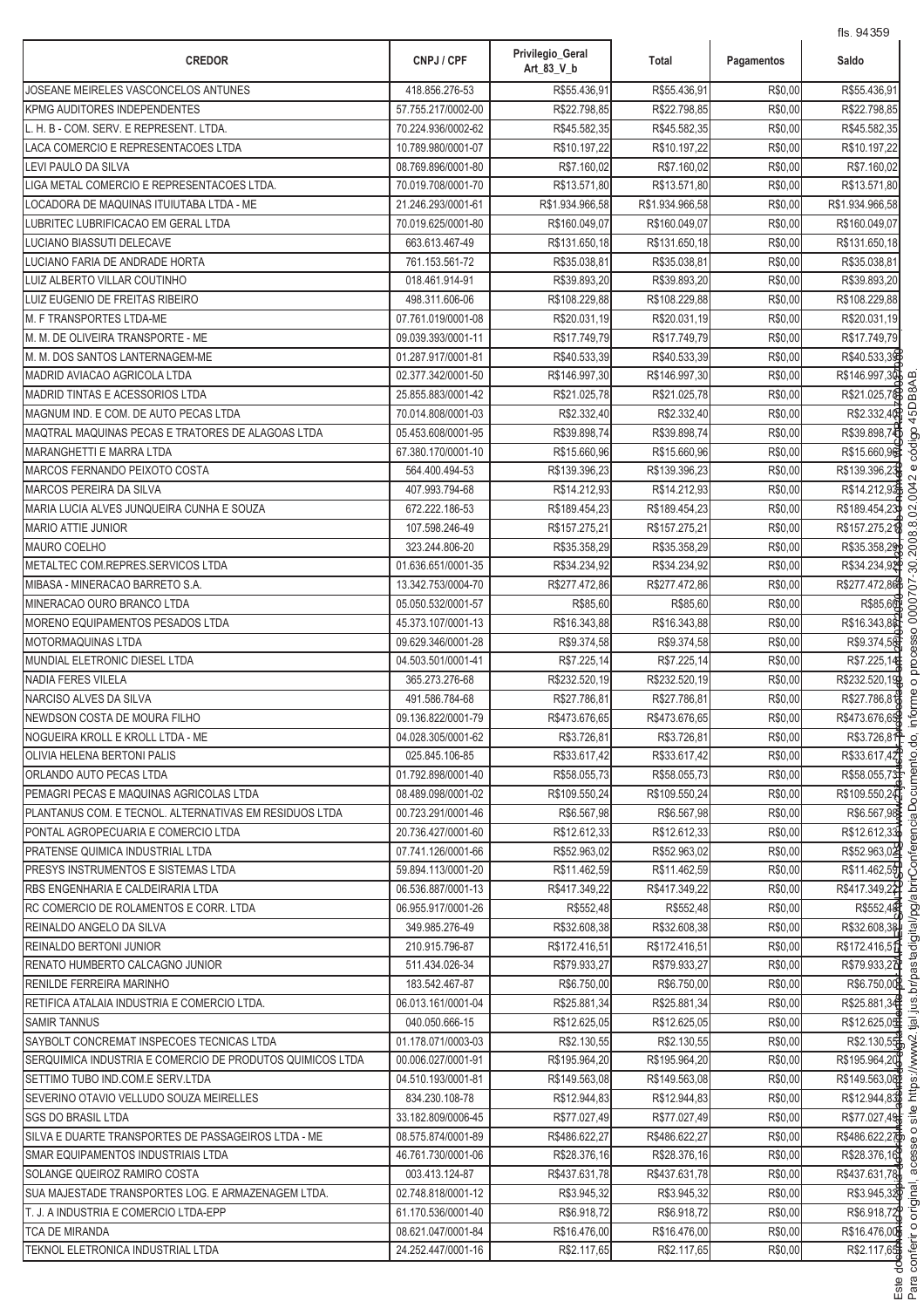| CREDOR | CNPJ / CPF | Privilegio_Geral Art_83_V_b | Total | Pagamentos | Saldo |
|---|---|---|---|---|---|
| JOSEANE MEIRELES VASCONCELOS ANTUNES | 418.856.276-53 | R$55.436,91 | R$55.436,91 | R$0,00 | R$55.436,91 |
| KPMG AUDITORES INDEPENDENTES | 57.755.217/0002-00 | R$22.798,85 | R$22.798,85 | R$0,00 | R$22.798,85 |
| L. H. B - COM. SERV. E REPRESENT. LTDA. | 70.224.936/0002-62 | R$45.582,35 | R$45.582,35 | R$0,00 | R$45.582,35 |
| LACA COMERCIO E REPRESENTACOES LTDA | 10.789.980/0001-07 | R$10.197,22 | R$10.197,22 | R$0,00 | R$10.197,22 |
| LEVI PAULO DA SILVA | 08.769.896/0001-80 | R$7.160,02 | R$7.160,02 | R$0,00 | R$7.160,02 |
| LIGA METAL COMERCIO E REPRESENTACOES LTDA. | 70.019.708/0001-70 | R$13.571,80 | R$13.571,80 | R$0,00 | R$13.571,80 |
| LOCADORA DE MAQUINAS ITUIUTABA LTDA - ME | 21.246.293/0001-61 | R$1.934.966,58 | R$1.934.966,58 | R$0,00 | R$1.934.966,58 |
| LUBRITEC LUBRIFICACAO EM GERAL LTDA | 70.019.625/0001-80 | R$160.049,07 | R$160.049,07 | R$0,00 | R$160.049,07 |
| LUCIANO BIASSUTI DELECAVE | 663.613.467-49 | R$131.650,18 | R$131.650,18 | R$0,00 | R$131.650,18 |
| LUCIANO FARIA DE ANDRADE HORTA | 761.153.561-72 | R$35.038,81 | R$35.038,81 | R$0,00 | R$35.038,81 |
| LUIZ ALBERTO VILLAR COUTINHO | 018.461.914-91 | R$39.893,20 | R$39.893,20 | R$0,00 | R$39.893,20 |
| LUIZ EUGENIO DE FREITAS RIBEIRO | 498.311.606-06 | R$108.229,88 | R$108.229,88 | R$0,00 | R$108.229,88 |
| M. F TRANSPORTES LTDA-ME | 07.761.019/0001-08 | R$20.031,19 | R$20.031,19 | R$0,00 | R$20.031,19 |
| M. M. DE OLIVEIRA TRANSPORTE - ME | 09.039.393/0001-11 | R$17.749,79 | R$17.749,79 | R$0,00 | R$17.749,79 |
| M. M. DOS SANTOS LANTERNAGEM-ME | 01.287.917/0001-81 | R$40.533,39 | R$40.533,39 | R$0,00 | R$40.533,39 |
| MADRID AVIACAO AGRICOLA LTDA | 02.377.342/0001-50 | R$146.997,30 | R$146.997,30 | R$0,00 | R$146.997,30 |
| MADRID TINTAS E ACESSORIOS LTDA | 25.855.883/0001-42 | R$21.025,78 | R$21.025,78 | R$0,00 | R$21.025,78 |
| MAGNUM IND. E COM. DE AUTO PECAS LTDA | 70.014.808/0001-03 | R$2.332,40 | R$2.332,40 | R$0,00 | R$2.332,40 |
| MAQTRAL MAQUINAS PECAS E TRATORES DE ALAGOAS LTDA | 05.453.608/0001-95 | R$39.898,74 | R$39.898,74 | R$0,00 | R$39.898,74 |
| MARANGHETTI E MARRA LTDA | 67.380.170/0001-10 | R$15.660,96 | R$15.660,96 | R$0,00 | R$15.660,96 |
| MARCOS FERNANDO PEIXOTO COSTA | 564.400.494-53 | R$139.396,23 | R$139.396,23 | R$0,00 | R$139.396,23 |
| MARCOS PEREIRA DA SILVA | 407.993.794-68 | R$14.212,93 | R$14.212,93 | R$0,00 | R$14.212,93 |
| MARIA LUCIA ALVES JUNQUEIRA CUNHA E SOUZA | 672.222.186-53 | R$189.454,23 | R$189.454,23 | R$0,00 | R$189.454,23 |
| MARIO ATTIE JUNIOR | 107.598.246-49 | R$157.275,21 | R$157.275,21 | R$0,00 | R$157.275,21 |
| MAURO COELHO | 323.244.806-20 | R$35.358,29 | R$35.358,29 | R$0,00 | R$35.358,29 |
| METALTEC COM.REPRES.SERVICOS LTDA | 01.636.651/0001-35 | R$34.234,92 | R$34.234,92 | R$0,00 | R$34.234,92 |
| MIBASA - MINERACAO BARRETO S.A. | 13.342.753/0004-70 | R$277.472,86 | R$277.472,86 | R$0,00 | R$277.472,86 |
| MINERACAO OURO BRANCO LTDA | 05.050.532/0001-57 | R$85,60 | R$85,60 | R$0,00 | R$85,60 |
| MORENO EQUIPAMENTOS PESADOS LTDA | 45.373.107/0001-13 | R$16.343,88 | R$16.343,88 | R$0,00 | R$16.343,88 |
| MOTORMAQUINAS LTDA | 09.629.346/0001-28 | R$9.374,58 | R$9.374,58 | R$0,00 | R$9.374,58 |
| MUNDIAL ELETRONIC DIESEL LTDA | 04.503.501/0001-41 | R$7.225,14 | R$7.225,14 | R$0,00 | R$7.225,14 |
| NADIA FERES VILELA | 365.273.276-68 | R$232.520,19 | R$232.520,19 | R$0,00 | R$232.520,19 |
| NARCISO ALVES DA SILVA | 491.586.784-68 | R$27.786,81 | R$27.786,81 | R$0,00 | R$27.786,81 |
| NEWDSON COSTA DE MOURA FILHO | 09.136.822/0001-79 | R$473.676,65 | R$473.676,65 | R$0,00 | R$473.676,65 |
| NOGUEIRA KROLL E KROLL LTDA - ME | 04.028.305/0001-62 | R$3.726,81 | R$3.726,81 | R$0,00 | R$3.726,81 |
| OLIVIA HELENA BERTONI PALIS | 025.845.106-85 | R$33.617,42 | R$33.617,42 | R$0,00 | R$33.617,42 |
| ORLANDO AUTO PECAS LTDA | 01.792.898/0001-40 | R$58.055,73 | R$58.055,73 | R$0,00 | R$58.055,73 |
| PEMAGRI PECAS E MAQUINAS AGRICOLAS LTDA | 08.489.098/0001-02 | R$109.550,24 | R$109.550,24 | R$0,00 | R$109.550,24 |
| PLANTANUS COM. E TECNOL. ALTERNATIVAS EM RESIDUOS LTDA | 00.723.291/0001-46 | R$6.567,98 | R$6.567,98 | R$0,00 | R$6.567,98 |
| PONTAL AGROPECUARIA E COMERCIO LTDA | 20.736.427/0001-60 | R$12.612,33 | R$12.612,33 | R$0,00 | R$12.612,33 |
| PRATENSE QUIMICA INDUSTRIAL LTDA | 07.741.126/0001-66 | R$52.963,02 | R$52.963,02 | R$0,00 | R$52.963,02 |
| PRESYS INSTRUMENTOS E SISTEMAS LTDA | 59.894.113/0001-20 | R$11.462,59 | R$11.462,59 | R$0,00 | R$11.462,59 |
| RBS ENGENHARIA E CALDEIRARIA LTDA | 06.536.887/0001-13 | R$417.349,22 | R$417.349,22 | R$0,00 | R$417.349,22 |
| RC COMERCIO DE ROLAMENTOS E CORR. LTDA | 06.955.917/0001-26 | R$552,48 | R$552,48 | R$0,00 | R$552,48 |
| REINALDO ANGELO DA SILVA | 349.985.276-49 | R$32.608,38 | R$32.608,38 | R$0,00 | R$32.608,38 |
| REINALDO BERTONI JUNIOR | 210.915.796-87 | R$172.416,51 | R$172.416,51 | R$0,00 | R$172.416,51 |
| RENATO HUMBERTO CALCAGNO JUNIOR | 511.434.026-34 | R$79.933,27 | R$79.933,27 | R$0,00 | R$79.933,27 |
| RENILDE FERREIRA MARINHO | 183.542.467-87 | R$6.750,00 | R$6.750,00 | R$0,00 | R$6.750,00 |
| RETIFICA ATALAIA INDUSTRIA E COMERCIO LTDA. | 06.013.161/0001-04 | R$25.881,34 | R$25.881,34 | R$0,00 | R$25.881,34 |
| SAMIR TANNUS | 040.050.666-15 | R$12.625,05 | R$12.625,05 | R$0,00 | R$12.625,05 |
| SAYBOLT CONCREMAT INSPECOES TECNICAS LTDA | 01.178.071/0003-03 | R$2.130,55 | R$2.130,55 | R$0,00 | R$2.130,55 |
| SERQUIMICA INDUSTRIA E COMERCIO DE PRODUTOS QUIMICOS LTDA | 00.006.027/0001-91 | R$195.964,20 | R$195.964,20 | R$0,00 | R$195.964,20 |
| SETTIMO TUBO IND.COM.E SERV.LTDA | 04.510.193/0001-81 | R$149.563,08 | R$149.563,08 | R$0,00 | R$149.563,08 |
| SEVERINO OTAVIO VELLUDO SOUZA MEIRELLES | 834.230.108-78 | R$12.944,83 | R$12.944,83 | R$0,00 | R$12.944,83 |
| SGS DO BRASIL LTDA | 33.182.809/0006-45 | R$77.027,49 | R$77.027,49 | R$0,00 | R$77.027,49 |
| SILVA E DUARTE TRANSPORTES DE PASSAGEIROS LTDA - ME | 08.575.874/0001-89 | R$486.622,27 | R$486.622,27 | R$0,00 | R$486.622,27 |
| SMAR EQUIPAMENTOS INDUSTRIAIS LTDA | 46.761.730/0001-06 | R$28.376,16 | R$28.376,16 | R$0,00 | R$28.376,16 |
| SOLANGE QUEIROZ RAMIRO COSTA | 003.413.124-87 | R$437.631,78 | R$437.631,78 | R$0,00 | R$437.631,78 |
| SUA MAJESTADE TRANSPORTES LOG. E ARMAZENAGEM LTDA. | 02.748.818/0001-12 | R$3.945,32 | R$3.945,32 | R$0,00 | R$3.945,32 |
| T. J. A INDUSTRIA E COMERCIO LTDA-EPP | 61.170.536/0001-40 | R$6.918,72 | R$6.918,72 | R$0,00 | R$6.918,72 |
| TCA DE MIRANDA | 08.621.047/0001-84 | R$16.476,00 | R$16.476,00 | R$0,00 | R$16.476,00 |
| TEKNOL ELETRONICA INDUSTRIAL LTDA | 24.252.447/0001-16 | R$2.117,65 | R$2.117,65 | R$0,00 | R$2.117,65 |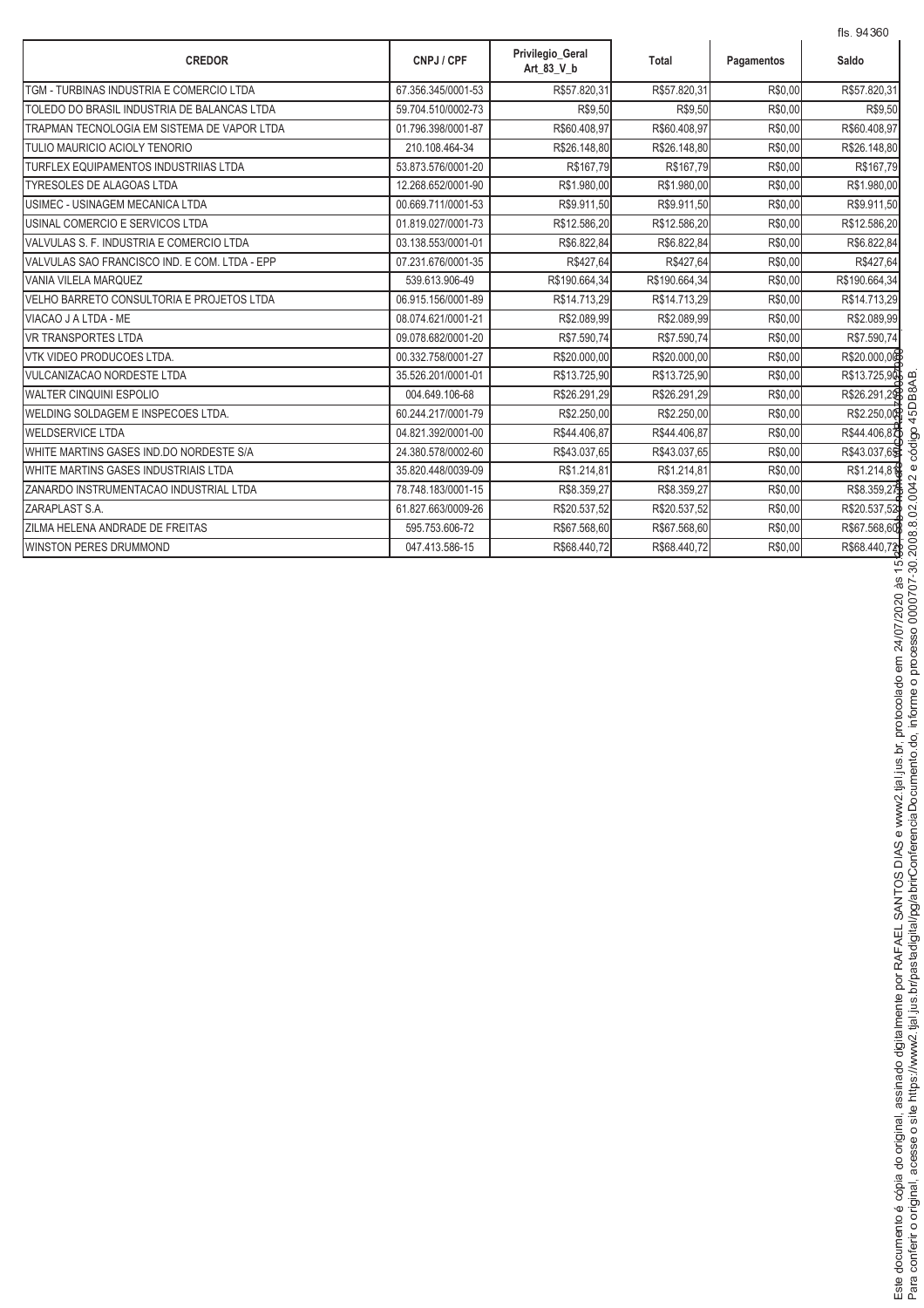| CREDOR | CNPJ / CPF | Privilegio_Geral Art_83_V_b | Total | Pagamentos | Saldo |
|---|---|---|---|---|---|
| TGM - TURBINAS INDUSTRIA E COMERCIO LTDA | 67.356.345/0001-53 | R$57.820,31 | R$57.820,31 | R$0,00 | R$57.820,31 |
| TOLEDO DO BRASIL INDUSTRIA DE BALANCAS LTDA | 59.704.510/0002-73 | R$9,50 | R$9,50 | R$0,00 | R$9,50 |
| TRAPMAN TECNOLOGIA EM SISTEMA DE VAPOR LTDA | 01.796.398/0001-87 | R$60.408,97 | R$60.408,97 | R$0,00 | R$60.408,97 |
| TULIO MAURICIO ACIOLY TENORIO | 210.108.464-34 | R$26.148,80 | R$26.148,80 | R$0,00 | R$26.148,80 |
| TURFLEX EQUIPAMENTOS INDUSTRIIAS LTDA | 53.873.576/0001-20 | R$167,79 | R$167,79 | R$0,00 | R$167,79 |
| TYRESOLES DE ALAGOAS LTDA | 12.268.652/0001-90 | R$1.980,00 | R$1.980,00 | R$0,00 | R$1.980,00 |
| USIMEC - USINAGEM MECANICA LTDA | 00.669.711/0001-53 | R$9.911,50 | R$9.911,50 | R$0,00 | R$9.911,50 |
| USINAL COMERCIO E SERVICOS LTDA | 01.819.027/0001-73 | R$12.586,20 | R$12.586,20 | R$0,00 | R$12.586,20 |
| VALVULAS S. F. INDUSTRIA E COMERCIO LTDA | 03.138.553/0001-01 | R$6.822,84 | R$6.822,84 | R$0,00 | R$6.822,84 |
| VALVULAS SAO FRANCISCO IND. E COM. LTDA - EPP | 07.231.676/0001-35 | R$427,64 | R$427,64 | R$0,00 | R$427,64 |
| VANIA VILELA MARQUEZ | 539.613.906-49 | R$190.664,34 | R$190.664,34 | R$0,00 | R$190.664,34 |
| VELHO BARRETO CONSULTORIA E PROJETOS LTDA | 06.915.156/0001-89 | R$14.713,29 | R$14.713,29 | R$0,00 | R$14.713,29 |
| VIACAO J A LTDA - ME | 08.074.621/0001-21 | R$2.089,99 | R$2.089,99 | R$0,00 | R$2.089,99 |
| VR TRANSPORTES LTDA | 09.078.682/0001-20 | R$7.590,74 | R$7.590,74 | R$0,00 | R$7.590,74 |
| VTK VIDEO PRODUCOES LTDA. | 00.332.758/0001-27 | R$20.000,00 | R$20.000,00 | R$0,00 | R$20.000,00 |
| VULCANIZACAO NORDESTE LTDA | 35.526.201/0001-01 | R$13.725,90 | R$13.725,90 | R$0,00 | R$13.725,90 |
| WALTER CINQUINI ESPOLIO | 004.649.106-68 | R$26.291,29 | R$26.291,29 | R$0,00 | R$26.291,29 |
| WELDING SOLDAGEM E INSPECOES LTDA. | 60.244.217/0001-79 | R$2.250,00 | R$2.250,00 | R$0,00 | R$2.250,00 |
| WELDSERVICE LTDA | 04.821.392/0001-00 | R$44.406,87 | R$44.406,87 | R$0,00 | R$44.406,87 |
| WHITE MARTINS GASES IND.DO NORDESTE S/A | 24.380.578/0002-60 | R$43.037,65 | R$43.037,65 | R$0,00 | R$43.037,65 |
| WHITE MARTINS GASES INDUSTRIAIS LTDA | 35.820.448/0039-09 | R$1.214,81 | R$1.214,81 | R$0,00 | R$1.214,81 |
| ZANARDO INSTRUMENTACAO INDUSTRIAL LTDA | 78.748.183/0001-15 | R$8.359,27 | R$8.359,27 | R$0,00 | R$8.359,27 |
| ZARAPLAST S.A. | 61.827.663/0009-26 | R$20.537,52 | R$20.537,52 | R$0,00 | R$20.537,52 |
| ZILMA HELENA ANDRADE DE FREITAS | 595.753.606-72 | R$67.568,60 | R$67.568,60 | R$0,00 | R$67.568,60 |
| WINSTON PERES DRUMMOND | 047.413.586-15 | R$68.440,72 | R$68.440,72 | R$0,00 | R$68.440,72 |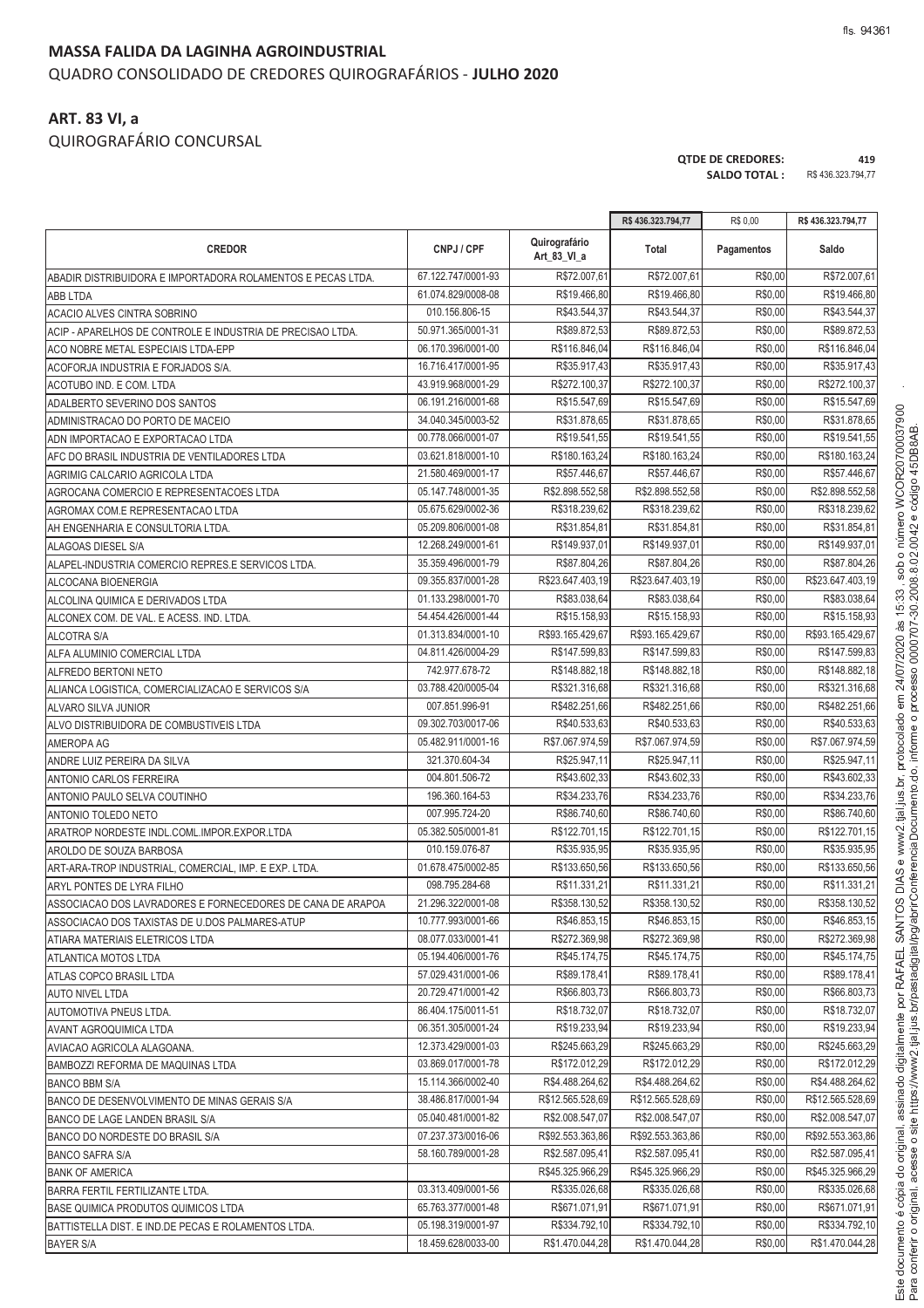## MASSA FALIDA DA LAGINHA AGROINDUSTRIAL

QUADRO CONSOLIDADO DE CREDORES QUIROGRAFÁRIOS - **JULHO 2020**

### ART. 83 VI, a

QUIROGRAFÁRIO CONCURSAL

**QTDE DE CREDORES:** 419
**SALDO TOTAL :** R$ 436.323.794,77

| CREDOR | CNPJ / CPF | Quirografário Art_83_VI_a | Total | Pagamentos | Saldo |
|---|---|---|---|---|---|
| | | | R$ 436.323.794,77 | R$ 0,00 | R$ 436.323.794,77 |
| ABADIR DISTRIBUIDORA E IMPORTADORA ROLAMENTOS E PECAS LTDA. | 67.122.747/0001-93 | R$72.007,61 | R$72.007,61 | R$0,00 | R$72.007,61 |
| ABB LTDA | 61.074.829/0008-08 | R$19.466,80 | R$19.466,80 | R$0,00 | R$19.466,80 |
| ACACIO ALVES CINTRA SOBRINO | 010.156.806-15 | R$43.544,37 | R$43.544,37 | R$0,00 | R$43.544,37 |
| ACIP - APARELHOS DE CONTROLE E INDUSTRIA DE PRECISAO LTDA. | 50.971.365/0001-31 | R$89.872,53 | R$89.872,53 | R$0,00 | R$89.872,53 |
| ACO NOBRE METAL ESPECIAIS LTDA-EPP | 06.170.396/0001-00 | R$116.846,04 | R$116.846,04 | R$0,00 | R$116.846,04 |
| ACOFORJA INDUSTRIA E FORJADOS S/A. | 16.716.417/0001-95 | R$35.917,43 | R$35.917,43 | R$0,00 | R$35.917,43 |
| ACOTUBO IND. E COM. LTDA | 43.919.968/0001-29 | R$272.100,37 | R$272.100,37 | R$0,00 | R$272.100,37 |
| ADALBERTO SEVERINO DOS SANTOS | 06.191.216/0001-68 | R$15.547,69 | R$15.547,69 | R$0,00 | R$15.547,69 |
| ADMINISTRACAO DO PORTO DE MACEIO | 34.040.345/0003-52 | R$31.878,65 | R$31.878,65 | R$0,00 | R$31.878,65 |
| ADN IMPORTACAO E EXPORTACAO LTDA | 00.778.066/0001-07 | R$19.541,55 | R$19.541,55 | R$0,00 | R$19.541,55 |
| AFC DO BRASIL INDUSTRIA DE VENTILADORES LTDA | 03.621.818/0001-10 | R$180.163,24 | R$180.163,24 | R$0,00 | R$180.163,24 |
| AGRIMIG CALCARIO AGRICOLA LTDA | 21.580.469/0001-17 | R$57.446,67 | R$57.446,67 | R$0,00 | R$57.446,67 |
| AGROCANA COMERCIO E REPRESENTACOES LTDA | 05.147.748/0001-35 | R$2.898.552,58 | R$2.898.552,58 | R$0,00 | R$2.898.552,58 |
| AGROMAX COM.E REPRESENTACAO LTDA | 05.675.629/0002-36 | R$318.239,62 | R$318.239,62 | R$0,00 | R$318.239,62 |
| AH ENGENHARIA E CONSULTORIA LTDA. | 05.209.806/0001-08 | R$31.854,81 | R$31.854,81 | R$0,00 | R$31.854,81 |
| ALAGOAS DIESEL S/A | 12.268.249/0001-61 | R$149.937,01 | R$149.937,01 | R$0,00 | R$149.937,01 |
| ALAPEL-INDUSTRIA COMERCIO REPRES.E SERVICOS LTDA. | 35.359.496/0001-79 | R$87.804,26 | R$87.804,26 | R$0,00 | R$87.804,26 |
| ALCOCANA BIOENERGIA | 09.355.837/0001-28 | R$23.647.403,19 | R$23.647.403,19 | R$0,00 | R$23.647.403,19 |
| ALCOLINA QUIMICA E DERIVADOS LTDA | 01.133.298/0001-70 | R$83.038,64 | R$83.038,64 | R$0,00 | R$83.038,64 |
| ALCONEX COM. DE VAL. E ACESS. IND. LTDA. | 54.454.426/0001-44 | R$15.158,93 | R$15.158,93 | R$0,00 | R$15.158,93 |
| ALCOTRA S/A | 01.313.834/0001-10 | R$93.165.429,67 | R$93.165.429,67 | R$0,00 | R$93.165.429,67 |
| ALFA ALUMINIO COMERCIAL LTDA | 04.811.426/0004-29 | R$147.599,83 | R$147.599,83 | R$0,00 | R$147.599,83 |
| ALFREDO BERTONI NETO | 742.977.678-72 | R$148.882,18 | R$148.882,18 | R$0,00 | R$148.882,18 |
| ALIANCA LOGISTICA, COMERCIALIZACAO E SERVICOS S/A | 03.788.420/0005-04 | R$321.316,68 | R$321.316,68 | R$0,00 | R$321.316,68 |
| ALVARO SILVA JUNIOR | 007.851.996-91 | R$482.251,66 | R$482.251,66 | R$0,00 | R$482.251,66 |
| ALVO DISTRIBUIDORA DE COMBUSTIVEIS LTDA | 09.302.703/0017-06 | R$40.533,63 | R$40.533,63 | R$0,00 | R$40.533,63 |
| AMEROPA AG | 05.482.911/0001-16 | R$7.067.974,59 | R$7.067.974,59 | R$0,00 | R$7.067.974,59 |
| ANDRE LUIZ PEREIRA DA SILVA | 321.370.604-34 | R$25.947,11 | R$25.947,11 | R$0,00 | R$25.947,11 |
| ANTONIO CARLOS FERREIRA | 004.801.506-72 | R$43.602,33 | R$43.602,33 | R$0,00 | R$43.602,33 |
| ANTONIO PAULO SELVA COUTINHO | 196.360.164-53 | R$34.233,76 | R$34.233,76 | R$0,00 | R$34.233,76 |
| ANTONIO TOLEDO NETO | 007.995.724-20 | R$86.740,60 | R$86.740,60 | R$0,00 | R$86.740,60 |
| ARATROP NORDESTE INDL.COML.IMPOR.EXPOR.LTDA | 05.382.505/0001-81 | R$122.701,15 | R$122.701,15 | R$0,00 | R$122.701,15 |
| AROLDO DE SOUZA BARBOSA | 010.159.076-87 | R$35.935,95 | R$35.935,95 | R$0,00 | R$35.935,95 |
| ART-ARA-TROP INDUSTRIAL, COMERCIAL, IMP. E EXP. LTDA. | 01.678.475/0002-85 | R$133.650,56 | R$133.650,56 | R$0,00 | R$133.650,56 |
| ARYL PONTES DE LYRA FILHO | 098.795.284-68 | R$11.331,21 | R$11.331,21 | R$0,00 | R$11.331,21 |
| ASSOCIACAO DOS LAVRADORES E FORNECEDORES DE CANA DE ARAPOA | 21.296.322/0001-08 | R$358.130,52 | R$358.130,52 | R$0,00 | R$358.130,52 |
| ASSOCIACAO DOS TAXISTAS DE U.DOS PALMARES-ATUP | 10.777.993/0001-66 | R$46.853,15 | R$46.853,15 | R$0,00 | R$46.853,15 |
| ATIARA MATERIAIS ELETRICOS LTDA | 08.077.033/0001-41 | R$272.369,98 | R$272.369,98 | R$0,00 | R$272.369,98 |
| ATLANTICA MOTOS LTDA | 05.194.406/0001-76 | R$45.174,75 | R$45.174,75 | R$0,00 | R$45.174,75 |
| ATLAS COPCO BRASIL LTDA | 57.029.431/0001-06 | R$89.178,41 | R$89.178,41 | R$0,00 | R$89.178,41 |
| AUTO NIVEL LTDA | 20.729.471/0001-42 | R$66.803,73 | R$66.803,73 | R$0,00 | R$66.803,73 |
| AUTOMOTIVA PNEUS LTDA. | 86.404.175/0011-51 | R$18.732,07 | R$18.732,07 | R$0,00 | R$18.732,07 |
| AVANT AGROQUIMICA LTDA | 06.351.305/0001-24 | R$19.233,94 | R$19.233,94 | R$0,00 | R$19.233,94 |
| AVIACAO AGRICOLA ALAGOANA. | 12.373.429/0001-03 | R$245.663,29 | R$245.663,29 | R$0,00 | R$245.663,29 |
| BAMBOZZI REFORMA DE MAQUINAS LTDA | 03.869.017/0001-78 | R$172.012,29 | R$172.012,29 | R$0,00 | R$172.012,29 |
| BANCO BBM S/A | 15.114.366/0002-40 | R$4.488.264,62 | R$4.488.264,62 | R$0,00 | R$4.488.264,62 |
| BANCO DE DESENVOLVIMENTO DE MINAS GERAIS S/A | 38.486.817/0001-94 | R$12.565.528,69 | R$12.565.528,69 | R$0,00 | R$12.565.528,69 |
| BANCO DE LAGE LANDEN BRASIL S/A | 05.040.481/0001-82 | R$2.008.547,07 | R$2.008.547,07 | R$0,00 | R$2.008.547,07 |
| BANCO DO NORDESTE DO BRASIL S/A | 07.237.373/0016-06 | R$92.553.363,86 | R$92.553.363,86 | R$0,00 | R$92.553.363,86 |
| BANCO SAFRA S/A | 58.160.789/0001-28 | R$2.587.095,41 | R$2.587.095,41 | R$0,00 | R$2.587.095,41 |
| BANK OF AMERICA | | R$45.325.966,29 | R$45.325.966,29 | R$0,00 | R$45.325.966,29 |
| BARRA FERTIL FERTILIZANTE LTDA. | 03.313.409/0001-56 | R$335.026,68 | R$335.026,68 | R$0,00 | R$335.026,68 |
| BASE QUIMICA PRODUTOS QUIMICOS LTDA | 65.763.377/0001-48 | R$671.071,91 | R$671.071,91 | R$0,00 | R$671.071,91 |
| BATTISTELLA DIST. E IND.DE PECAS E ROLAMENTOS LTDA. | 05.198.319/0001-97 | R$334.792,10 | R$334.792,10 | R$0,00 | R$334.792,10 |
| BAYER S/A | 18.459.628/0033-00 | R$1.470.044,28 | R$1.470.044,28 | R$0,00 | R$1.470.044,28 |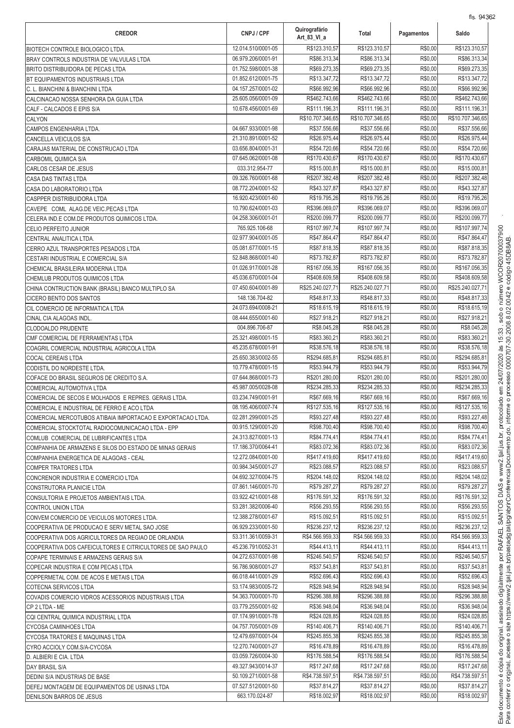| CREDOR | CNPJ / CPF | Quirografário Art_83_VI_a | Total | Pagamentos | Saldo |
|---|---|---|---|---|---|
| BIOTECH CONTROLE BIOLOGICO LTDA. | 12.014.510/0001-05 | R$123.310,57 | R$123.310,57 | R$0,00 | R$123.310,57 |
| BRAY CONTROLS INDUSTRIA DE VALVULAS LTDA | 06.979.206/0001-91 | R$86.313,34 | R$86.313,34 | R$0,00 | R$86.313,34 |
| BRITO DISTRIBUIDORA DE PECAS LTDA | 01.752.598/0001-38 | R$69.273,35 | R$69.273,35 | R$0,00 | R$69.273,35 |
| BT EQUIPAMENTOS INDUSTRIAIS LTDA | 01.852.612/0001-75 | R$13.347,72 | R$13.347,72 | R$0,00 | R$13.347,72 |
| C. L. BIANCHINI & BIANCHINI LTDA | 04.157.257/0001-02 | R$66.992,96 | R$66.992,96 | R$0,00 | R$66.992,96 |
| CALCINACAO NOSSA SENHORA DA GUIA LTDA | 25.605.056/0001-09 | R$462.743,66 | R$462.743,66 | R$0,00 | R$462.743,66 |
| CALF - CALCADOS E EPIS S/A | 10.678.456/0001-69 | R$111.196,31 | R$111.196,31 | R$0,00 | R$111.196,31 |
| CALYON | | R$10.707.346,65 | R$10.707.346,65 | R$0,00 | R$10.707.346,65 |
| CAMPOS ENGENHARIA LTDA. | 04.667.933/0001-98 | R$37.556,66 | R$37.556,66 | R$0,00 | R$37.556,66 |
| CANCELLA VEICULOS S/A | 21.310.891/0001-52 | R$26.975,44 | R$26.975,44 | R$0,00 | R$26.975,44 |
| CARAJAS MATERIAL DE CONSTRUCAO LTDA | 03.656.804/0001-31 | R$54.720,66 | R$54.720,66 | R$0,00 | R$54.720,66 |
| CARBOMIL QUIMICA S/A | 07.645.062/0001-08 | R$170.430,67 | R$170.430,67 | R$0,00 | R$170.430,67 |
| CARLOS CESAR DE JESUS | 033.312.954-77 | R$15.000,81 | R$15.000,81 | R$0,00 | R$15.000,81 |
| CASA DAS TINTAS LTDA | 09.326.760/0001-68 | R$207.382,48 | R$207.382,48 | R$0,00 | R$207.382,48 |
| CASA DO LABORATORIO LTDA | 08.772.204/0001-52 | R$43.327,87 | R$43.327,87 | R$0,00 | R$43.327,87 |
| CASPPER DISTRIBUIDORA LTDA | 16.920.423/0001-60 | R$19.795,26 | R$19.795,26 | R$0,00 | R$19.795,26 |
| CAVEPE COML ALAG.DE VEIC.PECAS LTDA | 10.790.624/0001-03 | R$396.069,07 | R$396.069,07 | R$0,00 | R$396.069,07 |
| CELERA IND.E COM.DE PRODUTOS QUIMICOS LTDA. | 04.258.306/0001-01 | R$200.099,77 | R$200.099,77 | R$0,00 | R$200.099,77 |
| CELIO PERFEITO JUNIOR | 765.925.106-68 | R$107.997,74 | R$107.997,74 | R$0,00 | R$107.997,74 |
| CENTRAL ANALITICA LTDA. | 02.977.904/0001-05 | R$47.864,47 | R$47.864,47 | R$0,00 | R$47.864,47 |
| CERRO AZUL TRANSPORTES PESADOS LTDA | 05.081.677/0001-15 | R$87.818,35 | R$87.818,35 | R$0,00 | R$87.818,35 |
| CESTARI INDUSTRIAL E COMERCIAL S/A | 52.848.868/0001-40 | R$73.782,87 | R$73.782,87 | R$0,00 | R$73.782,87 |
| CHEMICAL BRASILEIRA MODERNA LTDA | 01.026.917/0001-28 | R$167.056,35 | R$167.056,35 | R$0,00 | R$167.056,35 |
| CHEMLUB PRODUTOS QUIMICOS LTDA | 45.036.670/0001-04 | R$408.609,58 | R$408.609,58 | R$0,00 | R$408.609,58 |
| CHINA CONTRUCTION BANK (BRASIL) BANCO MULTIPLO SA | 07.450.604/0001-89 | R$25.240.027,71 | R$25.240.027,71 | R$0,00 | R$25.240.027,71 |
| CICERO BENTO DOS SANTOS | 148.136.704-82 | R$48.817,33 | R$48.817,33 | R$0,00 | R$48.817,33 |
| CIL COMERCIO DE INFORMATICA LTDA | 24.073.694/0008-21 | R$18.615,19 | R$18.615,19 | R$0,00 | R$18.615,19 |
| CINAL CIA ALAGOAS INDL. | 08.444.655/0001-60 | R$27.918,21 | R$27.918,21 | R$0,00 | R$27.918,21 |
| CLODOALDO PRUDENTE | 004.896.706-87 | R$8.045,28 | R$8.045,28 | R$0,00 | R$8.045,28 |
| CMF COMERCIAL DE FERRAMENTAS LTDA | 25.321.498/0001-15 | R$83.360,21 | R$83.360,21 | R$0,00 | R$83.360,21 |
| COAGRIL COMERCIAL INDUSTRIAL AGRICOLA LTDA | 45.235.678/0001-91 | R$38.576,18 | R$38.576,18 | R$0,00 | R$38.576,18 |
| COCAL CEREAIS LTDA | 25.650.383/0002-55 | R$294.685,81 | R$294.685,81 | R$0,00 | R$294.685,81 |
| CODISTIL DO NORDESTE LTDA. | 10.779.478/0001-15 | R$53.944,79 | R$53.944,79 | R$0,00 | R$53.944,79 |
| COFACE DO BRASIL SEGUROS DE CREDITO S.A. | 07.644.868/0001-73 | R$201.280,00 | R$201.280,00 | R$0,00 | R$201.280,00 |
| COMERCIAL AUTOMOTIVA LTDA | 45.987.005/0028-08 | R$234.285,33 | R$234.285,33 | R$0,00 | R$234.285,33 |
| COMERCIAL DE SECOS E MOLHADOS E REPRES. GERAIS LTDA. | 03.234.749/0001-91 | R$67.669,16 | R$67.669,16 | R$0,00 | R$67.669,16 |
| COMERCIAL E INDUSTRIAL DE FERRO E ACO LTDA | 08.195.406/0007-74 | R$127.535,16 | R$127.535,16 | R$0,00 | R$127.535,16 |
| COMERCIAL MERCOTUBOS ATIBAIA IMPORTACAO E EXPORTACAO LTDA. | 02.281.299/0001-25 | R$93.227,48 | R$93.227,48 | R$0,00 | R$93.227,48 |
| COMERCIAL STOCKTOTAL RADIOCOMUNICACAO LTDA - EPP | 00.915.129/0001-20 | R$98.700,40 | R$98.700,40 | R$0,00 | R$98.700,40 |
| COMLUB COMERCIAL DE LUBRIFICANTES LTDA | 24.313.827/0001-13 | R$84.774,41 | R$84.774,41 | R$0,00 | R$84.774,41 |
| COMPANHIA DE ARMAZENS E SILOS DO ESTADO DE MINAS GERAIS | 17.186.370/0064-41 | R$83.072,36 | R$83.072,36 | R$0,00 | R$83.072,36 |
| COMPANHIA ENERGETICA DE ALAGOAS - CEAL | 12.272.084/0001-00 | R$417.419,60 | R$417.419,60 | R$0,00 | R$417.419,60 |
| COMPER TRATORES LTDA | 00.984.345/0001-27 | R$23.088,57 | R$23.088,57 | R$0,00 | R$23.088,57 |
| CONCRENOR INDUSTRIA E COMERCIO LTDA | 04.692.327/0004-75 | R$204.148,02 | R$204.148,02 | R$0,00 | R$204.148,02 |
| CONSTRUTORA PLANICIE LTDA | 07.861.146/0001-70 | R$79.287,27 | R$79.287,27 | R$0,00 | R$79.287,27 |
| CONSULTORIA E PROJETOS AMBIENTAIS LTDA. | 03.922.421/0001-68 | R$176.591,32 | R$176.591,32 | R$0,00 | R$176.591,32 |
| CONTROL UNION LTDA | 53.281.382/0006-40 | R$56.293,55 | R$56.293,55 | R$0,00 | R$56.293,55 |
| CONVEM COMERCIO DE VEICULOS MOTORES LTDA. | 12.388.278/0001-67 | R$15.092,51 | R$15.092,51 | R$0,00 | R$15.092,51 |
| COOPERATIVA DE PRODUCAO E SERV METAL SAO JOSE | 06.929.233/0001-50 | R$236.237,12 | R$236.237,12 | R$0,00 | R$236.237,12 |
| COOPERATIVA DOS AGRICULTORES DA REGIAO DE ORLANDIA | 53.311.361/0059-31 | R$4.566.959,33 | R$4.566.959,33 | R$0,00 | R$4.566.959,33 |
| COOPERATIVA DOS CAFEICULTORES E CITRICULTORES DE SAO PAULO | 45.236.791/0052-31 | R$44.413,11 | R$44.413,11 | R$0,00 | R$44.413,11 |
| COPAPE TERMINAIS E ARMAZENS GERAIS S/A | 04.272.637/0001-98 | R$246.540,57 | R$246.540,57 | R$0,00 | R$246.540,57 |
| COPECAR INDUSTRIA E COM PECAS LTDA | 56.786.908/0001-27 | R$37.543,81 | R$37.543,81 | R$0,00 | R$37.543,81 |
| COPPERMETAL COM. DE ACOS E METAIS LTDA | 66.018.441/0001-29 | R$52.696,43 | R$52.696,43 | R$0,00 | R$52.696,43 |
| COTECNA SERVICOS LTDA | 53.174.983/0005-72 | R$28.948,94 | R$28.948,94 | R$0,00 | R$28.948,94 |
| COVADIS COMERCIO VIDROS ACESSORIOS INDUSTRIAIS LTDA | 54.363.700/0001-70 | R$296.388,88 | R$296.388,88 | R$0,00 | R$296.388,88 |
| CP 2 LTDA - ME | 03.779.255/0001-92 | R$36.948,04 | R$36.948,04 | R$0,00 | R$36.948,04 |
| CQI CENTRAL QUIMICA INDUSTRIAL LTDA | 07.174.991/0001-78 | R$24.028,85 | R$24.028,85 | R$0,00 | R$24.028,85 |
| CYCOSA CAMINHOES LTDA | 04.757.705/0001-09 | R$140.406,71 | R$140.406,71 | R$0,00 | R$140.406,71 |
| CYCOSA TRATORES E MAQUINAS LTDA | 12.479.697/0001-04 | R$245.855,38 | R$245.855,38 | R$0,00 | R$245.855,38 |
| CYRO ACCIOLY COM.S/A-CYCOSA | 12.270.740/0001-27 | R$16.478,89 | R$16.478,89 | R$0,00 | R$16.478,89 |
| D. ALBIERI E CIA. LTDA | 03.059.726/0004-30 | R$176.588,54 | R$176.588,54 | R$0,00 | R$176.588,54 |
| DAY BRASIL S/A | 49.327.943/0014-37 | R$17.247,68 | R$17.247,68 | R$0,00 | R$17.247,68 |
| DEDINI S/A INDUSTRIAS DE BASE | 50.109.271/0001-58 | R$4.738.597,51 | R$4.738.597,51 | R$0,00 | R$4.738.597,51 |
| DEFEJ MONTAGEM DE EQUIPAMENTOS DE USINAS LTDA | 07.527.512/0001-50 | R$37.814,27 | R$37.814,27 | R$0,00 | R$37.814,27 |
| DENILSON BARROS DE JESUS | 663.170.024-87 | R$18.002,97 | R$18.002,97 | R$0,00 | R$18.002,97 |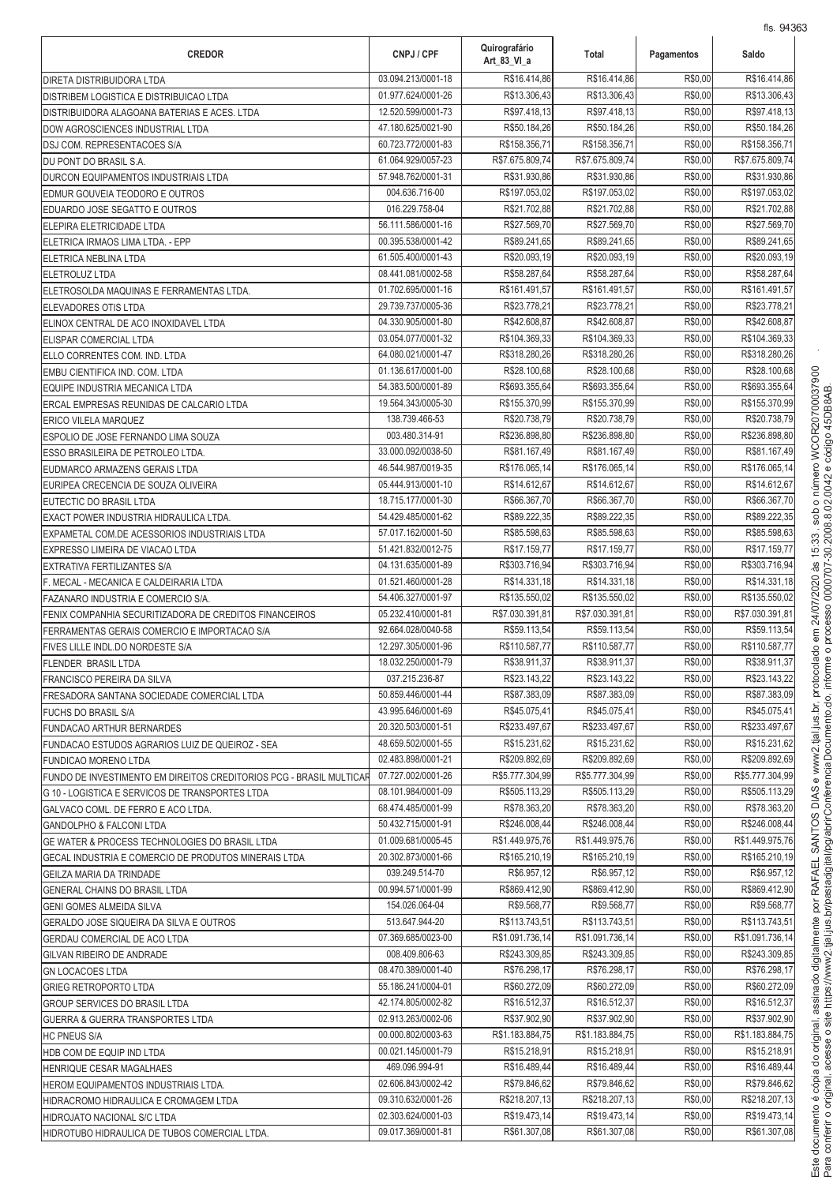| CREDOR | CNPJ / CPF | Quirografário Art_83_VI_a | Total | Pagamentos | Saldo |
|---|---|---|---|---|---|
| DIRETA DISTRIBUIDORA LTDA | 03.094.213/0001-18 | R$16.414,86 | R$16.414,86 | R$0,00 | R$16.414,86 |
| DISTRIBEM LOGISTICA E DISTRIBUICAO LTDA | 01.977.624/0001-26 | R$13.306,43 | R$13.306,43 | R$0,00 | R$13.306,43 |
| DISTRIBUIDORA ALAGOANA BATERIAS E ACES. LTDA | 12.520.599/0001-73 | R$97.418,13 | R$97.418,13 | R$0,00 | R$97.418,13 |
| DOW AGROSCIENCES INDUSTRIAL LTDA | 47.180.625/0021-90 | R$50.184,26 | R$50.184,26 | R$0,00 | R$50.184,26 |
| DSJ COM. REPRESENTACOES S/A | 60.723.772/0001-83 | R$158.356,71 | R$158.356,71 | R$0,00 | R$158.356,71 |
| DU PONT DO BRASIL S.A. | 61.064.929/0057-23 | R$7.675.809,74 | R$7.675.809,74 | R$0,00 | R$7.675.809,74 |
| DURCON EQUIPAMENTOS INDUSTRIAIS LTDA | 57.948.762/0001-31 | R$31.930,86 | R$31.930,86 | R$0,00 | R$31.930,86 |
| EDMUR GOUVEIA TEODORO E OUTROS | 004.636.716-00 | R$197.053,02 | R$197.053,02 | R$0,00 | R$197.053,02 |
| EDUARDO JOSE SEGATTO E OUTROS | 016.229.758-04 | R$21.702,88 | R$21.702,88 | R$0,00 | R$21.702,88 |
| ELEPIRA ELETRICIDADE LTDA | 56.111.586/0001-16 | R$27.569,70 | R$27.569,70 | R$0,00 | R$27.569,70 |
| ELETRICA IRMAOS LIMA LTDA. - EPP | 00.395.538/0001-42 | R$89.241,65 | R$89.241,65 | R$0,00 | R$89.241,65 |
| ELETRICA NEBLINA LTDA | 61.505.400/0001-43 | R$20.093,19 | R$20.093,19 | R$0,00 | R$20.093,19 |
| ELETROLUZ LTDA | 08.441.081/0002-58 | R$58.287,64 | R$58.287,64 | R$0,00 | R$58.287,64 |
| ELETROSOLDA MAQUINAS E FERRAMENTAS LTDA. | 01.702.695/0001-16 | R$161.491,57 | R$161.491,57 | R$0,00 | R$161.491,57 |
| ELEVADORES OTIS LTDA | 29.739.737/0005-36 | R$23.778,21 | R$23.778,21 | R$0,00 | R$23.778,21 |
| ELINOX CENTRAL DE ACO INOXIDAVEL LTDA | 04.330.905/0001-80 | R$42.608,87 | R$42.608,87 | R$0,00 | R$42.608,87 |
| ELISPAR COMERCIAL LTDA | 03.054.077/0001-32 | R$104.369,33 | R$104.369,33 | R$0,00 | R$104.369,33 |
| ELLO CORRENTES COM. IND. LTDA | 64.080.021/0001-47 | R$318.280,26 | R$318.280,26 | R$0,00 | R$318.280,26 |
| EMBU CIENTIFICA IND. COM. LTDA | 01.136.617/0001-00 | R$28.100,68 | R$28.100,68 | R$0,00 | R$28.100,68 |
| EQUIPE INDUSTRIA MECANICA LTDA | 54.383.500/0001-89 | R$693.355,64 | R$693.355,64 | R$0,00 | R$693.355,64 |
| ERCAL EMPRESAS REUNIDAS DE CALCARIO LTDA | 19.564.343/0005-30 | R$155.370,99 | R$155.370,99 | R$0,00 | R$155.370,99 |
| ERICO VILELA MARQUEZ | 138.739.466-53 | R$20.738,79 | R$20.738,79 | R$0,00 | R$20.738,79 |
| ESPOLIO DE JOSE FERNANDO LIMA SOUZA | 003.480.314-91 | R$236.898,80 | R$236.898,80 | R$0,00 | R$236.898,80 |
| ESSO BRASILEIRA DE PETROLEO LTDA. | 33.000.092/0038-50 | R$81.167,49 | R$81.167,49 | R$0,00 | R$81.167,49 |
| EUDMARCO ARMAZENS GERAIS LTDA | 46.544.987/0019-35 | R$176.065,14 | R$176.065,14 | R$0,00 | R$176.065,14 |
| EURIPEA CRECENCIA DE SOUZA OLIVEIRA | 05.444.913/0001-10 | R$14.612,67 | R$14.612,67 | R$0,00 | R$14.612,67 |
| EUTECTIC DO BRASIL LTDA | 18.715.177/0001-30 | R$66.367,70 | R$66.367,70 | R$0,00 | R$66.367,70 |
| EXACT POWER INDUSTRIA HIDRAULICA LTDA. | 54.429.485/0001-62 | R$89.222,35 | R$89.222,35 | R$0,00 | R$89.222,35 |
| EXPAMETAL COM.DE ACESSORIOS INDUSTRIAIS LTDA | 57.017.162/0001-50 | R$85.598,63 | R$85.598,63 | R$0,00 | R$85.598,63 |
| EXPRESSO LIMEIRA DE VIACAO LTDA | 51.421.832/0012-75 | R$17.159,77 | R$17.159,77 | R$0,00 | R$17.159,77 |
| EXTRATIVA FERTILIZANTES S/A | 04.131.635/0001-89 | R$303.716,94 | R$303.716,94 | R$0,00 | R$303.716,94 |
| F. MECAL - MECANICA E CALDEIRARIA LTDA | 01.521.460/0001-28 | R$14.331,18 | R$14.331,18 | R$0,00 | R$14.331,18 |
| FAZANARO INDUSTRIA E COMERCIO S/A. | 54.406.327/0001-97 | R$135.550,02 | R$135.550,02 | R$0,00 | R$135.550,02 |
| FENIX COMPANHIA SECURITIZADORA DE CREDITOS FINANCEIROS | 05.232.410/0001-81 | R$7.030.391,81 | R$7.030.391,81 | R$0,00 | R$7.030.391,81 |
| FERRAMENTAS GERAIS COMERCIO E IMPORTACAO S/A | 92.664.028/0040-58 | R$59.113,54 | R$59.113,54 | R$0,00 | R$59.113,54 |
| FIVES LILLE INDL.DO NORDESTE S/A | 12.297.305/0001-96 | R$110.587,77 | R$110.587,77 | R$0,00 | R$110.587,77 |
| FLENDER BRASIL LTDA | 18.032.250/0001-79 | R$38.911,37 | R$38.911,37 | R$0,00 | R$38.911,37 |
| FRANCISCO PEREIRA DA SILVA | 037.215.236-87 | R$23.143,22 | R$23.143,22 | R$0,00 | R$23.143,22 |
| FRESADORA SANTANA SOCIEDADE COMERCIAL LTDA | 50.859.446/0001-44 | R$87.383,09 | R$87.383,09 | R$0,00 | R$87.383,09 |
| FUCHS DO BRASIL S/A | 43.995.646/0001-69 | R$45.075,41 | R$45.075,41 | R$0,00 | R$45.075,41 |
| FUNDACAO ARTHUR BERNARDES | 20.320.503/0001-51 | R$233.497,67 | R$233.497,67 | R$0,00 | R$233.497,67 |
| FUNDACAO ESTUDOS AGRARIOS LUIZ DE QUEIROZ - SEA | 48.659.502/0001-55 | R$15.231,62 | R$15.231,62 | R$0,00 | R$15.231,62 |
| FUNDICAO MORENO LTDA | 02.483.898/0001-21 | R$209.892,69 | R$209.892,69 | R$0,00 | R$209.892,69 |
| FUNDO DE INVESTIMENTO EM DIREITOS CREDITORIOS PCG - BRASIL MULTICAR | 07.727.002/0001-26 | R$5.777.304,99 | R$5.777.304,99 | R$0,00 | R$5.777.304,99 |
| G 10 - LOGISTICA E SERVICOS DE TRANSPORTES LTDA | 08.101.984/0001-09 | R$505.113,29 | R$505.113,29 | R$0,00 | R$505.113,29 |
| GALVACO COML. DE FERRO E ACO LTDA. | 68.474.485/0001-99 | R$78.363,20 | R$78.363,20 | R$0,00 | R$78.363,20 |
| GANDOLPHO & FALCONI LTDA | 50.432.715/0001-91 | R$246.008,44 | R$246.008,44 | R$0,00 | R$246.008,44 |
| GE WATER & PROCESS TECHNOLOGIES DO BRASIL LTDA | 01.009.681/0005-45 | R$1.449.975,76 | R$1.449.975,76 | R$0,00 | R$1.449.975,76 |
| GECAL INDUSTRIA E COMERCIO DE PRODUTOS MINERAIS LTDA | 20.302.873/0001-66 | R$165.210,19 | R$165.210,19 | R$0,00 | R$165.210,19 |
| GEILZA MARIA DA TRINDADE | 039.249.514-70 | R$6.957,12 | R$6.957,12 | R$0,00 | R$6.957,12 |
| GENERAL CHAINS DO BRASIL LTDA | 00.994.571/0001-99 | R$869.412,90 | R$869.412,90 | R$0,00 | R$869.412,90 |
| GENI GOMES ALMEIDA SILVA | 154.026.064-04 | R$9.568,77 | R$9.568,77 | R$0,00 | R$9.568,77 |
| GERALDO JOSE SIQUEIRA DA SILVA E OUTROS | 513.647.944-20 | R$113.743,51 | R$113.743,51 | R$0,00 | R$113.743,51 |
| GERDAU COMERCIAL DE ACO LTDA | 07.369.685/0023-00 | R$1.091.736,14 | R$1.091.736,14 | R$0,00 | R$1.091.736,14 |
| GILVAN RIBEIRO DE ANDRADE | 008.409.806-63 | R$243.309,85 | R$243.309,85 | R$0,00 | R$243.309,85 |
| GN LOCACOES LTDA | 08.470.389/0001-40 | R$76.298,17 | R$76.298,17 | R$0,00 | R$76.298,17 |
| GRIEG RETROPORTO LTDA | 55.186.241/0004-01 | R$60.272,09 | R$60.272,09 | R$0,00 | R$60.272,09 |
| GROUP SERVICES DO BRASIL LTDA | 42.174.805/0002-82 | R$16.512,37 | R$16.512,37 | R$0,00 | R$16.512,37 |
| GUERRA & GUERRA TRANSPORTES LTDA | 02.913.263/0002-06 | R$37.902,90 | R$37.902,90 | R$0,00 | R$37.902,90 |
| HC PNEUS S/A | 00.000.802/0003-63 | R$1.183.884,75 | R$1.183.884,75 | R$0,00 | R$1.183.884,75 |
| HDB COM DE EQUIP IND LTDA | 00.021.145/0001-79 | R$15.218,91 | R$15.218,91 | R$0,00 | R$15.218,91 |
| HENRIQUE CESAR MAGALHAES | 469.096.994-91 | R$16.489,44 | R$16.489,44 | R$0,00 | R$16.489,44 |
| HEROM EQUIPAMENTOS INDUSTRIAIS LTDA. | 02.606.843/0002-42 | R$79.846,62 | R$79.846,62 | R$0,00 | R$79.846,62 |
| HIDRACROMO HIDRAULICA E CROMAGEM LTDA | 09.310.632/0001-26 | R$218.207,13 | R$218.207,13 | R$0,00 | R$218.207,13 |
| HIDROJATO NACIONAL S/C LTDA | 02.303.624/0001-03 | R$19.473,14 | R$19.473,14 | R$0,00 | R$19.473,14 |
| HIDROTUBO HIDRAULICA DE TUBOS COMERCIAL LTDA. | 09.017.369/0001-81 | R$61.307,08 | R$61.307,08 | R$0,00 | R$61.307,08 |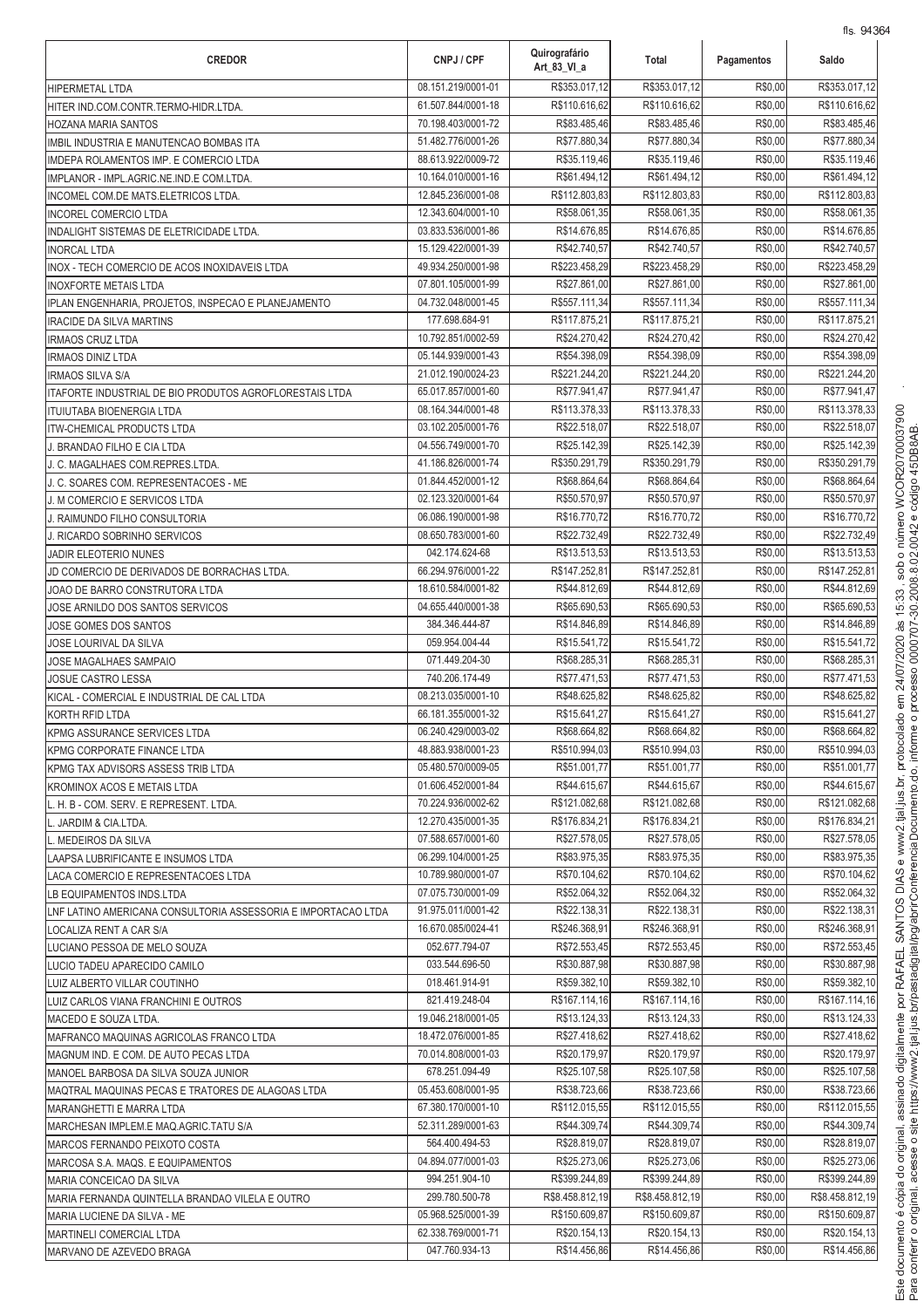| CREDOR | CNPJ / CPF | Quirografário Art_83_VI_a | Total | Pagamentos | Saldo |
|---|---|---|---|---|---|
| HIPERMETAL LTDA | 08.151.219/0001-01 | R$353.017,12 | R$353.017,12 | R$0,00 | R$353.017,12 |
| HITER IND.COM.CONTR.TERMO-HIDR.LTDA. | 61.507.844/0001-18 | R$110.616,62 | R$110.616,62 | R$0,00 | R$110.616,62 |
| HOZANA MARIA SANTOS | 70.198.403/0001-72 | R$83.485,46 | R$83.485,46 | R$0,00 | R$83.485,46 |
| IMBIL INDUSTRIA E MANUTENCAO BOMBAS ITA | 51.482.776/0001-26 | R$77.880,34 | R$77.880,34 | R$0,00 | R$77.880,34 |
| IMDEPA ROLAMENTOS IMP. E COMERCIO LTDA | 88.613.922/0009-72 | R$35.119,46 | R$35.119,46 | R$0,00 | R$35.119,46 |
| IMPLANOR - IMPL.AGRIC.NE.IND.E COM.LTDA. | 10.164.010/0001-16 | R$61.494,12 | R$61.494,12 | R$0,00 | R$61.494,12 |
| INCOMEL COM.DE MATS.ELETRICOS LTDA. | 12.845.236/0001-08 | R$112.803,83 | R$112.803,83 | R$0,00 | R$112.803,83 |
| INCOREL COMERCIO LTDA | 12.343.604/0001-10 | R$58.061,35 | R$58.061,35 | R$0,00 | R$58.061,35 |
| INDALIGHT SISTEMAS DE ELETRICIDADE LTDA. | 03.833.536/0001-86 | R$14.676,85 | R$14.676,85 | R$0,00 | R$14.676,85 |
| INORCAL LTDA | 15.129.422/0001-39 | R$42.740,57 | R$42.740,57 | R$0,00 | R$42.740,57 |
| INOX - TECH COMERCIO DE ACOS INOXIDAVEIS LTDA | 49.934.250/0001-98 | R$223.458,29 | R$223.458,29 | R$0,00 | R$223.458,29 |
| INOXFORTE METAIS LTDA | 07.801.105/0001-99 | R$27.861,00 | R$27.861,00 | R$0,00 | R$27.861,00 |
| IPLAN ENGENHARIA, PROJETOS, INSPECAO E PLANEJAMENTO | 04.732.048/0001-45 | R$557.111,34 | R$557.111,34 | R$0,00 | R$557.111,34 |
| IRACIDE DA SILVA MARTINS | 177.698.684-91 | R$117.875,21 | R$117.875,21 | R$0,00 | R$117.875,21 |
| IRMAOS CRUZ LTDA | 10.792.851/0002-59 | R$24.270,42 | R$24.270,42 | R$0,00 | R$24.270,42 |
| IRMAOS DINIZ LTDA | 05.144.939/0001-43 | R$54.398,09 | R$54.398,09 | R$0,00 | R$54.398,09 |
| IRMAOS SILVA S/A | 21.012.190/0024-23 | R$221.244,20 | R$221.244,20 | R$0,00 | R$221.244,20 |
| ITAFORTE INDUSTRIAL DE BIO PRODUTOS AGROFLORESTAIS LTDA | 65.017.857/0001-60 | R$77.941,47 | R$77.941,47 | R$0,00 | R$77.941,47 |
| ITUIUTABA BIOENERGIA LTDA | 08.164.344/0001-48 | R$113.378,33 | R$113.378,33 | R$0,00 | R$113.378,33 |
| ITW-CHEMICAL PRODUCTS LTDA | 03.102.205/0001-76 | R$22.518,07 | R$22.518,07 | R$0,00 | R$22.518,07 |
| J. BRANDAO FILHO E CIA LTDA | 04.556.749/0001-70 | R$25.142,39 | R$25.142,39 | R$0,00 | R$25.142,39 |
| J. C. MAGALHAES COM.REPRES.LTDA. | 41.186.826/0001-74 | R$350.291,79 | R$350.291,79 | R$0,00 | R$350.291,79 |
| J. C. SOARES COM. REPRESENTACOES - ME | 01.844.452/0001-12 | R$68.864,64 | R$68.864,64 | R$0,00 | R$68.864,64 |
| J. M COMERCIO E SERVICOS LTDA | 02.123.320/0001-64 | R$50.570,97 | R$50.570,97 | R$0,00 | R$50.570,97 |
| J. RAIMUNDO FILHO CONSULTORIA | 06.086.190/0001-98 | R$16.770,72 | R$16.770,72 | R$0,00 | R$16.770,72 |
| J. RICARDO SOBRINHO SERVICOS | 08.650.783/0001-60 | R$22.732,49 | R$22.732,49 | R$0,00 | R$22.732,49 |
| JADIR ELEOTERIO NUNES | 042.174.624-68 | R$13.513,53 | R$13.513,53 | R$0,00 | R$13.513,53 |
| JD COMERCIO DE DERIVADOS DE BORRACHAS LTDA. | 66.294.976/0001-22 | R$147.252,81 | R$147.252,81 | R$0,00 | R$147.252,81 |
| JOAO DE BARRO CONSTRUTORA LTDA | 18.610.584/0001-82 | R$44.812,69 | R$44.812,69 | R$0,00 | R$44.812,69 |
| JOSE ARNILDO DOS SANTOS SERVICOS | 04.655.440/0001-38 | R$65.690,53 | R$65.690,53 | R$0,00 | R$65.690,53 |
| JOSE GOMES DOS SANTOS | 384.346.444-87 | R$14.846,89 | R$14.846,89 | R$0,00 | R$14.846,89 |
| JOSE LOURIVAL DA SILVA | 059.954.004-44 | R$15.541,72 | R$15.541,72 | R$0,00 | R$15.541,72 |
| JOSE MAGALHAES SAMPAIO | 071.449.204-30 | R$68.285,31 | R$68.285,31 | R$0,00 | R$68.285,31 |
| JOSUE CASTRO LESSA | 740.206.174-49 | R$77.471,53 | R$77.471,53 | R$0,00 | R$77.471,53 |
| KICAL - COMERCIAL E INDUSTRIAL DE CAL LTDA | 08.213.035/0001-10 | R$48.625,82 | R$48.625,82 | R$0,00 | R$48.625,82 |
| KORTH RFID LTDA | 66.181.355/0001-32 | R$15.641,27 | R$15.641,27 | R$0,00 | R$15.641,27 |
| KPMG ASSURANCE SERVICES LTDA | 06.240.429/0003-02 | R$68.664,82 | R$68.664,82 | R$0,00 | R$68.664,82 |
| KPMG CORPORATE FINANCE LTDA | 48.883.938/0001-23 | R$510.994,03 | R$510.994,03 | R$0,00 | R$510.994,03 |
| KPMG TAX ADVISORS ASSESS TRIB LTDA | 05.480.570/0009-05 | R$51.001,77 | R$51.001,77 | R$0,00 | R$51.001,77 |
| KROMINOX ACOS E METAIS LTDA | 01.606.452/0001-84 | R$44.615,67 | R$44.615,67 | R$0,00 | R$44.615,67 |
| L. H. B - COM. SERV. E REPRESENT. LTDA. | 70.224.936/0002-62 | R$121.082,68 | R$121.082,68 | R$0,00 | R$121.082,68 |
| L. JARDIM & CIA.LTDA. | 12.270.435/0001-35 | R$176.834,21 | R$176.834,21 | R$0,00 | R$176.834,21 |
| L. MEDEIROS DA SILVA | 07.588.657/0001-60 | R$27.578,05 | R$27.578,05 | R$0,00 | R$27.578,05 |
| LAAPSA LUBRIFICANTE E INSUMOS LTDA | 06.299.104/0001-25 | R$83.975,35 | R$83.975,35 | R$0,00 | R$83.975,35 |
| LACA COMERCIO E REPRESENTACOES LTDA | 10.789.980/0001-07 | R$70.104,62 | R$70.104,62 | R$0,00 | R$70.104,62 |
| LB EQUIPAMENTOS INDS.LTDA | 07.075.730/0001-09 | R$52.064,32 | R$52.064,32 | R$0,00 | R$52.064,32 |
| LNF LATINO AMERICANA CONSULTORIA ASSESSORIA E IMPORTACAO LTDA | 91.975.011/0001-42 | R$22.138,31 | R$22.138,31 | R$0,00 | R$22.138,31 |
| LOCALIZA RENT A CAR S/A | 16.670.085/0024-41 | R$246.368,91 | R$246.368,91 | R$0,00 | R$246.368,91 |
| LUCIANO PESSOA DE MELO SOUZA | 052.677.794-07 | R$72.553,45 | R$72.553,45 | R$0,00 | R$72.553,45 |
| LUCIO TADEU APARECIDO CAMILO | 033.544.696-50 | R$30.887,98 | R$30.887,98 | R$0,00 | R$30.887,98 |
| LUIZ ALBERTO VILLAR COUTINHO | 018.461.914-91 | R$59.382,10 | R$59.382,10 | R$0,00 | R$59.382,10 |
| LUIZ CARLOS VIANA FRANCHINI E OUTROS | 821.419.248-04 | R$167.114,16 | R$167.114,16 | R$0,00 | R$167.114,16 |
| MACEDO E SOUZA LTDA. | 19.046.218/0001-05 | R$13.124,33 | R$13.124,33 | R$0,00 | R$13.124,33 |
| MAFRANCO MAQUINAS AGRICOLAS FRANCO LTDA | 18.472.076/0001-85 | R$27.418,62 | R$27.418,62 | R$0,00 | R$27.418,62 |
| MAGNUM IND. E COM. DE AUTO PECAS LTDA | 70.014.808/0001-03 | R$20.179,97 | R$20.179,97 | R$0,00 | R$20.179,97 |
| MANOEL BARBOSA DA SILVA SOUZA JUNIOR | 678.251.094-49 | R$25.107,58 | R$25.107,58 | R$0,00 | R$25.107,58 |
| MAQTRAL MAQUINAS PECAS E TRATORES DE ALAGOAS LTDA | 05.453.608/0001-95 | R$38.723,66 | R$38.723,66 | R$0,00 | R$38.723,66 |
| MARANGHETTI E MARRA LTDA | 67.380.170/0001-10 | R$112.015,55 | R$112.015,55 | R$0,00 | R$112.015,55 |
| MARCHESAN IMPLEM.E MAQ.AGRIC.TATU S/A | 52.311.289/0001-63 | R$44.309,74 | R$44.309,74 | R$0,00 | R$44.309,74 |
| MARCOS FERNANDO PEIXOTO COSTA | 564.400.494-53 | R$28.819,07 | R$28.819,07 | R$0,00 | R$28.819,07 |
| MARCOSA S.A. MAQS. E EQUIPAMENTOS | 04.894.077/0001-03 | R$25.273,06 | R$25.273,06 | R$0,00 | R$25.273,06 |
| MARIA CONCEICAO DA SILVA | 994.251.904-10 | R$399.244,89 | R$399.244,89 | R$0,00 | R$399.244,89 |
| MARIA FERNANDA QUINTELLA BRANDAO VILELA E OUTRO | 299.780.500-78 | R$8.458.812,19 | R$8.458.812,19 | R$0,00 | R$8.458.812,19 |
| MARIA LUCIENE DA SILVA - ME | 05.968.525/0001-39 | R$150.609,87 | R$150.609,87 | R$0,00 | R$150.609,87 |
| MARTINELI COMERCIAL LTDA | 62.338.769/0001-71 | R$20.154,13 | R$20.154,13 | R$0,00 | R$20.154,13 |
| MARVANO DE AZEVEDO BRAGA | 047.760.934-13 | R$14.456,86 | R$14.456,86 | R$0,00 | R$14.456,86 |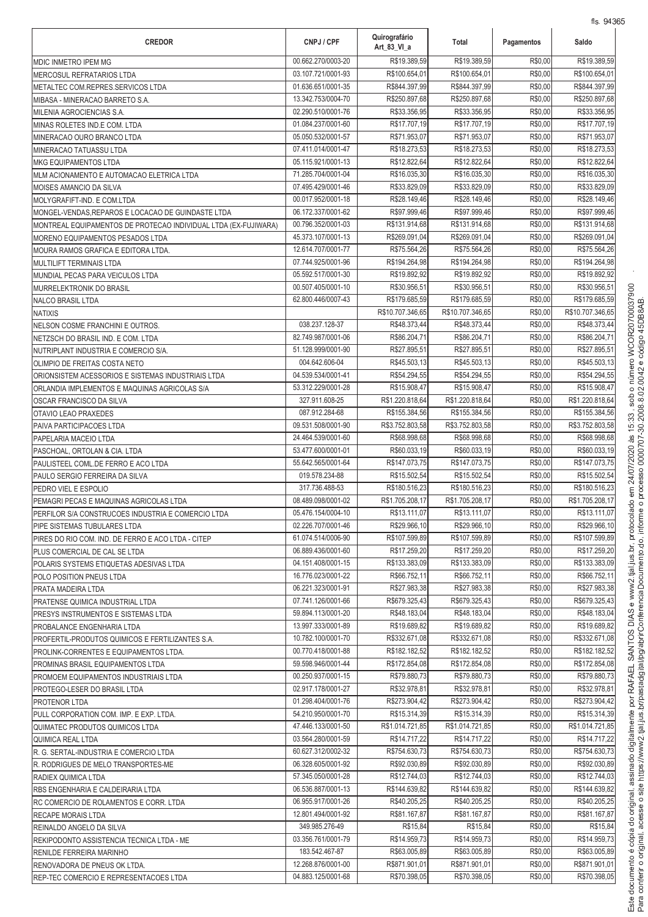| CREDOR | CNPJ / CPF | Quirografário Art_83_VI_a | Total | Pagamentos | Saldo |
|---|---|---|---|---|---|
| MDIC INMETRO IPEM MG | 00.662.270/0003-20 | R$19.389,59 | R$19.389,59 | R$0,00 | R$19.389,59 |
| MERCOSUL REFRATARIOS LTDA | 03.107.721/0001-93 | R$100.654,01 | R$100.654,01 | R$0,00 | R$100.654,01 |
| METALTEC COM.REPRES.SERVICOS LTDA | 01.636.651/0001-35 | R$844.397,99 | R$844.397,99 | R$0,00 | R$844.397,99 |
| MIBASA - MINERACAO BARRETO S.A. | 13.342.753/0004-70 | R$250.897,68 | R$250.897,68 | R$0,00 | R$250.897,68 |
| MILENIA AGROCIENCIAS S.A. | 02.290.510/0001-76 | R$33.356,95 | R$33.356,95 | R$0,00 | R$33.356,95 |
| MINAS ROLETES IND.E COM. LTDA | 01.084.237/0001-60 | R$17.707,19 | R$17.707,19 | R$0,00 | R$17.707,19 |
| MINERACAO OURO BRANCO LTDA | 05.050.532/0001-57 | R$71.953,07 | R$71.953,07 | R$0,00 | R$71.953,07 |
| MINERACAO TATUASSU LTDA | 07.411.014/0001-47 | R$18.273,53 | R$18.273,53 | R$0,00 | R$18.273,53 |
| MKG EQUIPAMENTOS LTDA | 05.115.921/0001-13 | R$12.822,64 | R$12.822,64 | R$0,00 | R$12.822,64 |
| MLM ACIONAMENTO E AUTOMACAO ELETRICA LTDA | 71.285.704/0001-04 | R$16.035,30 | R$16.035,30 | R$0,00 | R$16.035,30 |
| MOISES AMANCIO DA SILVA | 07.495.429/0001-46 | R$33.829,09 | R$33.829,09 | R$0,00 | R$33.829,09 |
| MOLYGRAFIFT-IND. E COM.LTDA | 00.017.952/0001-18 | R$28.149,46 | R$28.149,46 | R$0,00 | R$28.149,46 |
| MONGEL-VENDAS,REPAROS E LOCACAO DE GUINDASTE LTDA | 06.172.337/0001-62 | R$97.999,46 | R$97.999,46 | R$0,00 | R$97.999,46 |
| MONTREAL EQUIPAMENTOS DE PROTECAO INDIVIDUAL LTDA (EX-FUJIWARA) | 00.796.352/0001-03 | R$131.914,68 | R$131.914,68 | R$0,00 | R$131.914,68 |
| MORENO EQUIPAMENTOS PESADOS LTDA | 45.373.107/0001-13 | R$269.091,04 | R$269.091,04 | R$0,00 | R$269.091,04 |
| MOURA RAMOS GRAFICA E EDITORA LTDA. | 12.614.707/0001-77 | R$75.564,26 | R$75.564,26 | R$0,00 | R$75.564,26 |
| MULTILIFT TERMINAIS LTDA | 07.744.925/0001-96 | R$194.264,98 | R$194.264,98 | R$0,00 | R$194.264,98 |
| MUNDIAL PECAS PARA VEICULOS LTDA | 05.592.517/0001-30 | R$19.892,92 | R$19.892,92 | R$0,00 | R$19.892,92 |
| MURRELEKTRONIK DO BRASIL | 00.507.405/0001-10 | R$30.956,51 | R$30.956,51 | R$0,00 | R$30.956,51 |
| NALCO BRASIL LTDA | 62.800.446/0007-43 | R$179.685,59 | R$179.685,59 | R$0,00 | R$179.685,59 |
| NATIXIS | | R$10.707.346,65 | R$10.707.346,65 | R$0,00 | R$10.707.346,65 |
| NELSON COSME FRANCHINI E OUTROS. | 038.237.128-37 | R$48.373,44 | R$48.373,44 | R$0,00 | R$48.373,44 |
| NETZSCH DO BRASIL IND. E COM. LTDA | 82.749.987/0001-06 | R$86.204,71 | R$86.204,71 | R$0,00 | R$86.204,71 |
| NUTRIPLANT INDUSTRIA E COMERCIO S/A. | 51.128.999/0001-90 | R$27.895,51 | R$27.895,51 | R$0,00 | R$27.895,51 |
| OLIMPIO DE FREITAS COSTA NETO | 004.642.606-04 | R$45.503,13 | R$45.503,13 | R$0,00 | R$45.503,13 |
| ORIONSISTEM ACESSORIOS E SISTEMAS INDUSTRIAIS LTDA | 04.539.534/0001-41 | R$54.294,55 | R$54.294,55 | R$0,00 | R$54.294,55 |
| ORLANDIA IMPLEMENTOS E MAQUINAS AGRICOLAS S/A | 53.312.229/0001-28 | R$15.908,47 | R$15.908,47 | R$0,00 | R$15.908,47 |
| OSCAR FRANCISCO DA SILVA | 327.911.608-25 | R$1.220.818,64 | R$1.220.818,64 | R$0,00 | R$1.220.818,64 |
| OTAVIO LEAO PRAXEDES | 087.912.284-68 | R$155.384,56 | R$155.384,56 | R$0,00 | R$155.384,56 |
| PAIVA PARTICIPACOES LTDA | 09.531.508/0001-90 | R$3.752.803,58 | R$3.752.803,58 | R$0,00 | R$3.752.803,58 |
| PAPELARIA MACEIO LTDA | 24.464.539/0001-60 | R$68.998,68 | R$68.998,68 | R$0,00 | R$68.998,68 |
| PASCHOAL, ORTOLAN & CIA. LTDA | 53.477.600/0001-01 | R$60.033,19 | R$60.033,19 | R$0,00 | R$60.033,19 |
| PAULISTEEL COML.DE FERRO E ACO LTDA | 55.642.565/0001-64 | R$147.073,75 | R$147.073,75 | R$0,00 | R$147.073,75 |
| PAULO SERGIO FERREIRA DA SILVA | 019.578.234-88 | R$15.502,54 | R$15.502,54 | R$0,00 | R$15.502,54 |
| PEDRO VIEL E ESPOLIO | 317.736.488-53 | R$180.516,23 | R$180.516,23 | R$0,00 | R$180.516,23 |
| PEMAGRI PECAS E MAQUINAS AGRICOLAS LTDA | 08.489.098/0001-02 | R$1.705.208,17 | R$1.705.208,17 | R$0,00 | R$1.705.208,17 |
| PERFILOR S/A CONSTRUCOES INDUSTRIA E COMERCIO LTDA | 05.476.154/0004-10 | R$13.111,07 | R$13.111,07 | R$0,00 | R$13.111,07 |
| PIPE SISTEMAS TUBULARES LTDA | 02.226.707/0001-46 | R$29.966,10 | R$29.966,10 | R$0,00 | R$29.966,10 |
| PIRES DO RIO COM. IND. DE FERRO E ACO LTDA - CITEP | 61.074.514/0006-90 | R$107.599,89 | R$107.599,89 | R$0,00 | R$107.599,89 |
| PLUS COMERCIAL DE CAL SE LTDA | 06.889.436/0001-60 | R$17.259,20 | R$17.259,20 | R$0,00 | R$17.259,20 |
| POLARIS SYSTEMS ETIQUETAS ADESIVAS LTDA | 04.151.408/0001-15 | R$133.383,09 | R$133.383,09 | R$0,00 | R$133.383,09 |
| POLO POSITION PNEUS LTDA | 16.776.023/0001-22 | R$66.752,11 | R$66.752,11 | R$0,00 | R$66.752,11 |
| PRATA MADEIRA LTDA | 06.221.323/0001-91 | R$27.983,38 | R$27.983,38 | R$0,00 | R$27.983,38 |
| PRATENSE QUIMICA INDUSTRIAL LTDA | 07.741.126/0001-66 | R$679.325,43 | R$679.325,43 | R$0,00 | R$679.325,43 |
| PRESYS INSTRUMENTOS E SISTEMAS LTDA | 59.894.113/0001-20 | R$48.183,04 | R$48.183,04 | R$0,00 | R$48.183,04 |
| PROBALANCE ENGENHARIA LTDA | 13.997.333/0001-89 | R$19.689,82 | R$19.689,82 | R$0,00 | R$19.689,82 |
| PROFERTIL-PRODUTOS QUIMICOS E FERTILIZANTES S.A. | 10.782.100/0001-70 | R$332.671,08 | R$332.671,08 | R$0,00 | R$332.671,08 |
| PROLINK-CORRENTES E EQUIPAMENTOS LTDA. | 00.770.418/0001-88 | R$182.182,52 | R$182.182,52 | R$0,00 | R$182.182,52 |
| PROMINAS BRASIL EQUIPAMENTOS LTDA | 59.598.946/0001-44 | R$172.854,08 | R$172.854,08 | R$0,00 | R$172.854,08 |
| PROMOEM EQUIPAMENTOS INDUSTRIAIS LTDA | 00.250.937/0001-15 | R$79.880,73 | R$79.880,73 | R$0,00 | R$79.880,73 |
| PROTEGO-LESER DO BRASIL LTDA | 02.917.178/0001-27 | R$32.978,81 | R$32.978,81 | R$0,00 | R$32.978,81 |
| PROTENOR LTDA | 01.298.404/0001-76 | R$273.904,42 | R$273.904,42 | R$0,00 | R$273.904,42 |
| PULL CORPORATION COM. IMP. E EXP. LTDA. | 54.210.950/0001-70 | R$15.314,39 | R$15.314,39 | R$0,00 | R$15.314,39 |
| QUIMATEC PRODUTOS QUIMICOS LTDA | 47.446.133/0001-50 | R$1.014.721,85 | R$1.014.721,85 | R$0,00 | R$1.014.721,85 |
| QUIMICA REAL LTDA | 03.564.280/0001-59 | R$14.717,22 | R$14.717,22 | R$0,00 | R$14.717,22 |
| R. G. SERTAL-INDUSTRIA E COMERCIO LTDA | 60.627.312/0002-32 | R$754.630,73 | R$754.630,73 | R$0,00 | R$754.630,73 |
| R. RODRIGUES DE MELO TRANSPORTES-ME | 06.328.605/0001-92 | R$92.030,89 | R$92.030,89 | R$0,00 | R$92.030,89 |
| RADIEX QUIMICA LTDA | 57.345.050/0001-28 | R$12.744,03 | R$12.744,03 | R$0,00 | R$12.744,03 |
| RBS ENGENHARIA E CALDEIRARIA LTDA | 06.536.887/0001-13 | R$144.639,82 | R$144.639,82 | R$0,00 | R$144.639,82 |
| RC COMERCIO DE ROLAMENTOS E CORR. LTDA | 06.955.917/0001-26 | R$40.205,25 | R$40.205,25 | R$0,00 | R$40.205,25 |
| RECAPE MORAIS LTDA | 12.801.494/0001-92 | R$81.167,87 | R$81.167,87 | R$0,00 | R$81.167,87 |
| REINALDO ANGELO DA SILVA | 349.985.276-49 | R$15,84 | R$15,84 | R$0,00 | R$15,84 |
| REKIPODONTO ASSISTENCIA TECNICA LTDA - ME | 03.356.761/0001-79 | R$14.959,73 | R$14.959,73 | R$0,00 | R$14.959,73 |
| RENILDE FERREIRA MARINHO | 183.542.467-87 | R$63.005,89 | R$63.005,89 | R$0,00 | R$63.005,89 |
| RENOVADORA DE PNEUS OK LTDA. | 12.268.876/0001-00 | R$871.901,01 | R$871.901,01 | R$0,00 | R$871.901,01 |
| REP-TEC COMERCIO E REPRESENTACOES LTDA | 04.883.125/0001-68 | R$70.398,05 | R$70.398,05 | R$0,00 | R$70.398,05 |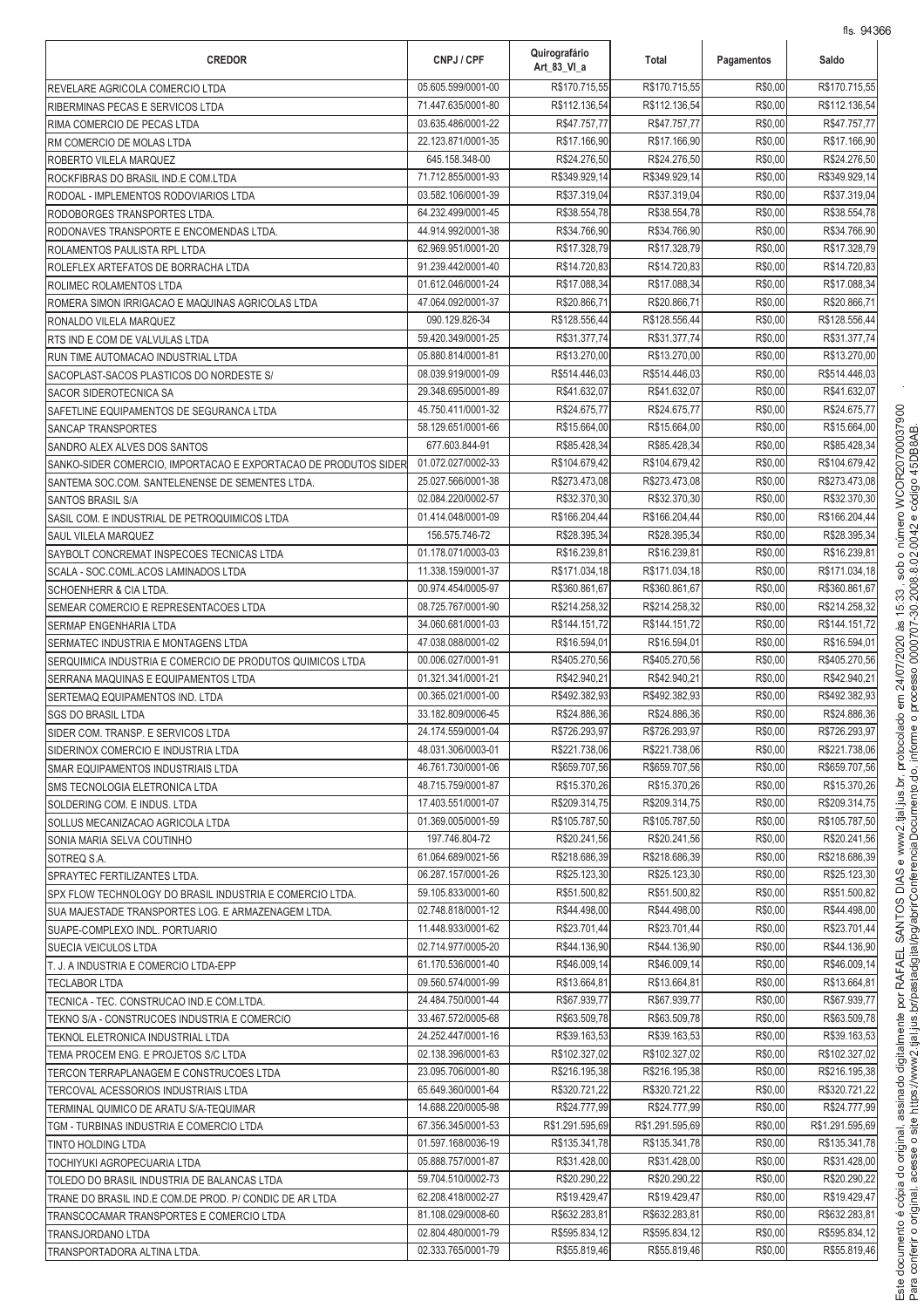| CREDOR | CNPJ / CPF | Quirografário Art_83_VI_a | Total | Pagamentos | Saldo |
|---|---|---|---|---|---|
| REVELARE AGRICOLA COMERCIO LTDA | 05.605.599/0001-00 | R$170.715,55 | R$170.715,55 | R$0,00 | R$170.715,55 |
| RIBERMINAS PECAS E SERVICOS LTDA | 71.447.635/0001-80 | R$112.136,54 | R$112.136,54 | R$0,00 | R$112.136,54 |
| RIMA COMERCIO DE PECAS LTDA | 03.635.486/0001-22 | R$47.757,77 | R$47.757,77 | R$0,00 | R$47.757,77 |
| RM COMERCIO DE MOLAS LTDA | 22.123.871/0001-35 | R$17.166,90 | R$17.166,90 | R$0,00 | R$17.166,90 |
| ROBERTO VILELA MARQUEZ | 645.158.348-00 | R$24.276,50 | R$24.276,50 | R$0,00 | R$24.276,50 |
| ROCKFIBRAS DO BRASIL IND.E COM.LTDA | 71.712.855/0001-93 | R$349.929,14 | R$349.929,14 | R$0,00 | R$349.929,14 |
| RODOAL - IMPLEMENTOS RODOVIARIOS LTDA | 03.582.106/0001-39 | R$37.319,04 | R$37.319,04 | R$0,00 | R$37.319,04 |
| RODOBORGES TRANSPORTES LTDA. | 64.232.499/0001-45 | R$38.554,78 | R$38.554,78 | R$0,00 | R$38.554,78 |
| RODONAVES TRANSPORTE E ENCOMENDAS LTDA. | 44.914.992/0001-38 | R$34.766,90 | R$34.766,90 | R$0,00 | R$34.766,90 |
| ROLAMENTOS PAULISTA RPL LTDA | 62.969.951/0001-20 | R$17.328,79 | R$17.328,79 | R$0,00 | R$17.328,79 |
| ROLEFLEX ARTEFATOS DE BORRACHA LTDA | 91.239.442/0001-40 | R$14.720,83 | R$14.720,83 | R$0,00 | R$14.720,83 |
| ROLIMEC ROLAMENTOS LTDA | 01.612.046/0001-24 | R$17.088,34 | R$17.088,34 | R$0,00 | R$17.088,34 |
| ROMERA SIMON IRRIGACAO E MAQUINAS AGRICOLAS LTDA | 47.064.092/0001-37 | R$20.866,71 | R$20.866,71 | R$0,00 | R$20.866,71 |
| RONALDO VILELA MARQUEZ | 090.129.826-34 | R$128.556,44 | R$128.556,44 | R$0,00 | R$128.556,44 |
| RTS IND E COM DE VALVULAS LTDA | 59.420.349/0001-25 | R$31.377,74 | R$31.377,74 | R$0,00 | R$31.377,74 |
| RUN TIME AUTOMACAO INDUSTRIAL LTDA | 05.880.814/0001-81 | R$13.270,00 | R$13.270,00 | R$0,00 | R$13.270,00 |
| SACOPLAST-SACOS PLASTICOS DO NORDESTE S/ | 08.039.919/0001-09 | R$514.446,03 | R$514.446,03 | R$0,00 | R$514.446,03 |
| SACOR SIDEROTECNICA SA | 29.348.695/0001-89 | R$41.632,07 | R$41.632,07 | R$0,00 | R$41.632,07 |
| SAFETLINE EQUIPAMENTOS DE SEGURANCA LTDA | 45.750.411/0001-32 | R$24.675,77 | R$24.675,77 | R$0,00 | R$24.675,77 |
| SANCAP TRANSPORTES | 58.129.651/0001-66 | R$15.664,00 | R$15.664,00 | R$0,00 | R$15.664,00 |
| SANDRO ALEX ALVES DOS SANTOS | 677.603.844-91 | R$85.428,34 | R$85.428,34 | R$0,00 | R$85.428,34 |
| SANKO-SIDER COMERCIO, IMPORTACAO E EXPORTACAO DE PRODUTOS SIDER | 01.072.027/0002-33 | R$104.679,42 | R$104.679,42 | R$0,00 | R$104.679,42 |
| SANTEMA SOC.COM. SANTELENENSE DE SEMENTES LTDA. | 25.027.566/0001-38 | R$273.473,08 | R$273.473,08 | R$0,00 | R$273.473,08 |
| SANTOS BRASIL S/A | 02.084.220/0002-57 | R$32.370,30 | R$32.370,30 | R$0,00 | R$32.370,30 |
| SASIL COM. E INDUSTRIAL DE PETROQUIMICOS LTDA | 01.414.048/0001-09 | R$166.204,44 | R$166.204,44 | R$0,00 | R$166.204,44 |
| SAUL VILELA MARQUEZ | 156.575.746-72 | R$28.395,34 | R$28.395,34 | R$0,00 | R$28.395,34 |
| SAYBOLT CONCREMAT INSPECOES TECNICAS LTDA | 01.178.071/0003-03 | R$16.239,81 | R$16.239,81 | R$0,00 | R$16.239,81 |
| SCALA - SOC.COML.ACOS LAMINADOS LTDA | 11.338.159/0001-37 | R$171.034,18 | R$171.034,18 | R$0,00 | R$171.034,18 |
| SCHOENHERR & CIA LTDA. | 00.974.454/0005-97 | R$360.861,67 | R$360.861,67 | R$0,00 | R$360.861,67 |
| SEMEAR COMERCIO E REPRESENTACOES LTDA | 08.725.767/0001-90 | R$214.258,32 | R$214.258,32 | R$0,00 | R$214.258,32 |
| SERMAP ENGENHARIA LTDA | 34.060.681/0001-03 | R$144.151,72 | R$144.151,72 | R$0,00 | R$144.151,72 |
| SERMATEC INDUSTRIA E MONTAGENS LTDA | 47.038.088/0001-02 | R$16.594,01 | R$16.594,01 | R$0,00 | R$16.594,01 |
| SERQUIMICA INDUSTRIA E COMERCIO DE PRODUTOS QUIMICOS LTDA | 00.006.027/0001-91 | R$405.270,56 | R$405.270,56 | R$0,00 | R$405.270,56 |
| SERRANA MAQUINAS E EQUIPAMENTOS LTDA | 01.321.341/0001-21 | R$42.940,21 | R$42.940,21 | R$0,00 | R$42.940,21 |
| SERTEMAQ EQUIPAMENTOS IND. LTDA | 00.365.021/0001-00 | R$492.382,93 | R$492.382,93 | R$0,00 | R$492.382,93 |
| SGS DO BRASIL LTDA | 33.182.809/0006-45 | R$24.886,36 | R$24.886,36 | R$0,00 | R$24.886,36 |
| SIDER COM. TRANSP. E SERVICOS LTDA | 24.174.559/0001-04 | R$726.293,97 | R$726.293,97 | R$0,00 | R$726.293,97 |
| SIDERINOX COMERCIO E INDUSTRIA LTDA | 48.031.306/0003-01 | R$221.738,06 | R$221.738,06 | R$0,00 | R$221.738,06 |
| SMAR EQUIPAMENTOS INDUSTRIAIS LTDA | 46.761.730/0001-06 | R$659.707,56 | R$659.707,56 | R$0,00 | R$659.707,56 |
| SMS TECNOLOGIA ELETRONICA LTDA | 48.715.759/0001-87 | R$15.370,26 | R$15.370,26 | R$0,00 | R$15.370,26 |
| SOLDERING COM. E INDUS. LTDA | 17.403.551/0001-07 | R$209.314,75 | R$209.314,75 | R$0,00 | R$209.314,75 |
| SOLLUS MECANIZACAO AGRICOLA LTDA | 01.369.005/0001-59 | R$105.787,50 | R$105.787,50 | R$0,00 | R$105.787,50 |
| SONIA MARIA SELVA COUTINHO | 197.746.804-72 | R$20.241,56 | R$20.241,56 | R$0,00 | R$20.241,56 |
| SOTREQ S.A. | 61.064.689/0021-56 | R$218.686,39 | R$218.686,39 | R$0,00 | R$218.686,39 |
| SPRAYTEC FERTILIZANTES LTDA. | 06.287.157/0001-26 | R$25.123,30 | R$25.123,30 | R$0,00 | R$25.123,30 |
| SPX FLOW TECHNOLOGY DO BRASIL INDUSTRIA E COMERCIO LTDA. | 59.105.833/0001-60 | R$51.500,82 | R$51.500,82 | R$0,00 | R$51.500,82 |
| SUA MAJESTADE TRANSPORTES LOG. E ARMAZENAGEM LTDA. | 02.748.818/0001-12 | R$44.498,00 | R$44.498,00 | R$0,00 | R$44.498,00 |
| SUAPE-COMPLEXO INDL. PORTUARIO | 11.448.933/0001-62 | R$23.701,44 | R$23.701,44 | R$0,00 | R$23.701,44 |
| SUECIA VEICULOS LTDA | 02.714.977/0005-20 | R$44.136,90 | R$44.136,90 | R$0,00 | R$44.136,90 |
| T. J. A INDUSTRIA E COMERCIO LTDA-EPP | 61.170.536/0001-40 | R$46.009,14 | R$46.009,14 | R$0,00 | R$46.009,14 |
| TECLABOR LTDA | 09.560.574/0001-99 | R$13.664,81 | R$13.664,81 | R$0,00 | R$13.664,81 |
| TECNICA - TEC. CONSTRUCAO IND.E COM.LTDA. | 24.484.750/0001-44 | R$67.939,77 | R$67.939,77 | R$0,00 | R$67.939,77 |
| TEKNO S/A - CONSTRUCOES INDUSTRIA E COMERCIO | 33.467.572/0005-68 | R$63.509,78 | R$63.509,78 | R$0,00 | R$63.509,78 |
| TEKNOL ELETRONICA INDUSTRIAL LTDA | 24.252.447/0001-16 | R$39.163,53 | R$39.163,53 | R$0,00 | R$39.163,53 |
| TEMA PROCEM ENG. E PROJETOS S/C LTDA | 02.138.396/0001-63 | R$102.327,02 | R$102.327,02 | R$0,00 | R$102.327,02 |
| TERCON TERRAPLANAGEM E CONSTRUCOES LTDA | 23.095.706/0001-80 | R$216.195,38 | R$216.195,38 | R$0,00 | R$216.195,38 |
| TERCOVAL ACESSORIOS INDUSTRIAIS LTDA | 65.649.360/0001-64 | R$320.721,22 | R$320.721,22 | R$0,00 | R$320.721,22 |
| TERMINAL QUIMICO DE ARATU S/A-TEQUIMAR | 14.688.220/0005-98 | R$24.777,99 | R$24.777,99 | R$0,00 | R$24.777,99 |
| TGM - TURBINAS INDUSTRIA E COMERCIO LTDA | 67.356.345/0001-53 | R$1.291.595,69 | R$1.291.595,69 | R$0,00 | R$1.291.595,69 |
| TINTO HOLDING LTDA | 01.597.168/0036-19 | R$135.341,78 | R$135.341,78 | R$0,00 | R$135.341,78 |
| TOCHIYUKI AGROPECUARIA LTDA | 05.888.757/0001-87 | R$31.428,00 | R$31.428,00 | R$0,00 | R$31.428,00 |
| TOLEDO DO BRASIL INDUSTRIA DE BALANCAS LTDA | 59.704.510/0002-73 | R$20.290,22 | R$20.290,22 | R$0,00 | R$20.290,22 |
| TRANE DO BRASIL IND.E COM.DE PROD. P/ CONDIC DE AR LTDA | 62.208.418/0002-27 | R$19.429,47 | R$19.429,47 | R$0,00 | R$19.429,47 |
| TRANSCOCAMAR TRANSPORTES E COMERCIO LTDA | 81.108.029/0008-60 | R$632.283,81 | R$632.283,81 | R$0,00 | R$632.283,81 |
| TRANSJORDANO LTDA | 02.804.480/0001-79 | R$595.834,12 | R$595.834,12 | R$0,00 | R$595.834,12 |
| TRANSPORTADORA ALTINA LTDA. | 02.333.765/0001-79 | R$55.819,46 | R$55.819,46 | R$0,00 | R$55.819,46 |

Este documento é cópia do original, assinado digitalmente por RAFAEL SANTOS DIAS e www2.tjal.jus.br, protocolado em 24/07/2020 às 15:33 , sob o número WCOR20700037900. Para conferir o original, acesse o site https://www2.tjal.jus.br/pastadigital/pg/abrirConferenciaDocumento.do, informe o processo 0000707-30.2008.8.02.0042 e código 45DB8AB.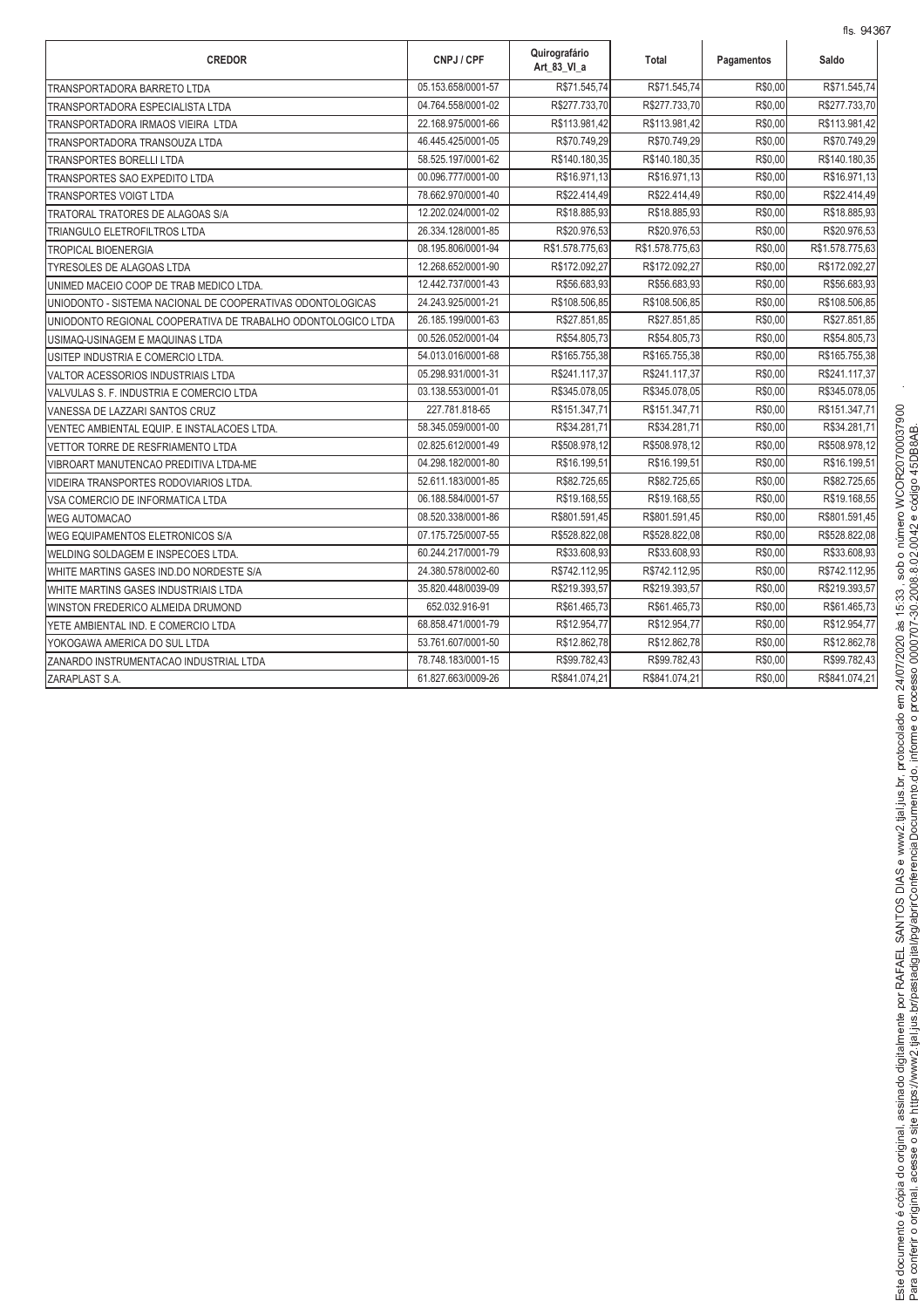| CREDOR | CNPJ / CPF | Quirografário Art_83_VI_a | Total | Pagamentos | Saldo |
|---|---|---|---|---|---|
| TRANSPORTADORA BARRETO LTDA | 05.153.658/0001-57 | R$71.545,74 | R$71.545,74 | R$0,00 | R$71.545,74 |
| TRANSPORTADORA ESPECIALISTA LTDA | 04.764.558/0001-02 | R$277.733,70 | R$277.733,70 | R$0,00 | R$277.733,70 |
| TRANSPORTADORA IRMAOS VIEIRA LTDA | 22.168.975/0001-66 | R$113.981,42 | R$113.981,42 | R$0,00 | R$113.981,42 |
| TRANSPORTADORA TRANSOUZA LTDA | 46.445.425/0001-05 | R$70.749,29 | R$70.749,29 | R$0,00 | R$70.749,29 |
| TRANSPORTES BORELLI LTDA | 58.525.197/0001-62 | R$140.180,35 | R$140.180,35 | R$0,00 | R$140.180,35 |
| TRANSPORTES SAO EXPEDITO LTDA | 00.096.777/0001-00 | R$16.971,13 | R$16.971,13 | R$0,00 | R$16.971,13 |
| TRANSPORTES VOIGT LTDA | 78.662.970/0001-40 | R$22.414,49 | R$22.414,49 | R$0,00 | R$22.414,49 |
| TRATORAL TRATORES DE ALAGOAS S/A | 12.202.024/0001-02 | R$18.885,93 | R$18.885,93 | R$0,00 | R$18.885,93 |
| TRIANGULO ELETROFILTROS LTDA | 26.334.128/0001-85 | R$20.976,53 | R$20.976,53 | R$0,00 | R$20.976,53 |
| TROPICAL BIOENERGIA | 08.195.806/0001-94 | R$1.578.775,63 | R$1.578.775,63 | R$0,00 | R$1.578.775,63 |
| TYRESOLES DE ALAGOAS LTDA | 12.268.652/0001-90 | R$172.092,27 | R$172.092,27 | R$0,00 | R$172.092,27 |
| UNIMED MACEIO COOP DE TRAB MEDICO LTDA. | 12.442.737/0001-43 | R$56.683,93 | R$56.683,93 | R$0,00 | R$56.683,93 |
| UNIODONTO - SISTEMA NACIONAL DE COOPERATIVAS ODONTOLOGICAS | 24.243.925/0001-21 | R$108.506,85 | R$108.506,85 | R$0,00 | R$108.506,85 |
| UNIODONTO REGIONAL COOPERATIVA DE TRABALHO ODONTOLOGICO LTDA | 26.185.199/0001-63 | R$27.851,85 | R$27.851,85 | R$0,00 | R$27.851,85 |
| USIMAQ-USINAGEM E MAQUINAS LTDA | 00.526.052/0001-04 | R$54.805,73 | R$54.805,73 | R$0,00 | R$54.805,73 |
| USITEP INDUSTRIA E COMERCIO LTDA. | 54.013.016/0001-68 | R$165.755,38 | R$165.755,38 | R$0,00 | R$165.755,38 |
| VALTOR ACESSORIOS INDUSTRIAIS LTDA | 05.298.931/0001-31 | R$241.117,37 | R$241.117,37 | R$0,00 | R$241.117,37 |
| VALVULAS S. F. INDUSTRIA E COMERCIO LTDA | 03.138.553/0001-01 | R$345.078,05 | R$345.078,05 | R$0,00 | R$345.078,05 |
| VANESSA DE LAZZARI SANTOS CRUZ | 227.781.818-65 | R$151.347,71 | R$151.347,71 | R$0,00 | R$151.347,71 |
| VENTEC AMBIENTAL EQUIP. E INSTALACOES LTDA. | 58.345.059/0001-00 | R$34.281,71 | R$34.281,71 | R$0,00 | R$34.281,71 |
| VETTOR TORRE DE RESFRIAMENTO LTDA | 02.825.612/0001-49 | R$508.978,12 | R$508.978,12 | R$0,00 | R$508.978,12 |
| VIBROART MANUTENCAO PREDITIVA LTDA-ME | 04.298.182/0001-80 | R$16.199,51 | R$16.199,51 | R$0,00 | R$16.199,51 |
| VIDEIRA TRANSPORTES RODOVIARIOS LTDA. | 52.611.183/0001-85 | R$82.725,65 | R$82.725,65 | R$0,00 | R$82.725,65 |
| VSA COMERCIO DE INFORMATICA LTDA | 06.188.584/0001-57 | R$19.168,55 | R$19.168,55 | R$0,00 | R$19.168,55 |
| WEG AUTOMACAO | 08.520.338/0001-86 | R$801.591,45 | R$801.591,45 | R$0,00 | R$801.591,45 |
| WEG EQUIPAMENTOS ELETRONICOS S/A | 07.175.725/0007-55 | R$528.822,08 | R$528.822,08 | R$0,00 | R$528.822,08 |
| WELDING SOLDAGEM E INSPECOES LTDA. | 60.244.217/0001-79 | R$33.608,93 | R$33.608,93 | R$0,00 | R$33.608,93 |
| WHITE MARTINS GASES IND.DO NORDESTE S/A | 24.380.578/0002-60 | R$742.112,95 | R$742.112,95 | R$0,00 | R$742.112,95 |
| WHITE MARTINS GASES INDUSTRIAIS LTDA | 35.820.448/0039-09 | R$219.393,57 | R$219.393,57 | R$0,00 | R$219.393,57 |
| WINSTON FREDERICO ALMEIDA DRUMOND | 652.032.916-91 | R$61.465,73 | R$61.465,73 | R$0,00 | R$61.465,73 |
| YETE AMBIENTAL IND. E COMERCIO LTDA | 68.858.471/0001-79 | R$12.954,77 | R$12.954,77 | R$0,00 | R$12.954,77 |
| YOKOGAWA AMERICA DO SUL LTDA | 53.761.607/0001-50 | R$12.862,78 | R$12.862,78 | R$0,00 | R$12.862,78 |
| ZANARDO INSTRUMENTACAO INDUSTRIAL LTDA | 78.748.183/0001-15 | R$99.782,43 | R$99.782,43 | R$0,00 | R$99.782,43 |
| ZARAPLAST S.A. | 61.827.663/0009-26 | R$841.074,21 | R$841.074,21 | R$0,00 | R$841.074,21 |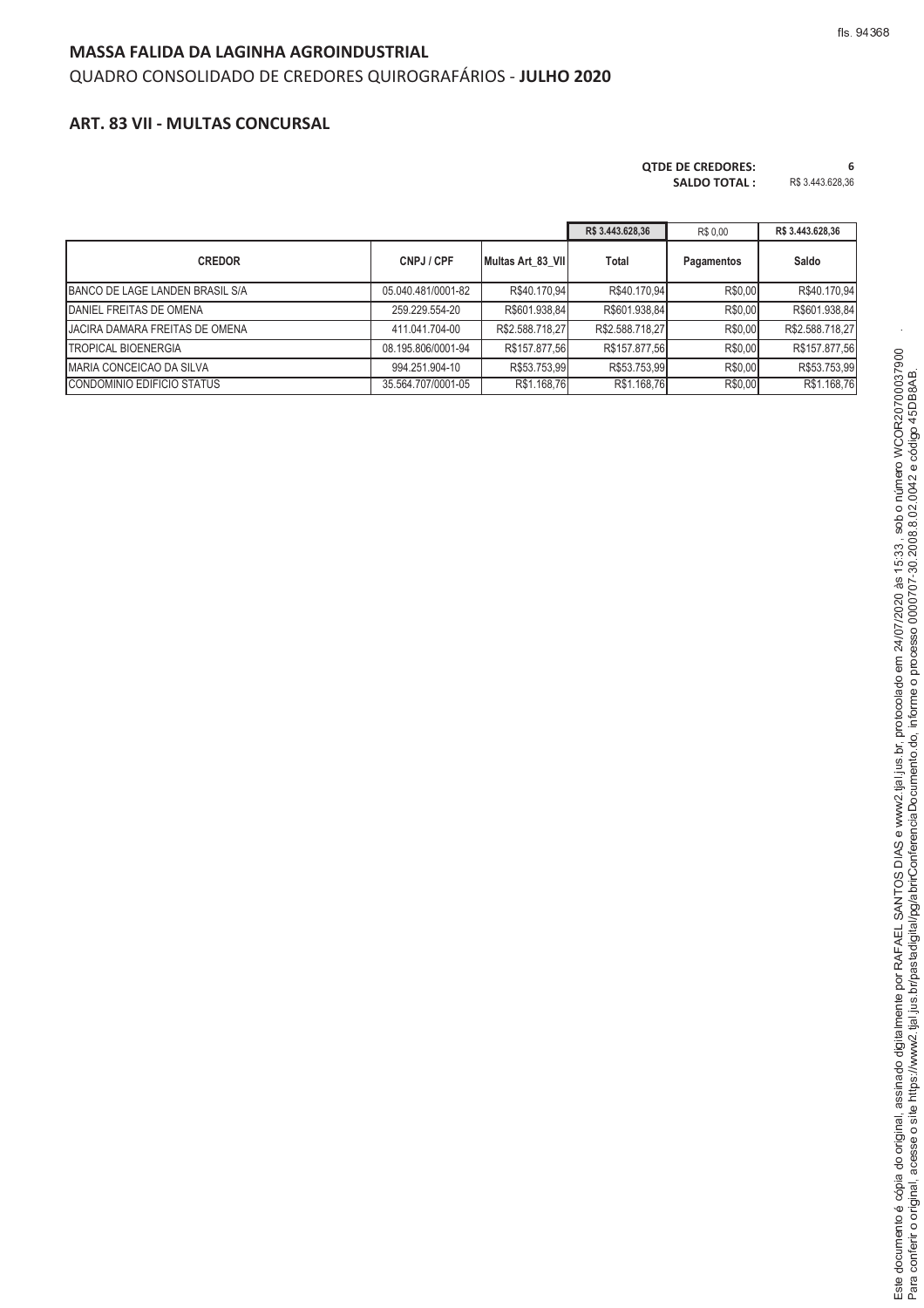## MASSA FALIDA DA LAGINHA AGROINDUSTRIAL

QUADRO CONSOLIDADO DE CREDORES QUIROGRAFÁRIOS - **JULHO 2020**

### ART. 83 VII - MULTAS CONCURSAL

**QTDE DE CREDORES:** 6
**SALDO TOTAL :** R$ 3.443.628,36

| | | | R$ 3.443.628,36 | R$ 0,00 | R$ 3.443.628,36 |
|---|---|---|---|---|---|
| **CREDOR** | **CNPJ / CPF** | **Multas Art_83_VII** | **Total** | **Pagamentos** | **Saldo** |
| BANCO DE LAGE LANDEN BRASIL S/A | 05.040.481/0001-82 | R$40.170,94 | R$40.170,94 | R$0,00 | R$40.170,94 |
| DANIEL FREITAS DE OMENA | 259.229.554-20 | R$601.938,84 | R$601.938,84 | R$0,00 | R$601.938,84 |
| JACIRA DAMARA FREITAS DE OMENA | 411.041.704-00 | R$2.588.718,27 | R$2.588.718,27 | R$0,00 | R$2.588.718,27 |
| TROPICAL BIOENERGIA | 08.195.806/0001-94 | R$157.877,56 | R$157.877,56 | R$0,00 | R$157.877,56 |
| MARIA CONCEICAO DA SILVA | 994.251.904-10 | R$53.753,99 | R$53.753,99 | R$0,00 | R$53.753,99 |
| CONDOMINIO EDIFICIO STATUS | 35.564.707/0001-05 | R$1.168,76 | R$1.168,76 | R$0,00 | R$1.168,76 |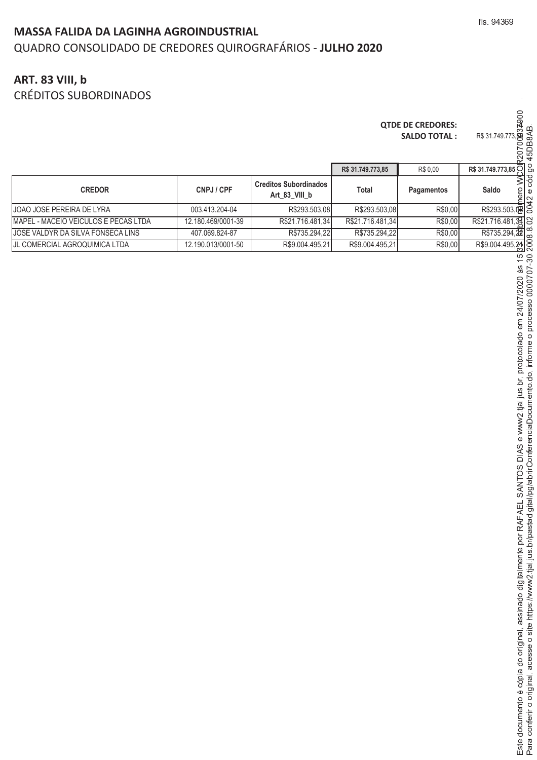# MASSA FALIDA DA LAGINHA AGROINDUSTRIAL

QUADRO CONSOLIDADO DE CREDORES QUIROGRAFÁRIOS - **JULHO 2020**

## ART. 83 VIII, b

CRÉDITOS SUBORDINADOS

**QTDE DE CREDORES:**

**SALDO TOTAL :** R$ 31.749.773,85

| CREDOR | CNPJ / CPF | Creditos Subordinados Art_83_VIII_b | Total | Pagamentos | Saldo |
|---|---|---|---|---|---|
| | | | R$ 31.749.773,85 | R$ 0,00 | R$ 31.749.773,85 |
| JOAO JOSE PEREIRA DE LYRA | 003.413.204-04 | R$293.503,08 | R$293.503,08 | R$0,00 | R$293.503,08 |
| MAPEL - MACEIO VEICULOS E PECAS LTDA | 12.180.469/0001-39 | R$21.716.481,34 | R$21.716.481,34 | R$0,00 | R$21.716.481,34 |
| JOSE VALDYR DA SILVA FONSECA LINS | 407.069.824-87 | R$735.294,22 | R$735.294,22 | R$0,00 | R$735.294,22 |
| JL COMERCIAL AGROQUIMICA LTDA | 12.190.013/0001-50 | R$9.004.495,21 | R$9.004.495,21 | R$0,00 | R$9.004.495,21 |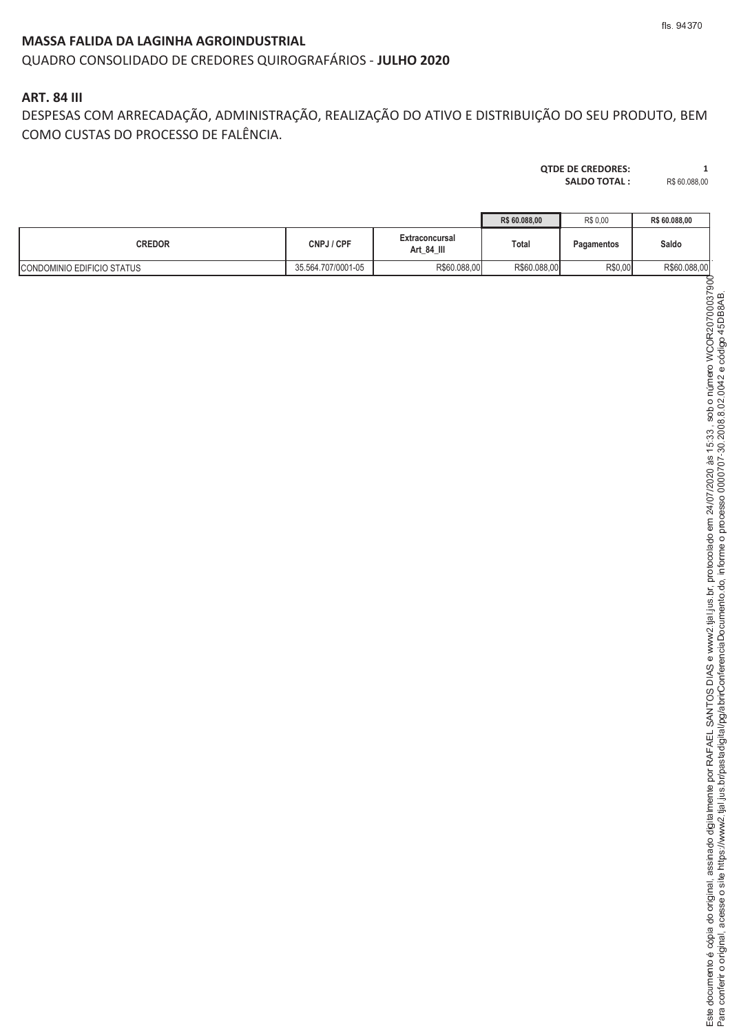**MASSA FALIDA DA LAGINHA AGROINDUSTRIAL**

QUADRO CONSOLIDADO DE CREDORES QUIROGRAFÁRIOS - **JULHO 2020**

**ART. 84 III**

DESPESAS COM ARRECADAÇÃO, ADMINISTRAÇÃO, REALIZAÇÃO DO ATIVO E DISTRIBUIÇÃO DO SEU PRODUTO, BEM COMO CUSTAS DO PROCESSO DE FALÊNCIA.

**QTDE DE CREDORES:** 1
**SALDO TOTAL :** R$ 60.088,00

| | | | R$ 60.088,00 | R$ 0,00 | R$ 60.088,00 |
|---|---|---|---|---|---|
| **CREDOR** | **CNPJ / CPF** | **Extraconcursal Art_84_III** | **Total** | **Pagamentos** | **Saldo** |
| CONDOMINIO EDIFICIO STATUS | 35.564.707/0001-05 | R$60.088,00 | R$60.088,00 | R$0,00 | R$60.088,00 |

Este documento é cópia do original, assinado digitalmente por RAFAEL SANTOS DIAS e www2.tjal.jus.br, protocolado em 24/07/2020 às 15:33 , sob o número WCOR20700037900. Para conferir o original, acesse o site https://www2.tjal.jus.br/pastadigital/pg/abrirConferenciaDocumento.do, informe o processo 0000707-30.2008.8.02.0042 e código 45DB8AB.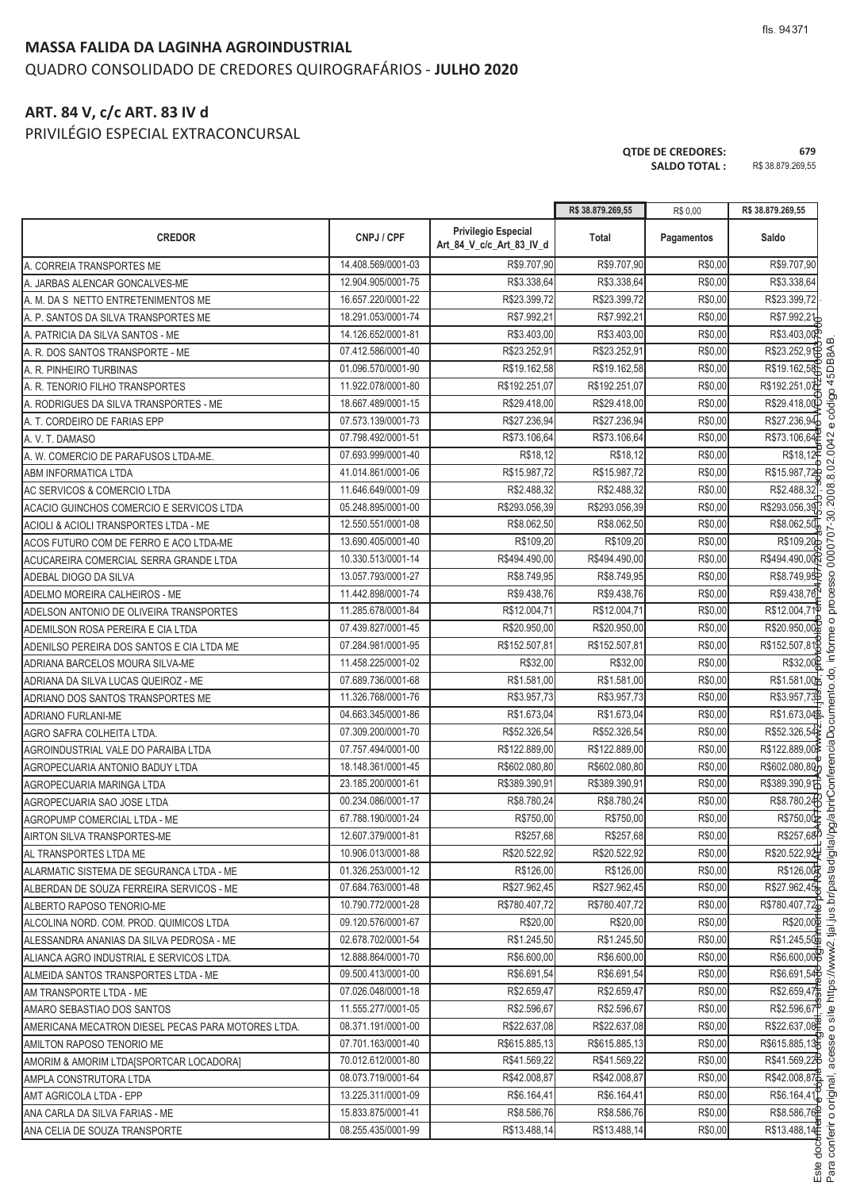## MASSA FALIDA DA LAGINHA AGROINDUSTRIAL

QUADRO CONSOLIDADO DE CREDORES QUIROGRAFÁRIOS - **JULHO 2020**

## ART. 84 V, c/c ART. 83 IV d

PRIVILÉGIO ESPECIAL EXTRACONCURSAL

**QTDE DE CREDORES:** 679
**SALDO TOTAL :** R$ 38.879.269,55

| | | | R$ 38.879.269,55 | R$ 0,00 | R$ 38.879.269,55 |
|---|---|---|---|---|---|
| **CREDOR** | **CNPJ / CPF** | **Privilegio Especial Art_84_V_c/c_Art_83_IV_d** | **Total** | **Pagamentos** | **Saldo** |
| A. CORREIA TRANSPORTES ME | 14.408.569/0001-03 | R$9.707,90 | R$9.707,90 | R$0,00 | R$9.707,90 |
| A. JARBAS ALENCAR GONCALVES-ME | 12.904.905/0001-75 | R$3.338,64 | R$3.338,64 | R$0,00 | R$3.338,64 |
| A. M. DA S NETTO ENTRETENIMENTOS ME | 16.657.220/0001-22 | R$23.399,72 | R$23.399,72 | R$0,00 | R$23.399,72 |
| A. P. SANTOS DA SILVA TRANSPORTES ME | 18.291.053/0001-74 | R$7.992,21 | R$7.992,21 | R$0,00 | R$7.992,21 |
| A. PATRICIA DA SILVA SANTOS - ME | 14.126.652/0001-81 | R$3.403,00 | R$3.403,00 | R$0,00 | R$3.403,00 |
| A. R. DOS SANTOS TRANSPORTE - ME | 07.412.586/0001-40 | R$23.252,91 | R$23.252,91 | R$0,00 | R$23.252,91 |
| A. R. PINHEIRO TURBINAS | 01.096.570/0001-90 | R$19.162,58 | R$19.162,58 | R$0,00 | R$19.162,58 |
| A. R. TENORIO FILHO TRANSPORTES | 11.922.078/0001-80 | R$192.251,07 | R$192.251,07 | R$0,00 | R$192.251,07 |
| A. RODRIGUES DA SILVA TRANSPORTES - ME | 18.667.489/0001-15 | R$29.418,00 | R$29.418,00 | R$0,00 | R$29.418,00 |
| A. T. CORDEIRO DE FARIAS EPP | 07.573.139/0001-73 | R$27.236,94 | R$27.236,94 | R$0,00 | R$27.236,94 |
| A. V. T. DAMASO | 07.798.492/0001-51 | R$73.106,64 | R$73.106,64 | R$0,00 | R$73.106,64 |
| A. W. COMERCIO DE PARAFUSOS LTDA-ME. | 07.693.999/0001-40 | R$18,12 | R$18,12 | R$0,00 | R$18,12 |
| ABM INFORMATICA LTDA | 41.014.861/0001-06 | R$15.987,72 | R$15.987,72 | R$0,00 | R$15.987,72 |
| AC SERVICOS & COMERCIO LTDA | 11.646.649/0001-09 | R$2.488,32 | R$2.488,32 | R$0,00 | R$2.488,32 |
| ACACIO GUINCHOS COMERCIO E SERVICOS LTDA | 05.248.895/0001-00 | R$293.056,39 | R$293.056,39 | R$0,00 | R$293.056,39 |
| ACIOLI & ACIOLI TRANSPORTES LTDA - ME | 12.550.551/0001-08 | R$8.062,50 | R$8.062,50 | R$0,00 | R$8.062,50 |
| ACOS FUTURO COM DE FERRO E ACO LTDA-ME | 13.690.405/0001-40 | R$109,20 | R$109,20 | R$0,00 | R$109,20 |
| ACUCAREIRA COMERCIAL SERRA GRANDE LTDA | 10.330.513/0001-14 | R$494.490,00 | R$494.490,00 | R$0,00 | R$494.490,00 |
| ADEBAL DIOGO DA SILVA | 13.057.793/0001-27 | R$8.749,95 | R$8.749,95 | R$0,00 | R$8.749,95 |
| ADELMO MOREIRA CALHEIROS - ME | 11.442.898/0001-74 | R$9.438,76 | R$9.438,76 | R$0,00 | R$9.438,76 |
| ADELSON ANTONIO DE OLIVEIRA TRANSPORTES | 11.285.678/0001-84 | R$12.004,71 | R$12.004,71 | R$0,00 | R$12.004,71 |
| ADEMILSON ROSA PEREIRA E CIA LTDA | 07.439.827/0001-45 | R$20.950,00 | R$20.950,00 | R$0,00 | R$20.950,00 |
| ADENILSO PEREIRA DOS SANTOS E CIA LTDA ME | 07.284.981/0001-95 | R$152.507,81 | R$152.507,81 | R$0,00 | R$152.507,81 |
| ADRIANA BARCELOS MOURA SILVA-ME | 11.458.225/0001-02 | R$32,00 | R$32,00 | R$0,00 | R$32,00 |
| ADRIANA DA SILVA LUCAS QUEIROZ - ME | 07.689.736/0001-68 | R$1.581,00 | R$1.581,00 | R$0,00 | R$1.581,00 |
| ADRIANO DOS SANTOS TRANSPORTES ME | 11.326.768/0001-76 | R$3.957,73 | R$3.957,73 | R$0,00 | R$3.957,73 |
| ADRIANO FURLANI-ME | 04.663.345/0001-86 | R$1.673,04 | R$1.673,04 | R$0,00 | R$1.673,04 |
| AGRO SAFRA COLHEITA LTDA. | 07.309.200/0001-70 | R$52.326,54 | R$52.326,54 | R$0,00 | R$52.326,54 |
| AGROINDUSTRIAL VALE DO PARAIBA LTDA | 07.757.494/0001-00 | R$122.889,00 | R$122.889,00 | R$0,00 | R$122.889,00 |
| AGROPECUARIA ANTONIO BADUY LTDA | 18.148.361/0001-45 | R$602.080,80 | R$602.080,80 | R$0,00 | R$602.080,80 |
| AGROPECUARIA MARINGA LTDA | 23.185.200/0001-61 | R$389.390,91 | R$389.390,91 | R$0,00 | R$389.390,91 |
| AGROPECUARIA SAO JOSE LTDA | 00.234.086/0001-17 | R$8.780,24 | R$8.780,24 | R$0,00 | R$8.780,24 |
| AGROPUMP COMERCIAL LTDA - ME | 67.788.190/0001-24 | R$750,00 | R$750,00 | R$0,00 | R$750,00 |
| AIRTON SILVA TRANSPORTES-ME | 12.607.379/0001-81 | R$257,68 | R$257,68 | R$0,00 | R$257,68 |
| AL TRANSPORTES LTDA ME | 10.906.013/0001-88 | R$20.522,92 | R$20.522,92 | R$0,00 | R$20.522,92 |
| ALARMATIC SISTEMA DE SEGURANCA LTDA - ME | 01.326.253/0001-12 | R$126,00 | R$126,00 | R$0,00 | R$126,00 |
| ALBERDAN DE SOUZA FERREIRA SERVICOS - ME | 07.684.763/0001-48 | R$27.962,45 | R$27.962,45 | R$0,00 | R$27.962,45 |
| ALBERTO RAPOSO TENORIO-ME | 10.790.772/0001-28 | R$780.407,72 | R$780.407,72 | R$0,00 | R$780.407,72 |
| ALCOLINA NORD. COM. PROD. QUIMICOS LTDA | 09.120.576/0001-67 | R$20,00 | R$20,00 | R$0,00 | R$20,00 |
| ALESSANDRA ANANIAS DA SILVA PEDROSA - ME | 02.678.702/0001-54 | R$1.245,50 | R$1.245,50 | R$0,00 | R$1.245,50 |
| ALIANCA AGRO INDUSTRIAL E SERVICOS LTDA. | 12.888.864/0001-70 | R$6.600,00 | R$6.600,00 | R$0,00 | R$6.600,00 |
| ALMEIDA SANTOS TRANSPORTES LTDA - ME | 09.500.413/0001-00 | R$6.691,54 | R$6.691,54 | R$0,00 | R$6.691,54 |
| AM TRANSPORTE LTDA - ME | 07.026.048/0001-18 | R$2.659,47 | R$2.659,47 | R$0,00 | R$2.659,47 |
| AMARO SEBASTIAO DOS SANTOS | 11.555.277/0001-05 | R$2.596,67 | R$2.596,67 | R$0,00 | R$2.596,67 |
| AMERICANA MECATRON DIESEL PECAS PARA MOTORES LTDA. | 08.371.191/0001-00 | R$22.637,08 | R$22.637,08 | R$0,00 | R$22.637,08 |
| AMILTON RAPOSO TENORIO ME | 07.701.163/0001-40 | R$615.885,13 | R$615.885,13 | R$0,00 | R$615.885,13 |
| AMORIM & AMORIM LTDA[SPORTCAR LOCADORA] | 70.012.612/0001-80 | R$41.569,22 | R$41.569,22 | R$0,00 | R$41.569,22 |
| AMPLA CONSTRUTORA LTDA | 08.073.719/0001-64 | R$42.008,87 | R$42.008,87 | R$0,00 | R$42.008,87 |
| AMT AGRICOLA LTDA - EPP | 13.225.311/0001-09 | R$6.164,41 | R$6.164,41 | R$0,00 | R$6.164,41 |
| ANA CARLA DA SILVA FARIAS - ME | 15.833.875/0001-41 | R$8.586,76 | R$8.586,76 | R$0,00 | R$8.586,76 |
| ANA CELIA DE SOUZA TRANSPORTE | 08.255.435/0001-99 | R$13.488,14 | R$13.488,14 | R$0,00 | R$13.488,14 |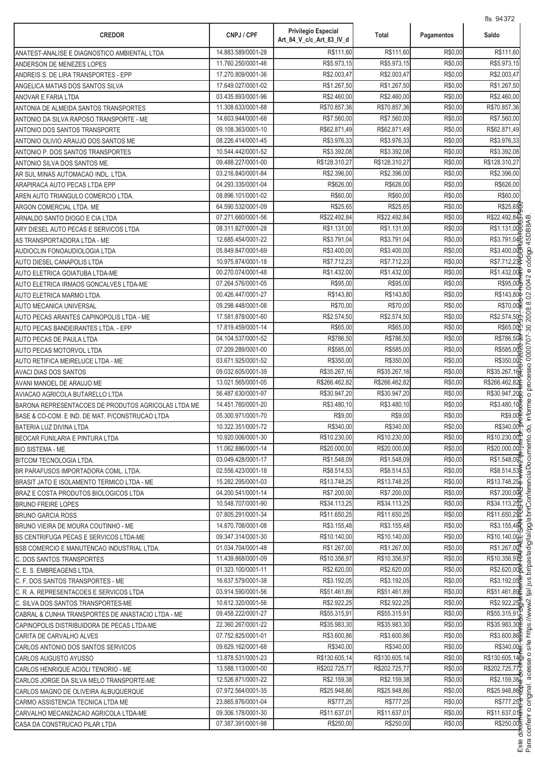| CREDOR | CNPJ / CPF | Privilegio Especial Art_84_V_c/c_Art_83_IV_d | Total | Pagamentos | Saldo |
|---|---|---|---|---|---|
| ANATEST-ANALISE E DIAGNOSTICO AMBIENTAL LTDA | 14.883.589/0001-28 | R$111,60 | R$111,60 | R$0,00 | R$111,60 |
| ANDERSON DE MENEZES LOPES | 11.760.250/0001-46 | R$5.973,15 | R$5.973,15 | R$0,00 | R$5.973,15 |
| ANDREIS S. DE LIRA TRANSPORTES - EPP | 17.270.809/0001-36 | R$2.003,47 | R$2.003,47 | R$0,00 | R$2.003,47 |
| ANGELICA MATIAS DOS SANTOS SILVA | 17.649.027/0001-02 | R$1.267,50 | R$1.267,50 | R$0,00 | R$1.267,50 |
| ANOVAR E FARIA LTDA | 03.435.893/0001-96 | R$2.460,00 | R$2.460,00 | R$0,00 | R$2.460,00 |
| ANTONIA DE ALMEIDA SANTOS TRANSPORTES | 11.308.633/0001-88 | R$70.857,36 | R$70.857,36 | R$0,00 | R$70.857,36 |
| ANTONIO DA SILVA RAPOSO TRANSPORTE - ME | 14.603.944/0001-68 | R$7.560,00 | R$7.560,00 | R$0,00 | R$7.560,00 |
| ANTONIO DOS SANTOS TRANSPORTE | 09.108.363/0001-10 | R$62.871,49 | R$62.871,49 | R$0,00 | R$62.871,49 |
| ANTONIO OLIVIO ARAUJO DOS SANTOS ME | 08.226.414/0001-45 | R$3.976,33 | R$3.976,33 | R$0,00 | R$3.976,33 |
| ANTONIO P. DOS SANTOS TRANSPORTES | 10.544.442/0001-52 | R$3.392,08 | R$3.392,08 | R$0,00 | R$3.392,08 |
| ANTONIO SILVA DOS SANTOS ME. | 09.488.227/0001-00 | R$128.310,27 | R$128.310,27 | R$0,00 | R$128.310,27 |
| AR SUL MINAS AUTOMACAO INDL. LTDA. | 03.216.840/0001-84 | R$2.396,00 | R$2.396,00 | R$0,00 | R$2.396,00 |
| ARAPIRACA AUTO PECAS LTDA EPP | 04.293.335/0001-04 | R$626,00 | R$626,00 | R$0,00 | R$626,00 |
| AREN AUTO TRIANGULO COMERCIO LTDA. | 08.896.101/0001-02 | R$60,00 | R$60,00 | R$0,00 | R$60,00 |
| ARGON COMERCIAL LTDA. ME | 64.590.532/0001-09 | R$25,65 | R$25,65 | R$0,00 | R$25,65 |
| ARNALDO SANTO DIOGO E CIA LTDA | 07.271.660/0001-56 | R$22.492,84 | R$22.492,84 | R$0,00 | R$22.492,84 |
| ARY DIESEL AUTO PECAS E SERVICOS LTDA | 08.311.827/0001-28 | R$1.131,00 | R$1.131,00 | R$0,00 | R$1.131,00 |
| AS TRANSPORTADORA LTDA - ME | 12.685.454/0001-22 | R$3.791,04 | R$3.791,04 | R$0,00 | R$3.791,04 |
| AUDIOCLIN FONOAUDIOLOGIA LTDA | 05.849.847/0001-69 | R$3.400,00 | R$3.400,00 | R$0,00 | R$3.400,00 |
| AUTO DIESEL CANAPOLIS LTDA | 10.975.874/0001-18 | R$7.712,23 | R$7.712,23 | R$0,00 | R$7.712,23 |
| AUTO ELETRICA GOIATUBA LTDA-ME | 00.270.074/0001-48 | R$1.432,00 | R$1.432,00 | R$0,00 | R$1.432,00 |
| AUTO ELETRICA IRMAOS GONCALVES LTDA-ME | 07.264.576/0001-05 | R$95,00 | R$95,00 | R$0,00 | R$95,00 |
| AUTO ELETRICA MARMO LTDA. | 00.426.447/0001-27 | R$143,80 | R$143,80 | R$0,00 | R$143,80 |
| AUTO MECANICA UNIVERSAL | 09.298.448/0001-08 | R$70,00 | R$70,00 | R$0,00 | R$70,00 |
| AUTO PECAS ARANTES CAPINOPOLIS LTDA - ME | 17.581.878/0001-60 | R$2.574,50 | R$2.574,50 | R$0,00 | R$2.574,50 |
| AUTO PECAS BANDEIRANTES LTDA. - EPP | 17.819.459/0001-14 | R$65,00 | R$65,00 | R$0,00 | R$65,00 |
| AUTO PECAS DE PAULA LTDA | 04.104.537/0001-52 | R$786,50 | R$786,50 | R$0,00 | R$786,50 |
| AUTO PECAS MOTORVOL LTDA | 07.209.289/0001-00 | R$585,00 | R$585,00 | R$0,00 | R$585,00 |
| AUTO RETIFICA MEIRELUCE LTDA - ME | 03.671.925/0001-52 | R$350,00 | R$350,00 | R$0,00 | R$350,00 |
| AVACI DIAS DOS SANTOS | 09.032.605/0001-39 | R$35.267,16 | R$35.267,16 | R$0,00 | R$35.267,16 |
| AVANI MANOEL DE ARAUJO ME | 13.021.565/0001-05 | R$266.462,82 | R$266.462,82 | R$0,00 | R$266.462,82 |
| AVIACAO AGRICOLA BUTARELLO LTDA | 56.487.630/0001-97 | R$30.947,20 | R$30.947,20 | R$0,00 | R$30.947,20 |
| BARONA REPRESENTACOES DE PRODUTOS AGRICOLAS LTDA ME | 14.451.760/0001-20 | R$3.480,10 | R$3.480,10 | R$0,00 | R$3.480,10 |
| BASE & CO-COM. E IND. DE MAT. P/CONSTRUCAO LTDA | 05.300.971/0001-70 | R$9,00 | R$9,00 | R$0,00 | R$9,00 |
| BATERIA LUZ DIVINA LTDA | 10.322.351/0001-72 | R$340,00 | R$340,00 | R$0,00 | R$340,00 |
| BEOCAR FUNILARIA E PINTURA LTDA | 10.920.006/0001-30 | R$10.230,00 | R$10.230,00 | R$0,00 | R$10.230,00 |
| BIO SISTEMA - ME | 11.062.886/0001-14 | R$20.000,00 | R$20.000,00 | R$0,00 | R$20.000,00 |
| BITCOM TECNOLOGIA LTDA. | 03.049.428/0001-17 | R$1.548,09 | R$1.548,09 | R$0,00 | R$1.548,09 |
| BR PARAFUSOS IMPORTADORA COML. LTDA. | 02.556.423/0001-18 | R$8.514,53 | R$8.514,53 | R$0,00 | R$8.514,53 |
| BRASIT JATO E ISOLAMENTO TERMICO LTDA - ME | 15.282.295/0001-03 | R$13.748,25 | R$13.748,25 | R$0,00 | R$13.748,25 |
| BRAZ E COSTA PRODUTOS BIOLOGICOS LTDA | 04.200.541/0001-14 | R$7.200,00 | R$7.200,00 | R$0,00 | R$7.200,00 |
| BRUNO FREIRE LOPES | 10.548.707/0001-90 | R$34.113,25 | R$34.113,25 | R$0,00 | R$34.113,25 |
| BRUNO GARCIA ROSS | 07.805.291/0001-34 | R$11.650,25 | R$11.650,25 | R$0,00 | R$11.650,25 |
| BRUNO VIEIRA DE MOURA COUTINHO - ME | 14.870.708/0001-08 | R$3.155,48 | R$3.155,48 | R$0,00 | R$3.155,48 |
| BS CENTRIFUGA PECAS E SERVICOS LTDA-ME | 09.347.314/0001-30 | R$10.140,00 | R$10.140,00 | R$0,00 | R$10.140,00 |
| BSB COMERCIO E MANUTENCAO INDUSTRIAL LTDA. | 01.034.704/0001-48 | R$1.267,00 | R$1.267,00 | R$0,00 | R$1.267,00 |
| C. DOS SANTOS TRANSPORTES | 11.439.868/0001-09 | R$10.356,97 | R$10.356,97 | R$0,00 | R$10.356,97 |
| C. E. S. EMBREAGENS LTDA. | 01.323.100/0001-11 | R$2.620,00 | R$2.620,00 | R$0,00 | R$2.620,00 |
| C. F. DOS SANTOS TRANSPORTES - ME | 16.637.579/0001-38 | R$3.192,05 | R$3.192,05 | R$0,00 | R$3.192,05 |
| C. R. A. REPRESENTACOES E SERVICOS LTDA | 03.914.590/0001-56 | R$51.461,89 | R$51.461,89 | R$0,00 | R$51.461,89 |
| C. SILVA DOS SANTOS TRANSPORTES-ME | 10.612.320/0001-56 | R$2.922,25 | R$2.922,25 | R$0,00 | R$2.922,25 |
| CABRAL & CUNHA TRANSPORTES DE ANASTACIO LTDA - ME | 09.458.222/0001-27 | R$55.315,91 | R$55.315,91 | R$0,00 | R$55.315,91 |
| CAPINOPOLIS DISTRIBUIDORA DE PECAS LTDA-ME | 22.360.267/0001-22 | R$35.983,30 | R$35.983,30 | R$0,00 | R$35.983,30 |
| CARITA DE CARVALHO ALVES | 07.752.825/0001-01 | R$3.600,86 | R$3.600,86 | R$0,00 | R$3.600,86 |
| CARLOS ANTONIO DOS SANTOS SERVICOS | 09.629.162/0001-68 | R$340,00 | R$340,00 | R$0,00 | R$340,00 |
| CARLOS AUGUSTO AYUSSO | 13.878.531/0001-23 | R$130.605,14 | R$130.605,14 | R$0,00 | R$130.605,14 |
| CARLOS HENRIQUE ACIOLI TENORIO - ME | 13.588.113/0001-00 | R$202.725,77 | R$202.725,77 | R$0,00 | R$202.725,77 |
| CARLOS JORGE DA SILVA MELO TRANSPORTE-ME | 12.526.871/0001-22 | R$2.159,38 | R$2.159,38 | R$0,00 | R$2.159,38 |
| CARLOS MAGNO DE OLIVEIRA ALBUQUERQUE | 07.972.564/0001-35 | R$25.948,86 | R$25.948,86 | R$0,00 | R$25.948,86 |
| CARMO ASSISTENCIA TECNICA LTDA ME | 23.865.876/0001-04 | R$777,25 | R$777,25 | R$0,00 | R$777,25 |
| CARVALHO MECANIZACAO AGRICOLA LTDA-ME | 09.306.178/0001-30 | R$11.637,01 | R$11.637,01 | R$0,00 | R$11.637,01 |
| CASA DA CONSTRUCAO PILAR LTDA | 07.387.391/0001-98 | R$250,00 | R$250,00 | R$0,00 | R$250,00 |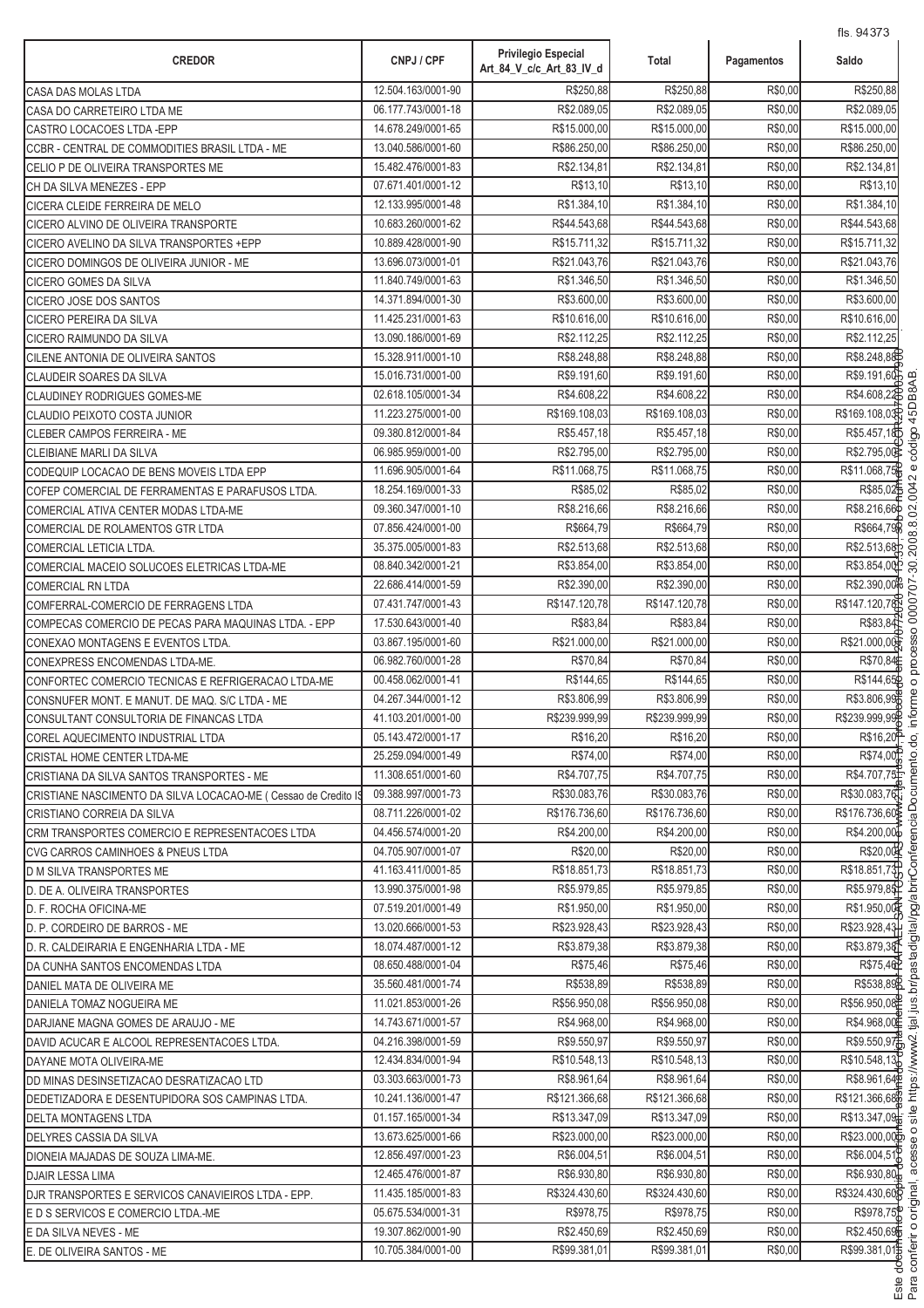| CREDOR | CNPJ / CPF | Privilegio Especial Art_84_V_c/c_Art_83_IV_d | Total | Pagamentos | Saldo |
|---|---|---|---|---|---|
| CASA DAS MOLAS LTDA | 12.504.163/0001-90 | R$250,88 | R$250,88 | R$0,00 | R$250,88 |
| CASA DO CARRETEIRO LTDA ME | 06.177.743/0001-18 | R$2.089,05 | R$2.089,05 | R$0,00 | R$2.089,05 |
| CASTRO LOCACOES LTDA -EPP | 14.678.249/0001-65 | R$15.000,00 | R$15.000,00 | R$0,00 | R$15.000,00 |
| CCBR - CENTRAL DE COMMODITIES BRASIL LTDA - ME | 13.040.586/0001-60 | R$86.250,00 | R$86.250,00 | R$0,00 | R$86.250,00 |
| CELIO P DE OLIVEIRA TRANSPORTES ME | 15.482.476/0001-83 | R$2.134,81 | R$2.134,81 | R$0,00 | R$2.134,81 |
| CH DA SILVA MENEZES - EPP | 07.671.401/0001-12 | R$13,10 | R$13,10 | R$0,00 | R$13,10 |
| CICERA CLEIDE FERREIRA DE MELO | 12.133.995/0001-48 | R$1.384,10 | R$1.384,10 | R$0,00 | R$1.384,10 |
| CICERO ALVINO DE OLIVEIRA TRANSPORTE | 10.683.260/0001-62 | R$44.543,68 | R$44.543,68 | R$0,00 | R$44.543,68 |
| CICERO AVELINO DA SILVA TRANSPORTES +EPP | 10.889.428/0001-90 | R$15.711,32 | R$15.711,32 | R$0,00 | R$15.711,32 |
| CICERO DOMINGOS DE OLIVEIRA JUNIOR - ME | 13.696.073/0001-01 | R$21.043,76 | R$21.043,76 | R$0,00 | R$21.043,76 |
| CICERO GOMES DA SILVA | 11.840.749/0001-63 | R$1.346,50 | R$1.346,50 | R$0,00 | R$1.346,50 |
| CICERO JOSE DOS SANTOS | 14.371.894/0001-30 | R$3.600,00 | R$3.600,00 | R$0,00 | R$3.600,00 |
| CICERO PEREIRA DA SILVA | 11.425.231/0001-63 | R$10.616,00 | R$10.616,00 | R$0,00 | R$10.616,00 |
| CICERO RAIMUNDO DA SILVA | 13.090.186/0001-69 | R$2.112,25 | R$2.112,25 | R$0,00 | R$2.112,25 |
| CILENE ANTONIA DE OLIVEIRA SANTOS | 15.328.911/0001-10 | R$8.248,88 | R$8.248,88 | R$0,00 | R$8.248,88 |
| CLAUDEIR SOARES DA SILVA | 15.016.731/0001-00 | R$9.191,60 | R$9.191,60 | R$0,00 | R$9.191,60 |
| CLAUDINEY RODRIGUES GOMES-ME | 02.618.105/0001-34 | R$4.608,22 | R$4.608,22 | R$0,00 | R$4.608,22 |
| CLAUDIO PEIXOTO COSTA JUNIOR | 11.223.275/0001-00 | R$169.108,03 | R$169.108,03 | R$0,00 | R$169.108,03 |
| CLEBER CAMPOS FERREIRA - ME | 09.380.812/0001-84 | R$5.457,18 | R$5.457,18 | R$0,00 | R$5.457,18 |
| CLEIBIANE MARLI DA SILVA | 06.985.959/0001-00 | R$2.795,00 | R$2.795,00 | R$0,00 | R$2.795,00 |
| CODEQUIP LOCACAO DE BENS MOVEIS LTDA EPP | 11.696.905/0001-64 | R$11.068,75 | R$11.068,75 | R$0,00 | R$11.068,75 |
| COFEP COMERCIAL DE FERRAMENTAS E PARAFUSOS LTDA. | 18.254.169/0001-33 | R$85,02 | R$85,02 | R$0,00 | R$85,02 |
| COMERCIAL ATIVA CENTER MODAS LTDA-ME | 09.360.347/0001-10 | R$8.216,66 | R$8.216,66 | R$0,00 | R$8.216,66 |
| COMERCIAL DE ROLAMENTOS GTR LTDA | 07.856.424/0001-00 | R$664,79 | R$664,79 | R$0,00 | R$664,79 |
| COMERCIAL LETICIA LTDA. | 35.375.005/0001-83 | R$2.513,68 | R$2.513,68 | R$0,00 | R$2.513,68 |
| COMERCIAL MACEIO SOLUCOES ELETRICAS LTDA-ME | 08.840.342/0001-21 | R$3.854,00 | R$3.854,00 | R$0,00 | R$3.854,00 |
| COMERCIAL RN LTDA | 22.686.414/0001-59 | R$2.390,00 | R$2.390,00 | R$0,00 | R$2.390,00 |
| COMFERRAL-COMERCIO DE FERRAGENS LTDA | 07.431.747/0001-43 | R$147.120,78 | R$147.120,78 | R$0,00 | R$147.120,78 |
| COMPECAS COMERCIO DE PECAS PARA MAQUINAS LTDA. - EPP | 17.530.643/0001-40 | R$83,84 | R$83,84 | R$0,00 | R$83,84 |
| CONEXAO MONTAGENS E EVENTOS LTDA. | 03.867.195/0001-60 | R$21.000,00 | R$21.000,00 | R$0,00 | R$21.000,00 |
| CONEXPRESS ENCOMENDAS LTDA-ME. | 06.982.760/0001-28 | R$70,84 | R$70,84 | R$0,00 | R$70,84 |
| CONFORTEC COMERCIO TECNICAS E REFRIGERACAO LTDA-ME | 00.458.062/0001-41 | R$144,65 | R$144,65 | R$0,00 | R$144,65 |
| CONSNUFER MONT. E MANUT. DE MAQ. S/C LTDA - ME | 04.267.344/0001-12 | R$3.806,99 | R$3.806,99 | R$0,00 | R$3.806,99 |
| CONSULTANT CONSULTORIA DE FINANCAS LTDA | 41.103.201/0001-00 | R$239.999,99 | R$239.999,99 | R$0,00 | R$239.999,99 |
| COREL AQUECIMENTO INDUSTRIAL LTDA | 05.143.472/0001-17 | R$16,20 | R$16,20 | R$0,00 | R$16,20 |
| CRISTAL HOME CENTER LTDA-ME | 25.259.094/0001-49 | R$74,00 | R$74,00 | R$0,00 | R$74,00 |
| CRISTIANA DA SILVA SANTOS TRANSPORTES - ME | 11.308.651/0001-60 | R$4.707,75 | R$4.707,75 | R$0,00 | R$4.707,75 |
| CRISTIANE NASCIMENTO DA SILVA LOCACAO-ME ( Cessao de Credito IS | 09.388.997/0001-73 | R$30.083,76 | R$30.083,76 | R$0,00 | R$30.083,76 |
| CRISTIANO CORREIA DA SILVA | 08.711.226/0001-02 | R$176.736,60 | R$176.736,60 | R$0,00 | R$176.736,60 |
| CRM TRANSPORTES COMERCIO E REPRESENTACOES LTDA | 04.456.574/0001-20 | R$4.200,00 | R$4.200,00 | R$0,00 | R$4.200,00 |
| CVG CARROS CAMINHOES & PNEUS LTDA | 04.705.907/0001-07 | R$20,00 | R$20,00 | R$0,00 | R$20,00 |
| D M SILVA TRANSPORTES ME | 41.163.411/0001-85 | R$18.851,73 | R$18.851,73 | R$0,00 | R$18.851,73 |
| D. DE A. OLIVEIRA TRANSPORTES | 13.990.375/0001-98 | R$5.979,85 | R$5.979,85 | R$0,00 | R$5.979,85 |
| D. F. ROCHA OFICINA-ME | 07.519.201/0001-49 | R$1.950,00 | R$1.950,00 | R$0,00 | R$1.950,00 |
| D. P. CORDEIRO DE BARROS - ME | 13.020.666/0001-53 | R$23.928,43 | R$23.928,43 | R$0,00 | R$23.928,43 |
| D. R. CALDEIRARIA E ENGENHARIA LTDA - ME | 18.074.487/0001-12 | R$3.879,38 | R$3.879,38 | R$0,00 | R$3.879,38 |
| DA CUNHA SANTOS ENCOMENDAS LTDA | 08.650.488/0001-04 | R$75,46 | R$75,46 | R$0,00 | R$75,46 |
| DANIEL MATA DE OLIVEIRA ME | 35.560.481/0001-74 | R$538,89 | R$538,89 | R$0,00 | R$538,89 |
| DANIELA TOMAZ NOGUEIRA ME | 11.021.853/0001-26 | R$56.950,08 | R$56.950,08 | R$0,00 | R$56.950,08 |
| DARJIANE MAGNA GOMES DE ARAUJO - ME | 14.743.671/0001-57 | R$4.968,00 | R$4.968,00 | R$0,00 | R$4.968,00 |
| DAVID ACUCAR E ALCOOL REPRESENTACOES LTDA. | 04.216.398/0001-59 | R$9.550,97 | R$9.550,97 | R$0,00 | R$9.550,97 |
| DAYANE MOTA OLIVEIRA-ME | 12.434.834/0001-94 | R$10.548,13 | R$10.548,13 | R$0,00 | R$10.548,13 |
| DD MINAS DESINSETIZACAO DESRATIZACAO LTD | 03.303.663/0001-73 | R$8.961,64 | R$8.961,64 | R$0,00 | R$8.961,64 |
| DEDETIZADORA E DESENTUPIDORA SOS CAMPINAS LTDA. | 10.241.136/0001-47 | R$121.366,68 | R$121.366,68 | R$0,00 | R$121.366,68 |
| DELTA MONTAGENS LTDA | 01.157.165/0001-34 | R$13.347,09 | R$13.347,09 | R$0,00 | R$13.347,09 |
| DELYRES CASSIA DA SILVA | 13.673.625/0001-66 | R$23.000,00 | R$23.000,00 | R$0,00 | R$23.000,00 |
| DIONEIA MAJADAS DE SOUZA LIMA-ME. | 12.856.497/0001-23 | R$6.004,51 | R$6.004,51 | R$0,00 | R$6.004,51 |
| DJAIR LESSA LIMA | 12.465.476/0001-87 | R$6.930,80 | R$6.930,80 | R$0,00 | R$6.930,80 |
| DJR TRANSPORTES E SERVICOS CANAVIEIROS LTDA - EPP. | 11.435.185/0001-83 | R$324.430,60 | R$324.430,60 | R$0,00 | R$324.430,60 |
| E D S SERVICOS E COMERCIO LTDA.-ME | 05.675.534/0001-31 | R$978,75 | R$978,75 | R$0,00 | R$978,75 |
| E DA SILVA NEVES - ME | 19.307.862/0001-90 | R$2.450,69 | R$2.450,69 | R$0,00 | R$2.450,69 |
| E. DE OLIVEIRA SANTOS - ME | 10.705.384/0001-00 | R$99.381,01 | R$99.381,01 | R$0,00 | R$99.381,01 |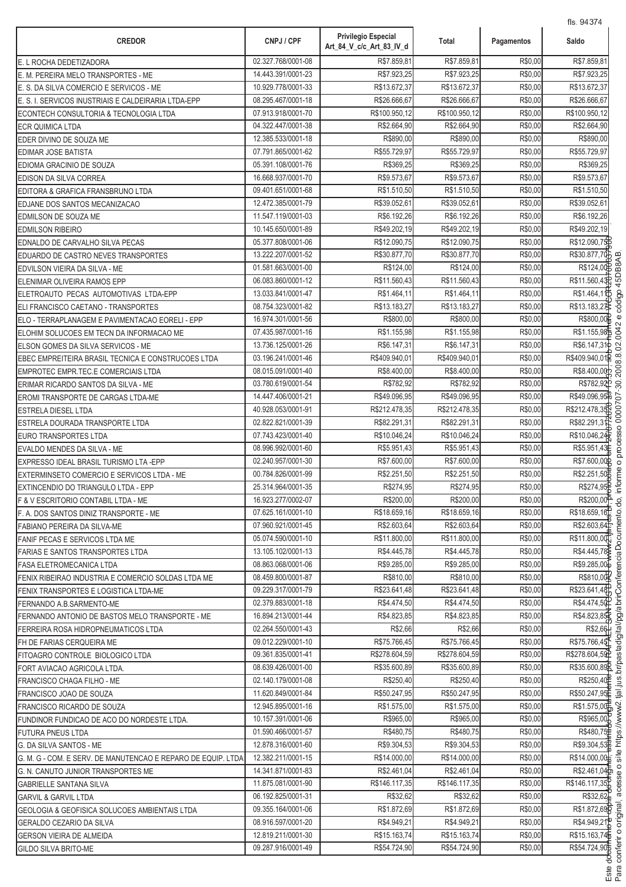| CREDOR | CNPJ / CPF | Privilegio Especial Art_84_V_c/c_Art_83_IV_d | Total | Pagamentos | Saldo |
|---|---|---|---|---|---|
| E. L ROCHA DEDETIZADORA | 02.327.768/0001-08 | R$7.859,81 | R$7.859,81 | R$0,00 | R$7.859,81 |
| E. M. PEREIRA MELO TRANSPORTES - ME | 14.443.391/0001-23 | R$7.923,25 | R$7.923,25 | R$0,00 | R$7.923,25 |
| E. S. DA SILVA COMERCIO E SERVICOS - ME | 10.929.778/0001-33 | R$13.672,37 | R$13.672,37 | R$0,00 | R$13.672,37 |
| E. S. I. SERVICOS INUSTRIAIS E CALDEIRARIA LTDA-EPP | 08.295.467/0001-18 | R$26.666,67 | R$26.666,67 | R$0,00 | R$26.666,67 |
| ECONTECH CONSULTORIA & TECNOLOGIA LTDA | 07.913.918/0001-70 | R$100.950,12 | R$100.950,12 | R$0,00 | R$100.950,12 |
| ECR QUIMICA LTDA | 04.322.447/0001-38 | R$2.664,90 | R$2.664,90 | R$0,00 | R$2.664,90 |
| EDER DIVINO DE SOUZA ME | 12.385.533/0001-18 | R$890,00 | R$890,00 | R$0,00 | R$890,00 |
| EDIMAR JOSE BATISTA | 07.791.865/0001-62 | R$55.729,97 | R$55.729,97 | R$0,00 | R$55.729,97 |
| EDIOMA GRACINIO DE SOUZA | 05.391.108/0001-76 | R$369,25 | R$369,25 | R$0,00 | R$369,25 |
| EDISON DA SILVA CORREA | 16.668.937/0001-70 | R$9.573,67 | R$9.573,67 | R$0,00 | R$9.573,67 |
| EDITORA & GRAFICA FRANSBRUNO LTDA | 09.401.651/0001-68 | R$1.510,50 | R$1.510,50 | R$0,00 | R$1.510,50 |
| EDJANE DOS SANTOS MECANIZACAO | 12.472.385/0001-79 | R$39.052,61 | R$39.052,61 | R$0,00 | R$39.052,61 |
| EDMILSON DE SOUZA ME | 11.547.119/0001-03 | R$6.192,26 | R$6.192,26 | R$0,00 | R$6.192,26 |
| EDMILSON RIBEIRO | 10.145.650/0001-89 | R$49.202,19 | R$49.202,19 | R$0,00 | R$49.202,19 |
| EDNALDO DE CARVALHO SILVA PECAS | 05.377.808/0001-06 | R$12.090,75 | R$12.090,75 | R$0,00 | R$12.090,75 |
| EDUARDO DE CASTRO NEVES TRANSPORTES | 13.222.207/0001-52 | R$30.877,70 | R$30.877,70 | R$0,00 | R$30.877,70 |
| EDVILSON VIEIRA DA SILVA - ME | 01.581.663/0001-00 | R$124,00 | R$124,00 | R$0,00 | R$124,00 |
| ELENIMAR OLIVEIRA RAMOS EPP | 06.083.860/0001-12 | R$11.560,43 | R$11.560,43 | R$0,00 | R$11.560,43 |
| ELETROAUTO PECAS AUTOMOTIVAS LTDA-EPP | 13.033.841/0001-47 | R$1.464,11 | R$1.464,11 | R$0,00 | R$1.464,11 |
| ELI FRANCISCO CAETANO - TRANSPORTES | 08.754.323/0001-82 | R$13.183,27 | R$13.183,27 | R$0,00 | R$13.183,27 |
| ELO - TERRAPLANAGEM E PAVIMENTACAO EORELI - EPP | 16.974.301/0001-56 | R$800,00 | R$800,00 | R$0,00 | R$800,00 |
| ELOHIM SOLUCOES EM TECN DA INFORMACAO ME | 07.435.987/0001-16 | R$1.155,98 | R$1.155,98 | R$0,00 | R$1.155,98 |
| ELSON GOMES DA SILVA SERVICOS - ME | 13.736.125/0001-26 | R$6.147,31 | R$6.147,31 | R$0,00 | R$6.147,31 |
| EBEC EMPREITEIRA BRASIL TECNICA E CONSTRUCOES LTDA | 03.196.241/0001-46 | R$409.940,01 | R$409.940,01 | R$0,00 | R$409.940,01 |
| EMPROTEC EMPR.TEC.E COMERCIAIS LTDA | 08.015.091/0001-40 | R$8.400,00 | R$8.400,00 | R$0,00 | R$8.400,00 |
| ERIMAR RICARDO SANTOS DA SILVA - ME | 03.780.619/0001-54 | R$782,92 | R$782,92 | R$0,00 | R$782,92 |
| EROMI TRANSPORTE DE CARGAS LTDA-ME | 14.447.406/0001-21 | R$49.096,95 | R$49.096,95 | R$0,00 | R$49.096,95 |
| ESTRELA DIESEL LTDA | 40.928.053/0001-91 | R$212.478,35 | R$212.478,35 | R$0,00 | R$212.478,35 |
| ESTRELA DOURADA TRANSPORTE LTDA | 02.822.821/0001-39 | R$82.291,31 | R$82.291,31 | R$0,00 | R$82.291,31 |
| EURO TRANSPORTES LTDA | 07.743.423/0001-40 | R$10.046,24 | R$10.046,24 | R$0,00 | R$10.046,24 |
| EVALDO MENDES DA SILVA - ME | 08.996.992/0001-60 | R$5.951,43 | R$5.951,43 | R$0,00 | R$5.951,43 |
| EXPRESSO IDEAL BRASIL TURISMO LTA -EPP | 02.240.957/0001-30 | R$7.600,00 | R$7.600,00 | R$0,00 | R$7.600,00 |
| EXTERMINSETO COMERCIO E SERVICOS LTDA - ME | 00.784.826/0001-99 | R$2.251,50 | R$2.251,50 | R$0,00 | R$2.251,50 |
| EXTINCENDIO DO TRIANGULO LTDA - EPP | 25.314.964/0001-35 | R$274,95 | R$274,95 | R$0,00 | R$274,95 |
| F & V ESCRITORIO CONTABIL LTDA - ME | 16.923.277/0002-07 | R$200,00 | R$200,00 | R$0,00 | R$200,00 |
| F. A. DOS SANTOS DINIZ TRANSPORTE - ME | 07.625.161/0001-10 | R$18.659,16 | R$18.659,16 | R$0,00 | R$18.659,16 |
| FABIANO PEREIRA DA SILVA-ME | 07.960.921/0001-45 | R$2.603,64 | R$2.603,64 | R$0,00 | R$2.603,64 |
| FANIF PECAS E SERVICOS LTDA ME | 05.074.590/0001-10 | R$11.800,00 | R$11.800,00 | R$0,00 | R$11.800,00 |
| FARIAS E SANTOS TRANSPORTES LTDA | 13.105.102/0001-13 | R$4.445,78 | R$4.445,78 | R$0,00 | R$4.445,78 |
| FASA ELETROMECANICA LTDA | 08.863.068/0001-06 | R$9.285,00 | R$9.285,00 | R$0,00 | R$9.285,00 |
| FENIX RIBEIRAO INDUSTRIA E COMERCIO SOLDAS LTDA ME | 08.459.800/0001-87 | R$810,00 | R$810,00 | R$0,00 | R$810,00 |
| FENIX TRANSPORTES E LOGISTICA LTDA-ME | 09.229.317/0001-79 | R$23.641,48 | R$23.641,48 | R$0,00 | R$23.641,48 |
| FERNANDO A.B.SARMENTO-ME | 02.379.883/0001-18 | R$4.474,50 | R$4.474,50 | R$0,00 | R$4.474,50 |
| FERNANDO ANTONIO DE BASTOS MELO TRANSPORTE - ME | 16.894.213/0001-44 | R$4.823,85 | R$4.823,85 | R$0,00 | R$4.823,85 |
| FERREIRA ROSA HIDROPNEUMATICOS LTDA | 02.264.550/0001-43 | R$2,66 | R$2,66 | R$0,00 | R$2,66 |
| FH DE FARIAS CERQUEIRA ME | 09.012.229/0001-10 | R$75.766,45 | R$75.766,45 | R$0,00 | R$75.766,45 |
| FITOAGRO CONTROLE BIOLOGICO LTDA | 09.361.835/0001-41 | R$278.604,59 | R$278.604,59 | R$0,00 | R$278.604,59 |
| FORT AVIACAO AGRICOLA LTDA. | 08.639.426/0001-00 | R$35.600,89 | R$35.600,89 | R$0,00 | R$35.600,89 |
| FRANCISCO CHAGA FILHO - ME | 02.140.179/0001-08 | R$250,40 | R$250,40 | R$0,00 | R$250,40 |
| FRANCISCO JOAO DE SOUZA | 11.620.849/0001-84 | R$50.247,95 | R$50.247,95 | R$0,00 | R$50.247,95 |
| FRANCISCO RICARDO DE SOUZA | 12.945.895/0001-16 | R$1.575,00 | R$1.575,00 | R$0,00 | R$1.575,00 |
| FUNDINOR FUNDICAO DE ACO DO NORDESTE LTDA. | 10.157.391/0001-06 | R$965,00 | R$965,00 | R$0,00 | R$965,00 |
| FUTURA PNEUS LTDA | 01.590.466/0001-57 | R$480,75 | R$480,75 | R$0,00 | R$480,75 |
| G. DA SILVA SANTOS - ME | 12.878.316/0001-60 | R$9.304,53 | R$9.304,53 | R$0,00 | R$9.304,53 |
| G. M. G - COM. E SERV. DE MANUTENCAO E REPARO DE EQUIP. LTDA | 12.382.211/0001-15 | R$14.000,00 | R$14.000,00 | R$0,00 | R$14.000,00 |
| G. N. CANUTO JUNIOR TRANSPORTES ME | 14.341.871/0001-83 | R$2.461,04 | R$2.461,04 | R$0,00 | R$2.461,04 |
| GABRIELLE SANTANA SILVA | 11.875.081/0001-90 | R$146.117,35 | R$146.117,35 | R$0,00 | R$146.117,35 |
| GARVIL & GARVIL LTDA | 06.192.825/0001-31 | R$32,62 | R$32,62 | R$0,00 | R$32,62 |
| GEOLOGIA & GEOFISICA SOLUCOES AMBIENTAIS LTDA | 09.355.164/0001-06 | R$1.872,69 | R$1.872,69 | R$0,00 | R$1.872,69 |
| GERALDO CEZARIO DA SILVA | 08.916.597/0001-20 | R$4.949,21 | R$4.949,21 | R$0,00 | R$4.949,21 |
| GERSON VIEIRA DE ALMEIDA | 12.819.211/0001-30 | R$15.163,74 | R$15.163,74 | R$0,00 | R$15.163,74 |
| GILDO SILVA BRITO-ME | 09.287.916/0001-49 | R$54.724,90 | R$54.724,90 | R$0,00 | R$54.724,90 |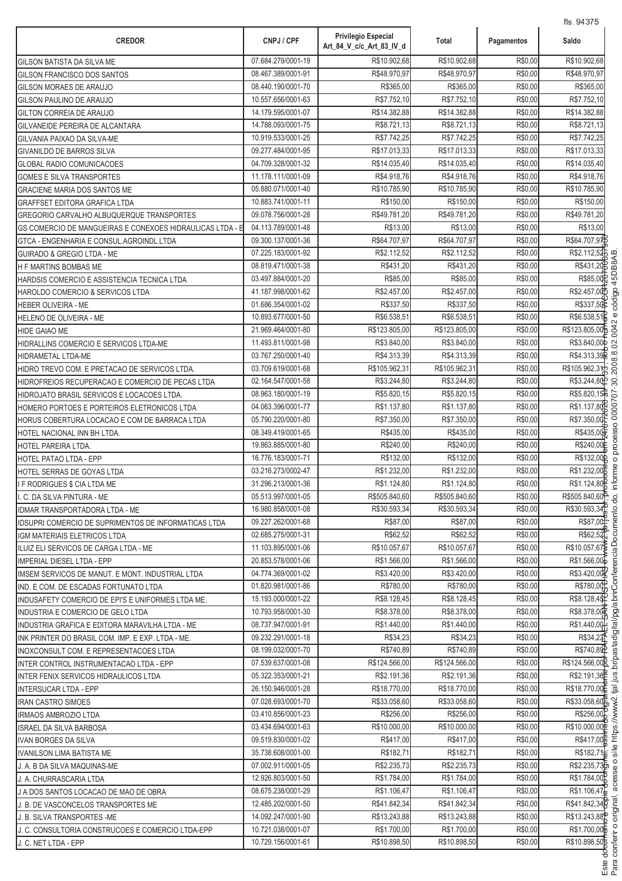| CREDOR | CNPJ / CPF | Privilegio Especial Art_84_V_c/c_Art_83_IV_d | Total | Pagamentos | Saldo |
|---|---|---|---|---|---|
| GILSON BATISTA DA SILVA ME | 07.684.279/0001-19 | R$10.902,68 | R$10.902,68 | R$0,00 | R$10.902,68 |
| GILSON FRANCISCO DOS SANTOS | 08.467.389/0001-91 | R$48.970,97 | R$48.970,97 | R$0,00 | R$48.970,97 |
| GILSON MORAES DE ARAUJO | 08.440.190/0001-70 | R$365,00 | R$365,00 | R$0,00 | R$365,00 |
| GILSON PAULINO DE ARAUJO | 10.557.656/0001-63 | R$7.752,10 | R$7.752,10 | R$0,00 | R$7.752,10 |
| GILTON CORREIA DE ARAUJO | 14.179.595/0001-07 | R$14.382,88 | R$14.382,88 | R$0,00 | R$14.382,88 |
| GILVANEIDE PEREIRA DE ALCANTARA | 14.788.093/0001-75 | R$8.721,13 | R$8.721,13 | R$0,00 | R$8.721,13 |
| GILVANIA PAIXAO DA SILVA-ME | 10.919.533/0001-25 | R$7.742,25 | R$7.742,25 | R$0,00 | R$7.742,25 |
| GIVANILDO DE BARROS SILVA | 09.277.484/0001-95 | R$17.013,33 | R$17.013,33 | R$0,00 | R$17.013,33 |
| GLOBAL RADIO COMUNICACOES | 04.709.328/0001-32 | R$14.035,40 | R$14.035,40 | R$0,00 | R$14.035,40 |
| GOMES E SILVA TRANSPORTES | 11.178.111/0001-09 | R$4.918,76 | R$4.918,76 | R$0,00 | R$4.918,76 |
| GRACIENE MARIA DOS SANTOS ME | 05.880.071/0001-40 | R$10.785,90 | R$10.785,90 | R$0,00 | R$10.785,90 |
| GRAFFSET EDITORA GRAFICA LTDA | 10.883.741/0001-11 | R$150,00 | R$150,00 | R$0,00 | R$150,00 |
| GREGORIO CARVALHO ALBUQUERQUE TRANSPORTES | 09.078.756/0001-28 | R$49.781,20 | R$49.781,20 | R$0,00 | R$49.781,20 |
| GS COMERCIO DE MANGUEIRAS E CONEXOES HIDRAULICAS LTDA - E | 04.113.789/0001-48 | R$13,00 | R$13,00 | R$0,00 | R$13,00 |
| GTCA - ENGENHARIA E CONSUL.AGROINDL.LTDA | 09.300.137/0001-36 | R$64.707,97 | R$64.707,97 | R$0,00 | R$64.707,97 |
| GUIRADO & GREGIO LTDA - ME | 07.225.183/0001-92 | R$2.112,52 | R$2.112,52 | R$0,00 | R$2.112,52 |
| H F MARTINS BOMBAS ME | 08.819.471/0001-38 | R$431,20 | R$431,20 | R$0,00 | R$431,20 |
| HARDSIS COMERCIO E ASSISTENCIA TECNICA LTDA | 03.497.884/0001-20 | R$85,00 | R$85,00 | R$0,00 | R$85,00 |
| HAROLDO COMERCIO & SERVICOS LTDA | 41.187.998/0001-62 | R$2.457,00 | R$2.457,00 | R$0,00 | R$2.457,00 |
| HEBER OLIVEIRA - ME | 01.686.354/0001-02 | R$337,50 | R$337,50 | R$0,00 | R$337,50 |
| HELENO DE OLIVEIRA - ME | 10.893.677/0001-50 | R$6.538,51 | R$6.538,51 | R$0,00 | R$6.538,51 |
| HIDE GAIAO ME | 21.969.464/0001-80 | R$123.805,00 | R$123.805,00 | R$0,00 | R$123.805,00 |
| HIDRALLINS COMERCIO E SERVICOS LTDA-ME | 11.493.811/0001-98 | R$3.840,00 | R$3.840,00 | R$0,00 | R$3.840,00 |
| HIDRAMETAL LTDA-ME | 03.767.250/0001-40 | R$4.313,39 | R$4.313,39 | R$0,00 | R$4.313,39 |
| HIDRO TREVO COM. E PRETACAO DE SERVICOS LTDA. | 03.709.619/0001-68 | R$105.962,31 | R$105.962,31 | R$0,00 | R$105.962,31 |
| HIDROFREIOS RECUPERACAO E COMERCIO DE PECAS LTDA | 02.164.547/0001-58 | R$3.244,80 | R$3.244,80 | R$0,00 | R$3.244,80 |
| HIDROJATO BRASIL SERVICOS E LOCACOES LTDA. | 08.963.180/0001-19 | R$5.820,15 | R$5.820,15 | R$0,00 | R$5.820,15 |
| HOMERO PORTOES E PORTEIROS ELETRONICOS LTDA | 04.063.396/0001-77 | R$1.137,80 | R$1.137,80 | R$0,00 | R$1.137,80 |
| HORUS COBERTURA LOCACAO E COM DE BARRACA LTDA | 05.790.220/0001-80 | R$7.350,00 | R$7.350,00 | R$0,00 | R$7.350,00 |
| HOTEL NACIONAL INN BH LTDA. | 08.349.419/0001-65 | R$435,00 | R$435,00 | R$0,00 | R$435,00 |
| HOTEL PAREIRA LTDA. | 19.863.885/0001-80 | R$240,00 | R$240,00 | R$0,00 | R$240,00 |
| HOTEL PATAO LTDA - EPP | 16.776.183/0001-71 | R$132,00 | R$132,00 | R$0,00 | R$132,00 |
| HOTEL SERRAS DE GOYAS LTDA | 03.216.273/0002-47 | R$1.232,00 | R$1.232,00 | R$0,00 | R$1.232,00 |
| I F RODRIGUES $ CIA LTDA ME | 31.296.213/0001-36 | R$1.124,80 | R$1.124,80 | R$0,00 | R$1.124,80 |
| I. C. DA SILVA PINTURA - ME | 05.513.997/0001-05 | R$505.840,60 | R$505.840,60 | R$0,00 | R$505.840,60 |
| IDMAR TRANSPORTADORA LTDA - ME | 16.980.858/0001-08 | R$30.593,34 | R$30.593,34 | R$0,00 | R$30.593,34 |
| IDSUPRI COMERCIO DE SUPRIMENTOS DE INFORMATICAS LTDA | 09.227.262/0001-68 | R$87,00 | R$87,00 | R$0,00 | R$87,00 |
| IGM MATERIAIS ELETRICOS LTDA | 02.685.275/0001-31 | R$62,52 | R$62,52 | R$0,00 | R$62,52 |
| ILUIZ ELI SERVICOS DE CARGA LTDA - ME | 11.103.895/0001-06 | R$10.057,67 | R$10.057,67 | R$0,00 | R$10.057,67 |
| IMPERIAL DIESEL LTDA - EPP | 20.853.578/0001-06 | R$1.566,00 | R$1.566,00 | R$0,00 | R$1.566,00 |
| IMSEM SERVICOS DE MANUT. E MONT. INDUSTRIAL LTDA | 04.774.369/0001-02 | R$3.420,00 | R$3.420,00 | R$0,00 | R$3.420,00 |
| IND. E COM. DE ESCADAS FORTUNATO LTDA | 01.820.981/0001-86 | R$780,00 | R$780,00 | R$0,00 | R$780,00 |
| INDUSAFETY COMERCIO DE EPI'S E UNIFORMES LTDA ME. | 15.193.000/0001-22 | R$8.128,45 | R$8.128,45 | R$0,00 | R$8.128,45 |
| INDUSTRIA E COMERCIO DE GELO LTDA | 10.793.958/0001-30 | R$8.378,00 | R$8.378,00 | R$0,00 | R$8.378,00 |
| INDUSTRIA GRAFICA E EDITORA MARAVILHA LTDA - ME | 08.737.947/0001-91 | R$1.440,00 | R$1.440,00 | R$0,00 | R$1.440,00 |
| INK PRINTER DO BRASIL COM. IMP. E EXP. LTDA - ME. | 09.232.291/0001-18 | R$34,23 | R$34,23 | R$0,00 | R$34,23 |
| INOXCONSULT COM. E REPRESENTACOES LTDA | 08.199.032/0001-70 | R$740,89 | R$740,89 | R$0,00 | R$740,89 |
| INTER CONTROL INSTRUMENTACAO LTDA - EPP | 07.539.637/0001-08 | R$124.566,00 | R$124.566,00 | R$0,00 | R$124.566,00 |
| INTER FENIX SERVICOS HIDRAULICOS LTDA | 05.322.353/0001-21 | R$2.191,36 | R$2.191,36 | R$0,00 | R$2.191,36 |
| INTERSUCAR LTDA - EPP | 26.150.946/0001-28 | R$18.770,00 | R$18.770,00 | R$0,00 | R$18.770,00 |
| IRAN CASTRO SIMOES | 07.028.693/0001-70 | R$33.058,60 | R$33.058,60 | R$0,00 | R$33.058,60 |
| IRMAOS AMBROZIO LTDA | 03.410.856/0001-23 | R$256,00 | R$256,00 | R$0,00 | R$256,00 |
| ISRAEL DA SILVA BARBOSA | 03.434.694/0001-63 | R$10.000,00 | R$10.000,00 | R$0,00 | R$10.000,00 |
| IVAN BORGES DA SILVA | 09.519.830/0001-02 | R$417,00 | R$417,00 | R$0,00 | R$417,00 |
| IVANILSON LIMA BATISTA ME | 35.738.608/0001-00 | R$182,71 | R$182,71 | R$0,00 | R$182,71 |
| J. A. B DA SILVA MAQUINAS-ME | 07.002.911/0001-05 | R$2.235,73 | R$2.235,73 | R$0,00 | R$2.235,73 |
| J. A. CHURRASCARIA LTDA | 12.926.803/0001-50 | R$1.784,00 | R$1.784,00 | R$0,00 | R$1.784,00 |
| J A DOS SANTOS LOCACAO DE MAO DE OBRA | 08.675.238/0001-29 | R$1.106,47 | R$1.106,47 | R$0,00 | R$1.106,47 |
| J. B. DE VASCONCELOS TRANSPORTES ME | 12.485.202/0001-50 | R$41.842,34 | R$41.842,34 | R$0,00 | R$41.842,34 |
| J. B. SILVA TRANSPORTES -ME | 14.092.247/0001-90 | R$13.243,88 | R$13.243,88 | R$0,00 | R$13.243,88 |
| J. C. CONSULTORIA CONSTRUCOES E COMERCIO LTDA-EPP | 10.721.038/0001-07 | R$1.700,00 | R$1.700,00 | R$0,00 | R$1.700,00 |
| J. C. NET LTDA - EPP | 10.729.156/0001-61 | R$10.898,50 | R$10.898,50 | R$0,00 | R$10.898,50 |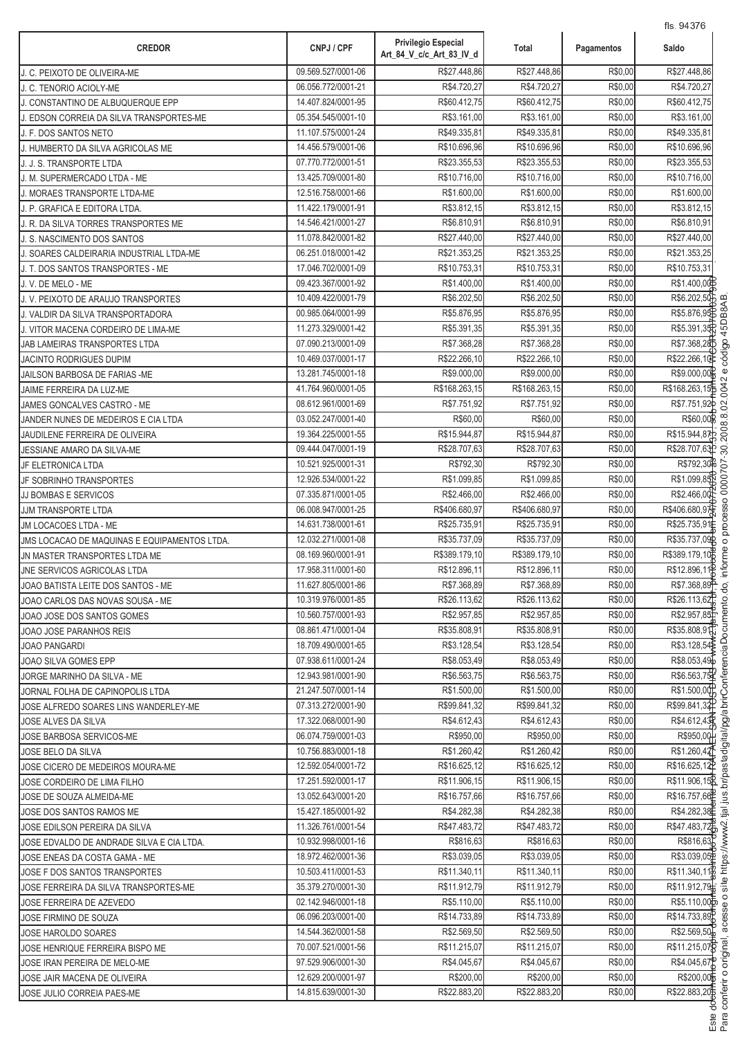| CREDOR | CNPJ / CPF | Privilegio Especial Art_84_V_c/c_Art_83_IV_d | Total | Pagamentos | Saldo |
|---|---|---|---|---|---|
| J. C. PEIXOTO DE OLIVEIRA-ME | 09.569.527/0001-06 | R$27.448,86 | R$27.448,86 | R$0,00 | R$27.448,86 |
| J. C. TENORIO ACIOLY-ME | 06.056.772/0001-21 | R$4.720,27 | R$4.720,27 | R$0,00 | R$4.720,27 |
| J. CONSTANTINO DE ALBUQUERQUE EPP | 14.407.824/0001-95 | R$60.412,75 | R$60.412,75 | R$0,00 | R$60.412,75 |
| J. EDSON CORREIA DA SILVA TRANSPORTES-ME | 05.354.545/0001-10 | R$3.161,00 | R$3.161,00 | R$0,00 | R$3.161,00 |
| J. F. DOS SANTOS NETO | 11.107.575/0001-24 | R$49.335,81 | R$49.335,81 | R$0,00 | R$49.335,81 |
| J. HUMBERTO DA SILVA AGRICOLAS ME | 14.456.579/0001-06 | R$10.696,96 | R$10.696,96 | R$0,00 | R$10.696,96 |
| J. J. S. TRANSPORTE LTDA | 07.770.772/0001-51 | R$23.355,53 | R$23.355,53 | R$0,00 | R$23.355,53 |
| J. M. SUPERMERCADO LTDA - ME | 13.425.709/0001-80 | R$10.716,00 | R$10.716,00 | R$0,00 | R$10.716,00 |
| J. MORAES TRANSPORTE LTDA-ME | 12.516.758/0001-66 | R$1.600,00 | R$1.600,00 | R$0,00 | R$1.600,00 |
| J. P. GRAFICA E EDITORA LTDA. | 11.422.179/0001-91 | R$3.812,15 | R$3.812,15 | R$0,00 | R$3.812,15 |
| J. R. DA SILVA TORRES TRANSPORTES ME | 14.546.421/0001-27 | R$6.810,91 | R$6.810,91 | R$0,00 | R$6.810,91 |
| J. S. NASCIMENTO DOS SANTOS | 11.078.842/0001-82 | R$27.440,00 | R$27.440,00 | R$0,00 | R$27.440,00 |
| J. SOARES CALDEIRARIA INDUSTRIAL LTDA-ME | 06.251.018/0001-42 | R$21.353,25 | R$21.353,25 | R$0,00 | R$21.353,25 |
| J. T. DOS SANTOS TRANSPORTES - ME | 17.046.702/0001-09 | R$10.753,31 | R$10.753,31 | R$0,00 | R$10.753,31 |
| J. V. DE MELO - ME | 09.423.367/0001-92 | R$1.400,00 | R$1.400,00 | R$0,00 | R$1.400,00 |
| J. V. PEIXOTO DE ARAUJO TRANSPORTES | 10.409.422/0001-79 | R$6.202,50 | R$6.202,50 | R$0,00 | R$6.202,50 |
| J. VALDIR DA SILVA TRANSPORTADORA | 00.985.064/0001-99 | R$5.876,95 | R$5.876,95 | R$0,00 | R$5.876,95 |
| J. VITOR MACENA CORDEIRO DE LIMA-ME | 11.273.329/0001-42 | R$5.391,35 | R$5.391,35 | R$0,00 | R$5.391,35 |
| JAB LAMEIRAS TRANSPORTES LTDA | 07.090.213/0001-09 | R$7.368,28 | R$7.368,28 | R$0,00 | R$7.368,28 |
| JACINTO RODRIGUES DUPIM | 10.469.037/0001-17 | R$22.266,10 | R$22.266,10 | R$0,00 | R$22.266,10 |
| JAILSON BARBOSA DE FARIAS -ME | 13.281.745/0001-18 | R$9.000,00 | R$9.000,00 | R$0,00 | R$9.000,00 |
| JAIME FERREIRA DA LUZ-ME | 41.764.960/0001-05 | R$168.263,15 | R$168.263,15 | R$0,00 | R$168.263,15 |
| JAMES GONCALVES CASTRO - ME | 08.612.961/0001-69 | R$7.751,92 | R$7.751,92 | R$0,00 | R$7.751,92 |
| JANDER NUNES DE MEDEIROS E CIA LTDA | 03.052.247/0001-40 | R$60,00 | R$60,00 | R$0,00 | R$60,00 |
| JAUDILENE FERREIRA DE OLIVEIRA | 19.364.225/0001-55 | R$15.944,87 | R$15.944,87 | R$0,00 | R$15.944,87 |
| JESSIANE AMARO DA SILVA-ME | 09.444.047/0001-19 | R$28.707,63 | R$28.707,63 | R$0,00 | R$28.707,63 |
| JF ELETRONICA LTDA | 10.521.925/0001-31 | R$792,30 | R$792,30 | R$0,00 | R$792,30 |
| JF SOBRINHO TRANSPORTES | 12.926.534/0001-22 | R$1.099,85 | R$1.099,85 | R$0,00 | R$1.099,85 |
| JJ BOMBAS E SERVICOS | 07.335.871/0001-05 | R$2.466,00 | R$2.466,00 | R$0,00 | R$2.466,00 |
| JJM TRANSPORTE LTDA | 06.008.947/0001-25 | R$406.680,97 | R$406.680,97 | R$0,00 | R$406.680,97 |
| JM LOCACOES LTDA - ME | 14.631.738/0001-61 | R$25.735,91 | R$25.735,91 | R$0,00 | R$25.735,91 |
| JMS LOCACAO DE MAQUINAS E EQUIPAMENTOS LTDA. | 12.032.271/0001-08 | R$35.737,09 | R$35.737,09 | R$0,00 | R$35.737,09 |
| JN MASTER TRANSPORTES LTDA ME | 08.169.960/0001-91 | R$389.179,10 | R$389.179,10 | R$0,00 | R$389.179,10 |
| JNE SERVICOS AGRICOLAS LTDA | 17.958.311/0001-60 | R$12.896,11 | R$12.896,11 | R$0,00 | R$12.896,11 |
| JOAO BATISTA LEITE DOS SANTOS - ME | 11.627.805/0001-86 | R$7.368,89 | R$7.368,89 | R$0,00 | R$7.368,89 |
| JOAO CARLOS DAS NOVAS SOUSA - ME | 10.319.976/0001-85 | R$26.113,62 | R$26.113,62 | R$0,00 | R$26.113,62 |
| JOAO JOSE DOS SANTOS GOMES | 10.560.757/0001-93 | R$2.957,85 | R$2.957,85 | R$0,00 | R$2.957,85 |
| JOAO JOSE PARANHOS REIS | 08.861.471/0001-04 | R$35.808,91 | R$35.808,91 | R$0,00 | R$35.808,91 |
| JOAO PANGARDI | 18.709.490/0001-65 | R$3.128,54 | R$3.128,54 | R$0,00 | R$3.128,54 |
| JOAO SILVA GOMES EPP | 07.938.611/0001-24 | R$8.053,49 | R$8.053,49 | R$0,00 | R$8.053,49 |
| JORGE MARINHO DA SILVA - ME | 12.943.981/0001-90 | R$6.563,75 | R$6.563,75 | R$0,00 | R$6.563,75 |
| JORNAL FOLHA DE CAPINOPOLIS LTDA | 21.247.507/0001-14 | R$1.500,00 | R$1.500,00 | R$0,00 | R$1.500,00 |
| JOSE ALFREDO SOARES LINS WANDERLEY-ME | 07.313.272/0001-90 | R$99.841,32 | R$99.841,32 | R$0,00 | R$99.841,32 |
| JOSE ALVES DA SILVA | 17.322.068/0001-90 | R$4.612,43 | R$4.612,43 | R$0,00 | R$4.612,43 |
| JOSE BARBOSA SERVICOS-ME | 06.074.759/0001-03 | R$950,00 | R$950,00 | R$0,00 | R$950,00 |
| JOSE BELO DA SILVA | 10.756.883/0001-18 | R$1.260,42 | R$1.260,42 | R$0,00 | R$1.260,42 |
| JOSE CICERO DE MEDEIROS MOURA-ME | 12.592.054/0001-72 | R$16.625,12 | R$16.625,12 | R$0,00 | R$16.625,12 |
| JOSE CORDEIRO DE LIMA FILHO | 17.251.592/0001-17 | R$11.906,15 | R$11.906,15 | R$0,00 | R$11.906,15 |
| JOSE DE SOUZA ALMEIDA-ME | 13.052.643/0001-20 | R$16.757,66 | R$16.757,66 | R$0,00 | R$16.757,66 |
| JOSE DOS SANTOS RAMOS ME | 15.427.185/0001-92 | R$4.282,38 | R$4.282,38 | R$0,00 | R$4.282,38 |
| JOSE EDILSON PEREIRA DA SILVA | 11.326.761/0001-54 | R$47.483,72 | R$47.483,72 | R$0,00 | R$47.483,72 |
| JOSE EDVALDO DE ANDRADE SILVA E CIA LTDA. | 10.932.998/0001-16 | R$816,63 | R$816,63 | R$0,00 | R$816,63 |
| JOSE ENEAS DA COSTA GAMA - ME | 18.972.462/0001-36 | R$3.039,05 | R$3.039,05 | R$0,00 | R$3.039,05 |
| JOSE F DOS SANTOS TRANSPORTES | 10.503.411/0001-53 | R$11.340,11 | R$11.340,11 | R$0,00 | R$11.340,11 |
| JOSE FERREIRA DA SILVA TRANSPORTES-ME | 35.379.270/0001-30 | R$11.912,79 | R$11.912,79 | R$0,00 | R$11.912,79 |
| JOSE FERREIRA DE AZEVEDO | 02.142.946/0001-18 | R$5.110,00 | R$5.110,00 | R$0,00 | R$5.110,00 |
| JOSE FIRMINO DE SOUZA | 06.096.203/0001-00 | R$14.733,89 | R$14.733,89 | R$0,00 | R$14.733,89 |
| JOSE HAROLDO SOARES | 14.544.362/0001-58 | R$2.569,50 | R$2.569,50 | R$0,00 | R$2.569,50 |
| JOSE HENRIQUE FERREIRA BISPO ME | 70.007.521/0001-56 | R$11.215,07 | R$11.215,07 | R$0,00 | R$11.215,07 |
| JOSE IRAN PEREIRA DE MELO-ME | 97.529.906/0001-30 | R$4.045,67 | R$4.045,67 | R$0,00 | R$4.045,67 |
| JOSE JAIR MACENA DE OLIVEIRA | 12.629.200/0001-97 | R$200,00 | R$200,00 | R$0,00 | R$200,00 |
| JOSE JULIO CORREIA PAES-ME | 14.815.639/0001-30 | R$22.883,20 | R$22.883,20 | R$0,00 | R$22.883,20 |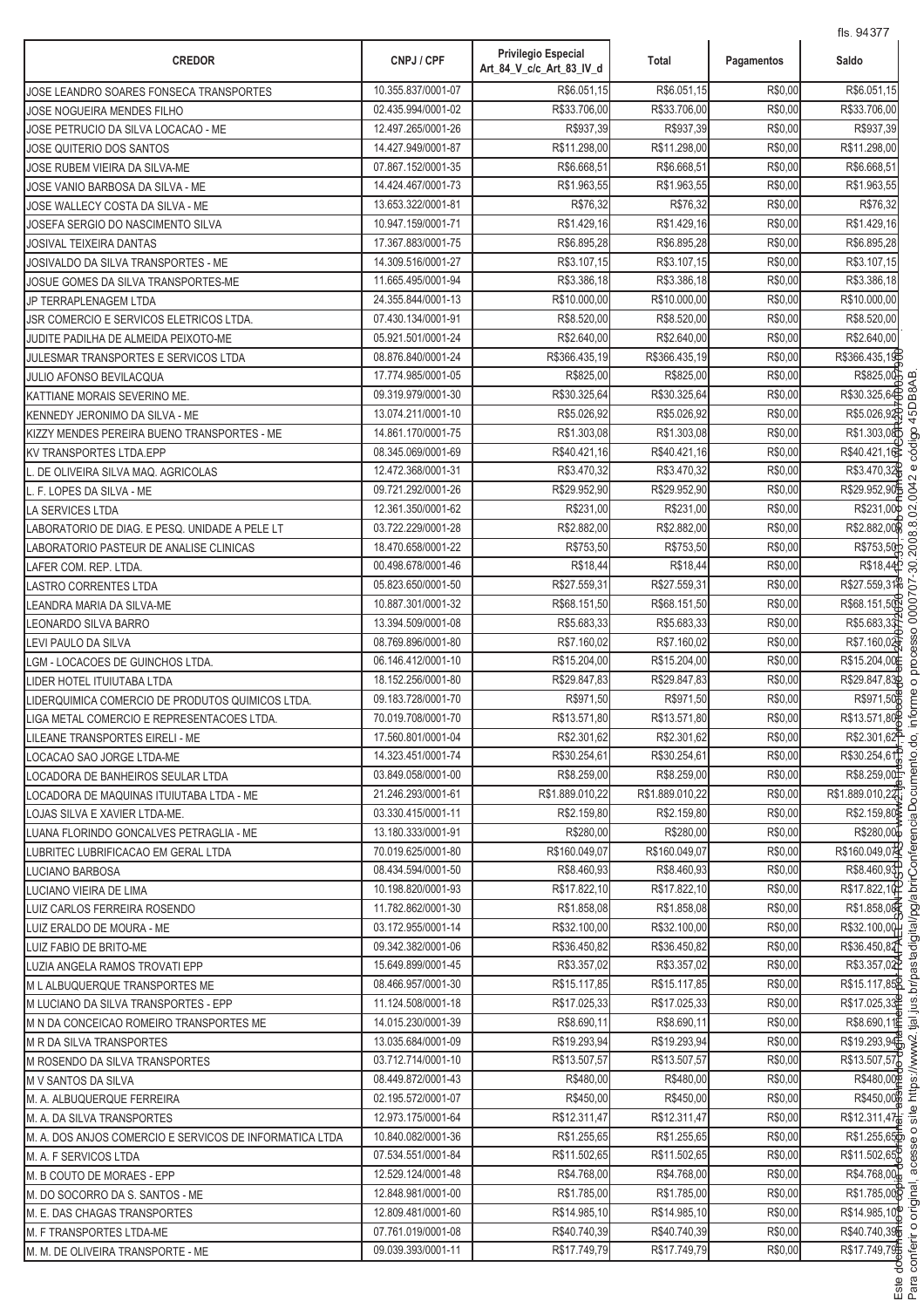| CREDOR | CNPJ / CPF | Privilegio Especial Art_84_V_c/c_Art_83_IV_d | Total | Pagamentos | Saldo |
|---|---|---|---|---|---|
| JOSE LEANDRO SOARES FONSECA TRANSPORTES | 10.355.837/0001-07 | R$6.051,15 | R$6.051,15 | R$0,00 | R$6.051,15 |
| JOSE NOGUEIRA MENDES FILHO | 02.435.994/0001-02 | R$33.706,00 | R$33.706,00 | R$0,00 | R$33.706,00 |
| JOSE PETRUCIO DA SILVA LOCACAO - ME | 12.497.265/0001-26 | R$937,39 | R$937,39 | R$0,00 | R$937,39 |
| JOSE QUITERIO DOS SANTOS | 14.427.949/0001-87 | R$11.298,00 | R$11.298,00 | R$0,00 | R$11.298,00 |
| JOSE RUBEM VIEIRA DA SILVA-ME | 07.867.152/0001-35 | R$6.668,51 | R$6.668,51 | R$0,00 | R$6.668,51 |
| JOSE VANIO BARBOSA DA SILVA - ME | 14.424.467/0001-73 | R$1.963,55 | R$1.963,55 | R$0,00 | R$1.963,55 |
| JOSE WALLECY COSTA DA SILVA - ME | 13.653.322/0001-81 | R$76,32 | R$76,32 | R$0,00 | R$76,32 |
| JOSEFA SERGIO DO NASCIMENTO SILVA | 10.947.159/0001-71 | R$1.429,16 | R$1.429,16 | R$0,00 | R$1.429,16 |
| JOSIVAL TEIXEIRA DANTAS | 17.367.883/0001-75 | R$6.895,28 | R$6.895,28 | R$0,00 | R$6.895,28 |
| JOSIVALDO DA SILVA TRANSPORTES - ME | 14.309.516/0001-27 | R$3.107,15 | R$3.107,15 | R$0,00 | R$3.107,15 |
| JOSUE GOMES DA SILVA TRANSPORTES-ME | 11.665.495/0001-94 | R$3.386,18 | R$3.386,18 | R$0,00 | R$3.386,18 |
| JP TERRAPLENAGEM LTDA | 24.355.844/0001-13 | R$10.000,00 | R$10.000,00 | R$0,00 | R$10.000,00 |
| JSR COMERCIO E SERVICOS ELETRICOS LTDA. | 07.430.134/0001-91 | R$8.520,00 | R$8.520,00 | R$0,00 | R$8.520,00 |
| JUDITE PADILHA DE ALMEIDA PEIXOTO-ME | 05.921.501/0001-24 | R$2.640,00 | R$2.640,00 | R$0,00 | R$2.640,00 |
| JULESMAR TRANSPORTES E SERVICOS LTDA | 08.876.840/0001-24 | R$366.435,19 | R$366.435,19 | R$0,00 | R$366.435,19 |
| JULIO AFONSO BEVILACQUA | 17.774.985/0001-05 | R$825,00 | R$825,00 | R$0,00 | R$825,00 |
| KATTIANE MORAIS SEVERINO ME. | 09.319.979/0001-30 | R$30.325,64 | R$30.325,64 | R$0,00 | R$30.325,64 |
| KENNEDY JERONIMO DA SILVA - ME | 13.074.211/0001-10 | R$5.026,92 | R$5.026,92 | R$0,00 | R$5.026,92 |
| KIZZY MENDES PEREIRA BUENO TRANSPORTES - ME | 14.861.170/0001-75 | R$1.303,08 | R$1.303,08 | R$0,00 | R$1.303,08 |
| KV TRANSPORTES LTDA.EPP | 08.345.069/0001-69 | R$40.421,16 | R$40.421,16 | R$0,00 | R$40.421,16 |
| L. DE OLIVEIRA SILVA MAQ. AGRICOLAS | 12.472.368/0001-31 | R$3.470,32 | R$3.470,32 | R$0,00 | R$3.470,32 |
| L. F. LOPES DA SILVA - ME | 09.721.292/0001-26 | R$29.952,90 | R$29.952,90 | R$0,00 | R$29.952,90 |
| LA SERVICES LTDA | 12.361.350/0001-62 | R$231,00 | R$231,00 | R$0,00 | R$231,00 |
| LABORATORIO DE DIAG. E PESQ. UNIDADE A PELE LT | 03.722.229/0001-28 | R$2.882,00 | R$2.882,00 | R$0,00 | R$2.882,00 |
| LABORATORIO PASTEUR DE ANALISE CLINICAS | 18.470.658/0001-22 | R$753,50 | R$753,50 | R$0,00 | R$753,50 |
| LAFER COM. REP. LTDA. | 00.498.678/0001-46 | R$18,44 | R$18,44 | R$0,00 | R$18,44 |
| LASTRO CORRENTES LTDA | 05.823.650/0001-50 | R$27.559,31 | R$27.559,31 | R$0,00 | R$27.559,31 |
| LEANDRA MARIA DA SILVA-ME | 10.887.301/0001-32 | R$68.151,50 | R$68.151,50 | R$0,00 | R$68.151,50 |
| LEONARDO SILVA BARRO | 13.394.509/0001-08 | R$5.683,33 | R$5.683,33 | R$0,00 | R$5.683,33 |
| LEVI PAULO DA SILVA | 08.769.896/0001-80 | R$7.160,02 | R$7.160,02 | R$0,00 | R$7.160,02 |
| LGM - LOCACOES DE GUINCHOS LTDA. | 06.146.412/0001-10 | R$15.204,00 | R$15.204,00 | R$0,00 | R$15.204,00 |
| LIDER HOTEL ITUIUTABA LTDA | 18.152.256/0001-80 | R$29.847,83 | R$29.847,83 | R$0,00 | R$29.847,83 |
| LIDERQUIMICA COMERCIO DE PRODUTOS QUIMICOS LTDA. | 09.183.728/0001-70 | R$971,50 | R$971,50 | R$0,00 | R$971,50 |
| LIGA METAL COMERCIO E REPRESENTACOES LTDA. | 70.019.708/0001-70 | R$13.571,80 | R$13.571,80 | R$0,00 | R$13.571,80 |
| LILEANE TRANSPORTES EIRELI - ME | 17.560.801/0001-04 | R$2.301,62 | R$2.301,62 | R$0,00 | R$2.301,62 |
| LOCACAO SAO JORGE LTDA-ME | 14.323.451/0001-74 | R$30.254,61 | R$30.254,61 | R$0,00 | R$30.254,61 |
| LOCADORA DE BANHEIROS SEULAR LTDA | 03.849.058/0001-00 | R$8.259,00 | R$8.259,00 | R$0,00 | R$8.259,00 |
| LOCADORA DE MAQUINAS ITUIUTABA LTDA - ME | 21.246.293/0001-61 | R$1.889.010,22 | R$1.889.010,22 | R$0,00 | R$1.889.010,22 |
| LOJAS SILVA E XAVIER LTDA-ME. | 03.330.415/0001-11 | R$2.159,80 | R$2.159,80 | R$0,00 | R$2.159,80 |
| LUANA FLORINDO GONCALVES PETRAGLIA - ME | 13.180.333/0001-91 | R$280,00 | R$280,00 | R$0,00 | R$280,00 |
| LUBRITEC LUBRIFICACAO EM GERAL LTDA | 70.019.625/0001-80 | R$160.049,07 | R$160.049,07 | R$0,00 | R$160.049,07 |
| LUCIANO BARBOSA | 08.434.594/0001-50 | R$8.460,93 | R$8.460,93 | R$0,00 | R$8.460,93 |
| LUCIANO VIEIRA DE LIMA | 10.198.820/0001-93 | R$17.822,10 | R$17.822,10 | R$0,00 | R$17.822,10 |
| LUIZ CARLOS FERREIRA ROSENDO | 11.782.862/0001-30 | R$1.858,08 | R$1.858,08 | R$0,00 | R$1.858,08 |
| LUIZ ERALDO DE MOURA - ME | 03.172.955/0001-14 | R$32.100,00 | R$32.100,00 | R$0,00 | R$32.100,00 |
| LUIZ FABIO DE BRITO-ME | 09.342.382/0001-06 | R$36.450,82 | R$36.450,82 | R$0,00 | R$36.450,82 |
| LUZIA ANGELA RAMOS TROVATI EPP | 15.649.899/0001-45 | R$3.357,02 | R$3.357,02 | R$0,00 | R$3.357,02 |
| M L ALBUQUERQUE TRANSPORTES ME | 08.466.957/0001-30 | R$15.117,85 | R$15.117,85 | R$0,00 | R$15.117,85 |
| M LUCIANO DA SILVA TRANSPORTES - EPP | 11.124.508/0001-18 | R$17.025,33 | R$17.025,33 | R$0,00 | R$17.025,33 |
| M N DA CONCEICAO ROMEIRO TRANSPORTES ME | 14.015.230/0001-39 | R$8.690,11 | R$8.690,11 | R$0,00 | R$8.690,11 |
| M R DA SILVA TRANSPORTES | 13.035.684/0001-09 | R$19.293,94 | R$19.293,94 | R$0,00 | R$19.293,94 |
| M ROSENDO DA SILVA TRANSPORTES | 03.712.714/0001-10 | R$13.507,57 | R$13.507,57 | R$0,00 | R$13.507,57 |
| M V SANTOS DA SILVA | 08.449.872/0001-43 | R$480,00 | R$480,00 | R$0,00 | R$480,00 |
| M. A. ALBUQUERQUE FERREIRA | 02.195.572/0001-07 | R$450,00 | R$450,00 | R$0,00 | R$450,00 |
| M. A. DA SILVA TRANSPORTES | 12.973.175/0001-64 | R$12.311,47 | R$12.311,47 | R$0,00 | R$12.311,47 |
| M. A. DOS ANJOS COMERCIO E SERVICOS DE INFORMATICA LTDA | 10.840.082/0001-36 | R$1.255,65 | R$1.255,65 | R$0,00 | R$1.255,65 |
| M. A. F SERVICOS LTDA | 07.534.551/0001-84 | R$11.502,65 | R$11.502,65 | R$0,00 | R$11.502,65 |
| M. B COUTO DE MORAES - EPP | 12.529.124/0001-48 | R$4.768,00 | R$4.768,00 | R$0,00 | R$4.768,00 |
| M. DO SOCORRO DA S. SANTOS - ME | 12.848.981/0001-00 | R$1.785,00 | R$1.785,00 | R$0,00 | R$1.785,00 |
| M. E. DAS CHAGAS TRANSPORTES | 12.809.481/0001-60 | R$14.985,10 | R$14.985,10 | R$0,00 | R$14.985,10 |
| M. F TRANSPORTES LTDA-ME | 07.761.019/0001-08 | R$40.740,39 | R$40.740,39 | R$0,00 | R$40.740,39 |
| M. M. DE OLIVEIRA TRANSPORTE - ME | 09.039.393/0001-11 | R$17.749,79 | R$17.749,79 | R$0,00 | R$17.749,79 |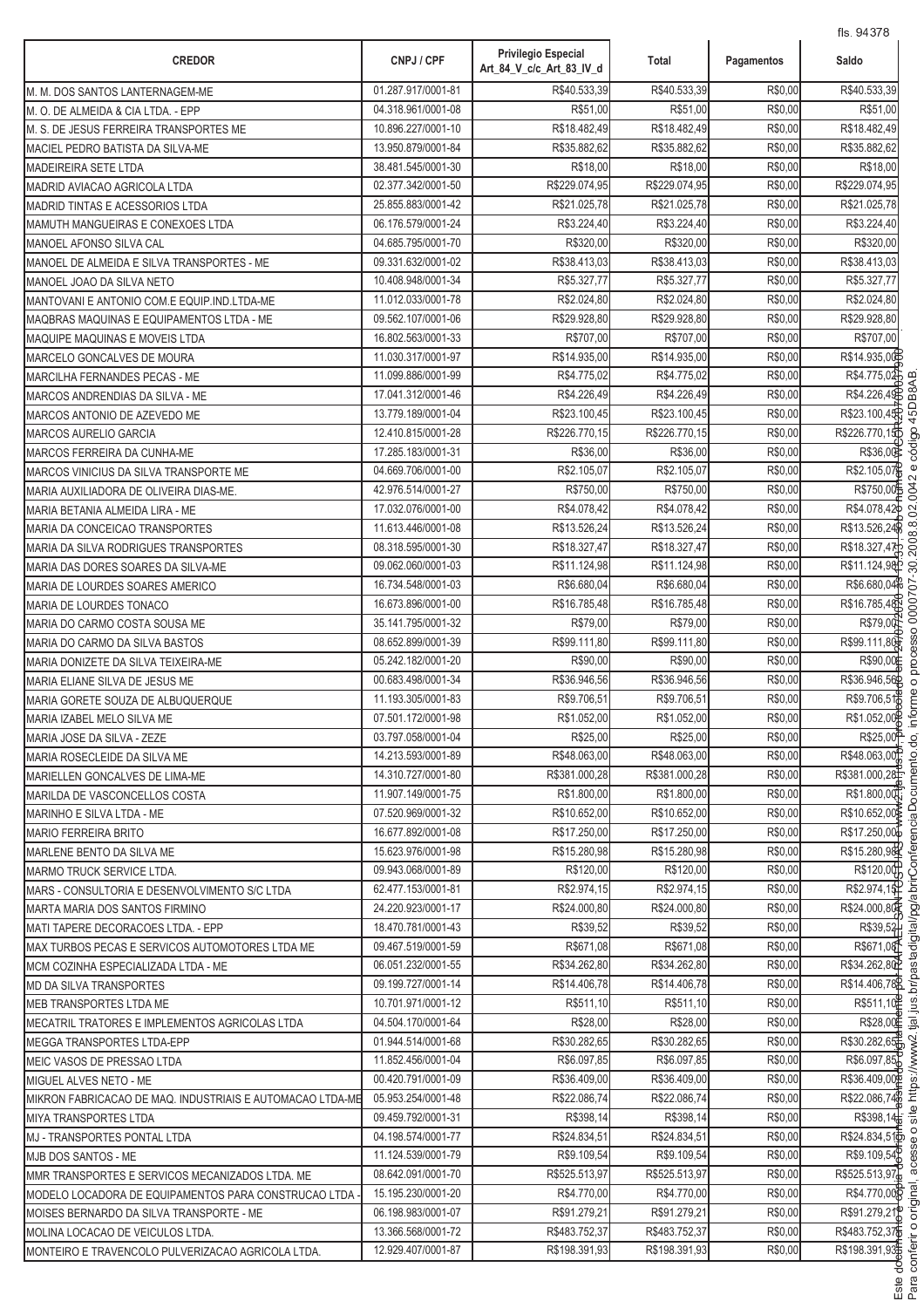| CREDOR | CNPJ / CPF | Privilegio Especial Art_84_V_c/c_Art_83_IV_d | Total | Pagamentos | Saldo |
|---|---|---|---|---|---|
| M. M. DOS SANTOS LANTERNAGEM-ME | 01.287.917/0001-81 | R$40.533,39 | R$40.533,39 | R$0,00 | R$40.533,39 |
| M. O. DE ALMEIDA & CIA LTDA. - EPP | 04.318.961/0001-08 | R$51,00 | R$51,00 | R$0,00 | R$51,00 |
| M. S. DE JESUS FERREIRA TRANSPORTES ME | 10.896.227/0001-10 | R$18.482,49 | R$18.482,49 | R$0,00 | R$18.482,49 |
| MACIEL PEDRO BATISTA DA SILVA-ME | 13.950.879/0001-84 | R$35.882,62 | R$35.882,62 | R$0,00 | R$35.882,62 |
| MADEIREIRA SETE LTDA | 38.481.545/0001-30 | R$18,00 | R$18,00 | R$0,00 | R$18,00 |
| MADRID AVIACAO AGRICOLA LTDA | 02.377.342/0001-50 | R$229.074,95 | R$229.074,95 | R$0,00 | R$229.074,95 |
| MADRID TINTAS E ACESSORIOS LTDA | 25.855.883/0001-42 | R$21.025,78 | R$21.025,78 | R$0,00 | R$21.025,78 |
| MAMUTH MANGUEIRAS E CONEXOES LTDA | 06.176.579/0001-24 | R$3.224,40 | R$3.224,40 | R$0,00 | R$3.224,40 |
| MANOEL AFONSO SILVA CAL | 04.685.795/0001-70 | R$320,00 | R$320,00 | R$0,00 | R$320,00 |
| MANOEL DE ALMEIDA E SILVA TRANSPORTES - ME | 09.331.632/0001-02 | R$38.413,03 | R$38.413,03 | R$0,00 | R$38.413,03 |
| MANOEL JOAO DA SILVA NETO | 10.408.948/0001-34 | R$5.327,77 | R$5.327,77 | R$0,00 | R$5.327,77 |
| MANTOVANI E ANTONIO COM.E EQUIP.IND.LTDA-ME | 11.012.033/0001-78 | R$2.024,80 | R$2.024,80 | R$0,00 | R$2.024,80 |
| MAQBRAS MAQUINAS E EQUIPAMENTOS LTDA - ME | 09.562.107/0001-06 | R$29.928,80 | R$29.928,80 | R$0,00 | R$29.928,80 |
| MAQUIPE MAQUINAS E MOVEIS LTDA | 16.802.563/0001-33 | R$707,00 | R$707,00 | R$0,00 | R$707,00 |
| MARCELO GONCALVES DE MOURA | 11.030.317/0001-97 | R$14.935,00 | R$14.935,00 | R$0,00 | R$14.935,00 |
| MARCILHA FERNANDES PECAS - ME | 11.099.886/0001-99 | R$4.775,02 | R$4.775,02 | R$0,00 | R$4.775,02 |
| MARCOS ANDRENDIAS DA SILVA - ME | 17.041.312/0001-46 | R$4.226,49 | R$4.226,49 | R$0,00 | R$4.226,49 |
| MARCOS ANTONIO DE AZEVEDO ME | 13.779.189/0001-04 | R$23.100,45 | R$23.100,45 | R$0,00 | R$23.100,45 |
| MARCOS AURELIO GARCIA | 12.410.815/0001-28 | R$226.770,15 | R$226.770,15 | R$0,00 | R$226.770,15 |
| MARCOS FERREIRA DA CUNHA-ME | 17.285.183/0001-31 | R$36,00 | R$36,00 | R$0,00 | R$36,00 |
| MARCOS VINICIUS DA SILVA TRANSPORTE ME | 04.669.706/0001-00 | R$2.105,07 | R$2.105,07 | R$0,00 | R$2.105,07 |
| MARIA AUXILIADORA DE OLIVEIRA DIAS-ME. | 42.976.514/0001-27 | R$750,00 | R$750,00 | R$0,00 | R$750,00 |
| MARIA BETANIA ALMEIDA LIRA - ME | 17.032.076/0001-00 | R$4.078,42 | R$4.078,42 | R$0,00 | R$4.078,42 |
| MARIA DA CONCEICAO TRANSPORTES | 11.613.446/0001-08 | R$13.526,24 | R$13.526,24 | R$0,00 | R$13.526,24 |
| MARIA DA SILVA RODRIGUES TRANSPORTES | 08.318.595/0001-30 | R$18.327,47 | R$18.327,47 | R$0,00 | R$18.327,47 |
| MARIA DAS DORES SOARES DA SILVA-ME | 09.062.060/0001-03 | R$11.124,98 | R$11.124,98 | R$0,00 | R$11.124,98 |
| MARIA DE LOURDES SOARES AMERICO | 16.734.548/0001-03 | R$6.680,04 | R$6.680,04 | R$0,00 | R$6.680,04 |
| MARIA DE LOURDES TONACO | 16.673.896/0001-00 | R$16.785,48 | R$16.785,48 | R$0,00 | R$16.785,48 |
| MARIA DO CARMO COSTA SOUSA ME | 35.141.795/0001-32 | R$79,00 | R$79,00 | R$0,00 | R$79,00 |
| MARIA DO CARMO DA SILVA BASTOS | 08.652.899/0001-39 | R$99.111,80 | R$99.111,80 | R$0,00 | R$99.111,80 |
| MARIA DONIZETE DA SILVA TEIXEIRA-ME | 05.242.182/0001-20 | R$90,00 | R$90,00 | R$0,00 | R$90,00 |
| MARIA ELIANE SILVA DE JESUS ME | 00.683.498/0001-34 | R$36.946,56 | R$36.946,56 | R$0,00 | R$36.946,56 |
| MARIA GORETE SOUZA DE ALBUQUERQUE | 11.193.305/0001-83 | R$9.706,51 | R$9.706,51 | R$0,00 | R$9.706,51 |
| MARIA IZABEL MELO SILVA ME | 07.501.172/0001-98 | R$1.052,00 | R$1.052,00 | R$0,00 | R$1.052,00 |
| MARIA JOSE DA SILVA - ZEZE | 03.797.058/0001-04 | R$25,00 | R$25,00 | R$0,00 | R$25,00 |
| MARIA ROSECLEIDE DA SILVA ME | 14.213.593/0001-89 | R$48.063,00 | R$48.063,00 | R$0,00 | R$48.063,00 |
| MARIELLEN GONCALVES DE LIMA-ME | 14.310.727/0001-80 | R$381.000,28 | R$381.000,28 | R$0,00 | R$381.000,28 |
| MARILDA DE VASCONCELLOS COSTA | 11.907.149/0001-75 | R$1.800,00 | R$1.800,00 | R$0,00 | R$1.800,00 |
| MARINHO E SILVA LTDA - ME | 07.520.969/0001-32 | R$10.652,00 | R$10.652,00 | R$0,00 | R$10.652,00 |
| MARIO FERREIRA BRITO | 16.677.892/0001-08 | R$17.250,00 | R$17.250,00 | R$0,00 | R$17.250,00 |
| MARLENE BENTO DA SILVA ME | 15.623.976/0001-98 | R$15.280,98 | R$15.280,98 | R$0,00 | R$15.280,98 |
| MARMO TRUCK SERVICE LTDA. | 09.943.068/0001-89 | R$120,00 | R$120,00 | R$0,00 | R$120,00 |
| MARS - CONSULTORIA E DESENVOLVIMENTO S/C LTDA | 62.477.153/0001-81 | R$2.974,15 | R$2.974,15 | R$0,00 | R$2.974,15 |
| MARTA MARIA DOS SANTOS FIRMINO | 24.220.923/0001-17 | R$24.000,80 | R$24.000,80 | R$0,00 | R$24.000,80 |
| MATI TAPERE DECORACOES LTDA. - EPP | 18.470.781/0001-43 | R$39,52 | R$39,52 | R$0,00 | R$39,52 |
| MAX TURBOS PECAS E SERVICOS AUTOMOTORES LTDA ME | 09.467.519/0001-59 | R$671,08 | R$671,08 | R$0,00 | R$671,08 |
| MCM COZINHA ESPECIALIZADA LTDA - ME | 06.051.232/0001-55 | R$34.262,80 | R$34.262,80 | R$0,00 | R$34.262,80 |
| MD DA SILVA TRANSPORTES | 09.199.727/0001-14 | R$14.406,78 | R$14.406,78 | R$0,00 | R$14.406,78 |
| MEB TRANSPORTES LTDA ME | 10.701.971/0001-12 | R$511,10 | R$511,10 | R$0,00 | R$511,10 |
| MECATRIL TRATORES E IMPLEMENTOS AGRICOLAS LTDA | 04.504.170/0001-64 | R$28,00 | R$28,00 | R$0,00 | R$28,00 |
| MEGGA TRANSPORTES LTDA-EPP | 01.944.514/0001-68 | R$30.282,65 | R$30.282,65 | R$0,00 | R$30.282,65 |
| MEIC VASOS DE PRESSAO LTDA | 11.852.456/0001-04 | R$6.097,85 | R$6.097,85 | R$0,00 | R$6.097,85 |
| MIGUEL ALVES NETO - ME | 00.420.791/0001-09 | R$36.409,00 | R$36.409,00 | R$0,00 | R$36.409,00 |
| MIKRON FABRICACAO DE MAQ. INDUSTRIAIS E AUTOMACAO LTDA-ME | 05.953.254/0001-48 | R$22.086,74 | R$22.086,74 | R$0,00 | R$22.086,74 |
| MIYA TRANSPORTES LTDA | 09.459.792/0001-31 | R$398,14 | R$398,14 | R$0,00 | R$398,14 |
| MJ - TRANSPORTES PONTAL LTDA | 04.198.574/0001-77 | R$24.834,51 | R$24.834,51 | R$0,00 | R$24.834,51 |
| MJB DOS SANTOS - ME | 11.124.539/0001-79 | R$9.109,54 | R$9.109,54 | R$0,00 | R$9.109,54 |
| MMR TRANSPORTES E SERVICOS MECANIZADOS LTDA. ME | 08.642.091/0001-70 | R$525.513,97 | R$525.513,97 | R$0,00 | R$525.513,97 |
| MODELO LOCADORA DE EQUIPAMENTOS PARA CONSTRUCAO LTDA - | 15.195.230/0001-20 | R$4.770,00 | R$4.770,00 | R$0,00 | R$4.770,00 |
| MOISES BERNARDO DA SILVA TRANSPORTE - ME | 06.198.983/0001-07 | R$91.279,21 | R$91.279,21 | R$0,00 | R$91.279,21 |
| MOLINA LOCACAO DE VEICULOS LTDA. | 13.366.568/0001-72 | R$483.752,37 | R$483.752,37 | R$0,00 | R$483.752,37 |
| MONTEIRO E TRAVENCOLO PULVERIZACAO AGRICOLA LTDA. | 12.929.407/0001-87 | R$198.391,93 | R$198.391,93 | R$0,00 | R$198.391,93 |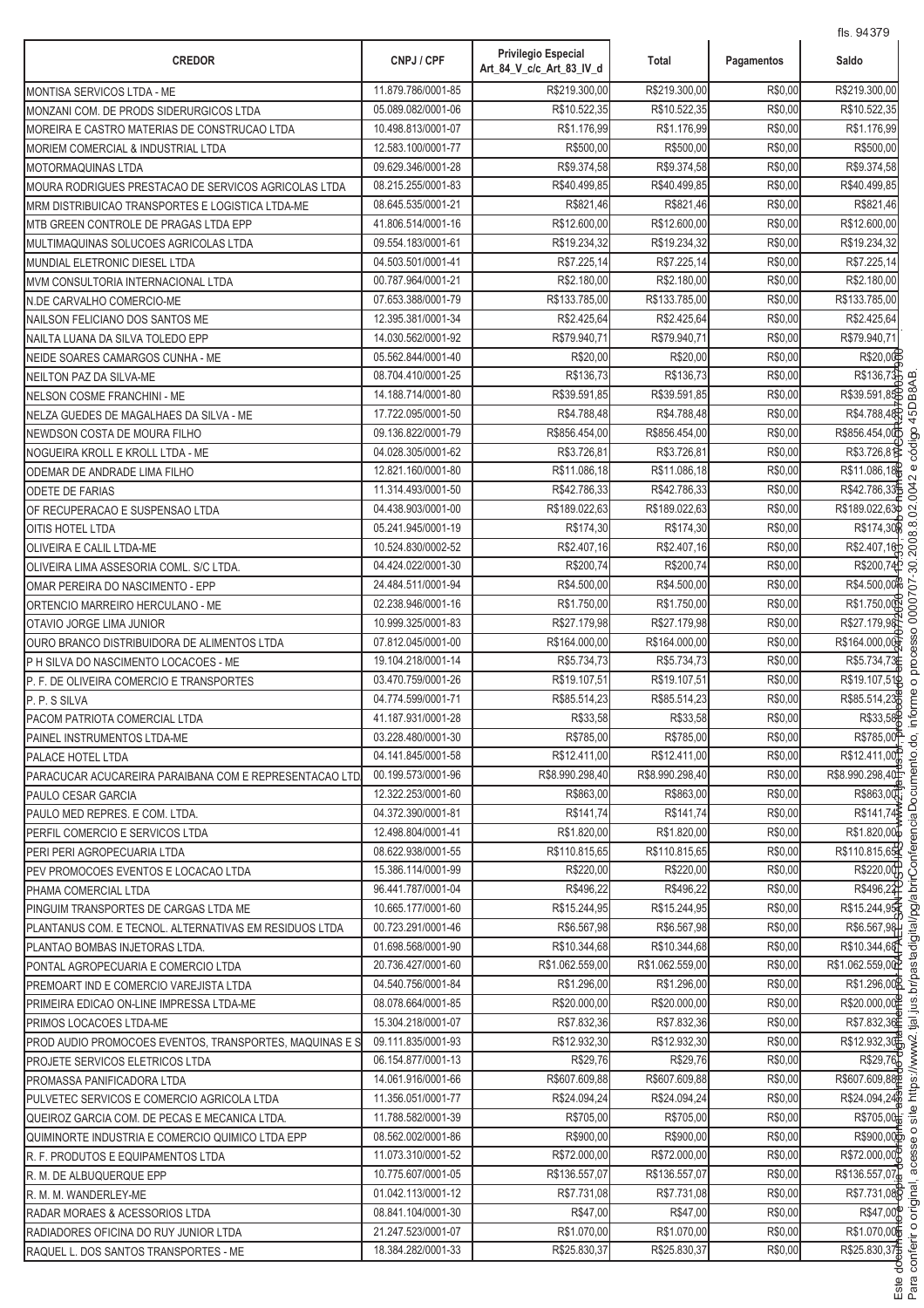| CREDOR | CNPJ / CPF | Privilegio Especial Art_84_V_c/c_Art_83_IV_d | Total | Pagamentos | Saldo |
|---|---|---|---|---|---|
| MONTISA SERVICOS LTDA - ME | 11.879.786/0001-85 | R$219.300,00 | R$219.300,00 | R$0,00 | R$219.300,00 |
| MONZANI COM. DE PRODS SIDERURGICOS LTDA | 05.089.082/0001-06 | R$10.522,35 | R$10.522,35 | R$0,00 | R$10.522,35 |
| MOREIRA E CASTRO MATERIAS DE CONSTRUCAO LTDA | 10.498.813/0001-07 | R$1.176,99 | R$1.176,99 | R$0,00 | R$1.176,99 |
| MORIEM COMERCIAL & INDUSTRIAL LTDA | 12.583.100/0001-77 | R$500,00 | R$500,00 | R$0,00 | R$500,00 |
| MOTORMAQUINAS LTDA | 09.629.346/0001-28 | R$9.374,58 | R$9.374,58 | R$0,00 | R$9.374,58 |
| MOURA RODRIGUES PRESTACAO DE SERVICOS AGRICOLAS LTDA | 08.215.255/0001-83 | R$40.499,85 | R$40.499,85 | R$0,00 | R$40.499,85 |
| MRM DISTRIBUICAO TRANSPORTES E LOGISTICA LTDA-ME | 08.645.535/0001-21 | R$821,46 | R$821,46 | R$0,00 | R$821,46 |
| MTB GREEN CONTROLE DE PRAGAS LTDA EPP | 41.806.514/0001-16 | R$12.600,00 | R$12.600,00 | R$0,00 | R$12.600,00 |
| MULTIMAQUINAS SOLUCOES AGRICOLAS LTDA | 09.554.183/0001-61 | R$19.234,32 | R$19.234,32 | R$0,00 | R$19.234,32 |
| MUNDIAL ELETRONIC DIESEL LTDA | 04.503.501/0001-41 | R$7.225,14 | R$7.225,14 | R$0,00 | R$7.225,14 |
| MVM CONSULTORIA INTERNACIONAL LTDA | 00.787.964/0001-21 | R$2.180,00 | R$2.180,00 | R$0,00 | R$2.180,00 |
| N.DE CARVALHO COMERCIO-ME | 07.653.388/0001-79 | R$133.785,00 | R$133.785,00 | R$0,00 | R$133.785,00 |
| NAILSON FELICIANO DOS SANTOS ME | 12.395.381/0001-34 | R$2.425,64 | R$2.425,64 | R$0,00 | R$2.425,64 |
| NAILTA LUANA DA SILVA TOLEDO EPP | 14.030.562/0001-92 | R$79.940,71 | R$79.940,71 | R$0,00 | R$79.940,71 |
| NEIDE SOARES CAMARGOS CUNHA - ME | 05.562.844/0001-40 | R$20,00 | R$20,00 | R$0,00 | R$20,00 |
| NEILTON PAZ DA SILVA-ME | 08.704.410/0001-25 | R$136,73 | R$136,73 | R$0,00 | R$136,73 |
| NELSON COSME FRANCHINI - ME | 14.188.714/0001-80 | R$39.591,85 | R$39.591,85 | R$0,00 | R$39.591,85 |
| NELZA GUEDES DE MAGALHAES DA SILVA - ME | 17.722.095/0001-50 | R$4.788,48 | R$4.788,48 | R$0,00 | R$4.788,48 |
| NEWDSON COSTA DE MOURA FILHO | 09.136.822/0001-79 | R$856.454,00 | R$856.454,00 | R$0,00 | R$856.454,00 |
| NOGUEIRA KROLL E KROLL LTDA - ME | 04.028.305/0001-62 | R$3.726,81 | R$3.726,81 | R$0,00 | R$3.726,81 |
| ODEMAR DE ANDRADE LIMA FILHO | 12.821.160/0001-80 | R$11.086,18 | R$11.086,18 | R$0,00 | R$11.086,18 |
| ODETE DE FARIAS | 11.314.493/0001-50 | R$42.786,33 | R$42.786,33 | R$0,00 | R$42.786,33 |
| OF RECUPERACAO E SUSPENSAO LTDA | 04.438.903/0001-00 | R$189.022,63 | R$189.022,63 | R$0,00 | R$189.022,63 |
| OITIS HOTEL LTDA | 05.241.945/0001-19 | R$174,30 | R$174,30 | R$0,00 | R$174,30 |
| OLIVEIRA E CALIL LTDA-ME | 10.524.830/0002-52 | R$2.407,16 | R$2.407,16 | R$0,00 | R$2.407,16 |
| OLIVEIRA LIMA ASSESORIA COML. S/C LTDA. | 04.424.022/0001-30 | R$200,74 | R$200,74 | R$0,00 | R$200,74 |
| OMAR PEREIRA DO NASCIMENTO - EPP | 24.484.511/0001-94 | R$4.500,00 | R$4.500,00 | R$0,00 | R$4.500,00 |
| ORTENCIO MARREIRO HERCULANO - ME | 02.238.946/0001-16 | R$1.750,00 | R$1.750,00 | R$0,00 | R$1.750,00 |
| OTAVIO JORGE LIMA JUNIOR | 10.999.325/0001-83 | R$27.179,98 | R$27.179,98 | R$0,00 | R$27.179,98 |
| OURO BRANCO DISTRIBUIDORA DE ALIMENTOS LTDA | 07.812.045/0001-00 | R$164.000,00 | R$164.000,00 | R$0,00 | R$164.000,00 |
| P H SILVA DO NASCIMENTO LOCACOES - ME | 19.104.218/0001-14 | R$5.734,73 | R$5.734,73 | R$0,00 | R$5.734,73 |
| P. F. DE OLIVEIRA COMERCIO E TRANSPORTES | 03.470.759/0001-26 | R$19.107,51 | R$19.107,51 | R$0,00 | R$19.107,51 |
| P. P. S SILVA | 04.774.599/0001-71 | R$85.514,23 | R$85.514,23 | R$0,00 | R$85.514,23 |
| PACOM PATRIOTA COMERCIAL LTDA | 41.187.931/0001-28 | R$33,58 | R$33,58 | R$0,00 | R$33,58 |
| PAINEL INSTRUMENTOS LTDA-ME | 03.228.480/0001-30 | R$785,00 | R$785,00 | R$0,00 | R$785,00 |
| PALACE HOTEL LTDA | 04.141.845/0001-58 | R$12.411,00 | R$12.411,00 | R$0,00 | R$12.411,00 |
| PARACUCAR ACUCAREIRA PARAIBANA COM E REPRESENTACAO LTD | 00.199.573/0001-96 | R$8.990.298,40 | R$8.990.298,40 | R$0,00 | R$8.990.298,40 |
| PAULO CESAR GARCIA | 12.322.253/0001-60 | R$863,00 | R$863,00 | R$0,00 | R$863,00 |
| PAULO MED REPRES. E COM. LTDA. | 04.372.390/0001-81 | R$141,74 | R$141,74 | R$0,00 | R$141,74 |
| PERFIL COMERCIO E SERVICOS LTDA | 12.498.804/0001-41 | R$1.820,00 | R$1.820,00 | R$0,00 | R$1.820,00 |
| PERI PERI AGROPECUARIA LTDA | 08.622.938/0001-55 | R$110.815,65 | R$110.815,65 | R$0,00 | R$110.815,65 |
| PEV PROMOCOES EVENTOS E LOCACAO LTDA | 15.386.114/0001-99 | R$220,00 | R$220,00 | R$0,00 | R$220,00 |
| PHAMA COMERCIAL LTDA | 96.441.787/0001-04 | R$496,22 | R$496,22 | R$0,00 | R$496,22 |
| PINGUIM TRANSPORTES DE CARGAS LTDA ME | 10.665.177/0001-60 | R$15.244,95 | R$15.244,95 | R$0,00 | R$15.244,95 |
| PLANTANUS COM. E TECNOL. ALTERNATIVAS EM RESIDUOS LTDA | 00.723.291/0001-46 | R$6.567,98 | R$6.567,98 | R$0,00 | R$6.567,98 |
| PLANTAO BOMBAS INJETORAS LTDA. | 01.698.568/0001-90 | R$10.344,68 | R$10.344,68 | R$0,00 | R$10.344,68 |
| PONTAL AGROPECUARIA E COMERCIO LTDA | 20.736.427/0001-60 | R$1.062.559,00 | R$1.062.559,00 | R$0,00 | R$1.062.559,00 |
| PREMOART IND E COMERCIO VAREJISTA LTDA | 04.540.756/0001-84 | R$1.296,00 | R$1.296,00 | R$0,00 | R$1.296,00 |
| PRIMEIRA EDICAO ON-LINE IMPRESSA LTDA-ME | 08.078.664/0001-85 | R$20.000,00 | R$20.000,00 | R$0,00 | R$20.000,00 |
| PRIMOS LOCACOES LTDA-ME | 15.304.218/0001-07 | R$7.832,36 | R$7.832,36 | R$0,00 | R$7.832,36 |
| PROD AUDIO PROMOCOES EVENTOS, TRANSPORTES, MAQUINAS E S | 09.111.835/0001-93 | R$12.932,30 | R$12.932,30 | R$0,00 | R$12.932,30 |
| PROJETE SERVICOS ELETRICOS LTDA | 06.154.877/0001-13 | R$29,76 | R$29,76 | R$0,00 | R$29,76 |
| PROMASSA PANIFICADORA LTDA | 14.061.916/0001-66 | R$607.609,88 | R$607.609,88 | R$0,00 | R$607.609,88 |
| PULVETEC SERVICOS E COMERCIO AGRICOLA LTDA | 11.356.051/0001-77 | R$24.094,24 | R$24.094,24 | R$0,00 | R$24.094,24 |
| QUEIROZ GARCIA COM. DE PECAS E MECANICA LTDA. | 11.788.582/0001-39 | R$705,00 | R$705,00 | R$0,00 | R$705,00 |
| QUIMINORTE INDUSTRIA E COMERCIO QUIMICO LTDA EPP | 08.562.002/0001-86 | R$900,00 | R$900,00 | R$0,00 | R$900,00 |
| R. F. PRODUTOS E EQUIPAMENTOS LTDA | 11.073.310/0001-52 | R$72.000,00 | R$72.000,00 | R$0,00 | R$72.000,00 |
| R. M. DE ALBUQUERQUE EPP | 10.775.607/0001-05 | R$136.557,07 | R$136.557,07 | R$0,00 | R$136.557,07 |
| R. M. M. WANDERLEY-ME | 01.042.113/0001-12 | R$7.731,08 | R$7.731,08 | R$0,00 | R$7.731,08 |
| RADAR MORAES & ACESSORIOS LTDA | 08.841.104/0001-30 | R$47,00 | R$47,00 | R$0,00 | R$47,00 |
| RADIADORES OFICINA DO RUY JUNIOR LTDA | 21.247.523/0001-07 | R$1.070,00 | R$1.070,00 | R$0,00 | R$1.070,00 |
| RAQUEL L. DOS SANTOS TRANSPORTES - ME | 18.384.282/0001-33 | R$25.830,37 | R$25.830,37 | R$0,00 | R$25.830,37 |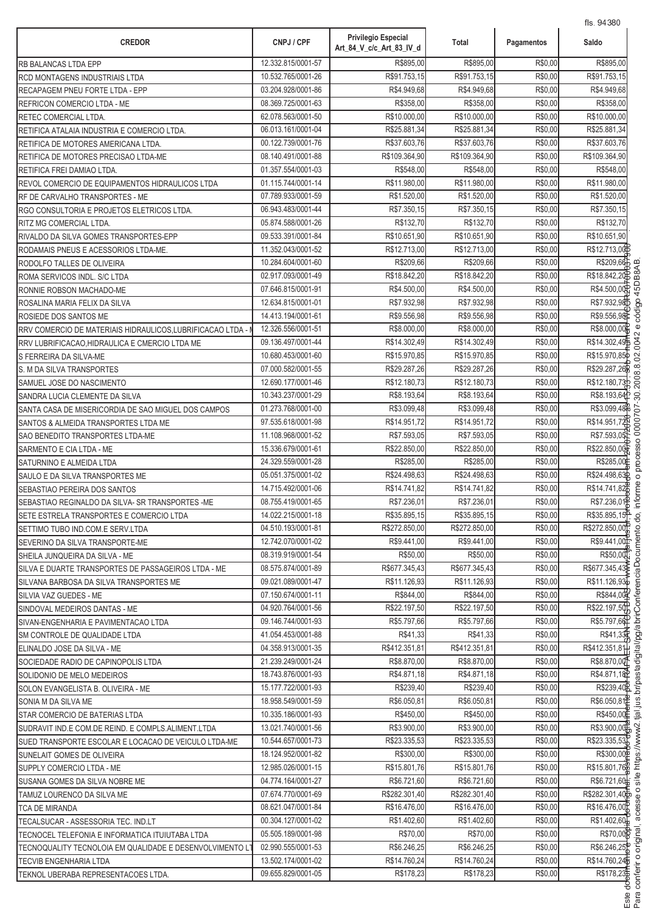| CREDOR | CNPJ / CPF | Privilegio Especial Art_84_V_c/c_Art_83_IV_d | Total | Pagamentos | Saldo |
|---|---|---|---|---|---|
| RB BALANCAS LTDA EPP | 12.332.815/0001-57 | R$895,00 | R$895,00 | R$0,00 | R$895,00 |
| RCD MONTAGENS INDUSTRIAIS LTDA | 10.532.765/0001-26 | R$91.753,15 | R$91.753,15 | R$0,00 | R$91.753,15 |
| RECAPAGEM PNEU FORTE LTDA - EPP | 03.204.928/0001-86 | R$4.949,68 | R$4.949,68 | R$0,00 | R$4.949,68 |
| REFRICON COMERCIO LTDA - ME | 08.369.725/0001-63 | R$358,00 | R$358,00 | R$0,00 | R$358,00 |
| RETEC COMERCIAL LTDA. | 62.078.563/0001-50 | R$10.000,00 | R$10.000,00 | R$0,00 | R$10.000,00 |
| RETIFICA ATALAIA INDUSTRIA E COMERCIO LTDA. | 06.013.161/0001-04 | R$25.881,34 | R$25.881,34 | R$0,00 | R$25.881,34 |
| RETIFICA DE MOTORES AMERICANA LTDA. | 00.122.739/0001-76 | R$37.603,76 | R$37.603,76 | R$0,00 | R$37.603,76 |
| RETIFICA DE MOTORES PRECISAO LTDA-ME | 08.140.491/0001-88 | R$109.364,90 | R$109.364,90 | R$0,00 | R$109.364,90 |
| RETIFICA FREI DAMIAO LTDA. | 01.357.554/0001-03 | R$548,00 | R$548,00 | R$0,00 | R$548,00 |
| REVOL COMERCIO DE EQUIPAMENTOS HIDRAULICOS LTDA | 01.115.744/0001-14 | R$11.980,00 | R$11.980,00 | R$0,00 | R$11.980,00 |
| RF DE CARVALHO TRANSPORTES - ME | 07.789.933/0001-59 | R$1.520,00 | R$1.520,00 | R$0,00 | R$1.520,00 |
| RGO CONSULTORIA E PROJETOS ELETRICOS LTDA. | 06.943.483/0001-44 | R$7.350,15 | R$7.350,15 | R$0,00 | R$7.350,15 |
| RITZ MG COMERCIAL LTDA. | 05.874.588/0001-26 | R$132,70 | R$132,70 | R$0,00 | R$132,70 |
| RIVALDO DA SILVA GOMES TRANSPORTES-EPP | 09.533.391/0001-84 | R$10.651,90 | R$10.651,90 | R$0,00 | R$10.651,90 |
| RODAMAIS PNEUS E ACESSORIOS LTDA-ME. | 11.352.043/0001-52 | R$12.713,00 | R$12.713,00 | R$0,00 | R$12.713,00 |
| RODOLFO TALLES DE OLIVEIRA | 10.284.604/0001-60 | R$209,66 | R$209,66 | R$0,00 | R$209,66 |
| ROMA SERVICOS INDL. S/C LTDA | 02.917.093/0001-49 | R$18.842,20 | R$18.842,20 | R$0,00 | R$18.842,20 |
| RONNIE ROBSON MACHADO-ME | 07.646.815/0001-91 | R$4.500,00 | R$4.500,00 | R$0,00 | R$4.500,00 |
| ROSALINA MARIA FELIX DA SILVA | 12.634.815/0001-01 | R$7.932,98 | R$7.932,98 | R$0,00 | R$7.932,98 |
| ROSIEDE DOS SANTOS ME | 14.413.194/0001-61 | R$9.556,98 | R$9.556,98 | R$0,00 | R$9.556,98 |
| RRV COMERCIO DE MATERIAIS HIDRAULICOS,LUBRIFICACAO LTDA - M | 12.326.556/0001-51 | R$8.000,00 | R$8.000,00 | R$0,00 | R$8.000,00 |
| RRV LUBRIFICACAO,HIDRAULICA E CMERCIO LTDA ME | 09.136.497/0001-44 | R$14.302,49 | R$14.302,49 | R$0,00 | R$14.302,49 |
| S FERREIRA DA SILVA-ME | 10.680.453/0001-60 | R$15.970,85 | R$15.970,85 | R$0,00 | R$15.970,85 |
| S. M DA SILVA TRANSPORTES | 07.000.582/0001-55 | R$29.287,26 | R$29.287,26 | R$0,00 | R$29.287,26 |
| SAMUEL JOSE DO NASCIMENTO | 12.690.177/0001-46 | R$12.180,73 | R$12.180,73 | R$0,00 | R$12.180,73 |
| SANDRA LUCIA CLEMENTE DA SILVA | 10.343.237/0001-29 | R$8.193,64 | R$8.193,64 | R$0,00 | R$8.193,64 |
| SANTA CASA DE MISERICORDIA DE SAO MIGUEL DOS CAMPOS | 01.273.768/0001-00 | R$3.099,48 | R$3.099,48 | R$0,00 | R$3.099,48 |
| SANTOS & ALMEIDA TRANSPORTES LTDA ME | 97.535.618/0001-98 | R$14.951,72 | R$14.951,72 | R$0,00 | R$14.951,72 |
| SAO BENEDITO TRANSPORTES LTDA-ME | 11.108.968/0001-52 | R$7.593,05 | R$7.593,05 | R$0,00 | R$7.593,05 |
| SARMENTO E CIA LTDA - ME | 15.336.679/0001-61 | R$22.850,00 | R$22.850,00 | R$0,00 | R$22.850,00 |
| SATURNINO E ALMEIDA LTDA | 24.329.559/0001-28 | R$285,00 | R$285,00 | R$0,00 | R$285,00 |
| SAULO E DA SILVA TRANSPORTES ME | 05.051.375/0001-02 | R$24.498,63 | R$24.498,63 | R$0,00 | R$24.498,63 |
| SEBASTIAO PEREIRA DOS SANTOS | 14.715.492/0001-06 | R$14.741,82 | R$14.741,82 | R$0,00 | R$14.741,82 |
| SEBASTIAO REGINALDO DA SILVA- SR TRANSPORTES -ME | 08.755.419/0001-65 | R$7.236,01 | R$7.236,01 | R$0,00 | R$7.236,01 |
| SETE ESTRELA TRANSPORTES E COMERCIO LTDA | 14.022.215/0001-18 | R$35.895,15 | R$35.895,15 | R$0,00 | R$35.895,15 |
| SETTIMO TUBO IND.COM.E SERV.LTDA | 04.510.193/0001-81 | R$272.850,00 | R$272.850,00 | R$0,00 | R$272.850,00 |
| SEVERINO DA SILVA TRANSPORTE-ME | 12.742.070/0001-02 | R$9.441,00 | R$9.441,00 | R$0,00 | R$9.441,00 |
| SHEILA JUNQUEIRA DA SILVA - ME | 08.319.919/0001-54 | R$50,00 | R$50,00 | R$0,00 | R$50,00 |
| SILVA E DUARTE TRANSPORTES DE PASSAGEIROS LTDA - ME | 08.575.874/0001-89 | R$677.345,43 | R$677.345,43 | R$0,00 | R$677.345,43 |
| SILVANA BARBOSA DA SILVA TRANSPORTES ME | 09.021.089/0001-47 | R$11.126,93 | R$11.126,93 | R$0,00 | R$11.126,93 |
| SILVIA VAZ GUEDES - ME | 07.150.674/0001-11 | R$844,00 | R$844,00 | R$0,00 | R$844,00 |
| SINDOVAL MEDEIROS DANTAS - ME | 04.920.764/0001-56 | R$22.197,50 | R$22.197,50 | R$0,00 | R$22.197,50 |
| SIVAN-ENGENHARIA E PAVIMENTACAO LTDA | 09.146.744/0001-93 | R$5.797,66 | R$5.797,66 | R$0,00 | R$5.797,66 |
| SM CONTROLE DE QUALIDADE LTDA | 41.054.453/0001-88 | R$41,33 | R$41,33 | R$0,00 | R$41,33 |
| ELINALDO JOSE DA SILVA - ME | 04.358.913/0001-35 | R$412.351,81 | R$412.351,81 | R$0,00 | R$412.351,81 |
| SOCIEDADE RADIO DE CAPINOPOLIS LTDA | 21.239.249/0001-24 | R$8.870,00 | R$8.870,00 | R$0,00 | R$8.870,00 |
| SOLIDONIO DE MELO MEDEIROS | 18.743.876/0001-93 | R$4.871,18 | R$4.871,18 | R$0,00 | R$4.871,18 |
| SOLON EVANGELISTA B. OLIVEIRA - ME | 15.177.722/0001-93 | R$239,40 | R$239,40 | R$0,00 | R$239,40 |
| SONIA M DA SILVA ME | 18.958.549/0001-59 | R$6.050,81 | R$6.050,81 | R$0,00 | R$6.050,81 |
| STAR COMERCIO DE BATERIAS LTDA | 10.335.186/0001-93 | R$450,00 | R$450,00 | R$0,00 | R$450,00 |
| SUDRAVIT IND.E COM.DE REIND. E COMPLS.ALIMENT.LTDA | 13.021.740/0001-56 | R$3.900,00 | R$3.900,00 | R$0,00 | R$3.900,00 |
| SUED TRANSPORTE ESCOLAR E LOCACAO DE VEICULO LTDA-ME | 10.544.657/0001-73 | R$23.335,53 | R$23.335,53 | R$0,00 | R$23.335,53 |
| SUNELAIT GOMES DE OLIVEIRA | 18.124.952/0001-82 | R$300,00 | R$300,00 | R$0,00 | R$300,00 |
| SUPPLY COMERCIO LTDA - ME | 12.985.026/0001-15 | R$15.801,76 | R$15.801,76 | R$0,00 | R$15.801,76 |
| SUSANA GOMES DA SILVA NOBRE ME | 04.774.164/0001-27 | R$6.721,60 | R$6.721,60 | R$0,00 | R$6.721,60 |
| TAMUZ LOURENCO DA SILVA ME | 07.674.770/0001-69 | R$282.301,40 | R$282.301,40 | R$0,00 | R$282.301,40 |
| TCA DE MIRANDA | 08.621.047/0001-84 | R$16.476,00 | R$16.476,00 | R$0,00 | R$16.476,00 |
| TECALSUCAR - ASSESSORIA TEC. IND.LT | 00.304.127/0001-02 | R$1.402,60 | R$1.402,60 | R$0,00 | R$1.402,60 |
| TECNOCEL TELEFONIA E INFORMATICA ITUIUTABA LTDA | 05.505.189/0001-98 | R$70,00 | R$70,00 | R$0,00 | R$70,00 |
| TECNOQUALITY TECNOLOIA EM QUALIDADE E DESENVOLVIMENTO LT | 02.990.555/0001-53 | R$6.246,25 | R$6.246,25 | R$0,00 | R$6.246,25 |
| TECVIB ENGENHARIA LTDA | 13.502.174/0001-02 | R$14.760,24 | R$14.760,24 | R$0,00 | R$14.760,24 |
| TEKNOL UBERABA REPRESENTACOES LTDA. | 09.655.829/0001-05 | R$178,23 | R$178,23 | R$0,00 | R$178,23 |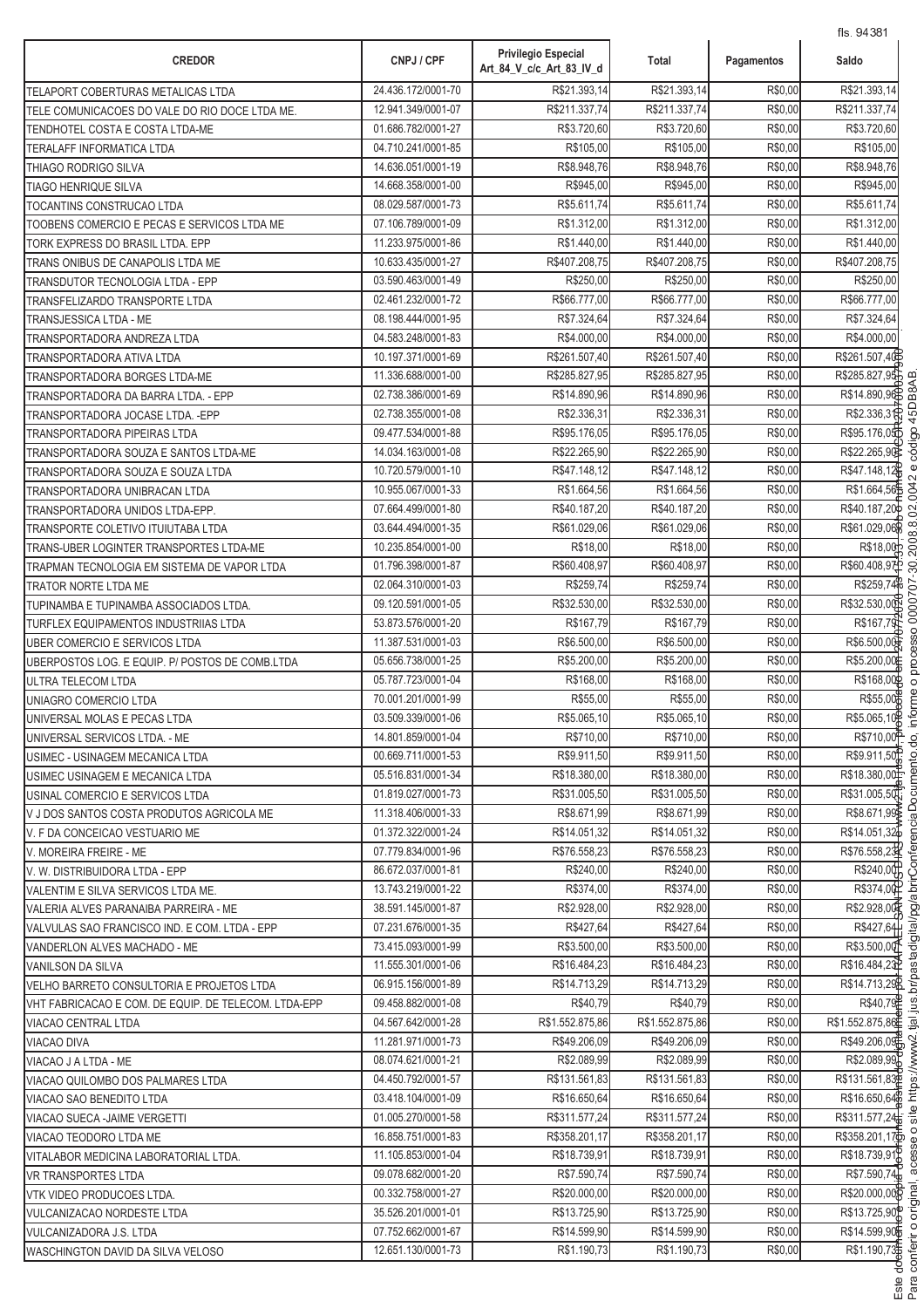| CREDOR | CNPJ / CPF | Privilegio Especial Art_84_V_c/c_Art_83_IV_d | Total | Pagamentos | Saldo |
|---|---|---|---|---|---|
| TELAPORT COBERTURAS METALICAS LTDA | 24.436.172/0001-70 | R$21.393,14 | R$21.393,14 | R$0,00 | R$21.393,14 |
| TELE COMUNICACOES DO VALE DO RIO DOCE LTDA ME. | 12.941.349/0001-07 | R$211.337,74 | R$211.337,74 | R$0,00 | R$211.337,74 |
| TENDHOTEL COSTA E COSTA LTDA-ME | 01.686.782/0001-27 | R$3.720,60 | R$3.720,60 | R$0,00 | R$3.720,60 |
| TERALAFF INFORMATICA LTDA | 04.710.241/0001-85 | R$105,00 | R$105,00 | R$0,00 | R$105,00 |
| THIAGO RODRIGO SILVA | 14.636.051/0001-19 | R$8.948,76 | R$8.948,76 | R$0,00 | R$8.948,76 |
| TIAGO HENRIQUE SILVA | 14.668.358/0001-00 | R$945,00 | R$945,00 | R$0,00 | R$945,00 |
| TOCANTINS CONSTRUCAO LTDA | 08.029.587/0001-73 | R$5.611,74 | R$5.611,74 | R$0,00 | R$5.611,74 |
| TOOBENS COMERCIO E PECAS E SERVICOS LTDA ME | 07.106.789/0001-09 | R$1.312,00 | R$1.312,00 | R$0,00 | R$1.312,00 |
| TORK EXPRESS DO BRASIL LTDA. EPP | 11.233.975/0001-86 | R$1.440,00 | R$1.440,00 | R$0,00 | R$1.440,00 |
| TRANS ONIBUS DE CANAPOLIS LTDA ME | 10.633.435/0001-27 | R$407.208,75 | R$407.208,75 | R$0,00 | R$407.208,75 |
| TRANSDUTOR TECNOLOGIA LTDA - EPP | 03.590.463/0001-49 | R$250,00 | R$250,00 | R$0,00 | R$250,00 |
| TRANSFELIZARDO TRANSPORTE LTDA | 02.461.232/0001-72 | R$66.777,00 | R$66.777,00 | R$0,00 | R$66.777,00 |
| TRANSJESSICA LTDA - ME | 08.198.444/0001-95 | R$7.324,64 | R$7.324,64 | R$0,00 | R$7.324,64 |
| TRANSPORTADORA ANDREZA LTDA | 04.583.248/0001-83 | R$4.000,00 | R$4.000,00 | R$0,00 | R$4.000,00 |
| TRANSPORTADORA ATIVA LTDA | 10.197.371/0001-69 | R$261.507,40 | R$261.507,40 | R$0,00 | R$261.507,40 |
| TRANSPORTADORA BORGES LTDA-ME | 11.336.688/0001-00 | R$285.827,95 | R$285.827,95 | R$0,00 | R$285.827,95 |
| TRANSPORTADORA DA BARRA LTDA. - EPP | 02.738.386/0001-69 | R$14.890,96 | R$14.890,96 | R$0,00 | R$14.890,96 |
| TRANSPORTADORA JOCASE LTDA. -EPP | 02.738.355/0001-08 | R$2.336,31 | R$2.336,31 | R$0,00 | R$2.336,31 |
| TRANSPORTADORA PIPEIRAS LTDA | 09.477.534/0001-88 | R$95.176,05 | R$95.176,05 | R$0,00 | R$95.176,05 |
| TRANSPORTADORA SOUZA E SANTOS LTDA-ME | 14.034.163/0001-08 | R$22.265,90 | R$22.265,90 | R$0,00 | R$22.265,90 |
| TRANSPORTADORA SOUZA E SOUZA LTDA | 10.720.579/0001-10 | R$47.148,12 | R$47.148,12 | R$0,00 | R$47.148,12 |
| TRANSPORTADORA UNIBRACAN LTDA | 10.955.067/0001-33 | R$1.664,56 | R$1.664,56 | R$0,00 | R$1.664,56 |
| TRANSPORTADORA UNIDOS LTDA-EPP. | 07.664.499/0001-80 | R$40.187,20 | R$40.187,20 | R$0,00 | R$40.187,20 |
| TRANSPORTE COLETIVO ITUIUTABA LTDA | 03.644.494/0001-35 | R$61.029,06 | R$61.029,06 | R$0,00 | R$61.029,06 |
| TRANS-UBER LOGINTER TRANSPORTES LTDA-ME | 10.235.854/0001-00 | R$18,00 | R$18,00 | R$0,00 | R$18,00 |
| TRAPMAN TECNOLOGIA EM SISTEMA DE VAPOR LTDA | 01.796.398/0001-87 | R$60.408,97 | R$60.408,97 | R$0,00 | R$60.408,97 |
| TRATOR NORTE LTDA ME | 02.064.310/0001-03 | R$259,74 | R$259,74 | R$0,00 | R$259,74 |
| TUPINAMBA E TUPINAMBA ASSOCIADOS LTDA. | 09.120.591/0001-05 | R$32.530,00 | R$32.530,00 | R$0,00 | R$32.530,00 |
| TURFLEX EQUIPAMENTOS INDUSTRIIAS LTDA | 53.873.576/0001-20 | R$167,79 | R$167,79 | R$0,00 | R$167,79 |
| UBER COMERCIO E SERVICOS LTDA | 11.387.531/0001-03 | R$6.500,00 | R$6.500,00 | R$0,00 | R$6.500,00 |
| UBERPOSTOS LOG. E EQUIP. P/ POSTOS DE COMB.LTDA | 05.656.738/0001-25 | R$5.200,00 | R$5.200,00 | R$0,00 | R$5.200,00 |
| ULTRA TELECOM LTDA | 05.787.723/0001-04 | R$168,00 | R$168,00 | R$0,00 | R$168,00 |
| UNIAGRO COMERCIO LTDA | 70.001.201/0001-99 | R$55,00 | R$55,00 | R$0,00 | R$55,00 |
| UNIVERSAL MOLAS E PECAS LTDA | 03.509.339/0001-06 | R$5.065,10 | R$5.065,10 | R$0,00 | R$5.065,10 |
| UNIVERSAL SERVICOS LTDA. - ME | 14.801.859/0001-04 | R$710,00 | R$710,00 | R$0,00 | R$710,00 |
| USIMEC - USINAGEM MECANICA LTDA | 00.669.711/0001-53 | R$9.911,50 | R$9.911,50 | R$0,00 | R$9.911,50 |
| USIMEC USINAGEM E MECANICA LTDA | 05.516.831/0001-34 | R$18.380,00 | R$18.380,00 | R$0,00 | R$18.380,00 |
| USINAL COMERCIO E SERVICOS LTDA | 01.819.027/0001-73 | R$31.005,50 | R$31.005,50 | R$0,00 | R$31.005,50 |
| V J DOS SANTOS COSTA PRODUTOS AGRICOLA ME | 11.318.406/0001-33 | R$8.671,99 | R$8.671,99 | R$0,00 | R$8.671,99 |
| V. F DA CONCEICAO VESTUARIO ME | 01.372.322/0001-24 | R$14.051,32 | R$14.051,32 | R$0,00 | R$14.051,32 |
| V. MOREIRA FREIRE - ME | 07.779.834/0001-96 | R$76.558,23 | R$76.558,23 | R$0,00 | R$76.558,23 |
| V. W. DISTRIBUIDORA LTDA - EPP | 86.672.037/0001-81 | R$240,00 | R$240,00 | R$0,00 | R$240,00 |
| VALENTIM E SILVA SERVICOS LTDA ME. | 13.743.219/0001-22 | R$374,00 | R$374,00 | R$0,00 | R$374,00 |
| VALERIA ALVES PARANAIBA PARREIRA - ME | 38.591.145/0001-87 | R$2.928,00 | R$2.928,00 | R$0,00 | R$2.928,00 |
| VALVULAS SAO FRANCISCO IND. E COM. LTDA - EPP | 07.231.676/0001-35 | R$427,64 | R$427,64 | R$0,00 | R$427,64 |
| VANDERLON ALVES MACHADO - ME | 73.415.093/0001-99 | R$3.500,00 | R$3.500,00 | R$0,00 | R$3.500,00 |
| VANILSON DA SILVA | 11.555.301/0001-06 | R$16.484,23 | R$16.484,23 | R$0,00 | R$16.484,23 |
| VELHO BARRETO CONSULTORIA E PROJETOS LTDA | 06.915.156/0001-89 | R$14.713,29 | R$14.713,29 | R$0,00 | R$14.713,29 |
| VHT FABRICACAO E COM. DE EQUIP. DE TELECOM. LTDA-EPP | 09.458.882/0001-08 | R$40,79 | R$40,79 | R$0,00 | R$40,79 |
| VIACAO CENTRAL LTDA | 04.567.642/0001-28 | R$1.552.875,86 | R$1.552.875,86 | R$0,00 | R$1.552.875,86 |
| VIACAO DIVA | 11.281.971/0001-73 | R$49.206,09 | R$49.206,09 | R$0,00 | R$49.206,09 |
| VIACAO J A LTDA - ME | 08.074.621/0001-21 | R$2.089,99 | R$2.089,99 | R$0,00 | R$2.089,99 |
| VIACAO QUILOMBO DOS PALMARES LTDA | 04.450.792/0001-57 | R$131.561,83 | R$131.561,83 | R$0,00 | R$131.561,83 |
| VIACAO SAO BENEDITO LTDA | 03.418.104/0001-09 | R$16.650,64 | R$16.650,64 | R$0,00 | R$16.650,64 |
| VIACAO SUECA -JAIME VERGETTI | 01.005.270/0001-58 | R$311.577,24 | R$311.577,24 | R$0,00 | R$311.577,24 |
| VIACAO TEODORO LTDA ME | 16.858.751/0001-83 | R$358.201,17 | R$358.201,17 | R$0,00 | R$358.201,17 |
| VITALABOR MEDICINA LABORATORIAL LTDA. | 11.105.853/0001-04 | R$18.739,91 | R$18.739,91 | R$0,00 | R$18.739,91 |
| VR TRANSPORTES LTDA | 09.078.682/0001-20 | R$7.590,74 | R$7.590,74 | R$0,00 | R$7.590,74 |
| VTK VIDEO PRODUCOES LTDA. | 00.332.758/0001-27 | R$20.000,00 | R$20.000,00 | R$0,00 | R$20.000,00 |
| VULCANIZACAO NORDESTE LTDA | 35.526.201/0001-01 | R$13.725,90 | R$13.725,90 | R$0,00 | R$13.725,90 |
| VULCANIZADORA J.S. LTDA | 07.752.662/0001-67 | R$14.599,90 | R$14.599,90 | R$0,00 | R$14.599,90 |
| WASCHINGTON DAVID DA SILVA VELOSO | 12.651.130/0001-73 | R$1.190,73 | R$1.190,73 | R$0,00 | R$1.190,73 |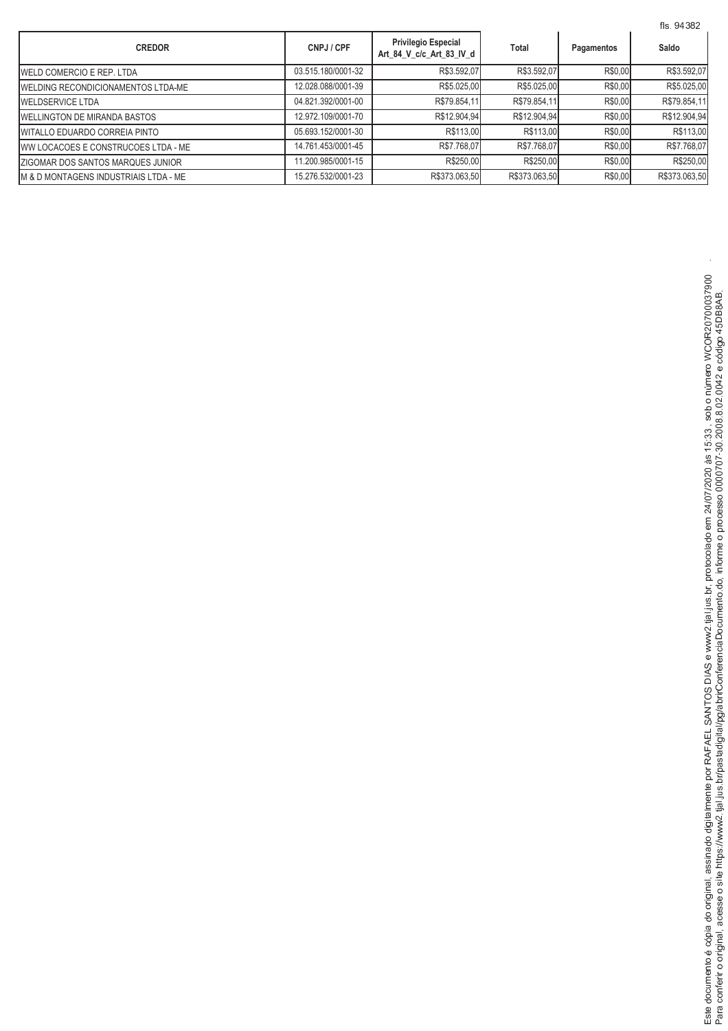| CREDOR | CNPJ / CPF | Privilegio Especial Art_84_V_c/c_Art_83_IV_d | Total | Pagamentos | Saldo |
|---|---|---|---|---|---|
| WELD COMERCIO E REP. LTDA | 03.515.180/0001-32 | R$3.592,07 | R$3.592,07 | R$0,00 | R$3.592,07 |
| WELDING RECONDICIONAMENTOS LTDA-ME | 12.028.088/0001-39 | R$5.025,00 | R$5.025,00 | R$0,00 | R$5.025,00 |
| WELDSERVICE LTDA | 04.821.392/0001-00 | R$79.854,11 | R$79.854,11 | R$0,00 | R$79.854,11 |
| WELLINGTON DE MIRANDA BASTOS | 12.972.109/0001-70 | R$12.904,94 | R$12.904,94 | R$0,00 | R$12.904,94 |
| WITALLO EDUARDO CORREIA PINTO | 05.693.152/0001-30 | R$113,00 | R$113,00 | R$0,00 | R$113,00 |
| WW LOCACOES E CONSTRUCOES LTDA - ME | 14.761.453/0001-45 | R$7.768,07 | R$7.768,07 | R$0,00 | R$7.768,07 |
| ZIGOMAR DOS SANTOS MARQUES JUNIOR | 11.200.985/0001-15 | R$250,00 | R$250,00 | R$0,00 | R$250,00 |
| M & D MONTAGENS INDUSTRIAIS LTDA - ME | 15.276.532/0001-23 | R$373.063,50 | R$373.063,50 | R$0,00 | R$373.063,50 |

Este documento é cópia do original, assinado digitalmente por RAFAEL SANTOS DIAS e www2.tjal.jus.br, protocolado em 24/07/2020 às 15:33 , sob o número WCOR20700037900
Para conferir o original, acesse o site https://www2.tjal.jus.br/pastadigital/pg/abrirConferenciaDocumento.do, informe o processo 0000707-30.2008.8.02.0042 e código 45DB8AB.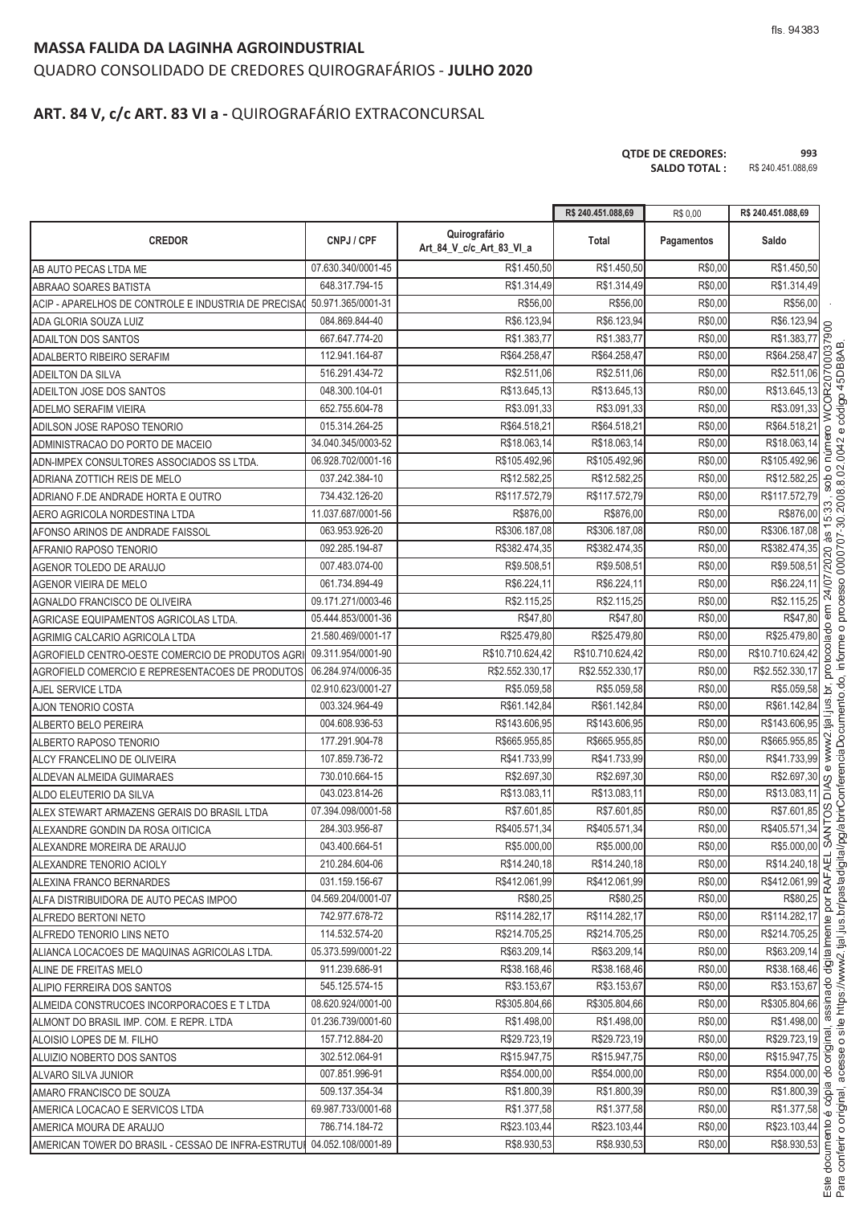## MASSA FALIDA DA LAGINHA AGROINDUSTRIAL

QUADRO CONSOLIDADO DE CREDORES QUIROGRAFÁRIOS - **JULHO 2020**

## ART. 84 V, c/c ART. 83 VI a - QUIROGRAFÁRIO EXTRACONCURSAL

**QTDE DE CREDORES:** 993
**SALDO TOTAL :** R$ 240.451.088,69

| CREDOR | CNPJ / CPF | Quirografário Art_84_V_c/c_Art_83_VI_a | Total | Pagamentos | Saldo |
|---|---|---|---|---|---|
| | | | R$ 240.451.088,69 | R$ 0,00 | R$ 240.451.088,69 |
| AB AUTO PECAS LTDA ME | 07.630.340/0001-45 | R$1.450,50 | R$1.450,50 | R$0,00 | R$1.450,50 |
| ABRAAO SOARES BATISTA | 648.317.794-15 | R$1.314,49 | R$1.314,49 | R$0,00 | R$1.314,49 |
| ACIP - APARELHOS DE CONTROLE E INDUSTRIA DE PRECISAO | 50.971.365/0001-31 | R$56,00 | R$56,00 | R$0,00 | R$56,00 |
| ADA GLORIA SOUZA LUIZ | 084.869.844-40 | R$6.123,94 | R$6.123,94 | R$0,00 | R$6.123,94 |
| ADAILTON DOS SANTOS | 667.647.774-20 | R$1.383,77 | R$1.383,77 | R$0,00 | R$1.383,77 |
| ADALBERTO RIBEIRO SERAFIM | 112.941.164-87 | R$64.258,47 | R$64.258,47 | R$0,00 | R$64.258,47 |
| ADEILTON DA SILVA | 516.291.434-72 | R$2.511,06 | R$2.511,06 | R$0,00 | R$2.511,06 |
| ADEILTON JOSE DOS SANTOS | 048.300.104-01 | R$13.645,13 | R$13.645,13 | R$0,00 | R$13.645,13 |
| ADELMO SERAFIM VIEIRA | 652.755.604-78 | R$3.091,33 | R$3.091,33 | R$0,00 | R$3.091,33 |
| ADILSON JOSE RAPOSO TENORIO | 015.314.264-25 | R$64.518,21 | R$64.518,21 | R$0,00 | R$64.518,21 |
| ADMINISTRACAO DO PORTO DE MACEIO | 34.040.345/0003-52 | R$18.063,14 | R$18.063,14 | R$0,00 | R$18.063,14 |
| ADN-IMPEX CONSULTORES ASSOCIADOS SS LTDA. | 06.928.702/0001-16 | R$105.492,96 | R$105.492,96 | R$0,00 | R$105.492,96 |
| ADRIANA ZOTTICH REIS DE MELO | 037.242.384-10 | R$12.582,25 | R$12.582,25 | R$0,00 | R$12.582,25 |
| ADRIANO F.DE ANDRADE HORTA E OUTRO | 734.432.126-20 | R$117.572,79 | R$117.572,79 | R$0,00 | R$117.572,79 |
| AERO AGRICOLA NORDESTINA LTDA | 11.037.687/0001-56 | R$876,00 | R$876,00 | R$0,00 | R$876,00 |
| AFONSO ARINOS DE ANDRADE FAISSOL | 063.953.926-20 | R$306.187,08 | R$306.187,08 | R$0,00 | R$306.187,08 |
| AFRANIO RAPOSO TENORIO | 092.285.194-87 | R$382.474,35 | R$382.474,35 | R$0,00 | R$382.474,35 |
| AGENOR TOLEDO DE ARAUJO | 007.483.074-00 | R$9.508,51 | R$9.508,51 | R$0,00 | R$9.508,51 |
| AGENOR VIEIRA DE MELO | 061.734.894-49 | R$6.224,11 | R$6.224,11 | R$0,00 | R$6.224,11 |
| AGNALDO FRANCISCO DE OLIVEIRA | 09.171.271/0003-46 | R$2.115,25 | R$2.115,25 | R$0,00 | R$2.115,25 |
| AGRICASE EQUIPAMENTOS AGRICOLAS LTDA. | 05.444.853/0001-36 | R$47,80 | R$47,80 | R$0,00 | R$47,80 |
| AGRIMIG CALCARIO AGRICOLA LTDA | 21.580.469/0001-17 | R$25.479,80 | R$25.479,80 | R$0,00 | R$25.479,80 |
| AGROFIELD CENTRO-OESTE COMERCIO DE PRODUTOS AGRI | 09.311.954/0001-90 | R$10.710.624,42 | R$10.710.624,42 | R$0,00 | R$10.710.624,42 |
| AGROFIELD COMERCIO E REPRESENTACOES DE PRODUTOS | 06.284.974/0006-35 | R$2.552.330,17 | R$2.552.330,17 | R$0,00 | R$2.552.330,17 |
| AJEL SERVICE LTDA | 02.910.623/0001-27 | R$5.059,58 | R$5.059,58 | R$0,00 | R$5.059,58 |
| AJON TENORIO COSTA | 003.324.964-49 | R$61.142,84 | R$61.142,84 | R$0,00 | R$61.142,84 |
| ALBERTO BELO PEREIRA | 004.608.936-53 | R$143.606,95 | R$143.606,95 | R$0,00 | R$143.606,95 |
| ALBERTO RAPOSO TENORIO | 177.291.904-78 | R$665.955,85 | R$665.955,85 | R$0,00 | R$665.955,85 |
| ALCY FRANCELINO DE OLIVEIRA | 107.859.736-72 | R$41.733,99 | R$41.733,99 | R$0,00 | R$41.733,99 |
| ALDEVAN ALMEIDA GUIMARAES | 730.010.664-15 | R$2.697,30 | R$2.697,30 | R$0,00 | R$2.697,30 |
| ALDO ELEUTERIO DA SILVA | 043.023.814-26 | R$13.083,11 | R$13.083,11 | R$0,00 | R$13.083,11 |
| ALEX STEWART ARMAZENS GERAIS DO BRASIL LTDA | 07.394.098/0001-58 | R$7.601,85 | R$7.601,85 | R$0,00 | R$7.601,85 |
| ALEXANDRE GONDIN DA ROSA OITICICA | 284.303.956-87 | R$405.571,34 | R$405.571,34 | R$0,00 | R$405.571,34 |
| ALEXANDRE MOREIRA DE ARAUJO | 043.400.664-51 | R$5.000,00 | R$5.000,00 | R$0,00 | R$5.000,00 |
| ALEXANDRE TENORIO ACIOLY | 210.284.604-06 | R$14.240,18 | R$14.240,18 | R$0,00 | R$14.240,18 |
| ALEXINA FRANCO BERNARDES | 031.159.156-67 | R$412.061,99 | R$412.061,99 | R$0,00 | R$412.061,99 |
| ALFA DISTRIBUIDORA DE AUTO PECAS IMPOO | 04.569.204/0001-07 | R$80,25 | R$80,25 | R$0,00 | R$80,25 |
| ALFREDO BERTONI NETO | 742.977.678-72 | R$114.282,17 | R$114.282,17 | R$0,00 | R$114.282,17 |
| ALFREDO TENORIO LINS NETO | 114.532.574-20 | R$214.705,25 | R$214.705,25 | R$0,00 | R$214.705,25 |
| ALIANCA LOCACOES DE MAQUINAS AGRICOLAS LTDA. | 05.373.599/0001-22 | R$63.209,14 | R$63.209,14 | R$0,00 | R$63.209,14 |
| ALINE DE FREITAS MELO | 911.239.686-91 | R$38.168,46 | R$38.168,46 | R$0,00 | R$38.168,46 |
| ALIPIO FERREIRA DOS SANTOS | 545.125.574-15 | R$3.153,67 | R$3.153,67 | R$0,00 | R$3.153,67 |
| ALMEIDA CONSTRUCOES INCORPORACOES E T LTDA | 08.620.924/0001-00 | R$305.804,66 | R$305.804,66 | R$0,00 | R$305.804,66 |
| ALMONT DO BRASIL IMP. COM. E REPR. LTDA | 01.236.739/0001-60 | R$1.498,00 | R$1.498,00 | R$0,00 | R$1.498,00 |
| ALOISIO LOPES DE M. FILHO | 157.712.884-20 | R$29.723,19 | R$29.723,19 | R$0,00 | R$29.723,19 |
| ALUIZIO NOBERTO DOS SANTOS | 302.512.064-91 | R$15.947,75 | R$15.947,75 | R$0,00 | R$15.947,75 |
| ALVARO SILVA JUNIOR | 007.851.996-91 | R$54.000,00 | R$54.000,00 | R$0,00 | R$54.000,00 |
| AMARO FRANCISCO DE SOUZA | 509.137.354-34 | R$1.800,39 | R$1.800,39 | R$0,00 | R$1.800,39 |
| AMERICA LOCACAO E SERVICOS LTDA | 69.987.733/0001-68 | R$1.377,58 | R$1.377,58 | R$0,00 | R$1.377,58 |
| AMERICA MOURA DE ARAUJO | 786.714.184-72 | R$23.103,44 | R$23.103,44 | R$0,00 | R$23.103,44 |
| AMERICAN TOWER DO BRASIL - CESSAO DE INFRA-ESTRUTUI | 04.052.108/0001-89 | R$8.930,53 | R$8.930,53 | R$0,00 | R$8.930,53 |

Este documento é cópia do original, assinado digitalmente por RAFAEL SANTOS DIAS e www2.tjal.jus.br, protocolado em 24/07/2020 às 15:33 , sob o número WCOR20700037900. Para conferir o original, acesse o site https://www2.tjal.jus.br/pastadigital/pg/abrirConferenciaDocumento.do, informe o processo 0000707-30.2008.8.02.0042 e código 45DB8AB.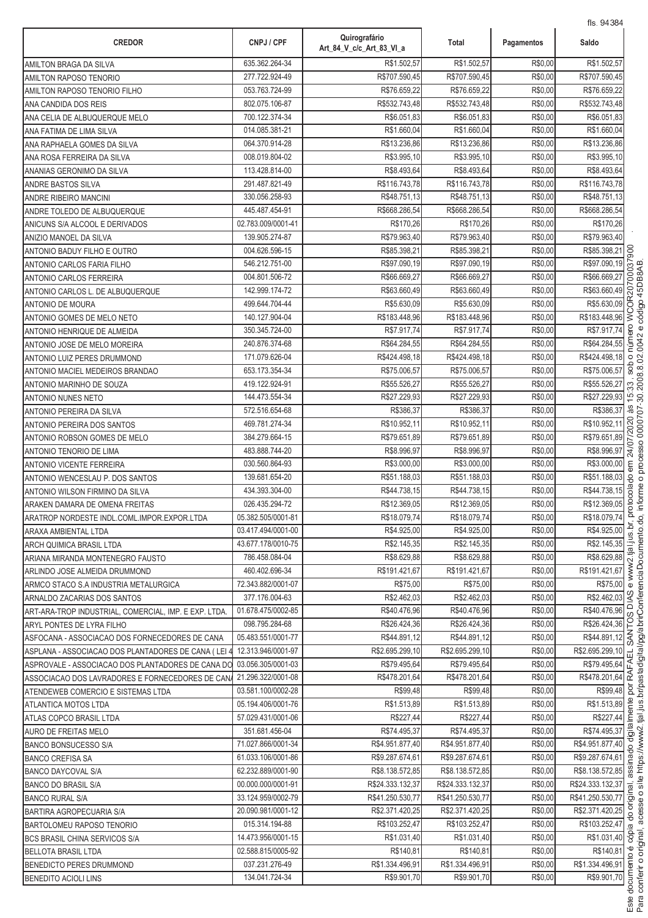| CREDOR | CNPJ / CPF | Quirografário Art_84_V_c/c_Art_83_VI_a | Total | Pagamentos | Saldo |
|---|---|---|---|---|---|
| AMILTON BRAGA DA SILVA | 635.362.264-34 | R$1.502,57 | R$1.502,57 | R$0,00 | R$1.502,57 |
| AMILTON RAPOSO TENORIO | 277.722.924-49 | R$707.590,45 | R$707.590,45 | R$0,00 | R$707.590,45 |
| AMILTON RAPOSO TENORIO FILHO | 053.763.724-99 | R$76.659,22 | R$76.659,22 | R$0,00 | R$76.659,22 |
| ANA CANDIDA DOS REIS | 802.075.106-87 | R$532.743,48 | R$532.743,48 | R$0,00 | R$532.743,48 |
| ANA CELIA DE ALBUQUERQUE MELO | 700.122.374-34 | R$6.051,83 | R$6.051,83 | R$0,00 | R$6.051,83 |
| ANA FATIMA DE LIMA SILVA | 014.085.381-21 | R$1.660,04 | R$1.660,04 | R$0,00 | R$1.660,04 |
| ANA RAPHAELA GOMES DA SILVA | 064.370.914-28 | R$13.236,86 | R$13.236,86 | R$0,00 | R$13.236,86 |
| ANA ROSA FERREIRA DA SILVA | 008.019.804-02 | R$3.995,10 | R$3.995,10 | R$0,00 | R$3.995,10 |
| ANANIAS GERONIMO DA SILVA | 113.428.814-00 | R$8.493,64 | R$8.493,64 | R$0,00 | R$8.493,64 |
| ANDRE BASTOS SILVA | 291.487.821-49 | R$116.743,78 | R$116.743,78 | R$0,00 | R$116.743,78 |
| ANDRE RIBEIRO MANCINI | 330.056.258-93 | R$48.751,13 | R$48.751,13 | R$0,00 | R$48.751,13 |
| ANDRE TOLEDO DE ALBUQUERQUE | 445.487.454-91 | R$668.286,54 | R$668.286,54 | R$0,00 | R$668.286,54 |
| ANICUNS S/A ALCOOL E DERIVADOS | 02.783.009/0001-41 | R$170,26 | R$170,26 | R$0,00 | R$170,26 |
| ANIZIO MANOEL DA SILVA | 139.905.274-87 | R$79.963,40 | R$79.963,40 | R$0,00 | R$79.963,40 |
| ANTONIO BADUY FILHO E OUTRO | 004.626.596-15 | R$85.398,21 | R$85.398,21 | R$0,00 | R$85.398,21 |
| ANTONIO CARLOS FARIA FILHO | 546.212.751-00 | R$97.090,19 | R$97.090,19 | R$0,00 | R$97.090,19 |
| ANTONIO CARLOS FERREIRA | 004.801.506-72 | R$66.669,27 | R$66.669,27 | R$0,00 | R$66.669,27 |
| ANTONIO CARLOS L. DE ALBUQUERQUE | 142.999.174-72 | R$63.660,49 | R$63.660,49 | R$0,00 | R$63.660,49 |
| ANTONIO DE MOURA | 499.644.704-44 | R$5.630,09 | R$5.630,09 | R$0,00 | R$5.630,09 |
| ANTONIO GOMES DE MELO NETO | 140.127.904-04 | R$183.448,96 | R$183.448,96 | R$0,00 | R$183.448,96 |
| ANTONIO HENRIQUE DE ALMEIDA | 350.345.724-00 | R$7.917,74 | R$7.917,74 | R$0,00 | R$7.917,74 |
| ANTONIO JOSE DE MELO MOREIRA | 240.876.374-68 | R$64.284,55 | R$64.284,55 | R$0,00 | R$64.284,55 |
| ANTONIO LUIZ PERES DRUMMOND | 171.079.626-04 | R$424.498,18 | R$424.498,18 | R$0,00 | R$424.498,18 |
| ANTONIO MACIEL MEDEIROS BRANDAO | 653.173.354-34 | R$75.006,57 | R$75.006,57 | R$0,00 | R$75.006,57 |
| ANTONIO MARINHO DE SOUZA | 419.122.924-91 | R$55.526,27 | R$55.526,27 | R$0,00 | R$55.526,27 |
| ANTONIO NUNES NETO | 144.473.554-34 | R$27.229,93 | R$27.229,93 | R$0,00 | R$27.229,93 |
| ANTONIO PEREIRA DA SILVA | 572.516.654-68 | R$386,37 | R$386,37 | R$0,00 | R$386,37 |
| ANTONIO PEREIRA DOS SANTOS | 469.781.274-34 | R$10.952,11 | R$10.952,11 | R$0,00 | R$10.952,11 |
| ANTONIO ROBSON GOMES DE MELO | 384.279.664-15 | R$79.651,89 | R$79.651,89 | R$0,00 | R$79.651,89 |
| ANTONIO TENORIO DE LIMA | 483.888.744-20 | R$8.996,97 | R$8.996,97 | R$0,00 | R$8.996,97 |
| ANTONIO VICENTE FERREIRA | 030.560.864-93 | R$3.000,00 | R$3.000,00 | R$0,00 | R$3.000,00 |
| ANTONIO WENCESLAU P. DOS SANTOS | 139.681.654-20 | R$51.188,03 | R$51.188,03 | R$0,00 | R$51.188,03 |
| ANTONIO WILSON FIRMINO DA SILVA | 434.393.304-00 | R$44.738,15 | R$44.738,15 | R$0,00 | R$44.738,15 |
| ARAKEN DAMARA DE OMENA FREITAS | 026.435.294-72 | R$12.369,05 | R$12.369,05 | R$0,00 | R$12.369,05 |
| ARATROP NORDESTE INDL.COML.IMPOR.EXPOR.LTDA | 05.382.505/0001-81 | R$18.079,74 | R$18.079,74 | R$0,00 | R$18.079,74 |
| ARAXA AMBIENTAL LTDA | 03.417.494/0001-00 | R$4.925,00 | R$4.925,00 | R$0,00 | R$4.925,00 |
| ARCH QUIMICA BRASIL LTDA | 43.677.178/0010-75 | R$2.145,35 | R$2.145,35 | R$0,00 | R$2.145,35 |
| ARIANA MIRANDA MONTENEGRO FAUSTO | 786.458.084-04 | R$8.629,88 | R$8.629,88 | R$0,00 | R$8.629,88 |
| ARLINDO JOSE ALMEIDA DRUMMOND | 460.402.696-34 | R$191.421,67 | R$191.421,67 | R$0,00 | R$191.421,67 |
| ARMCO STACO S.A INDUSTRIA METALURGICA | 72.343.882/0001-07 | R$75,00 | R$75,00 | R$0,00 | R$75,00 |
| ARNALDO ZACARIAS DOS SANTOS | 377.176.004-63 | R$2.462,03 | R$2.462,03 | R$0,00 | R$2.462,03 |
| ART-ARA-TROP INDUSTRIAL, COMERCIAL, IMP. E EXP. LTDA. | 01.678.475/0002-85 | R$40.476,96 | R$40.476,96 | R$0,00 | R$40.476,96 |
| ARYL PONTES DE LYRA FILHO | 098.795.284-68 | R$26.424,36 | R$26.424,36 | R$0,00 | R$26.424,36 |
| ASFOCANA - ASSOCIACAO DOS FORNECEDORES DE CANA | 05.483.551/0001-77 | R$44.891,12 | R$44.891,12 | R$0,00 | R$44.891,12 |
| ASPLANA - ASSOCIACAO DOS PLANTADORES DE CANA ( LEI 4 | 12.313.946/0001-97 | R$2.695.299,10 | R$2.695.299,10 | R$0,00 | R$2.695.299,10 |
| ASPROVALE - ASSOCIACAO DOS PLANTADORES DE CANA DO | 03.056.305/0001-03 | R$79.495,64 | R$79.495,64 | R$0,00 | R$79.495,64 |
| ASSOCIACAO DOS LAVRADORES E FORNECEDORES DE CANA | 21.296.322/0001-08 | R$478.201,64 | R$478.201,64 | R$0,00 | R$478.201,64 |
| ATENDEWEB COMERCIO E SISTEMAS LTDA | 03.581.100/0002-28 | R$99,48 | R$99,48 | R$0,00 | R$99,48 |
| ATLANTICA MOTOS LTDA | 05.194.406/0001-76 | R$1.513,89 | R$1.513,89 | R$0,00 | R$1.513,89 |
| ATLAS COPCO BRASIL LTDA | 57.029.431/0001-06 | R$227,44 | R$227,44 | R$0,00 | R$227,44 |
| AURO DE FREITAS MELO | 351.681.456-04 | R$74.495,37 | R$74.495,37 | R$0,00 | R$74.495,37 |
| BANCO BONSUCESSO S/A | 71.027.866/0001-34 | R$4.951.877,40 | R$4.951.877,40 | R$0,00 | R$4.951.877,40 |
| BANCO CREFISA SA | 61.033.106/0001-86 | R$9.287.674,61 | R$9.287.674,61 | R$0,00 | R$9.287.674,61 |
| BANCO DAYCOVAL S/A | 62.232.889/0001-90 | R$8.138.572,85 | R$8.138.572,85 | R$0,00 | R$8.138.572,85 |
| BANCO DO BRASIL S/A | 00.000.000/0001-91 | R$24.333.132,37 | R$24.333.132,37 | R$0,00 | R$24.333.132,37 |
| BANCO RURAL S/A | 33.124.959/0002-79 | R$41.250.530,77 | R$41.250.530,77 | R$0,00 | R$41.250.530,77 |
| BARTIRA AGROPECUARIA S/A | 20.090.981/0001-12 | R$2.371.420,25 | R$2.371.420,25 | R$0,00 | R$2.371.420,25 |
| BARTOLOMEU RAPOSO TENORIO | 015.314.194-88 | R$103.252,47 | R$103.252,47 | R$0,00 | R$103.252,47 |
| BCS BRASIL CHINA SERVICOS S/A | 14.473.956/0001-15 | R$1.031,40 | R$1.031,40 | R$0,00 | R$1.031,40 |
| BELLOTA BRASIL LTDA | 02.588.815/0005-92 | R$140,81 | R$140,81 | R$0,00 | R$140,81 |
| BENEDICTO PERES DRUMMOND | 037.231.276-49 | R$1.334.496,91 | R$1.334.496,91 | R$0,00 | R$1.334.496,91 |
| BENEDITO ACIOLI LINS | 134.041.724-34 | R$9.901,70 | R$9.901,70 | R$0,00 | R$9.901,70 |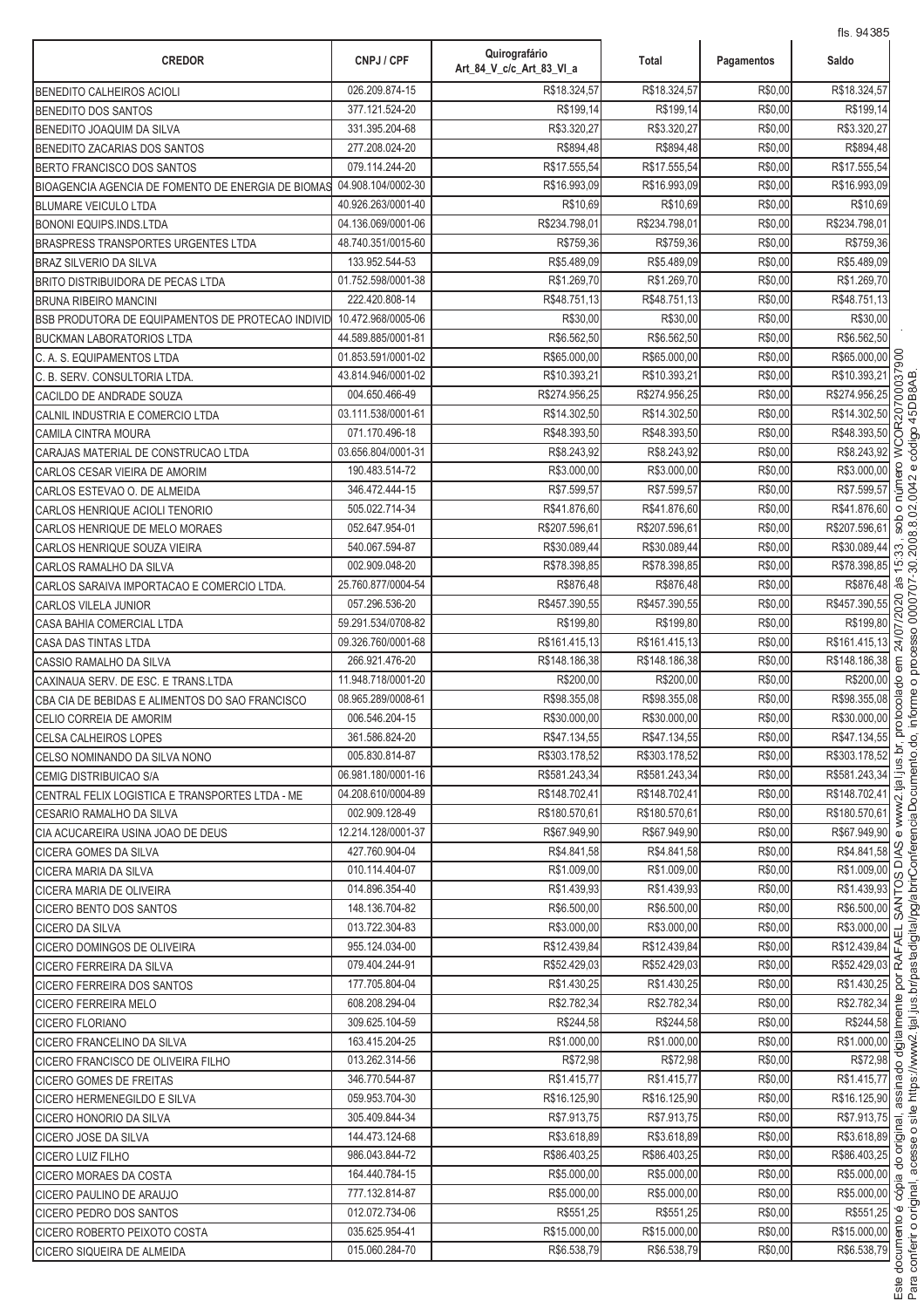| CREDOR | CNPJ / CPF | Quirografário Art_84_V_c/c_Art_83_VI_a | Total | Pagamentos | Saldo |
|---|---|---|---|---|---|
| BENEDITO CALHEIROS ACIOLI | 026.209.874-15 | R$18.324,57 | R$18.324,57 | R$0,00 | R$18.324,57 |
| BENEDITO DOS SANTOS | 377.121.524-20 | R$199,14 | R$199,14 | R$0,00 | R$199,14 |
| BENEDITO JOAQUIM DA SILVA | 331.395.204-68 | R$3.320,27 | R$3.320,27 | R$0,00 | R$3.320,27 |
| BENEDITO ZACARIAS DOS SANTOS | 277.208.024-20 | R$894,48 | R$894,48 | R$0,00 | R$894,48 |
| BERTO FRANCISCO DOS SANTOS | 079.114.244-20 | R$17.555,54 | R$17.555,54 | R$0,00 | R$17.555,54 |
| BIOAGENCIA AGENCIA DE FOMENTO DE ENERGIA DE BIOMAS | 04.908.104/0002-30 | R$16.993,09 | R$16.993,09 | R$0,00 | R$16.993,09 |
| BLUMARE VEICULO LTDA | 40.926.263/0001-40 | R$10,69 | R$10,69 | R$0,00 | R$10,69 |
| BONONI EQUIPS.INDS.LTDA | 04.136.069/0001-06 | R$234.798,01 | R$234.798,01 | R$0,00 | R$234.798,01 |
| BRASPRESS TRANSPORTES URGENTES LTDA | 48.740.351/0015-60 | R$759,36 | R$759,36 | R$0,00 | R$759,36 |
| BRAZ SILVERIO DA SILVA | 133.952.544-53 | R$5.489,09 | R$5.489,09 | R$0,00 | R$5.489,09 |
| BRITO DISTRIBUIDORA DE PECAS LTDA | 01.752.598/0001-38 | R$1.269,70 | R$1.269,70 | R$0,00 | R$1.269,70 |
| BRUNA RIBEIRO MANCINI | 222.420.808-14 | R$48.751,13 | R$48.751,13 | R$0,00 | R$48.751,13 |
| BSB PRODUTORA DE EQUIPAMENTOS DE PROTECAO INDIVID | 10.472.968/0005-06 | R$30,00 | R$30,00 | R$0,00 | R$30,00 |
| BUCKMAN LABORATORIOS LTDA | 44.589.885/0001-81 | R$6.562,50 | R$6.562,50 | R$0,00 | R$6.562,50 |
| C. A. S. EQUIPAMENTOS LTDA | 01.853.591/0001-02 | R$65.000,00 | R$65.000,00 | R$0,00 | R$65.000,00 |
| C. B. SERV. CONSULTORIA LTDA. | 43.814.946/0001-02 | R$10.393,21 | R$10.393,21 | R$0,00 | R$10.393,21 |
| CACILDO DE ANDRADE SOUZA | 004.650.466-49 | R$274.956,25 | R$274.956,25 | R$0,00 | R$274.956,25 |
| CALNIL INDUSTRIA E COMERCIO LTDA | 03.111.538/0001-61 | R$14.302,50 | R$14.302,50 | R$0,00 | R$14.302,50 |
| CAMILA CINTRA MOURA | 071.170.496-18 | R$48.393,50 | R$48.393,50 | R$0,00 | R$48.393,50 |
| CARAJAS MATERIAL DE CONSTRUCAO LTDA | 03.656.804/0001-31 | R$8.243,92 | R$8.243,92 | R$0,00 | R$8.243,92 |
| CARLOS CESAR VIEIRA DE AMORIM | 190.483.514-72 | R$3.000,00 | R$3.000,00 | R$0,00 | R$3.000,00 |
| CARLOS ESTEVAO O. DE ALMEIDA | 346.472.444-15 | R$7.599,57 | R$7.599,57 | R$0,00 | R$7.599,57 |
| CARLOS HENRIQUE ACIOLI TENORIO | 505.022.714-34 | R$41.876,60 | R$41.876,60 | R$0,00 | R$41.876,60 |
| CARLOS HENRIQUE DE MELO MORAES | 052.647.954-01 | R$207.596,61 | R$207.596,61 | R$0,00 | R$207.596,61 |
| CARLOS HENRIQUE SOUZA VIEIRA | 540.067.594-87 | R$30.089,44 | R$30.089,44 | R$0,00 | R$30.089,44 |
| CARLOS RAMALHO DA SILVA | 002.909.048-20 | R$78.398,85 | R$78.398,85 | R$0,00 | R$78.398,85 |
| CARLOS SARAIVA IMPORTACAO E COMERCIO LTDA. | 25.760.877/0004-54 | R$876,48 | R$876,48 | R$0,00 | R$876,48 |
| CARLOS VILELA JUNIOR | 057.296.536-20 | R$457.390,55 | R$457.390,55 | R$0,00 | R$457.390,55 |
| CASA BAHIA COMERCIAL LTDA | 59.291.534/0708-82 | R$199,80 | R$199,80 | R$0,00 | R$199,80 |
| CASA DAS TINTAS LTDA | 09.326.760/0001-68 | R$161.415,13 | R$161.415,13 | R$0,00 | R$161.415,13 |
| CASSIO RAMALHO DA SILVA | 266.921.476-20 | R$148.186,38 | R$148.186,38 | R$0,00 | R$148.186,38 |
| CAXINAUA SERV. DE ESC. E TRANS.LTDA | 11.948.718/0001-20 | R$200,00 | R$200,00 | R$0,00 | R$200,00 |
| CBA CIA DE BEBIDAS E ALIMENTOS DO SAO FRANCISCO | 08.965.289/0008-61 | R$98.355,08 | R$98.355,08 | R$0,00 | R$98.355,08 |
| CELIO CORREIA DE AMORIM | 006.546.204-15 | R$30.000,00 | R$30.000,00 | R$0,00 | R$30.000,00 |
| CELSA CALHEIROS LOPES | 361.586.824-20 | R$47.134,55 | R$47.134,55 | R$0,00 | R$47.134,55 |
| CELSO NOMINANDO DA SILVA NONO | 005.830.814-87 | R$303.178,52 | R$303.178,52 | R$0,00 | R$303.178,52 |
| CEMIG DISTRIBUICAO S/A | 06.981.180/0001-16 | R$581.243,34 | R$581.243,34 | R$0,00 | R$581.243,34 |
| CENTRAL FELIX LOGISTICA E TRANSPORTES LTDA - ME | 04.208.610/0004-89 | R$148.702,41 | R$148.702,41 | R$0,00 | R$148.702,41 |
| CESARIO RAMALHO DA SILVA | 002.909.128-49 | R$180.570,61 | R$180.570,61 | R$0,00 | R$180.570,61 |
| CIA ACUCAREIRA USINA JOAO DE DEUS | 12.214.128/0001-37 | R$67.949,90 | R$67.949,90 | R$0,00 | R$67.949,90 |
| CICERA GOMES DA SILVA | 427.760.904-04 | R$4.841,58 | R$4.841,58 | R$0,00 | R$4.841,58 |
| CICERA MARIA DA SILVA | 010.114.404-07 | R$1.009,00 | R$1.009,00 | R$0,00 | R$1.009,00 |
| CICERA MARIA DE OLIVEIRA | 014.896.354-40 | R$1.439,93 | R$1.439,93 | R$0,00 | R$1.439,93 |
| CICERO BENTO DOS SANTOS | 148.136.704-82 | R$6.500,00 | R$6.500,00 | R$0,00 | R$6.500,00 |
| CICERO DA SILVA | 013.722.304-83 | R$3.000,00 | R$3.000,00 | R$0,00 | R$3.000,00 |
| CICERO DOMINGOS DE OLIVEIRA | 955.124.034-00 | R$12.439,84 | R$12.439,84 | R$0,00 | R$12.439,84 |
| CICERO FERREIRA DA SILVA | 079.404.244-91 | R$52.429,03 | R$52.429,03 | R$0,00 | R$52.429,03 |
| CICERO FERREIRA DOS SANTOS | 177.705.804-04 | R$1.430,25 | R$1.430,25 | R$0,00 | R$1.430,25 |
| CICERO FERREIRA MELO | 608.208.294-04 | R$2.782,34 | R$2.782,34 | R$0,00 | R$2.782,34 |
| CICERO FLORIANO | 309.625.104-59 | R$244,58 | R$244,58 | R$0,00 | R$244,58 |
| CICERO FRANCELINO DA SILVA | 163.415.204-25 | R$1.000,00 | R$1.000,00 | R$0,00 | R$1.000,00 |
| CICERO FRANCISCO DE OLIVEIRA FILHO | 013.262.314-56 | R$72,98 | R$72,98 | R$0,00 | R$72,98 |
| CICERO GOMES DE FREITAS | 346.770.544-87 | R$1.415,77 | R$1.415,77 | R$0,00 | R$1.415,77 |
| CICERO HERMENEGILDO E SILVA | 059.953.704-30 | R$16.125,90 | R$16.125,90 | R$0,00 | R$16.125,90 |
| CICERO HONORIO DA SILVA | 305.409.844-34 | R$7.913,75 | R$7.913,75 | R$0,00 | R$7.913,75 |
| CICERO JOSE DA SILVA | 144.473.124-68 | R$3.618,89 | R$3.618,89 | R$0,00 | R$3.618,89 |
| CICERO LUIZ FILHO | 986.043.844-72 | R$86.403,25 | R$86.403,25 | R$0,00 | R$86.403,25 |
| CICERO MORAES DA COSTA | 164.440.784-15 | R$5.000,00 | R$5.000,00 | R$0,00 | R$5.000,00 |
| CICERO PAULINO DE ARAUJO | 777.132.814-87 | R$5.000,00 | R$5.000,00 | R$0,00 | R$5.000,00 |
| CICERO PEDRO DOS SANTOS | 012.072.734-06 | R$551,25 | R$551,25 | R$0,00 | R$551,25 |
| CICERO ROBERTO PEIXOTO COSTA | 035.625.954-41 | R$15.000,00 | R$15.000,00 | R$0,00 | R$15.000,00 |
| CICERO SIQUEIRA DE ALMEIDA | 015.060.284-70 | R$6.538,79 | R$6.538,79 | R$0,00 | R$6.538,79 |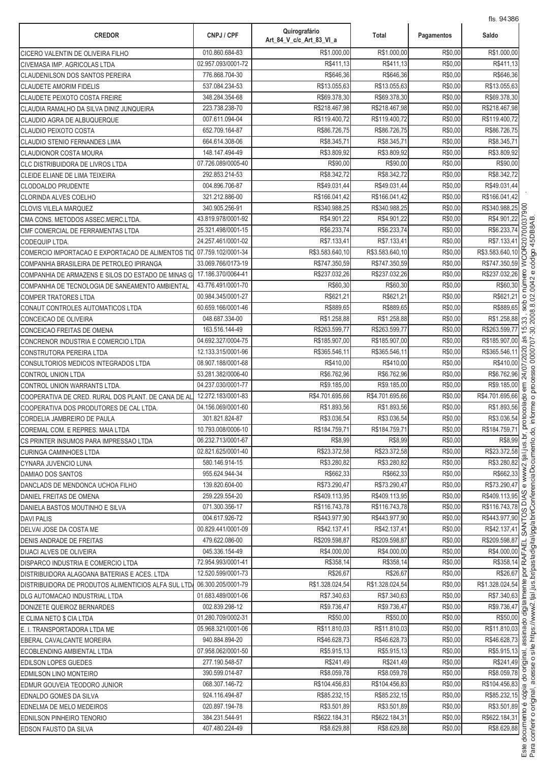| CREDOR | CNPJ / CPF | Quirografário Art_84_V_c/c_Art_83_VI_a | Total | Pagamentos | Saldo |
|---|---|---|---|---|---|
| CICERO VALENTIN DE OLIVEIRA FILHO | 010.860.684-83 | R$1.000,00 | R$1.000,00 | R$0,00 | R$1.000,00 |
| CIVEMASA IMP. AGRICOLAS LTDA | 02.957.093/0001-72 | R$411,13 | R$411,13 | R$0,00 | R$411,13 |
| CLAUDENILSON DOS SANTOS PEREIRA | 776.868.704-30 | R$646,36 | R$646,36 | R$0,00 | R$646,36 |
| CLAUDETE AMORIM FIDELIS | 537.084.234-53 | R$13.055,63 | R$13.055,63 | R$0,00 | R$13.055,63 |
| CLAUDETE PEIXOTO COSTA FREIRE | 348.284.354-68 | R$69.378,30 | R$69.378,30 | R$0,00 | R$69.378,30 |
| CLAUDIA RAMALHO DA SILVA DINIZ JUNQUEIRA | 223.738.238-70 | R$218.467,98 | R$218.467,98 | R$0,00 | R$218.467,98 |
| CLAUDIO AGRA DE ALBUQUERQUE | 007.611.094-04 | R$119.400,72 | R$119.400,72 | R$0,00 | R$119.400,72 |
| CLAUDIO PEIXOTO COSTA | 652.709.164-87 | R$86.726,75 | R$86.726,75 | R$0,00 | R$86.726,75 |
| CLAUDIO STENIO FERNANDES LIMA | 664.614.308-06 | R$8.345,71 | R$8.345,71 | R$0,00 | R$8.345,71 |
| CLAUDIONOR COSTA MOURA | 148.147.494-49 | R$3.809,92 | R$3.809,92 | R$0,00 | R$3.809,92 |
| CLC DISTRIBUIDORA DE LIVROS LTDA | 07.726.089/0005-40 | R$90,00 | R$90,00 | R$0,00 | R$90,00 |
| CLEIDE ELIANE DE LIMA TEIXEIRA | 292.853.214-53 | R$8.342,72 | R$8.342,72 | R$0,00 | R$8.342,72 |
| CLODOALDO PRUDENTE | 004.896.706-87 | R$49.031,44 | R$49.031,44 | R$0,00 | R$49.031,44 |
| CLORINDA ALVES COELHO | 321.212.886-00 | R$166.041,42 | R$166.041,42 | R$0,00 | R$166.041,42 |
| CLOVIS VILELA MARQUEZ | 340.905.256-91 | R$340.988,25 | R$340.988,25 | R$0,00 | R$340.988,25 |
| CMA CONS. METODOS ASSEC.MERC.LTDA. | 43.819.978/0001-92 | R$4.901,22 | R$4.901,22 | R$0,00 | R$4.901,22 |
| CMF COMERCIAL DE FERRAMENTAS LTDA | 25.321.498/0001-15 | R$6.233,74 | R$6.233,74 | R$0,00 | R$6.233,74 |
| CODEQUIP LTDA. | 24.257.461/0001-02 | R$7.133,41 | R$7.133,41 | R$0,00 | R$7.133,41 |
| COMERCIO IMPORTACAO E EXPORTACAO DE ALIMENTOS TIC | 07.759.102/0001-34 | R$3.583.640,10 | R$3.583.640,10 | R$0,00 | R$3.583.640,10 |
| COMPANHIA BRASILEIRA DE PETROLEO IPIRANGA | 33.069.766/0173-19 | R$747.350,59 | R$747.350,59 | R$0,00 | R$747.350,59 |
| COMPANHIA DE ARMAZENS E SILOS DO ESTADO DE MINAS G | 17.186.370/0064-41 | R$237.032,26 | R$237.032,26 | R$0,00 | R$237.032,26 |
| COMPANHIA DE TECNOLOGIA DE SANEAMENTO AMBIENTAL | 43.776.491/0001-70 | R$60,30 | R$60,30 | R$0,00 | R$60,30 |
| COMPER TRATORES LTDA | 00.984.345/0001-27 | R$621,21 | R$621,21 | R$0,00 | R$621,21 |
| CONAUT CONTROLES AUTOMATICOS LTDA | 60.659.166/0001-46 | R$889,65 | R$889,65 | R$0,00 | R$889,65 |
| CONCEICAO DE OLIVEIRA | 048.687.334-00 | R$1.258,88 | R$1.258,88 | R$0,00 | R$1.258,88 |
| CONCEICAO FREITAS DE OMENA | 163.516.144-49 | R$263.599,77 | R$263.599,77 | R$0,00 | R$263.599,77 |
| CONCRENOR INDUSTRIA E COMERCIO LTDA | 04.692.327/0004-75 | R$185.907,00 | R$185.907,00 | R$0,00 | R$185.907,00 |
| CONSTRUTORA PEREIRA LTDA | 12.133.315/0001-96 | R$365.546,11 | R$365.546,11 | R$0,00 | R$365.546,11 |
| CONSULTORIOS MEDICOS INTEGRADOS LTDA | 08.907.188/0001-68 | R$410,00 | R$410,00 | R$0,00 | R$410,00 |
| CONTROL UNION LTDA | 53.281.382/0006-40 | R$6.762,96 | R$6.762,96 | R$0,00 | R$6.762,96 |
| CONTROL UNION WARRANTS LTDA. | 04.237.030/0001-77 | R$9.185,00 | R$9.185,00 | R$0,00 | R$9.185,00 |
| COOPERATIVA DE CRED. RURAL DOS PLANT. DE CANA DE AL | 12.272.183/0001-83 | R$4.701.695,66 | R$4.701.695,66 | R$0,00 | R$4.701.695,66 |
| COOPERATIVA DOS PRODUTORES DE CAL LTDA. | 04.156.069/0001-60 | R$1.893,56 | R$1.893,56 | R$0,00 | R$1.893,56 |
| CORDELIA JAMBREIRO DE PAULA | 301.821.824-87 | R$3.036,54 | R$3.036,54 | R$0,00 | R$3.036,54 |
| COREMAL COM. E REPRES. MAIA LTDA | 10.793.008/0006-10 | R$184.759,71 | R$184.759,71 | R$0,00 | R$184.759,71 |
| CS PRINTER INSUMOS PARA IMPRESSAO LTDA | 06.232.713/0001-67 | R$8,99 | R$8,99 | R$0,00 | R$8,99 |
| CURINGA CAMINHOES LTDA | 02.821.625/0001-40 | R$23.372,58 | R$23.372,58 | R$0,00 | R$23.372,58 |
| CYNARA JUVENCIO LUNA | 580.146.914-15 | R$3.280,82 | R$3.280,82 | R$0,00 | R$3.280,82 |
| DAMIAO DOS SANTOS | 955.624.944-34 | R$662,33 | R$662,33 | R$0,00 | R$662,33 |
| DANCLADS DE MENDONCA UCHOA FILHO | 139.820.604-00 | R$73.290,47 | R$73.290,47 | R$0,00 | R$73.290,47 |
| DANIEL FREITAS DE OMENA | 259.229.554-20 | R$409.113,95 | R$409.113,95 | R$0,00 | R$409.113,95 |
| DANIELA BASTOS MOUTINHO E SILVA | 071.300.356-17 | R$116.743,78 | R$116.743,78 | R$0,00 | R$116.743,78 |
| DAVI PALIS | 004.617.926-72 | R$443.977,90 | R$443.977,90 | R$0,00 | R$443.977,90 |
| DELVAI JOSE DA COSTA ME | 00.829.441/0001-09 | R$42.137,41 | R$42.137,41 | R$0,00 | R$42.137,41 |
| DENIS ANDRADE DE FREITAS | 479.622.086-00 | R$209.598,87 | R$209.598,87 | R$0,00 | R$209.598,87 |
| DIJACI ALVES DE OLIVEIRA | 045.336.154-49 | R$4.000,00 | R$4.000,00 | R$0,00 | R$4.000,00 |
| DISPARCO INDUSTRIA E COMERCIO LTDA | 72.954.993/0001-41 | R$358,14 | R$358,14 | R$0,00 | R$358,14 |
| DISTRIBUIDORA ALAGOANA BATERIAS E ACES. LTDA | 12.520.599/0001-73 | R$26,67 | R$26,67 | R$0,00 | R$26,67 |
| DISTRIBUIDORA DE PRODUTOS ALIMENTICIOS ALFA SUL LTDA | 06.300.205/0001-79 | R$1.328.024,54 | R$1.328.024,54 | R$0,00 | R$1.328.024,54 |
| DLG AUTOMACAO INDUSTRIAL LTDA | 01.683.489/0001-06 | R$7.340,63 | R$7.340,63 | R$0,00 | R$7.340,63 |
| DONIZETE QUEIROZ BERNARDES | 002.839.298-12 | R$9.736,47 | R$9.736,47 | R$0,00 | R$9.736,47 |
| E CLIMA NETO $ CIA LTDA | 01.280.709/0002-31 | R$50,00 | R$50,00 | R$0,00 | R$50,00 |
| E. I. TRANSPORTADORA LTDA ME | 05.968.321/0001-06 | R$11.810,03 | R$11.810,03 | R$0,00 | R$11.810,03 |
| EBERAL CAVALCANTE MOREIRA | 940.884.894-20 | R$46.628,73 | R$46.628,73 | R$0,00 | R$46.628,73 |
| ECOBLENDING AMBIENTAL LTDA | 07.958.062/0001-50 | R$5.915,13 | R$5.915,13 | R$0,00 | R$5.915,13 |
| EDILSON LOPES GUEDES | 277.190.548-57 | R$241,49 | R$241,49 | R$0,00 | R$241,49 |
| EDMILSON LINO MONTEIRO | 390.599.014-87 | R$8.059,78 | R$8.059,78 | R$0,00 | R$8.059,78 |
| EDMUR GOUVEIA TEODORO JUNIOR | 068.307.146-72 | R$104.456,83 | R$104.456,83 | R$0,00 | R$104.456,83 |
| EDNALDO GOMES DA SILVA | 924.116.494-87 | R$85.232,15 | R$85.232,15 | R$0,00 | R$85.232,15 |
| EDNELMA DE MELO MEDEIROS | 020.897.194-78 | R$3.501,89 | R$3.501,89 | R$0,00 | R$3.501,89 |
| EDNILSON PINHEIRO TENORIO | 384.231.544-91 | R$622.184,31 | R$622.184,31 | R$0,00 | R$622.184,31 |
| EDSON FAUSTO DA SILVA | 407.480.224-49 | R$8.629,88 | R$8.629,88 | R$0,00 | R$8.629,88 |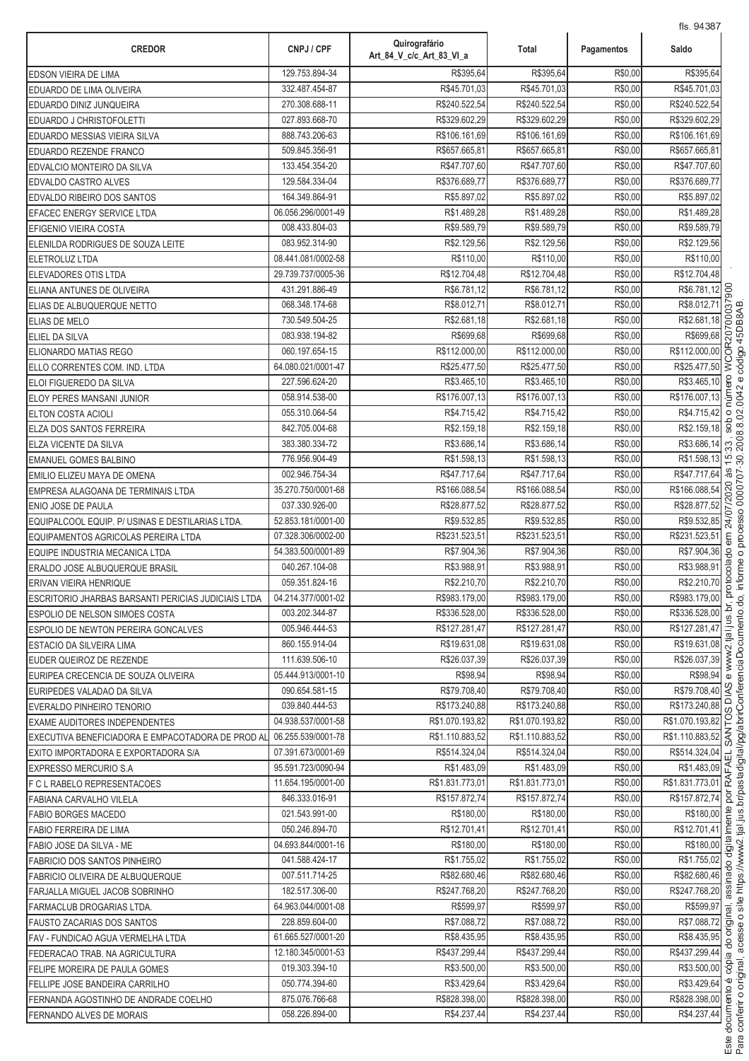| CREDOR | CNPJ / CPF | Quirografário Art_84_V_c/c_Art_83_VI_a | Total | Pagamentos | Saldo |
|---|---|---|---|---|---|
| EDSON VIEIRA DE LIMA | 129.753.894-34 | R$395,64 | R$395,64 | R$0,00 | R$395,64 |
| EDUARDO DE LIMA OLIVEIRA | 332.487.454-87 | R$45.701,03 | R$45.701,03 | R$0,00 | R$45.701,03 |
| EDUARDO DINIZ JUNQUEIRA | 270.308.688-11 | R$240.522,54 | R$240.522,54 | R$0,00 | R$240.522,54 |
| EDUARDO J CHRISTOFOLETTI | 027.893.668-70 | R$329.602,29 | R$329.602,29 | R$0,00 | R$329.602,29 |
| EDUARDO MESSIAS VIEIRA SILVA | 888.743.206-63 | R$106.161,69 | R$106.161,69 | R$0,00 | R$106.161,69 |
| EDUARDO REZENDE FRANCO | 509.845.356-91 | R$657.665,81 | R$657.665,81 | R$0,00 | R$657.665,81 |
| EDVALCIO MONTEIRO DA SILVA | 133.454.354-20 | R$47.707,60 | R$47.707,60 | R$0,00 | R$47.707,60 |
| EDVALDO CASTRO ALVES | 129.584.334-04 | R$376.689,77 | R$376.689,77 | R$0,00 | R$376.689,77 |
| EDVALDO RIBEIRO DOS SANTOS | 164.349.864-91 | R$5.897,02 | R$5.897,02 | R$0,00 | R$5.897,02 |
| EFACEC ENERGY SERVICE LTDA | 06.056.296/0001-49 | R$1.489,28 | R$1.489,28 | R$0,00 | R$1.489,28 |
| EFIGENIO VIEIRA COSTA | 008.433.804-03 | R$9.589,79 | R$9.589,79 | R$0,00 | R$9.589,79 |
| ELENILDA RODRIGUES DE SOUZA LEITE | 083.952.314-90 | R$2.129,56 | R$2.129,56 | R$0,00 | R$2.129,56 |
| ELETROLUZ LTDA | 08.441.081/0002-58 | R$110,00 | R$110,00 | R$0,00 | R$110,00 |
| ELEVADORES OTIS LTDA | 29.739.737/0005-36 | R$12.704,48 | R$12.704,48 | R$0,00 | R$12.704,48 |
| ELIANA ANTUNES DE OLIVEIRA | 431.291.886-49 | R$6.781,12 | R$6.781,12 | R$0,00 | R$6.781,12 |
| ELIAS DE ALBUQUERQUE NETTO | 068.348.174-68 | R$8.012,71 | R$8.012,71 | R$0,00 | R$8.012,71 |
| ELIAS DE MELO | 730.549.504-25 | R$2.681,18 | R$2.681,18 | R$0,00 | R$2.681,18 |
| ELIEL DA SILVA | 083.938.194-82 | R$699,68 | R$699,68 | R$0,00 | R$699,68 |
| ELIONARDO MATIAS REGO | 060.197.654-15 | R$112.000,00 | R$112.000,00 | R$0,00 | R$112.000,00 |
| ELLO CORRENTES COM. IND. LTDA | 64.080.021/0001-47 | R$25.477,50 | R$25.477,50 | R$0,00 | R$25.477,50 |
| ELOI FIGUEREDO DA SILVA | 227.596.624-20 | R$3.465,10 | R$3.465,10 | R$0,00 | R$3.465,10 |
| ELOY PERES MANSANI JUNIOR | 058.914.538-00 | R$176.007,13 | R$176.007,13 | R$0,00 | R$176.007,13 |
| ELTON COSTA ACIOLI | 055.310.064-54 | R$4.715,42 | R$4.715,42 | R$0,00 | R$4.715,42 |
| ELZA DOS SANTOS FERREIRA | 842.705.004-68 | R$2.159,18 | R$2.159,18 | R$0,00 | R$2.159,18 |
| ELZA VICENTE DA SILVA | 383.380.334-72 | R$3.686,14 | R$3.686,14 | R$0,00 | R$3.686,14 |
| EMANUEL GOMES BALBINO | 776.956.904-49 | R$1.598,13 | R$1.598,13 | R$0,00 | R$1.598,13 |
| EMILIO ELIZEU MAYA DE OMENA | 002.946.754-34 | R$47.717,64 | R$47.717,64 | R$0,00 | R$47.717,64 |
| EMPRESA ALAGOANA DE TERMINAIS LTDA | 35.270.750/0001-68 | R$166.088,54 | R$166.088,54 | R$0,00 | R$166.088,54 |
| ENIO JOSE DE PAULA | 037.330.926-00 | R$28.877,52 | R$28.877,52 | R$0,00 | R$28.877,52 |
| EQUIPALCOOL EQUIP. P/ USINAS E DESTILARIAS LTDA. | 52.853.181/0001-00 | R$9.532,85 | R$9.532,85 | R$0,00 | R$9.532,85 |
| EQUIPAMENTOS AGRICOLAS PEREIRA LTDA | 07.328.306/0002-00 | R$231.523,51 | R$231.523,51 | R$0,00 | R$231.523,51 |
| EQUIPE INDUSTRIA MECANICA LTDA | 54.383.500/0001-89 | R$7.904,36 | R$7.904,36 | R$0,00 | R$7.904,36 |
| ERALDO JOSE ALBUQUERQUE BRASIL | 040.267.104-08 | R$3.988,91 | R$3.988,91 | R$0,00 | R$3.988,91 |
| ERIVAN VIEIRA HENRIQUE | 059.351.824-16 | R$2.210,70 | R$2.210,70 | R$0,00 | R$2.210,70 |
| ESCRITORIO JHARBAS BARSANTI PERICIAS JUDICIAIS LTDA | 04.214.377/0001-02 | R$983.179,00 | R$983.179,00 | R$0,00 | R$983.179,00 |
| ESPOLIO DE NELSON SIMOES COSTA | 003.202.344-87 | R$336.528,00 | R$336.528,00 | R$0,00 | R$336.528,00 |
| ESPOLIO DE NEWTON PEREIRA GONCALVES | 005.946.444-53 | R$127.281,47 | R$127.281,47 | R$0,00 | R$127.281,47 |
| ESTACIO DA SILVEIRA LIMA | 860.155.914-04 | R$19.631,08 | R$19.631,08 | R$0,00 | R$19.631,08 |
| EUDER QUEIROZ DE REZENDE | 111.639.506-10 | R$26.037,39 | R$26.037,39 | R$0,00 | R$26.037,39 |
| EURIPEA CRECENCIA DE SOUZA OLIVEIRA | 05.444.913/0001-10 | R$98,94 | R$98,94 | R$0,00 | R$98,94 |
| EURIPEDES VALADAO DA SILVA | 090.654.581-15 | R$79.708,40 | R$79.708,40 | R$0,00 | R$79.708,40 |
| EVERALDO PINHEIRO TENORIO | 039.840.444-53 | R$173.240,88 | R$173.240,88 | R$0,00 | R$173.240,88 |
| EXAME AUDITORES INDEPENDENTES | 04.938.537/0001-58 | R$1.070.193,82 | R$1.070.193,82 | R$0,00 | R$1.070.193,82 |
| EXECUTIVA BENEFICIADORA E EMPACOTADORA DE PROD AL | 06.255.539/0001-78 | R$1.110.883,52 | R$1.110.883,52 | R$0,00 | R$1.110.883,52 |
| EXITO IMPORTADORA E EXPORTADORA S/A | 07.391.673/0001-69 | R$514.324,04 | R$514.324,04 | R$0,00 | R$514.324,04 |
| EXPRESSO MERCURIO S.A | 95.591.723/0090-94 | R$1.483,09 | R$1.483,09 | R$0,00 | R$1.483,09 |
| F C L RABELO REPRESENTACOES | 11.654.195/0001-00 | R$1.831.773,01 | R$1.831.773,01 | R$0,00 | R$1.831.773,01 |
| FABIANA CARVALHO VILELA | 846.333.016-91 | R$157.872,74 | R$157.872,74 | R$0,00 | R$157.872,74 |
| FABIO BORGES MACEDO | 021.543.991-00 | R$180,00 | R$180,00 | R$0,00 | R$180,00 |
| FABIO FERREIRA DE LIMA | 050.246.894-70 | R$12.701,41 | R$12.701,41 | R$0,00 | R$12.701,41 |
| FABIO JOSE DA SILVA - ME | 04.693.844/0001-16 | R$180,00 | R$180,00 | R$0,00 | R$180,00 |
| FABRICIO DOS SANTOS PINHEIRO | 041.588.424-17 | R$1.755,02 | R$1.755,02 | R$0,00 | R$1.755,02 |
| FABRICIO OLIVEIRA DE ALBUQUERQUE | 007.511.714-25 | R$82.680,46 | R$82.680,46 | R$0,00 | R$82.680,46 |
| FARJALLA MIGUEL JACOB SOBRINHO | 182.517.306-00 | R$247.768,20 | R$247.768,20 | R$0,00 | R$247.768,20 |
| FARMACLUB DROGARIAS LTDA. | 64.963.044/0001-08 | R$599,97 | R$599,97 | R$0,00 | R$599,97 |
| FAUSTO ZACARIAS DOS SANTOS | 228.859.604-00 | R$7.088,72 | R$7.088,72 | R$0,00 | R$7.088,72 |
| FAV - FUNDICAO AGUA VERMELHA LTDA | 61.665.527/0001-20 | R$8.435,95 | R$8.435,95 | R$0,00 | R$8.435,95 |
| FEDERACAO TRAB. NA AGRICULTURA | 12.180.345/0001-53 | R$437.299,44 | R$437.299,44 | R$0,00 | R$437.299,44 |
| FELIPE MOREIRA DE PAULA GOMES | 019.303.394-10 | R$3.500,00 | R$3.500,00 | R$0,00 | R$3.500,00 |
| FELLIPE JOSE BANDEIRA CARRILHO | 050.774.394-60 | R$3.429,64 | R$3.429,64 | R$0,00 | R$3.429,64 |
| FERNANDA AGOSTINHO DE ANDRADE COELHO | 875.076.766-68 | R$828.398,00 | R$828.398,00 | R$0,00 | R$828.398,00 |
| FERNANDO ALVES DE MORAIS | 058.226.894-00 | R$4.237,44 | R$4.237,44 | R$0,00 | R$4.237,44 |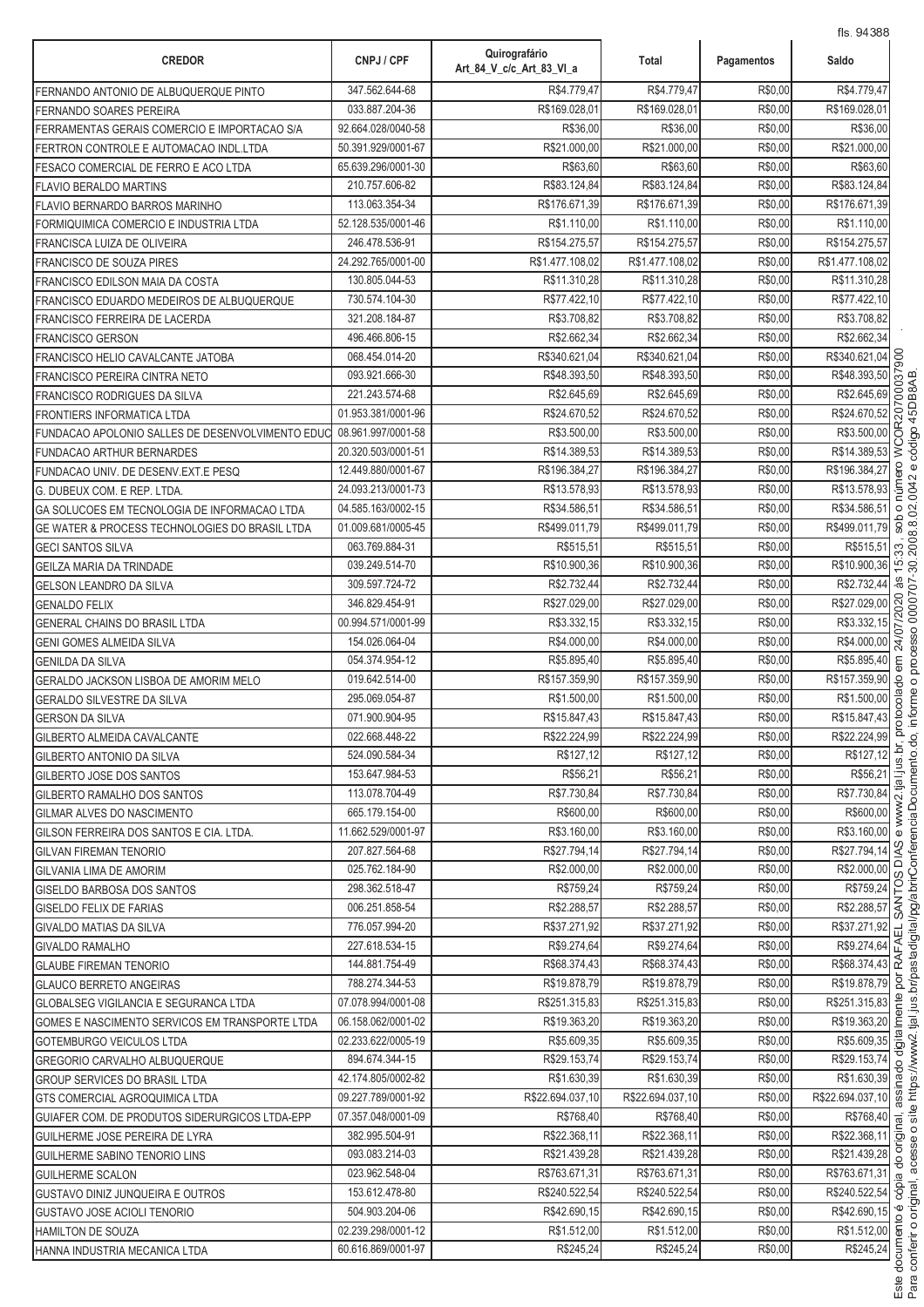| CREDOR | CNPJ / CPF | Quirografário Art_84_V_c/c_Art_83_VI_a | Total | Pagamentos | Saldo |
|---|---|---|---|---|---|
| FERNANDO ANTONIO DE ALBUQUERQUE PINTO | 347.562.644-68 | R$4.779,47 | R$4.779,47 | R$0,00 | R$4.779,47 |
| FERNANDO SOARES PEREIRA | 033.887.204-36 | R$169.028,01 | R$169.028,01 | R$0,00 | R$169.028,01 |
| FERRAMENTAS GERAIS COMERCIO E IMPORTACAO S/A | 92.664.028/0040-58 | R$36,00 | R$36,00 | R$0,00 | R$36,00 |
| FERTRON CONTROLE E AUTOMACAO INDL.LTDA | 50.391.929/0001-67 | R$21.000,00 | R$21.000,00 | R$0,00 | R$21.000,00 |
| FESACO COMERCIAL DE FERRO E ACO LTDA | 65.639.296/0001-30 | R$63,60 | R$63,60 | R$0,00 | R$63,60 |
| FLAVIO BERALDO MARTINS | 210.757.606-82 | R$83.124,84 | R$83.124,84 | R$0,00 | R$83.124,84 |
| FLAVIO BERNARDO BARROS MARINHO | 113.063.354-34 | R$176.671,39 | R$176.671,39 | R$0,00 | R$176.671,39 |
| FORMIQUIMICA COMERCIO E INDUSTRIA LTDA | 52.128.535/0001-46 | R$1.110,00 | R$1.110,00 | R$0,00 | R$1.110,00 |
| FRANCISCA LUIZA DE OLIVEIRA | 246.478.536-91 | R$154.275,57 | R$154.275,57 | R$0,00 | R$154.275,57 |
| FRANCISCO DE SOUZA PIRES | 24.292.765/0001-00 | R$1.477.108,02 | R$1.477.108,02 | R$0,00 | R$1.477.108,02 |
| FRANCISCO EDILSON MAIA DA COSTA | 130.805.044-53 | R$11.310,28 | R$11.310,28 | R$0,00 | R$11.310,28 |
| FRANCISCO EDUARDO MEDEIROS DE ALBUQUERQUE | 730.574.104-30 | R$77.422,10 | R$77.422,10 | R$0,00 | R$77.422,10 |
| FRANCISCO FERREIRA DE LACERDA | 321.208.184-87 | R$3.708,82 | R$3.708,82 | R$0,00 | R$3.708,82 |
| FRANCISCO GERSON | 496.466.806-15 | R$2.662,34 | R$2.662,34 | R$0,00 | R$2.662,34 |
| FRANCISCO HELIO CAVALCANTE JATOBA | 068.454.014-20 | R$340.621,04 | R$340.621,04 | R$0,00 | R$340.621,04 |
| FRANCISCO PEREIRA CINTRA NETO | 093.921.666-30 | R$48.393,50 | R$48.393,50 | R$0,00 | R$48.393,50 |
| FRANCISCO RODRIGUES DA SILVA | 221.243.574-68 | R$2.645,69 | R$2.645,69 | R$0,00 | R$2.645,69 |
| FRONTIERS INFORMATICA LTDA | 01.953.381/0001-96 | R$24.670,52 | R$24.670,52 | R$0,00 | R$24.670,52 |
| FUNDACAO APOLONIO SALLES DE DESENVOLVIMENTO EDUC | 08.961.997/0001-58 | R$3.500,00 | R$3.500,00 | R$0,00 | R$3.500,00 |
| FUNDACAO ARTHUR BERNARDES | 20.320.503/0001-51 | R$14.389,53 | R$14.389,53 | R$0,00 | R$14.389,53 |
| FUNDACAO UNIV. DE DESENV.EXT.E PESQ | 12.449.880/0001-67 | R$196.384,27 | R$196.384,27 | R$0,00 | R$196.384,27 |
| G. DUBEUX COM. E REP. LTDA. | 24.093.213/0001-73 | R$13.578,93 | R$13.578,93 | R$0,00 | R$13.578,93 |
| GA SOLUCOES EM TECNOLOGIA DE INFORMACAO LTDA | 04.585.163/0002-15 | R$34.586,51 | R$34.586,51 | R$0,00 | R$34.586,51 |
| GE WATER & PROCESS TECHNOLOGIES DO BRASIL LTDA | 01.009.681/0005-45 | R$499.011,79 | R$499.011,79 | R$0,00 | R$499.011,79 |
| GECI SANTOS SILVA | 063.769.884-31 | R$515,51 | R$515,51 | R$0,00 | R$515,51 |
| GEILZA MARIA DA TRINDADE | 039.249.514-70 | R$10.900,36 | R$10.900,36 | R$0,00 | R$10.900,36 |
| GELSON LEANDRO DA SILVA | 309.597.724-72 | R$2.732,44 | R$2.732,44 | R$0,00 | R$2.732,44 |
| GENALDO FELIX | 346.829.454-91 | R$27.029,00 | R$27.029,00 | R$0,00 | R$27.029,00 |
| GENERAL CHAINS DO BRASIL LTDA | 00.994.571/0001-99 | R$3.332,15 | R$3.332,15 | R$0,00 | R$3.332,15 |
| GENI GOMES ALMEIDA SILVA | 154.026.064-04 | R$4.000,00 | R$4.000,00 | R$0,00 | R$4.000,00 |
| GENILDA DA SILVA | 054.374.954-12 | R$5.895,40 | R$5.895,40 | R$0,00 | R$5.895,40 |
| GERALDO JACKSON LISBOA DE AMORIM MELO | 019.642.514-00 | R$157.359,90 | R$157.359,90 | R$0,00 | R$157.359,90 |
| GERALDO SILVESTRE DA SILVA | 295.069.054-87 | R$1.500,00 | R$1.500,00 | R$0,00 | R$1.500,00 |
| GERSON DA SILVA | 071.900.904-95 | R$15.847,43 | R$15.847,43 | R$0,00 | R$15.847,43 |
| GILBERTO ALMEIDA CAVALCANTE | 022.668.448-22 | R$22.224,99 | R$22.224,99 | R$0,00 | R$22.224,99 |
| GILBERTO ANTONIO DA SILVA | 524.090.584-34 | R$127,12 | R$127,12 | R$0,00 | R$127,12 |
| GILBERTO JOSE DOS SANTOS | 153.647.984-53 | R$56,21 | R$56,21 | R$0,00 | R$56,21 |
| GILBERTO RAMALHO DOS SANTOS | 113.078.704-49 | R$7.730,84 | R$7.730,84 | R$0,00 | R$7.730,84 |
| GILMAR ALVES DO NASCIMENTO | 665.179.154-00 | R$600,00 | R$600,00 | R$0,00 | R$600,00 |
| GILSON FERREIRA DOS SANTOS E CIA. LTDA. | 11.662.529/0001-97 | R$3.160,00 | R$3.160,00 | R$0,00 | R$3.160,00 |
| GILVAN FIREMAN TENORIO | 207.827.564-68 | R$27.794,14 | R$27.794,14 | R$0,00 | R$27.794,14 |
| GILVANIA LIMA DE AMORIM | 025.762.184-90 | R$2.000,00 | R$2.000,00 | R$0,00 | R$2.000,00 |
| GISELDO BARBOSA DOS SANTOS | 298.362.518-47 | R$759,24 | R$759,24 | R$0,00 | R$759,24 |
| GISELDO FELIX DE FARIAS | 006.251.858-54 | R$2.288,57 | R$2.288,57 | R$0,00 | R$2.288,57 |
| GIVALDO MATIAS DA SILVA | 776.057.994-20 | R$37.271,92 | R$37.271,92 | R$0,00 | R$37.271,92 |
| GIVALDO RAMALHO | 227.618.534-15 | R$9.274,64 | R$9.274,64 | R$0,00 | R$9.274,64 |
| GLAUBE FIREMAN TENORIO | 144.881.754-49 | R$68.374,43 | R$68.374,43 | R$0,00 | R$68.374,43 |
| GLAUCO BERRETO ANGEIRAS | 788.274.344-53 | R$19.878,79 | R$19.878,79 | R$0,00 | R$19.878,79 |
| GLOBALSEG VIGILANCIA E SEGURANCA LTDA | 07.078.994/0001-08 | R$251.315,83 | R$251.315,83 | R$0,00 | R$251.315,83 |
| GOMES E NASCIMENTO SERVICOS EM TRANSPORTE LTDA | 06.158.062/0001-02 | R$19.363,20 | R$19.363,20 | R$0,00 | R$19.363,20 |
| GOTEMBURGO VEICULOS LTDA | 02.233.622/0005-19 | R$5.609,35 | R$5.609,35 | R$0,00 | R$5.609,35 |
| GREGORIO CARVALHO ALBUQUERQUE | 894.674.344-15 | R$29.153,74 | R$29.153,74 | R$0,00 | R$29.153,74 |
| GROUP SERVICES DO BRASIL LTDA | 42.174.805/0002-82 | R$1.630,39 | R$1.630,39 | R$0,00 | R$1.630,39 |
| GTS COMERCIAL AGROQUIMICA LTDA | 09.227.789/0001-92 | R$22.694.037,10 | R$22.694.037,10 | R$0,00 | R$22.694.037,10 |
| GUIAFER COM. DE PRODUTOS SIDERURGICOS LTDA-EPP | 07.357.048/0001-09 | R$768,40 | R$768,40 | R$0,00 | R$768,40 |
| GUILHERME JOSE PEREIRA DE LYRA | 382.995.504-91 | R$22.368,11 | R$22.368,11 | R$0,00 | R$22.368,11 |
| GUILHERME SABINO TENORIO LINS | 093.083.214-03 | R$21.439,28 | R$21.439,28 | R$0,00 | R$21.439,28 |
| GUILHERME SCALON | 023.962.548-04 | R$763.671,31 | R$763.671,31 | R$0,00 | R$763.671,31 |
| GUSTAVO DINIZ JUNQUEIRA E OUTROS | 153.612.478-80 | R$240.522,54 | R$240.522,54 | R$0,00 | R$240.522,54 |
| GUSTAVO JOSE ACIOLI TENORIO | 504.903.204-06 | R$42.690,15 | R$42.690,15 | R$0,00 | R$42.690,15 |
| HAMILTON DE SOUZA | 02.239.298/0001-12 | R$1.512,00 | R$1.512,00 | R$0,00 | R$1.512,00 |
| HANNA INDUSTRIA MECANICA LTDA | 60.616.869/0001-97 | R$245,24 | R$245,24 | R$0,00 | R$245,24 |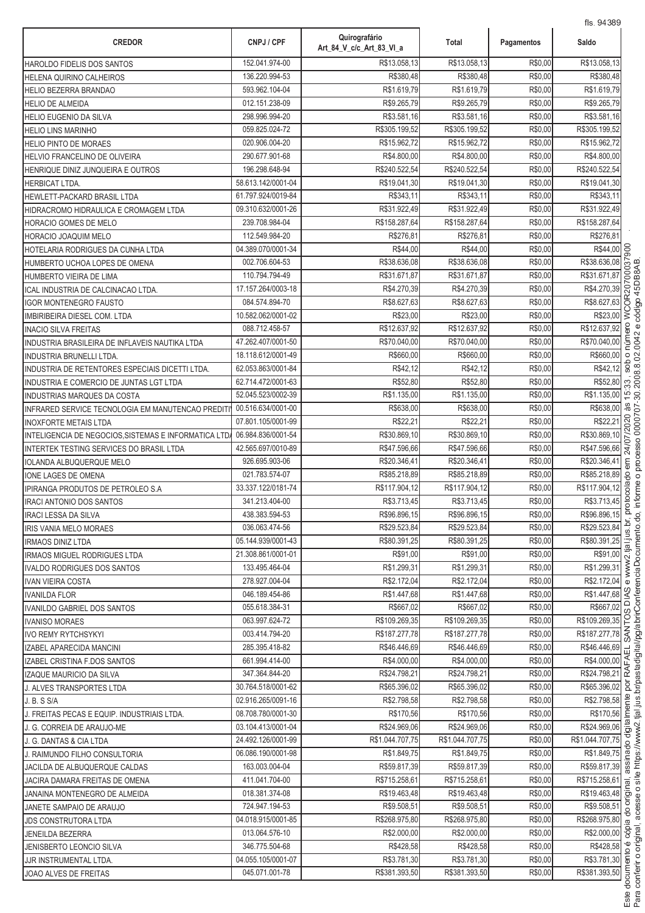| CREDOR | CNPJ / CPF | Quirografário Art_84_V_c/c_Art_83_VI_a | Total | Pagamentos | Saldo |
|---|---|---|---|---|---|
| HAROLDO FIDELIS DOS SANTOS | 152.041.974-00 | R$13.058,13 | R$13.058,13 | R$0,00 | R$13.058,13 |
| HELENA QUIRINO CALHEIROS | 136.220.994-53 | R$380,48 | R$380,48 | R$0,00 | R$380,48 |
| HELIO BEZERRA BRANDAO | 593.962.104-04 | R$1.619,79 | R$1.619,79 | R$0,00 | R$1.619,79 |
| HELIO DE ALMEIDA | 012.151.238-09 | R$9.265,79 | R$9.265,79 | R$0,00 | R$9.265,79 |
| HELIO EUGENIO DA SILVA | 298.996.994-20 | R$3.581,16 | R$3.581,16 | R$0,00 | R$3.581,16 |
| HELIO LINS MARINHO | 059.825.024-72 | R$305.199,52 | R$305.199,52 | R$0,00 | R$305.199,52 |
| HELIO PINTO DE MORAES | 020.906.004-20 | R$15.962,72 | R$15.962,72 | R$0,00 | R$15.962,72 |
| HELVIO FRANCELINO DE OLIVEIRA | 290.677.901-68 | R$4.800,00 | R$4.800,00 | R$0,00 | R$4.800,00 |
| HENRIQUE DINIZ JUNQUEIRA E OUTROS | 196.298.648-94 | R$240.522,54 | R$240.522,54 | R$0,00 | R$240.522,54 |
| HERBICAT LTDA. | 58.613.142/0001-04 | R$19.041,30 | R$19.041,30 | R$0,00 | R$19.041,30 |
| HEWLETT-PACKARD BRASIL LTDA | 61.797.924/0019-84 | R$343,11 | R$343,11 | R$0,00 | R$343,11 |
| HIDRACROMO HIDRAULICA E CROMAGEM LTDA | 09.310.632/0001-26 | R$31.922,49 | R$31.922,49 | R$0,00 | R$31.922,49 |
| HORACIO GOMES DE MELO | 239.708.984-04 | R$158.287,64 | R$158.287,64 | R$0,00 | R$158.287,64 |
| HORACIO JOAQUIM MELO | 112.549.984-20 | R$276,81 | R$276,81 | R$0,00 | R$276,81 |
| HOTELARIA RODRIGUES DA CUNHA LTDA | 04.389.070/0001-34 | R$44,00 | R$44,00 | R$0,00 | R$44,00 |
| HUMBERTO UCHOA LOPES DE OMENA | 002.706.604-53 | R$38.636,08 | R$38.636,08 | R$0,00 | R$38.636,08 |
| HUMBERTO VIEIRA DE LIMA | 110.794.794-49 | R$31.671,87 | R$31.671,87 | R$0,00 | R$31.671,87 |
| ICAL INDUSTRIA DE CALCINACAO LTDA. | 17.157.264/0003-18 | R$4.270,39 | R$4.270,39 | R$0,00 | R$4.270,39 |
| IGOR MONTENEGRO FAUSTO | 084.574.894-70 | R$8.627,63 | R$8.627,63 | R$0,00 | R$8.627,63 |
| IMBIRIBEIRA DIESEL COM. LTDA | 10.582.062/0001-02 | R$23,00 | R$23,00 | R$0,00 | R$23,00 |
| INACIO SILVA FREITAS | 088.712.458-57 | R$12.637,92 | R$12.637,92 | R$0,00 | R$12.637,92 |
| INDUSTRIA BRASILEIRA DE INFLAVEIS NAUTIKA LTDA | 47.262.407/0001-50 | R$70.040,00 | R$70.040,00 | R$0,00 | R$70.040,00 |
| INDUSTRIA BRUNELLI LTDA. | 18.118.612/0001-49 | R$660,00 | R$660,00 | R$0,00 | R$660,00 |
| INDUSTRIA DE RETENTORES ESPECIAIS DICETTI LTDA. | 62.053.863/0001-84 | R$42,12 | R$42,12 | R$0,00 | R$42,12 |
| INDUSTRIA E COMERCIO DE JUNTAS LGT LTDA | 62.714.472/0001-63 | R$52,80 | R$52,80 | R$0,00 | R$52,80 |
| INDUSTRIAS MARQUES DA COSTA | 52.045.523/0002-39 | R$1.135,00 | R$1.135,00 | R$0,00 | R$1.135,00 |
| INFRARED SERVICE TECNOLOGIA EM MANUTENCAO PREDITI | 00.516.634/0001-00 | R$638,00 | R$638,00 | R$0,00 | R$638,00 |
| INOXFORTE METAIS LTDA | 07.801.105/0001-99 | R$22,21 | R$22,21 | R$0,00 | R$22,21 |
| INTELIGENCIA DE NEGOCIOS,SISTEMAS E INFORMATICA LTD | 06.984.836/0001-54 | R$30.869,10 | R$30.869,10 | R$0,00 | R$30.869,10 |
| INTERTEK TESTING SERVICES DO BRASIL LTDA | 42.565.697/0010-89 | R$47.596,66 | R$47.596,66 | R$0,00 | R$47.596,66 |
| IOLANDA ALBUQUERQUE MELO | 926.695.903-06 | R$20.346,41 | R$20.346,41 | R$0,00 | R$20.346,41 |
| IONE LAGES DE OMENA | 021.783.574-07 | R$85.218,89 | R$85.218,89 | R$0,00 | R$85.218,89 |
| IPIRANGA PRODUTOS DE PETROLEO S.A | 33.337.122/0181-74 | R$117.904,12 | R$117.904,12 | R$0,00 | R$117.904,12 |
| IRACI ANTONIO DOS SANTOS | 341.213.404-00 | R$3.713,45 | R$3.713,45 | R$0,00 | R$3.713,45 |
| IRACI LESSA DA SILVA | 438.383.594-53 | R$96.896,15 | R$96.896,15 | R$0,00 | R$96.896,15 |
| IRIS VANIA MELO MORAES | 036.063.474-56 | R$29.523,84 | R$29.523,84 | R$0,00 | R$29.523,84 |
| IRMAOS DINIZ LTDA | 05.144.939/0001-43 | R$80.391,25 | R$80.391,25 | R$0,00 | R$80.391,25 |
| IRMAOS MIGUEL RODRIGUES LTDA | 21.308.861/0001-01 | R$91,00 | R$91,00 | R$0,00 | R$91,00 |
| IVALDO RODRIGUES DOS SANTOS | 133.495.464-04 | R$1.299,31 | R$1.299,31 | R$0,00 | R$1.299,31 |
| IVAN VIEIRA COSTA | 278.927.004-04 | R$2.172,04 | R$2.172,04 | R$0,00 | R$2.172,04 |
| IVANILDA FLOR | 046.189.454-86 | R$1.447,68 | R$1.447,68 | R$0,00 | R$1.447,68 |
| IVANILDO GABRIEL DOS SANTOS | 055.618.384-31 | R$667,02 | R$667,02 | R$0,00 | R$667,02 |
| IVANISO MORAES | 063.997.624-72 | R$109.269,35 | R$109.269,35 | R$0,00 | R$109.269,35 |
| IVO REMY RYTCHSYKYI | 003.414.794-20 | R$187.277,78 | R$187.277,78 | R$0,00 | R$187.277,78 |
| IZABEL APARECIDA MANCINI | 285.395.418-82 | R$46.446,69 | R$46.446,69 | R$0,00 | R$46.446,69 |
| IZABEL CRISTINA F.DOS SANTOS | 661.994.414-00 | R$4.000,00 | R$4.000,00 | R$0,00 | R$4.000,00 |
| IZAQUE MAURICIO DA SILVA | 347.364.844-20 | R$24.798,21 | R$24.798,21 | R$0,00 | R$24.798,21 |
| J. ALVES TRANSPORTES LTDA | 30.764.518/0001-62 | R$65.396,02 | R$65.396,02 | R$0,00 | R$65.396,02 |
| J. B. S S/A | 02.916.265/0091-16 | R$2.798,58 | R$2.798,58 | R$0,00 | R$2.798,58 |
| J. FREITAS PECAS E EQUIP. INDUSTRIAIS LTDA. | 08.708.780/0001-30 | R$170,56 | R$170,56 | R$0,00 | R$170,56 |
| J. G. CORREIA DE ARAUJO-ME | 03.104.413/0001-04 | R$24.969,06 | R$24.969,06 | R$0,00 | R$24.969,06 |
| J. G. DANTAS & CIA LTDA | 24.492.126/0001-99 | R$1.044.707,75 | R$1.044.707,75 | R$0,00 | R$1.044.707,75 |
| J. RAIMUNDO FILHO CONSULTORIA | 06.086.190/0001-98 | R$1.849,75 | R$1.849,75 | R$0,00 | R$1.849,75 |
| JACILDA DE ALBUQUERQUE CALDAS | 163.003.004-04 | R$59.817,39 | R$59.817,39 | R$0,00 | R$59.817,39 |
| JACIRA DAMARA FREITAS DE OMENA | 411.041.704-00 | R$715.258,61 | R$715.258,61 | R$0,00 | R$715.258,61 |
| JANAINA MONTENEGRO DE ALMEIDA | 018.381.374-08 | R$19.463,48 | R$19.463,48 | R$0,00 | R$19.463,48 |
| JANETE SAMPAIO DE ARAUJO | 724.947.194-53 | R$9.508,51 | R$9.508,51 | R$0,00 | R$9.508,51 |
| JDS CONSTRUTORA LTDA | 04.018.915/0001-85 | R$268.975,80 | R$268.975,80 | R$0,00 | R$268.975,80 |
| JENEILDA BEZERRA | 013.064.576-10 | R$2.000,00 | R$2.000,00 | R$0,00 | R$2.000,00 |
| JENISBERTO LEONCIO SILVA | 346.775.504-68 | R$428,58 | R$428,58 | R$0,00 | R$428,58 |
| JJR INSTRUMENTAL LTDA. | 04.055.105/0001-07 | R$3.781,30 | R$3.781,30 | R$0,00 | R$3.781,30 |
| JOAO ALVES DE FREITAS | 045.071.001-78 | R$381.393,50 | R$381.393,50 | R$0,00 | R$381.393,50 |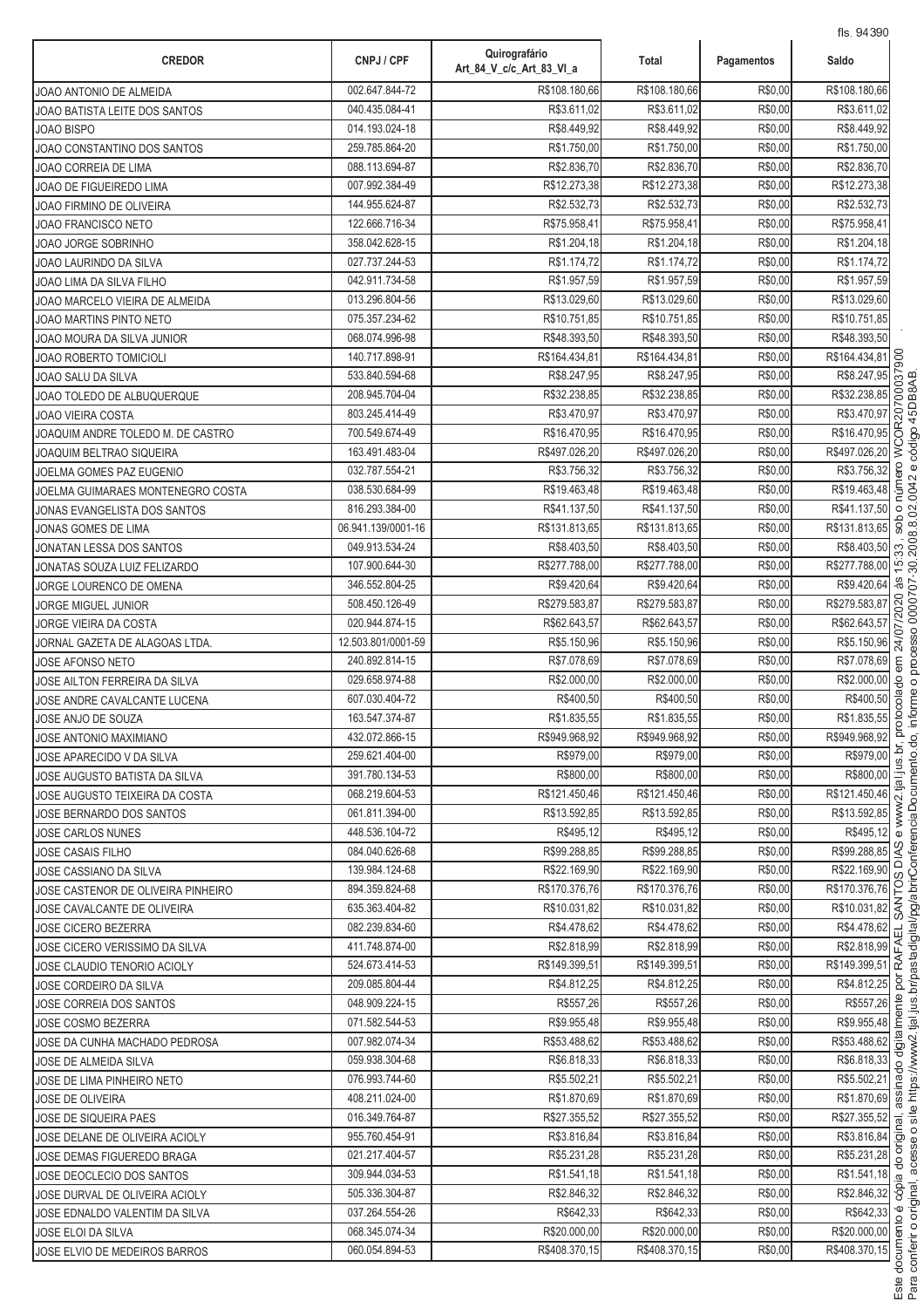| CREDOR | CNPJ / CPF | Quirografário Art_84_V_c/c_Art_83_VI_a | Total | Pagamentos | Saldo |
|---|---|---|---|---|---|
| JOAO ANTONIO DE ALMEIDA | 002.647.844-72 | R$108.180,66 | R$108.180,66 | R$0,00 | R$108.180,66 |
| JOAO BATISTA LEITE DOS SANTOS | 040.435.084-41 | R$3.611,02 | R$3.611,02 | R$0,00 | R$3.611,02 |
| JOAO BISPO | 014.193.024-18 | R$8.449,92 | R$8.449,92 | R$0,00 | R$8.449,92 |
| JOAO CONSTANTINO DOS SANTOS | 259.785.864-20 | R$1.750,00 | R$1.750,00 | R$0,00 | R$1.750,00 |
| JOAO CORREIA DE LIMA | 088.113.694-87 | R$2.836,70 | R$2.836,70 | R$0,00 | R$2.836,70 |
| JOAO DE FIGUEIREDO LIMA | 007.992.384-49 | R$12.273,38 | R$12.273,38 | R$0,00 | R$12.273,38 |
| JOAO FIRMINO DE OLIVEIRA | 144.955.624-87 | R$2.532,73 | R$2.532,73 | R$0,00 | R$2.532,73 |
| JOAO FRANCISCO NETO | 122.666.716-34 | R$75.958,41 | R$75.958,41 | R$0,00 | R$75.958,41 |
| JOAO JORGE SOBRINHO | 358.042.628-15 | R$1.204,18 | R$1.204,18 | R$0,00 | R$1.204,18 |
| JOAO LAURINDO DA SILVA | 027.737.244-53 | R$1.174,72 | R$1.174,72 | R$0,00 | R$1.174,72 |
| JOAO LIMA DA SILVA FILHO | 042.911.734-58 | R$1.957,59 | R$1.957,59 | R$0,00 | R$1.957,59 |
| JOAO MARCELO VIEIRA DE ALMEIDA | 013.296.804-56 | R$13.029,60 | R$13.029,60 | R$0,00 | R$13.029,60 |
| JOAO MARTINS PINTO NETO | 075.357.234-62 | R$10.751,85 | R$10.751,85 | R$0,00 | R$10.751,85 |
| JOAO MOURA DA SILVA JUNIOR | 068.074.996-98 | R$48.393,50 | R$48.393,50 | R$0,00 | R$48.393,50 |
| JOAO ROBERTO TOMICIOLI | 140.717.898-91 | R$164.434,81 | R$164.434,81 | R$0,00 | R$164.434,81 |
| JOAO SALU DA SILVA | 533.840.594-68 | R$8.247,95 | R$8.247,95 | R$0,00 | R$8.247,95 |
| JOAO TOLEDO DE ALBUQUERQUE | 208.945.704-04 | R$32.238,85 | R$32.238,85 | R$0,00 | R$32.238,85 |
| JOAO VIEIRA COSTA | 803.245.414-49 | R$3.470,97 | R$3.470,97 | R$0,00 | R$3.470,97 |
| JOAQUIM ANDRE TOLEDO M. DE CASTRO | 700.549.674-49 | R$16.470,95 | R$16.470,95 | R$0,00 | R$16.470,95 |
| JOAQUIM BELTRAO SIQUEIRA | 163.491.483-04 | R$497.026,20 | R$497.026,20 | R$0,00 | R$497.026,20 |
| JOELMA GOMES PAZ EUGENIO | 032.787.554-21 | R$3.756,32 | R$3.756,32 | R$0,00 | R$3.756,32 |
| JOELMA GUIMARAES MONTENEGRO COSTA | 038.530.684-99 | R$19.463,48 | R$19.463,48 | R$0,00 | R$19.463,48 |
| JONAS EVANGELISTA DOS SANTOS | 816.293.384-00 | R$41.137,50 | R$41.137,50 | R$0,00 | R$41.137,50 |
| JONAS GOMES DE LIMA | 06.941.139/0001-16 | R$131.813,65 | R$131.813,65 | R$0,00 | R$131.813,65 |
| JONATAN LESSA DOS SANTOS | 049.913.534-24 | R$8.403,50 | R$8.403,50 | R$0,00 | R$8.403,50 |
| JONATAS SOUZA LUIZ FELIZARDO | 107.900.644-30 | R$277.788,00 | R$277.788,00 | R$0,00 | R$277.788,00 |
| JORGE LOURENCO DE OMENA | 346.552.804-25 | R$9.420,64 | R$9.420,64 | R$0,00 | R$9.420,64 |
| JORGE MIGUEL JUNIOR | 508.450.126-49 | R$279.583,87 | R$279.583,87 | R$0,00 | R$279.583,87 |
| JORGE VIEIRA DA COSTA | 020.944.874-15 | R$62.643,57 | R$62.643,57 | R$0,00 | R$62.643,57 |
| JORNAL GAZETA DE ALAGOAS LTDA. | 12.503.801/0001-59 | R$5.150,96 | R$5.150,96 | R$0,00 | R$5.150,96 |
| JOSE AFONSO NETO | 240.892.814-15 | R$7.078,69 | R$7.078,69 | R$0,00 | R$7.078,69 |
| JOSE AILTON FERREIRA DA SILVA | 029.658.974-88 | R$2.000,00 | R$2.000,00 | R$0,00 | R$2.000,00 |
| JOSE ANDRE CAVALCANTE LUCENA | 607.030.404-72 | R$400,50 | R$400,50 | R$0,00 | R$400,50 |
| JOSE ANJO DE SOUZA | 163.547.374-87 | R$1.835,55 | R$1.835,55 | R$0,00 | R$1.835,55 |
| JOSE ANTONIO MAXIMIANO | 432.072.866-15 | R$949.968,92 | R$949.968,92 | R$0,00 | R$949.968,92 |
| JOSE APARECIDO V DA SILVA | 259.621.404-00 | R$979,00 | R$979,00 | R$0,00 | R$979,00 |
| JOSE AUGUSTO BATISTA DA SILVA | 391.780.134-53 | R$800,00 | R$800,00 | R$0,00 | R$800,00 |
| JOSE AUGUSTO TEIXEIRA DA COSTA | 068.219.604-53 | R$121.450,46 | R$121.450,46 | R$0,00 | R$121.450,46 |
| JOSE BERNARDO DOS SANTOS | 061.811.394-00 | R$13.592,85 | R$13.592,85 | R$0,00 | R$13.592,85 |
| JOSE CARLOS NUNES | 448.536.104-72 | R$495,12 | R$495,12 | R$0,00 | R$495,12 |
| JOSE CASAIS FILHO | 084.040.626-68 | R$99.288,85 | R$99.288,85 | R$0,00 | R$99.288,85 |
| JOSE CASSIANO DA SILVA | 139.984.124-68 | R$22.169,90 | R$22.169,90 | R$0,00 | R$22.169,90 |
| JOSE CASTENOR DE OLIVEIRA PINHEIRO | 894.359.824-68 | R$170.376,76 | R$170.376,76 | R$0,00 | R$170.376,76 |
| JOSE CAVALCANTE DE OLIVEIRA | 635.363.404-82 | R$10.031,82 | R$10.031,82 | R$0,00 | R$10.031,82 |
| JOSE CICERO BEZERRA | 082.239.834-60 | R$4.478,62 | R$4.478,62 | R$0,00 | R$4.478,62 |
| JOSE CICERO VERISSIMO DA SILVA | 411.748.874-00 | R$2.818,99 | R$2.818,99 | R$0,00 | R$2.818,99 |
| JOSE CLAUDIO TENORIO ACIOLY | 524.673.414-53 | R$149.399,51 | R$149.399,51 | R$0,00 | R$149.399,51 |
| JOSE CORDEIRO DA SILVA | 209.085.804-44 | R$4.812,25 | R$4.812,25 | R$0,00 | R$4.812,25 |
| JOSE CORREIA DOS SANTOS | 048.909.224-15 | R$557,26 | R$557,26 | R$0,00 | R$557,26 |
| JOSE COSMO BEZERRA | 071.582.544-53 | R$9.955,48 | R$9.955,48 | R$0,00 | R$9.955,48 |
| JOSE DA CUNHA MACHADO PEDROSA | 007.982.074-34 | R$53.488,62 | R$53.488,62 | R$0,00 | R$53.488,62 |
| JOSE DE ALMEIDA SILVA | 059.938.304-68 | R$6.818,33 | R$6.818,33 | R$0,00 | R$6.818,33 |
| JOSE DE LIMA PINHEIRO NETO | 076.993.744-60 | R$5.502,21 | R$5.502,21 | R$0,00 | R$5.502,21 |
| JOSE DE OLIVEIRA | 408.211.024-00 | R$1.870,69 | R$1.870,69 | R$0,00 | R$1.870,69 |
| JOSE DE SIQUEIRA PAES | 016.349.764-87 | R$27.355,52 | R$27.355,52 | R$0,00 | R$27.355,52 |
| JOSE DELANE DE OLIVEIRA ACIOLY | 955.760.454-91 | R$3.816,84 | R$3.816,84 | R$0,00 | R$3.816,84 |
| JOSE DEMAS FIGUEREDO BRAGA | 021.217.404-57 | R$5.231,28 | R$5.231,28 | R$0,00 | R$5.231,28 |
| JOSE DEOCLECIO DOS SANTOS | 309.944.034-53 | R$1.541,18 | R$1.541,18 | R$0,00 | R$1.541,18 |
| JOSE DURVAL DE OLIVEIRA ACIOLY | 505.336.304-87 | R$2.846,32 | R$2.846,32 | R$0,00 | R$2.846,32 |
| JOSE EDNALDO VALENTIM DA SILVA | 037.264.554-26 | R$642,33 | R$642,33 | R$0,00 | R$642,33 |
| JOSE ELOI DA SILVA | 068.345.074-34 | R$20.000,00 | R$20.000,00 | R$0,00 | R$20.000,00 |
| JOSE ELVIO DE MEDEIROS BARROS | 060.054.894-53 | R$408.370,15 | R$408.370,15 | R$0,00 | R$408.370,15 |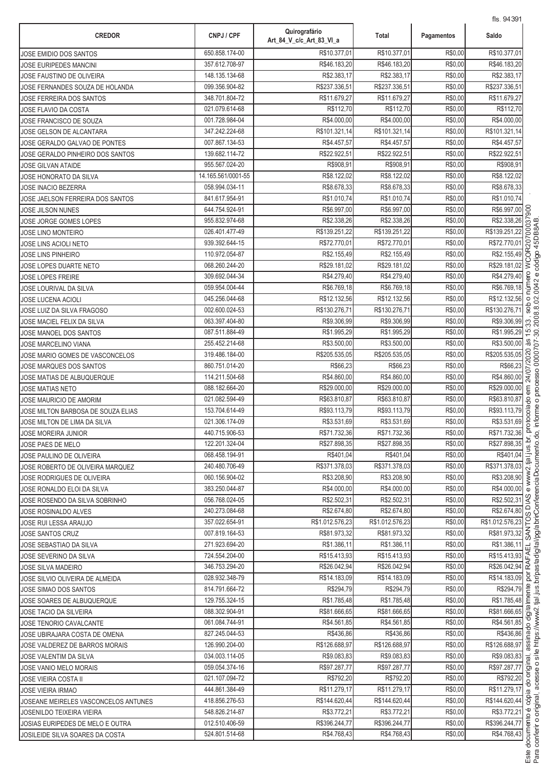| CREDOR | CNPJ / CPF | Quirografário Art_84_V_c/c_Art_83_VI_a | Total | Pagamentos | Saldo |
|---|---|---|---|---|---|
| JOSE EMIDIO DOS SANTOS | 650.858.174-00 | R$10.377,01 | R$10.377,01 | R$0,00 | R$10.377,01 |
| JOSE EURIPEDES MANCINI | 357.612.708-97 | R$46.183,20 | R$46.183,20 | R$0,00 | R$46.183,20 |
| JOSE FAUSTINO DE OLIVEIRA | 148.135.134-68 | R$2.383,17 | R$2.383,17 | R$0,00 | R$2.383,17 |
| JOSE FERNANDES SOUZA DE HOLANDA | 099.356.904-82 | R$237.336,51 | R$237.336,51 | R$0,00 | R$237.336,51 |
| JOSE FERREIRA DOS SANTOS | 348.701.804-72 | R$11.679,27 | R$11.679,27 | R$0,00 | R$11.679,27 |
| JOSE FLAVIO DA COSTA | 021.079.614-68 | R$112,70 | R$112,70 | R$0,00 | R$112,70 |
| JOSE FRANCISCO DE SOUZA | 001.728.984-04 | R$4.000,00 | R$4.000,00 | R$0,00 | R$4.000,00 |
| JOSE GELSON DE ALCANTARA | 347.242.224-68 | R$101.321,14 | R$101.321,14 | R$0,00 | R$101.321,14 |
| JOSE GERALDO GALVAO DE PONTES | 007.867.134-53 | R$4.457,57 | R$4.457,57 | R$0,00 | R$4.457,57 |
| JOSE GERALDO PINHEIRO DOS SANTOS | 139.682.114-72 | R$22.922,51 | R$22.922,51 | R$0,00 | R$22.922,51 |
| JOSE GILVAN ATAIDE | 955.567.024-20 | R$908,91 | R$908,91 | R$0,00 | R$908,91 |
| JOSE HONORATO DA SILVA | 14.165.561/0001-55 | R$8.122,02 | R$8.122,02 | R$0,00 | R$8.122,02 |
| JOSE INACIO BEZERRA | 058.994.034-11 | R$8.678,33 | R$8.678,33 | R$0,00 | R$8.678,33 |
| JOSE JAELSON FERREIRA DOS SANTOS | 841.617.954-91 | R$1.010,74 | R$1.010,74 | R$0,00 | R$1.010,74 |
| JOSE JILSON NUNES | 644.754.924-91 | R$6.997,00 | R$6.997,00 | R$0,00 | R$6.997,00 |
| JOSE JORGE GOMES LOPES | 955.832.974-68 | R$2.338,26 | R$2.338,26 | R$0,00 | R$2.338,26 |
| JOSE LINO MONTEIRO | 026.401.477-49 | R$139.251,22 | R$139.251,22 | R$0,00 | R$139.251,22 |
| JOSE LINS ACIOLI NETO | 939.392.644-15 | R$72.770,01 | R$72.770,01 | R$0,00 | R$72.770,01 |
| JOSE LINS PINHEIRO | 110.972.054-87 | R$2.155,49 | R$2.155,49 | R$0,00 | R$2.155,49 |
| JOSE LOPES DUARTE NETO | 068.260.244-20 | R$29.181,02 | R$29.181,02 | R$0,00 | R$29.181,02 |
| JOSE LOPES FREIRE | 309.692.044-34 | R$4.279,40 | R$4.279,40 | R$0,00 | R$4.279,40 |
| JOSE LOURIVAL DA SILVA | 059.954.004-44 | R$6.769,18 | R$6.769,18 | R$0,00 | R$6.769,18 |
| JOSE LUCENA ACIOLI | 045.256.044-68 | R$12.132,56 | R$12.132,56 | R$0,00 | R$12.132,56 |
| JOSE LUIZ DA SILVA FRAGOSO | 002.600.024-53 | R$130.276,71 | R$130.276,71 | R$0,00 | R$130.276,71 |
| JOSE MACIEL FELIX DA SILVA | 063.397.404-80 | R$9.306,99 | R$9.306,99 | R$0,00 | R$9.306,99 |
| JOSE MANOEL DOS SANTOS | 087.511.884-49 | R$1.995,29 | R$1.995,29 | R$0,00 | R$1.995,29 |
| JOSE MARCELINO VIANA | 255.452.214-68 | R$3.500,00 | R$3.500,00 | R$0,00 | R$3.500,00 |
| JOSE MARIO GOMES DE VASCONCELOS | 319.486.184-00 | R$205.535,05 | R$205.535,05 | R$0,00 | R$205.535,05 |
| JOSE MARQUES DOS SANTOS | 860.751.014-20 | R$66,23 | R$66,23 | R$0,00 | R$66,23 |
| JOSE MATIAS DE ALBUQUERQUE | 114.211.504-68 | R$4.860,00 | R$4.860,00 | R$0,00 | R$4.860,00 |
| JOSE MATIAS NETO | 088.182.664-20 | R$29.000,00 | R$29.000,00 | R$0,00 | R$29.000,00 |
| JOSE MAURICIO DE AMORIM | 021.082.594-49 | R$63.810,87 | R$63.810,87 | R$0,00 | R$63.810,87 |
| JOSE MILTON BARBOSA DE SOUZA ELIAS | 153.704.614-49 | R$93.113,79 | R$93.113,79 | R$0,00 | R$93.113,79 |
| JOSE MILTON DE LIMA DA SILVA | 021.306.174-09 | R$3.531,69 | R$3.531,69 | R$0,00 | R$3.531,69 |
| JOSE MOREIRA JUNIOR | 440.715.906-53 | R$71.732,36 | R$71.732,36 | R$0,00 | R$71.732,36 |
| JOSE PAES DE MELO | 122.201.324-04 | R$27.898,35 | R$27.898,35 | R$0,00 | R$27.898,35 |
| JOSE PAULINO DE OLIVEIRA | 068.458.194-91 | R$401,04 | R$401,04 | R$0,00 | R$401,04 |
| JOSE ROBERTO DE OLIVEIRA MARQUEZ | 240.480.706-49 | R$371.378,03 | R$371.378,03 | R$0,00 | R$371.378,03 |
| JOSE RODRIGUES DE OLIVEIRA | 060.156.904-02 | R$3.208,90 | R$3.208,90 | R$0,00 | R$3.208,90 |
| JOSE RONALDO ELOI DA SILVA | 383.250.044-87 | R$4.000,00 | R$4.000,00 | R$0,00 | R$4.000,00 |
| JOSE ROSENDO DA SILVA SOBRINHO | 056.768.024-05 | R$2.502,31 | R$2.502,31 | R$0,00 | R$2.502,31 |
| JOSE ROSINALDO ALVES | 240.273.084-68 | R$2.674,80 | R$2.674,80 | R$0,00 | R$2.674,80 |
| JOSE RUI LESSA ARAUJO | 357.022.654-91 | R$1.012.576,23 | R$1.012.576,23 | R$0,00 | R$1.012.576,23 |
| JOSE SANTOS CRUZ | 007.819.164-53 | R$81.973,32 | R$81.973,32 | R$0,00 | R$81.973,32 |
| JOSE SEBASTIAO DA SILVA | 271.923.694-20 | R$1.386,11 | R$1.386,11 | R$0,00 | R$1.386,11 |
| JOSE SEVERINO DA SILVA | 724.554.204-00 | R$15.413,93 | R$15.413,93 | R$0,00 | R$15.413,93 |
| JOSE SILVA MADEIRO | 346.753.294-20 | R$26.042,94 | R$26.042,94 | R$0,00 | R$26.042,94 |
| JOSE SILVIO OLIVEIRA DE ALMEIDA | 028.932.348-79 | R$14.183,09 | R$14.183,09 | R$0,00 | R$14.183,09 |
| JOSE SIMAO DOS SANTOS | 814.791.664-72 | R$294,79 | R$294,79 | R$0,00 | R$294,79 |
| JOSE SOARES DE ALBUQUERQUE | 129.755.324-15 | R$1.785,48 | R$1.785,48 | R$0,00 | R$1.785,48 |
| JOSE TACIO DA SILVEIRA | 088.302.904-91 | R$81.666,65 | R$81.666,65 | R$0,00 | R$81.666,65 |
| JOSE TENORIO CAVALCANTE | 061.084.744-91 | R$4.561,85 | R$4.561,85 | R$0,00 | R$4.561,85 |
| JOSE UBIRAJARA COSTA DE OMENA | 827.245.044-53 | R$436,86 | R$436,86 | R$0,00 | R$436,86 |
| JOSE VALDEREZ DE BARROS MORAIS | 126.990.204-00 | R$126.688,97 | R$126.688,97 | R$0,00 | R$126.688,97 |
| JOSE VALENTIM DA SILVA | 034.003.114-05 | R$9.083,83 | R$9.083,83 | R$0,00 | R$9.083,83 |
| JOSE VANIO MELO MORAIS | 059.054.374-16 | R$97.287,77 | R$97.287,77 | R$0,00 | R$97.287,77 |
| JOSE VIEIRA COSTA II | 021.107.094-72 | R$792,20 | R$792,20 | R$0,00 | R$792,20 |
| JOSE VIEIRA IRMAO | 444.861.384-49 | R$11.279,17 | R$11.279,17 | R$0,00 | R$11.279,17 |
| JOSEANE MEIRELES VASCONCELOS ANTUNES | 418.856.276-53 | R$144.620,44 | R$144.620,44 | R$0,00 | R$144.620,44 |
| JOSENILDO TEIXEIRA VIEIRA | 548.826.214-87 | R$3.772,21 | R$3.772,21 | R$0,00 | R$3.772,21 |
| JOSIAS EURIPEDES DE MELO E OUTRA | 012.510.406-59 | R$396.244,77 | R$396.244,77 | R$0,00 | R$396.244,77 |
| JOSILEIDE SILVA SOARES DA COSTA | 524.801.514-68 | R$4.768,43 | R$4.768,43 | R$0,00 | R$4.768,43 |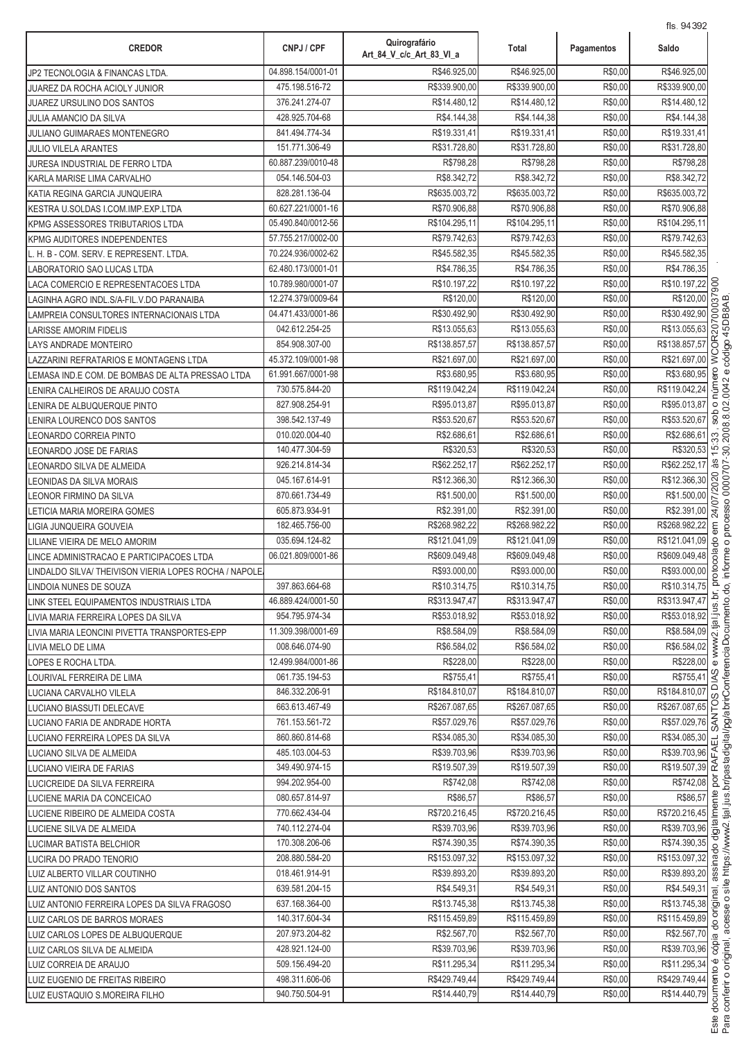| CREDOR | CNPJ / CPF | Quirografário Art_84_V_c/c_Art_83_VI_a | Total | Pagamentos | Saldo |
|---|---|---|---|---|---|
| JP2 TECNOLOGIA & FINANCAS LTDA. | 04.898.154/0001-01 | R$46.925,00 | R$46.925,00 | R$0,00 | R$46.925,00 |
| JUAREZ DA ROCHA ACIOLY JUNIOR | 475.198.516-72 | R$339.900,00 | R$339.900,00 | R$0,00 | R$339.900,00 |
| JUAREZ URSULINO DOS SANTOS | 376.241.274-07 | R$14.480,12 | R$14.480,12 | R$0,00 | R$14.480,12 |
| JULIA AMANCIO DA SILVA | 428.925.704-68 | R$4.144,38 | R$4.144,38 | R$0,00 | R$4.144,38 |
| JULIANO GUIMARAES MONTENEGRO | 841.494.774-34 | R$19.331,41 | R$19.331,41 | R$0,00 | R$19.331,41 |
| JULIO VILELA ARANTES | 151.771.306-49 | R$31.728,80 | R$31.728,80 | R$0,00 | R$31.728,80 |
| JURESA INDUSTRIAL DE FERRO LTDA | 60.887.239/0010-48 | R$798,28 | R$798,28 | R$0,00 | R$798,28 |
| KARLA MARISE LIMA CARVALHO | 054.146.504-03 | R$8.342,72 | R$8.342,72 | R$0,00 | R$8.342,72 |
| KATIA REGINA GARCIA JUNQUEIRA | 828.281.136-04 | R$635.003,72 | R$635.003,72 | R$0,00 | R$635.003,72 |
| KESTRA U.SOLDAS I.COM.IMP.EXP.LTDA | 60.627.221/0001-16 | R$70.906,88 | R$70.906,88 | R$0,00 | R$70.906,88 |
| KPMG ASSESSORES TRIBUTARIOS LTDA | 05.490.840/0012-56 | R$104.295,11 | R$104.295,11 | R$0,00 | R$104.295,11 |
| KPMG AUDITORES INDEPENDENTES | 57.755.217/0002-00 | R$79.742,63 | R$79.742,63 | R$0,00 | R$79.742,63 |
| L. H. B - COM. SERV. E REPRESENT. LTDA. | 70.224.936/0002-62 | R$45.582,35 | R$45.582,35 | R$0,00 | R$45.582,35 |
| LABORATORIO SAO LUCAS LTDA | 62.480.173/0001-01 | R$4.786,35 | R$4.786,35 | R$0,00 | R$4.786,35 |
| LACA COMERCIO E REPRESENTACOES LTDA | 10.789.980/0001-07 | R$10.197,22 | R$10.197,22 | R$0,00 | R$10.197,22 |
| LAGINHA AGRO INDL.S/A-FIL.V.DO PARANAIBA | 12.274.379/0009-64 | R$120,00 | R$120,00 | R$0,00 | R$120,00 |
| LAMPREIA CONSULTORES INTERNACIONAIS LTDA | 04.471.433/0001-86 | R$30.492,90 | R$30.492,90 | R$0,00 | R$30.492,90 |
| LARISSE AMORIM FIDELIS | 042.612.254-25 | R$13.055,63 | R$13.055,63 | R$0,00 | R$13.055,63 |
| LAYS ANDRADE MONTEIRO | 854.908.307-00 | R$138.857,57 | R$138.857,57 | R$0,00 | R$138.857,57 |
| LAZZARINI REFRATARIOS E MONTAGENS LTDA | 45.372.109/0001-98 | R$21.697,00 | R$21.697,00 | R$0,00 | R$21.697,00 |
| LEMASA IND.E COM. DE BOMBAS DE ALTA PRESSAO LTDA | 61.991.667/0001-98 | R$3.680,95 | R$3.680,95 | R$0,00 | R$3.680,95 |
| LENIRA CALHEIROS DE ARAUJO COSTA | 730.575.844-20 | R$119.042,24 | R$119.042,24 | R$0,00 | R$119.042,24 |
| LENIRA DE ALBUQUERQUE PINTO | 827.908.254-91 | R$95.013,87 | R$95.013,87 | R$0,00 | R$95.013,87 |
| LENIRA LOURENCO DOS SANTOS | 398.542.137-49 | R$53.520,67 | R$53.520,67 | R$0,00 | R$53.520,67 |
| LEONARDO CORREIA PINTO | 010.020.004-40 | R$2.686,61 | R$2.686,61 | R$0,00 | R$2.686,61 |
| LEONARDO JOSE DE FARIAS | 140.477.304-59 | R$320,53 | R$320,53 | R$0,00 | R$320,53 |
| LEONARDO SILVA DE ALMEIDA | 926.214.814-34 | R$62.252,17 | R$62.252,17 | R$0,00 | R$62.252,17 |
| LEONIDAS DA SILVA MORAIS | 045.167.614-91 | R$12.366,30 | R$12.366,30 | R$0,00 | R$12.366,30 |
| LEONOR FIRMINO DA SILVA | 870.661.734-49 | R$1.500,00 | R$1.500,00 | R$0,00 | R$1.500,00 |
| LETICIA MARIA MOREIRA GOMES | 605.873.934-91 | R$2.391,00 | R$2.391,00 | R$0,00 | R$2.391,00 |
| LIGIA JUNQUEIRA GOUVEIA | 182.465.756-00 | R$268.982,22 | R$268.982,22 | R$0,00 | R$268.982,22 |
| LILIANE VIEIRA DE MELO AMORIM | 035.694.124-82 | R$121.041,09 | R$121.041,09 | R$0,00 | R$121.041,09 |
| LINCE ADMINISTRACAO E PARTICIPACOES LTDA | 06.021.809/0001-86 | R$609.049,48 | R$609.049,48 | R$0,00 | R$609.049,48 |
| LINDALDO SILVA/ THEIVISON VIERIA LOPES ROCHA / NAPOLE | | R$93.000,00 | R$93.000,00 | R$0,00 | R$93.000,00 |
| LINDOIA NUNES DE SOUZA | 397.863.664-68 | R$10.314,75 | R$10.314,75 | R$0,00 | R$10.314,75 |
| LINK STEEL EQUIPAMENTOS INDUSTRIAIS LTDA | 46.889.424/0001-50 | R$313.947,47 | R$313.947,47 | R$0,00 | R$313.947,47 |
| LIVIA MARIA FERREIRA LOPES DA SILVA | 954.795.974-34 | R$53.018,92 | R$53.018,92 | R$0,00 | R$53.018,92 |
| LIVIA MARIA LEONCINI PIVETTA TRANSPORTES-EPP | 11.309.398/0001-69 | R$8.584,09 | R$8.584,09 | R$0,00 | R$8.584,09 |
| LIVIA MELO DE LIMA | 008.646.074-90 | R$6.584,02 | R$6.584,02 | R$0,00 | R$6.584,02 |
| LOPES E ROCHA LTDA. | 12.499.984/0001-86 | R$228,00 | R$228,00 | R$0,00 | R$228,00 |
| LOURIVAL FERREIRA DE LIMA | 061.735.194-53 | R$755,41 | R$755,41 | R$0,00 | R$755,41 |
| LUCIANA CARVALHO VILELA | 846.332.206-91 | R$184.810,07 | R$184.810,07 | R$0,00 | R$184.810,07 |
| LUCIANO BIASSUTI DELECAVE | 663.613.467-49 | R$267.087,65 | R$267.087,65 | R$0,00 | R$267.087,65 |
| LUCIANO FARIA DE ANDRADE HORTA | 761.153.561-72 | R$57.029,76 | R$57.029,76 | R$0,00 | R$57.029,76 |
| LUCIANO FERREIRA LOPES DA SILVA | 860.860.814-68 | R$34.085,30 | R$34.085,30 | R$0,00 | R$34.085,30 |
| LUCIANO SILVA DE ALMEIDA | 485.103.004-53 | R$39.703,96 | R$39.703,96 | R$0,00 | R$39.703,96 |
| LUCIANO VIEIRA DE FARIAS | 349.490.974-15 | R$19.507,39 | R$19.507,39 | R$0,00 | R$19.507,39 |
| LUCICREIDE DA SILVA FERREIRA | 994.202.954-00 | R$742,08 | R$742,08 | R$0,00 | R$742,08 |
| LUCIENE MARIA DA CONCEICAO | 080.657.814-97 | R$86,57 | R$86,57 | R$0,00 | R$86,57 |
| LUCIENE RIBEIRO DE ALMEIDA COSTA | 770.662.434-04 | R$720.216,45 | R$720.216,45 | R$0,00 | R$720.216,45 |
| LUCIENE SILVA DE ALMEIDA | 740.112.274-04 | R$39.703,96 | R$39.703,96 | R$0,00 | R$39.703,96 |
| LUCIMAR BATISTA BELCHIOR | 170.308.206-06 | R$74.390,35 | R$74.390,35 | R$0,00 | R$74.390,35 |
| LUCIRA DO PRADO TENORIO | 208.880.584-20 | R$153.097,32 | R$153.097,32 | R$0,00 | R$153.097,32 |
| LUIZ ALBERTO VILLAR COUTINHO | 018.461.914-91 | R$39.893,20 | R$39.893,20 | R$0,00 | R$39.893,20 |
| LUIZ ANTONIO DOS SANTOS | 639.581.204-15 | R$4.549,31 | R$4.549,31 | R$0,00 | R$4.549,31 |
| LUIZ ANTONIO FERREIRA LOPES DA SILVA FRAGOSO | 637.168.364-00 | R$13.745,38 | R$13.745,38 | R$0,00 | R$13.745,38 |
| LUIZ CARLOS DE BARROS MORAES | 140.317.604-34 | R$115.459,89 | R$115.459,89 | R$0,00 | R$115.459,89 |
| LUIZ CARLOS LOPES DE ALBUQUERQUE | 207.973.204-82 | R$2.567,70 | R$2.567,70 | R$0,00 | R$2.567,70 |
| LUIZ CARLOS SILVA DE ALMEIDA | 428.921.124-00 | R$39.703,96 | R$39.703,96 | R$0,00 | R$39.703,96 |
| LUIZ CORREIA DE ARAUJO | 509.156.494-20 | R$11.295,34 | R$11.295,34 | R$0,00 | R$11.295,34 |
| LUIZ EUGENIO DE FREITAS RIBEIRO | 498.311.606-06 | R$429.749,44 | R$429.749,44 | R$0,00 | R$429.749,44 |
| LUIZ EUSTAQUIO S.MOREIRA FILHO | 940.750.504-91 | R$14.440,79 | R$14.440,79 | R$0,00 | R$14.440,79 |

Este documento é cópia do original, assinado digitalmente por RAFAEL SANTOS DIAS e www2.tjal.jus.br, protocolado em 24/07/2020 às 15:33 , sob o número WCOR20700037900
Para conferir o original, acesse o site https://www2.tjal.jus.br/pastadigital/pg/abrirConferenciaDocumento.do, informe o processo 0000707-30.2008.8.02.0042 e código 45DB8AB.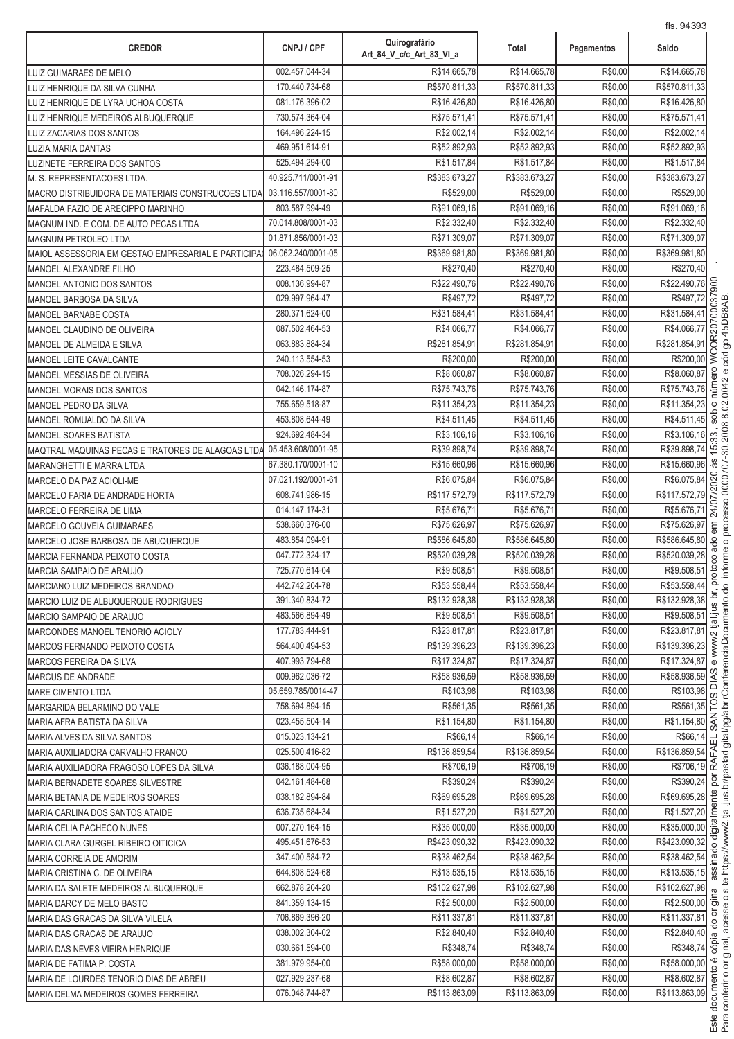| CREDOR | CNPJ / CPF | Quirografário Art_84_V_c/c_Art_83_VI_a | Total | Pagamentos | Saldo |
|---|---|---|---|---|---|
| LUIZ GUIMARAES DE MELO | 002.457.044-34 | R$14.665,78 | R$14.665,78 | R$0,00 | R$14.665,78 |
| LUIZ HENRIQUE DA SILVA CUNHA | 170.440.734-68 | R$570.811,33 | R$570.811,33 | R$0,00 | R$570.811,33 |
| LUIZ HENRIQUE DE LYRA UCHOA COSTA | 081.176.396-02 | R$16.426,80 | R$16.426,80 | R$0,00 | R$16.426,80 |
| LUIZ HENRIQUE MEDEIROS ALBUQUERQUE | 730.574.364-04 | R$75.571,41 | R$75.571,41 | R$0,00 | R$75.571,41 |
| LUIZ ZACARIAS DOS SANTOS | 164.496.224-15 | R$2.002,14 | R$2.002,14 | R$0,00 | R$2.002,14 |
| LUZIA MARIA DANTAS | 469.951.614-91 | R$52.892,93 | R$52.892,93 | R$0,00 | R$52.892,93 |
| LUZINETE FERREIRA DOS SANTOS | 525.494.294-00 | R$1.517,84 | R$1.517,84 | R$0,00 | R$1.517,84 |
| M. S. REPRESENTACOES LTDA. | 40.925.711/0001-91 | R$383.673,27 | R$383.673,27 | R$0,00 | R$383.673,27 |
| MACRO DISTRIBUIDORA DE MATERIAIS CONSTRUCOES LTDA | 03.116.557/0001-80 | R$529,00 | R$529,00 | R$0,00 | R$529,00 |
| MAFALDA FAZIO DE ARECIPPO MARINHO | 803.587.994-49 | R$91.069,16 | R$91.069,16 | R$0,00 | R$91.069,16 |
| MAGNUM IND. E COM. DE AUTO PECAS LTDA | 70.014.808/0001-03 | R$2.332,40 | R$2.332,40 | R$0,00 | R$2.332,40 |
| MAGNUM PETROLEO LTDA | 01.871.856/0001-03 | R$71.309,07 | R$71.309,07 | R$0,00 | R$71.309,07 |
| MAIOL ASSESSORIA EM GESTAO EMPRESARIAL E PARTICIPA | 06.062.240/0001-05 | R$369.981,80 | R$369.981,80 | R$0,00 | R$369.981,80 |
| MANOEL ALEXANDRE FILHO | 223.484.509-25 | R$270,40 | R$270,40 | R$0,00 | R$270,40 |
| MANOEL ANTONIO DOS SANTOS | 008.136.994-87 | R$22.490,76 | R$22.490,76 | R$0,00 | R$22.490,76 |
| MANOEL BARBOSA DA SILVA | 029.997.964-47 | R$497,72 | R$497,72 | R$0,00 | R$497,72 |
| MANOEL BARNABE COSTA | 280.371.624-00 | R$31.584,41 | R$31.584,41 | R$0,00 | R$31.584,41 |
| MANOEL CLAUDINO DE OLIVEIRA | 087.502.464-53 | R$4.066,77 | R$4.066,77 | R$0,00 | R$4.066,77 |
| MANOEL DE ALMEIDA E SILVA | 063.883.884-34 | R$281.854,91 | R$281.854,91 | R$0,00 | R$281.854,91 |
| MANOEL LEITE CAVALCANTE | 240.113.554-53 | R$200,00 | R$200,00 | R$0,00 | R$200,00 |
| MANOEL MESSIAS DE OLIVEIRA | 708.026.294-15 | R$8.060,87 | R$8.060,87 | R$0,00 | R$8.060,87 |
| MANOEL MORAIS DOS SANTOS | 042.146.174-87 | R$75.743,76 | R$75.743,76 | R$0,00 | R$75.743,76 |
| MANOEL PEDRO DA SILVA | 755.659.518-87 | R$11.354,23 | R$11.354,23 | R$0,00 | R$11.354,23 |
| MANOEL ROMUALDO DA SILVA | 453.808.644-49 | R$4.511,45 | R$4.511,45 | R$0,00 | R$4.511,45 |
| MANOEL SOARES BATISTA | 924.692.484-34 | R$3.106,16 | R$3.106,16 | R$0,00 | R$3.106,16 |
| MAQTRAL MAQUINAS PECAS E TRATORES DE ALAGOAS LTDA | 05.453.608/0001-95 | R$39.898,74 | R$39.898,74 | R$0,00 | R$39.898,74 |
| MARANGHETTI E MARRA LTDA | 67.380.170/0001-10 | R$15.660,96 | R$15.660,96 | R$0,00 | R$15.660,96 |
| MARCELO DA PAZ ACIOLI-ME | 07.021.192/0001-61 | R$6.075,84 | R$6.075,84 | R$0,00 | R$6.075,84 |
| MARCELO FARIA DE ANDRADE HORTA | 608.741.986-15 | R$117.572,79 | R$117.572,79 | R$0,00 | R$117.572,79 |
| MARCELO FERREIRA DE LIMA | 014.147.174-31 | R$5.676,71 | R$5.676,71 | R$0,00 | R$5.676,71 |
| MARCELO GOUVEIA GUIMARAES | 538.660.376-00 | R$75.626,97 | R$75.626,97 | R$0,00 | R$75.626,97 |
| MARCELO JOSE BARBOSA DE ABUQUERQUE | 483.854.094-91 | R$586.645,80 | R$586.645,80 | R$0,00 | R$586.645,80 |
| MARCIA FERNANDA PEIXOTO COSTA | 047.772.324-17 | R$520.039,28 | R$520.039,28 | R$0,00 | R$520.039,28 |
| MARCIA SAMPAIO DE ARAUJO | 725.770.614-04 | R$9.508,51 | R$9.508,51 | R$0,00 | R$9.508,51 |
| MARCIANO LUIZ MEDEIROS BRANDAO | 442.742.204-78 | R$53.558,44 | R$53.558,44 | R$0,00 | R$53.558,44 |
| MARCIO LUIZ DE ALBUQUERQUE RODRIGUES | 391.340.834-72 | R$132.928,38 | R$132.928,38 | R$0,00 | R$132.928,38 |
| MARCIO SAMPAIO DE ARAUJO | 483.566.894-49 | R$9.508,51 | R$9.508,51 | R$0,00 | R$9.508,51 |
| MARCONDES MANOEL TENORIO ACIOLY | 177.783.444-91 | R$23.817,81 | R$23.817,81 | R$0,00 | R$23.817,81 |
| MARCOS FERNANDO PEIXOTO COSTA | 564.400.494-53 | R$139.396,23 | R$139.396,23 | R$0,00 | R$139.396,23 |
| MARCOS PEREIRA DA SILVA | 407.993.794-68 | R$17.324,87 | R$17.324,87 | R$0,00 | R$17.324,87 |
| MARCUS DE ANDRADE | 009.962.036-72 | R$58.936,59 | R$58.936,59 | R$0,00 | R$58.936,59 |
| MARE CIMENTO LTDA | 05.659.785/0014-47 | R$103,98 | R$103,98 | R$0,00 | R$103,98 |
| MARGARIDA BELARMINO DO VALE | 758.694.894-15 | R$561,35 | R$561,35 | R$0,00 | R$561,35 |
| MARIA AFRA BATISTA DA SILVA | 023.455.504-14 | R$1.154,80 | R$1.154,80 | R$0,00 | R$1.154,80 |
| MARIA ALVES DA SILVA SANTOS | 015.023.134-21 | R$66,14 | R$66,14 | R$0,00 | R$66,14 |
| MARIA AUXILIADORA CARVALHO FRANCO | 025.500.416-82 | R$136.859,54 | R$136.859,54 | R$0,00 | R$136.859,54 |
| MARIA AUXILIADORA FRAGOSO LOPES DA SILVA | 036.188.004-95 | R$706,19 | R$706,19 | R$0,00 | R$706,19 |
| MARIA BERNADETE SOARES SILVESTRE | 042.161.484-68 | R$390,24 | R$390,24 | R$0,00 | R$390,24 |
| MARIA BETANIA DE MEDEIROS SOARES | 038.182.894-84 | R$69.695,28 | R$69.695,28 | R$0,00 | R$69.695,28 |
| MARIA CARLINA DOS SANTOS ATAIDE | 636.735.684-34 | R$1.527,20 | R$1.527,20 | R$0,00 | R$1.527,20 |
| MARIA CELIA PACHECO NUNES | 007.270.164-15 | R$35.000,00 | R$35.000,00 | R$0,00 | R$35.000,00 |
| MARIA CLARA GURGEL RIBEIRO OITICICA | 495.451.676-53 | R$423.090,32 | R$423.090,32 | R$0,00 | R$423.090,32 |
| MARIA CORREIA DE AMORIM | 347.400.584-72 | R$38.462,54 | R$38.462,54 | R$0,00 | R$38.462,54 |
| MARIA CRISTINA C. DE OLIVEIRA | 644.808.524-68 | R$13.535,15 | R$13.535,15 | R$0,00 | R$13.535,15 |
| MARIA DA SALETE MEDEIROS ALBUQUERQUE | 662.878.204-20 | R$102.627,98 | R$102.627,98 | R$0,00 | R$102.627,98 |
| MARIA DARCY DE MELO BASTO | 841.359.134-15 | R$2.500,00 | R$2.500,00 | R$0,00 | R$2.500,00 |
| MARIA DAS GRACAS DA SILVA VILELA | 706.869.396-20 | R$11.337,81 | R$11.337,81 | R$0,00 | R$11.337,81 |
| MARIA DAS GRACAS DE ARAUJO | 038.002.304-02 | R$2.840,40 | R$2.840,40 | R$0,00 | R$2.840,40 |
| MARIA DAS NEVES VIEIRA HENRIQUE | 030.661.594-00 | R$348,74 | R$348,74 | R$0,00 | R$348,74 |
| MARIA DE FATIMA P. COSTA | 381.979.954-00 | R$58.000,00 | R$58.000,00 | R$0,00 | R$58.000,00 |
| MARIA DE LOURDES TENORIO DIAS DE ABREU | 027.929.237-68 | R$8.602,87 | R$8.602,87 | R$0,00 | R$8.602,87 |
| MARIA DELMA MEDEIROS GOMES FERREIRA | 076.048.744-87 | R$113.863,09 | R$113.863,09 | R$0,00 | R$113.863,09 |

Este documento é cópia do original, assinado digitalmente por RAFAEL SANTOS DIAS e www2.tjal.jus.br, protocolado em 24/07/2020 às 15:33 , sob o número WCOR20700037900. Para conferir o original, acesse o site https://www2.tjal.jus.br/pastadigital/pg/abrirConferenciaDocumento.do, informe o processo 0000707-30.2008.8.02.0042 e código 45DB8AB.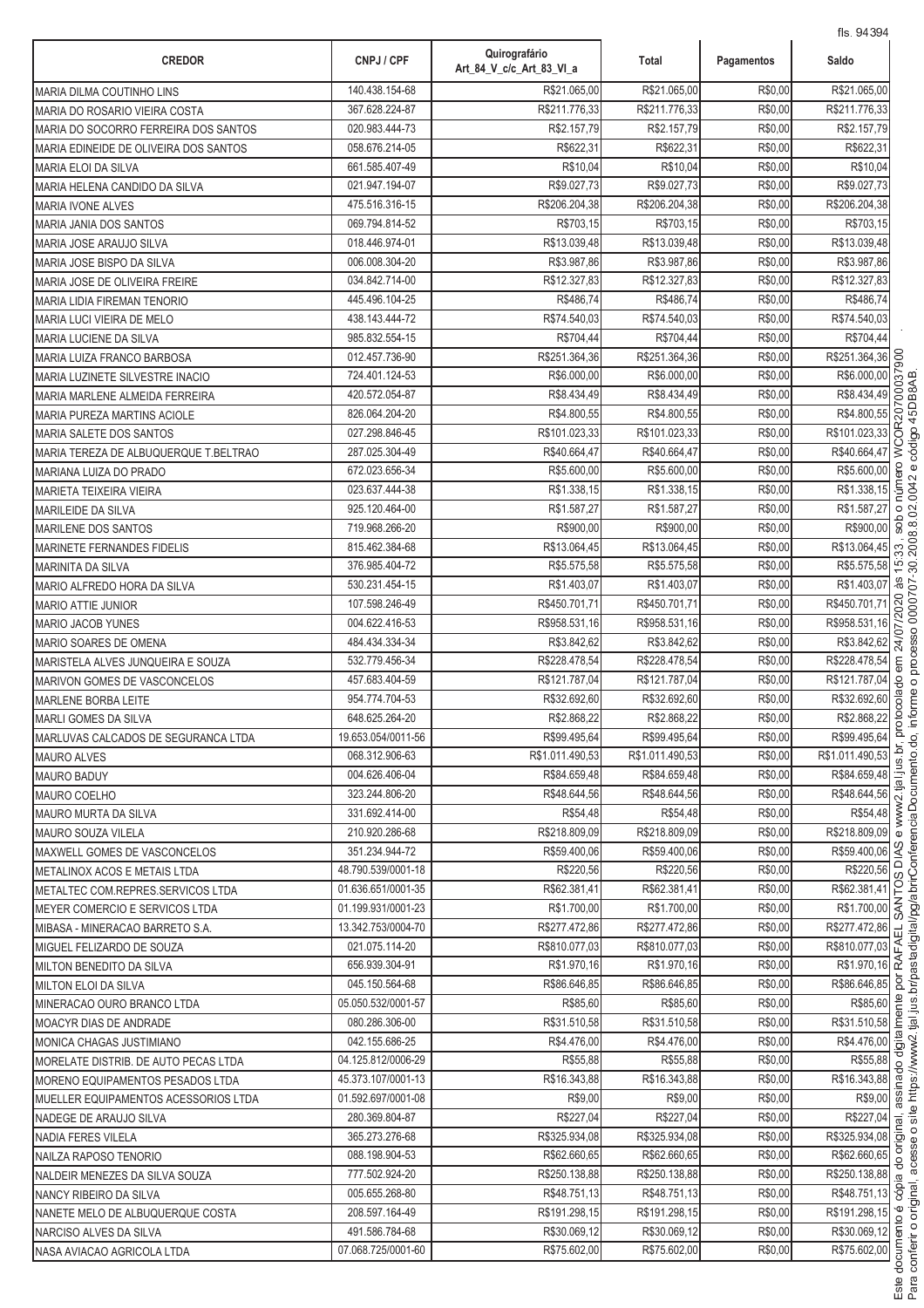| CREDOR | CNPJ / CPF | Quirografário Art_84_V_c/c_Art_83_VI_a | Total | Pagamentos | Saldo |
|---|---|---|---|---|---|
| MARIA DILMA COUTINHO LINS | 140.438.154-68 | R$21.065,00 | R$21.065,00 | R$0,00 | R$21.065,00 |
| MARIA DO ROSARIO VIEIRA COSTA | 367.628.224-87 | R$211.776,33 | R$211.776,33 | R$0,00 | R$211.776,33 |
| MARIA DO SOCORRO FERREIRA DOS SANTOS | 020.983.444-73 | R$2.157,79 | R$2.157,79 | R$0,00 | R$2.157,79 |
| MARIA EDINEIDE DE OLIVEIRA DOS SANTOS | 058.676.214-05 | R$622,31 | R$622,31 | R$0,00 | R$622,31 |
| MARIA ELOI DA SILVA | 661.585.407-49 | R$10,04 | R$10,04 | R$0,00 | R$10,04 |
| MARIA HELENA CANDIDO DA SILVA | 021.947.194-07 | R$9.027,73 | R$9.027,73 | R$0,00 | R$9.027,73 |
| MARIA IVONE ALVES | 475.516.316-15 | R$206.204,38 | R$206.204,38 | R$0,00 | R$206.204,38 |
| MARIA JANIA DOS SANTOS | 069.794.814-52 | R$703,15 | R$703,15 | R$0,00 | R$703,15 |
| MARIA JOSE ARAUJO SILVA | 018.446.974-01 | R$13.039,48 | R$13.039,48 | R$0,00 | R$13.039,48 |
| MARIA JOSE BISPO DA SILVA | 006.008.304-20 | R$3.987,86 | R$3.987,86 | R$0,00 | R$3.987,86 |
| MARIA JOSE DE OLIVEIRA FREIRE | 034.842.714-00 | R$12.327,83 | R$12.327,83 | R$0,00 | R$12.327,83 |
| MARIA LIDIA FIREMAN TENORIO | 445.496.104-25 | R$486,74 | R$486,74 | R$0,00 | R$486,74 |
| MARIA LUCI VIEIRA DE MELO | 438.143.444-72 | R$74.540,03 | R$74.540,03 | R$0,00 | R$74.540,03 |
| MARIA LUCIENE DA SILVA | 985.832.554-15 | R$704,44 | R$704,44 | R$0,00 | R$704,44 |
| MARIA LUIZA FRANCO BARBOSA | 012.457.736-90 | R$251.364,36 | R$251.364,36 | R$0,00 | R$251.364,36 |
| MARIA LUZINETE SILVESTRE INACIO | 724.401.124-53 | R$6.000,00 | R$6.000,00 | R$0,00 | R$6.000,00 |
| MARIA MARLENE ALMEIDA FERREIRA | 420.572.054-87 | R$8.434,49 | R$8.434,49 | R$0,00 | R$8.434,49 |
| MARIA PUREZA MARTINS ACIOLE | 826.064.204-20 | R$4.800,55 | R$4.800,55 | R$0,00 | R$4.800,55 |
| MARIA SALETE DOS SANTOS | 027.298.846-45 | R$101.023,33 | R$101.023,33 | R$0,00 | R$101.023,33 |
| MARIA TEREZA DE ALBUQUERQUE T.BELTRAO | 287.025.304-49 | R$40.664,47 | R$40.664,47 | R$0,00 | R$40.664,47 |
| MARIANA LUIZA DO PRADO | 672.023.656-34 | R$5.600,00 | R$5.600,00 | R$0,00 | R$5.600,00 |
| MARIETA TEIXEIRA VIEIRA | 023.637.444-38 | R$1.338,15 | R$1.338,15 | R$0,00 | R$1.338,15 |
| MARILEIDE DA SILVA | 925.120.464-00 | R$1.587,27 | R$1.587,27 | R$0,00 | R$1.587,27 |
| MARILENE DOS SANTOS | 719.968.266-20 | R$900,00 | R$900,00 | R$0,00 | R$900,00 |
| MARINETE FERNANDES FIDELIS | 815.462.384-68 | R$13.064,45 | R$13.064,45 | R$0,00 | R$13.064,45 |
| MARINITA DA SILVA | 376.985.404-72 | R$5.575,58 | R$5.575,58 | R$0,00 | R$5.575,58 |
| MARIO ALFREDO HORA DA SILVA | 530.231.454-15 | R$1.403,07 | R$1.403,07 | R$0,00 | R$1.403,07 |
| MARIO ATTIE JUNIOR | 107.598.246-49 | R$450.701,71 | R$450.701,71 | R$0,00 | R$450.701,71 |
| MARIO JACOB YUNES | 004.622.416-53 | R$958.531,16 | R$958.531,16 | R$0,00 | R$958.531,16 |
| MARIO SOARES DE OMENA | 484.434.334-34 | R$3.842,62 | R$3.842,62 | R$0,00 | R$3.842,62 |
| MARISTELA ALVES JUNQUEIRA E SOUZA | 532.779.456-34 | R$228.478,54 | R$228.478,54 | R$0,00 | R$228.478,54 |
| MARIVON GOMES DE VASCONCELOS | 457.683.404-59 | R$121.787,04 | R$121.787,04 | R$0,00 | R$121.787,04 |
| MARLENE BORBA LEITE | 954.774.704-53 | R$32.692,60 | R$32.692,60 | R$0,00 | R$32.692,60 |
| MARLI GOMES DA SILVA | 648.625.264-20 | R$2.868,22 | R$2.868,22 | R$0,00 | R$2.868,22 |
| MARLUVAS CALCADOS DE SEGURANCA LTDA | 19.653.054/0011-56 | R$99.495,64 | R$99.495,64 | R$0,00 | R$99.495,64 |
| MAURO ALVES | 068.312.906-63 | R$1.011.490,53 | R$1.011.490,53 | R$0,00 | R$1.011.490,53 |
| MAURO BADUY | 004.626.406-04 | R$84.659,48 | R$84.659,48 | R$0,00 | R$84.659,48 |
| MAURO COELHO | 323.244.806-20 | R$48.644,56 | R$48.644,56 | R$0,00 | R$48.644,56 |
| MAURO MURTA DA SILVA | 331.692.414-00 | R$54,48 | R$54,48 | R$0,00 | R$54,48 |
| MAURO SOUZA VILELA | 210.920.286-68 | R$218.809,09 | R$218.809,09 | R$0,00 | R$218.809,09 |
| MAXWELL GOMES DE VASCONCELOS | 351.234.944-72 | R$59.400,06 | R$59.400,06 | R$0,00 | R$59.400,06 |
| METALINOX ACOS E METAIS LTDA | 48.790.539/0001-18 | R$220,56 | R$220,56 | R$0,00 | R$220,56 |
| METALTEC COM.REPRES.SERVICOS LTDA | 01.636.651/0001-35 | R$62.381,41 | R$62.381,41 | R$0,00 | R$62.381,41 |
| MEYER COMERCIO E SERVICOS LTDA | 01.199.931/0001-23 | R$1.700,00 | R$1.700,00 | R$0,00 | R$1.700,00 |
| MIBASA - MINERACAO BARRETO S.A. | 13.342.753/0004-70 | R$277.472,86 | R$277.472,86 | R$0,00 | R$277.472,86 |
| MIGUEL FELIZARDO DE SOUZA | 021.075.114-20 | R$810.077,03 | R$810.077,03 | R$0,00 | R$810.077,03 |
| MILTON BENEDITO DA SILVA | 656.939.304-91 | R$1.970,16 | R$1.970,16 | R$0,00 | R$1.970,16 |
| MILTON ELOI DA SILVA | 045.150.564-68 | R$86.646,85 | R$86.646,85 | R$0,00 | R$86.646,85 |
| MINERACAO OURO BRANCO LTDA | 05.050.532/0001-57 | R$85,60 | R$85,60 | R$0,00 | R$85,60 |
| MOACYR DIAS DE ANDRADE | 080.286.306-00 | R$31.510,58 | R$31.510,58 | R$0,00 | R$31.510,58 |
| MONICA CHAGAS JUSTIMIANO | 042.155.686-25 | R$4.476,00 | R$4.476,00 | R$0,00 | R$4.476,00 |
| MORELATE DISTRIB. DE AUTO PECAS LTDA | 04.125.812/0006-29 | R$55,88 | R$55,88 | R$0,00 | R$55,88 |
| MORENO EQUIPAMENTOS PESADOS LTDA | 45.373.107/0001-13 | R$16.343,88 | R$16.343,88 | R$0,00 | R$16.343,88 |
| MUELLER EQUIPAMENTOS ACESSORIOS LTDA | 01.592.697/0001-08 | R$9,00 | R$9,00 | R$0,00 | R$9,00 |
| NADEGE DE ARAUJO SILVA | 280.369.804-87 | R$227,04 | R$227,04 | R$0,00 | R$227,04 |
| NADIA FERES VILELA | 365.273.276-68 | R$325.934,08 | R$325.934,08 | R$0,00 | R$325.934,08 |
| NAILZA RAPOSO TENORIO | 088.198.904-53 | R$62.660,65 | R$62.660,65 | R$0,00 | R$62.660,65 |
| NALDEIR MENEZES DA SILVA SOUZA | 777.502.924-20 | R$250.138,88 | R$250.138,88 | R$0,00 | R$250.138,88 |
| NANCY RIBEIRO DA SILVA | 005.655.268-80 | R$48.751,13 | R$48.751,13 | R$0,00 | R$48.751,13 |
| NANETE MELO DE ALBUQUERQUE COSTA | 208.597.164-49 | R$191.298,15 | R$191.298,15 | R$0,00 | R$191.298,15 |
| NARCISO ALVES DA SILVA | 491.586.784-68 | R$30.069,12 | R$30.069,12 | R$0,00 | R$30.069,12 |
| NASA AVIACAO AGRICOLA LTDA | 07.068.725/0001-60 | R$75.602,00 | R$75.602,00 | R$0,00 | R$75.602,00 |

Este documento é cópia do original, assinado digitalmente por RAFAEL SANTOS DIAS e www2.tjal.jus.br, protocolado em 24/07/2020 às 15:33 , sob o número WCOR20700037900. Para conferir o original, acesse o site https://www2.tjal.jus.br/pastadigital/pg/abrirConferenciaDocumento.do, informe o processo 0000707-30.2008.8.02.0042 e código 45DB8AB.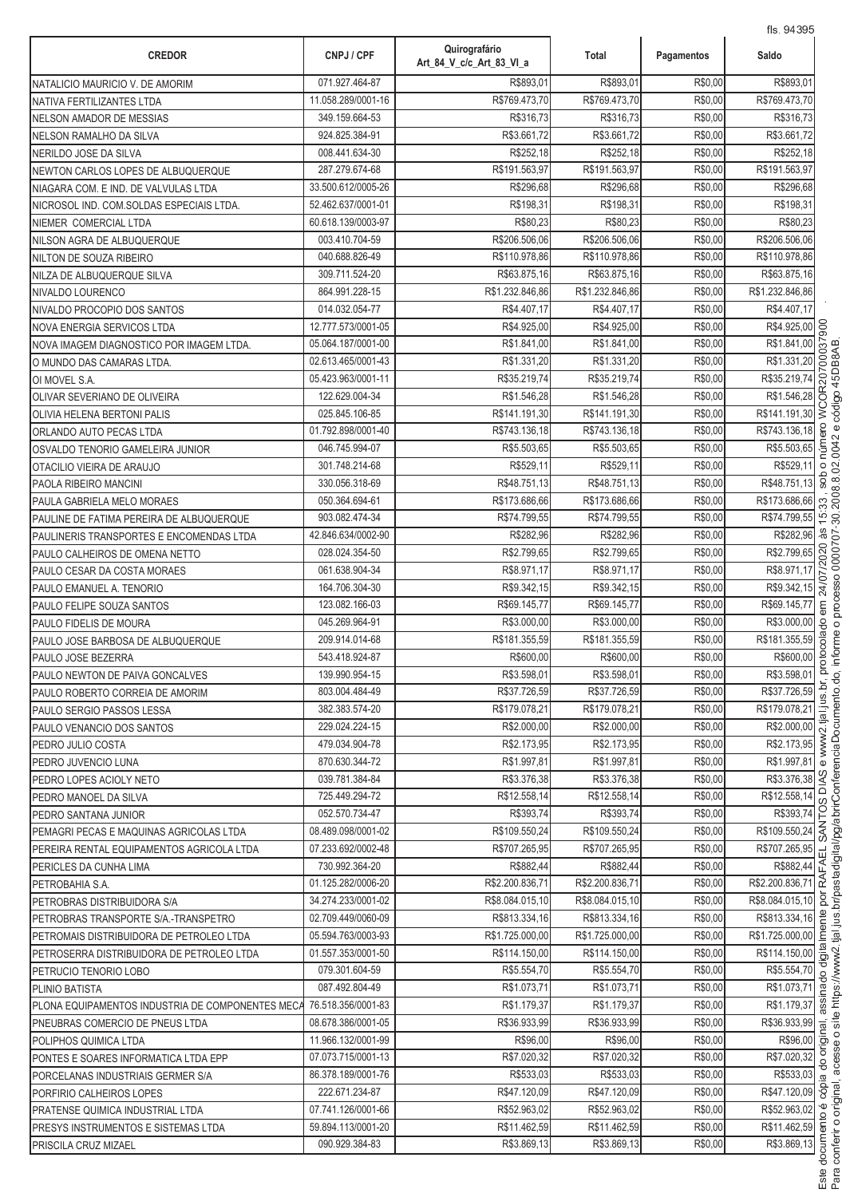| CREDOR | CNPJ / CPF | Quirografário Art_84_V_c/c_Art_83_VI_a | Total | Pagamentos | Saldo |
|---|---|---|---|---|---|
| NATALICIO MAURICIO V. DE AMORIM | 071.927.464-87 | R$893,01 | R$893,01 | R$0,00 | R$893,01 |
| NATIVA FERTILIZANTES LTDA | 11.058.289/0001-16 | R$769.473,70 | R$769.473,70 | R$0,00 | R$769.473,70 |
| NELSON AMADOR DE MESSIAS | 349.159.664-53 | R$316,73 | R$316,73 | R$0,00 | R$316,73 |
| NELSON RAMALHO DA SILVA | 924.825.384-91 | R$3.661,72 | R$3.661,72 | R$0,00 | R$3.661,72 |
| NERILDO JOSE DA SILVA | 008.441.634-30 | R$252,18 | R$252,18 | R$0,00 | R$252,18 |
| NEWTON CARLOS LOPES DE ALBUQUERQUE | 287.279.674-68 | R$191.563,97 | R$191.563,97 | R$0,00 | R$191.563,97 |
| NIAGARA COM. E IND. DE VALVULAS LTDA | 33.500.612/0005-26 | R$296,68 | R$296,68 | R$0,00 | R$296,68 |
| NICROSOL IND. COM.SOLDAS ESPECIAIS LTDA. | 52.462.637/0001-01 | R$198,31 | R$198,31 | R$0,00 | R$198,31 |
| NIEMER COMERCIAL LTDA | 60.618.139/0003-97 | R$80,23 | R$80,23 | R$0,00 | R$80,23 |
| NILSON AGRA DE ALBUQUERQUE | 003.410.704-59 | R$206.506,06 | R$206.506,06 | R$0,00 | R$206.506,06 |
| NILTON DE SOUZA RIBEIRO | 040.688.826-49 | R$110.978,86 | R$110.978,86 | R$0,00 | R$110.978,86 |
| NILZA DE ALBUQUERQUE SILVA | 309.711.524-20 | R$63.875,16 | R$63.875,16 | R$0,00 | R$63.875,16 |
| NIVALDO LOURENCO | 864.991.228-15 | R$1.232.846,86 | R$1.232.846,86 | R$0,00 | R$1.232.846,86 |
| NIVALDO PROCOPIO DOS SANTOS | 014.032.054-77 | R$4.407,17 | R$4.407,17 | R$0,00 | R$4.407,17 |
| NOVA ENERGIA SERVICOS LTDA | 12.777.573/0001-05 | R$4.925,00 | R$4.925,00 | R$0,00 | R$4.925,00 |
| NOVA IMAGEM DIAGNOSTICO POR IMAGEM LTDA. | 05.064.187/0001-00 | R$1.841,00 | R$1.841,00 | R$0,00 | R$1.841,00 |
| O MUNDO DAS CAMARAS LTDA. | 02.613.465/0001-43 | R$1.331,20 | R$1.331,20 | R$0,00 | R$1.331,20 |
| OI MOVEL S.A. | 05.423.963/0001-11 | R$35.219,74 | R$35.219,74 | R$0,00 | R$35.219,74 |
| OLIVAR SEVERIANO DE OLIVEIRA | 122.629.004-34 | R$1.546,28 | R$1.546,28 | R$0,00 | R$1.546,28 |
| OLIVIA HELENA BERTONI PALIS | 025.845.106-85 | R$141.191,30 | R$141.191,30 | R$0,00 | R$141.191,30 |
| ORLANDO AUTO PECAS LTDA | 01.792.898/0001-40 | R$743.136,18 | R$743.136,18 | R$0,00 | R$743.136,18 |
| OSVALDO TENORIO GAMELEIRA JUNIOR | 046.745.994-07 | R$5.503,65 | R$5.503,65 | R$0,00 | R$5.503,65 |
| OTACILIO VIEIRA DE ARAUJO | 301.748.214-68 | R$529,11 | R$529,11 | R$0,00 | R$529,11 |
| PAOLA RIBEIRO MANCINI | 330.056.318-69 | R$48.751,13 | R$48.751,13 | R$0,00 | R$48.751,13 |
| PAULA GABRIELA MELO MORAES | 050.364.694-61 | R$173.686,66 | R$173.686,66 | R$0,00 | R$173.686,66 |
| PAULINE DE FATIMA PEREIRA DE ALBUQUERQUE | 903.082.474-34 | R$74.799,55 | R$74.799,55 | R$0,00 | R$74.799,55 |
| PAULINERIS TRANSPORTES E ENCOMENDAS LTDA | 42.846.634/0002-90 | R$282,96 | R$282,96 | R$0,00 | R$282,96 |
| PAULO CALHEIROS DE OMENA NETTO | 028.024.354-50 | R$2.799,65 | R$2.799,65 | R$0,00 | R$2.799,65 |
| PAULO CESAR DA COSTA MORAES | 061.638.904-34 | R$8.971,17 | R$8.971,17 | R$0,00 | R$8.971,17 |
| PAULO EMANUEL A. TENORIO | 164.706.304-30 | R$9.342,15 | R$9.342,15 | R$0,00 | R$9.342,15 |
| PAULO FELIPE SOUZA SANTOS | 123.082.166-03 | R$69.145,77 | R$69.145,77 | R$0,00 | R$69.145,77 |
| PAULO FIDELIS DE MOURA | 045.269.964-91 | R$3.000,00 | R$3.000,00 | R$0,00 | R$3.000,00 |
| PAULO JOSE BARBOSA DE ALBUQUERQUE | 209.914.014-68 | R$181.355,59 | R$181.355,59 | R$0,00 | R$181.355,59 |
| PAULO JOSE BEZERRA | 543.418.924-87 | R$600,00 | R$600,00 | R$0,00 | R$600,00 |
| PAULO NEWTON DE PAIVA GONCALVES | 139.990.954-15 | R$3.598,01 | R$3.598,01 | R$0,00 | R$3.598,01 |
| PAULO ROBERTO CORREIA DE AMORIM | 803.004.484-49 | R$37.726,59 | R$37.726,59 | R$0,00 | R$37.726,59 |
| PAULO SERGIO PASSOS LESSA | 382.383.574-20 | R$179.078,21 | R$179.078,21 | R$0,00 | R$179.078,21 |
| PAULO VENANCIO DOS SANTOS | 229.024.224-15 | R$2.000,00 | R$2.000,00 | R$0,00 | R$2.000,00 |
| PEDRO JULIO COSTA | 479.034.904-78 | R$2.173,95 | R$2.173,95 | R$0,00 | R$2.173,95 |
| PEDRO JUVENCIO LUNA | 870.630.344-72 | R$1.997,81 | R$1.997,81 | R$0,00 | R$1.997,81 |
| PEDRO LOPES ACIOLY NETO | 039.781.384-84 | R$3.376,38 | R$3.376,38 | R$0,00 | R$3.376,38 |
| PEDRO MANOEL DA SILVA | 725.449.294-72 | R$12.558,14 | R$12.558,14 | R$0,00 | R$12.558,14 |
| PEDRO SANTANA JUNIOR | 052.570.734-47 | R$393,74 | R$393,74 | R$0,00 | R$393,74 |
| PEMAGRI PECAS E MAQUINAS AGRICOLAS LTDA | 08.489.098/0001-02 | R$109.550,24 | R$109.550,24 | R$0,00 | R$109.550,24 |
| PEREIRA RENTAL EQUIPAMENTOS AGRICOLA LTDA | 07.233.692/0002-48 | R$707.265,95 | R$707.265,95 | R$0,00 | R$707.265,95 |
| PERICLES DA CUNHA LIMA | 730.992.364-20 | R$882,44 | R$882,44 | R$0,00 | R$882,44 |
| PETROBAHIA S.A. | 01.125.282/0006-20 | R$2.200.836,71 | R$2.200.836,71 | R$0,00 | R$2.200.836,71 |
| PETROBRAS DISTRIBUIDORA S/A | 34.274.233/0001-02 | R$8.084.015,10 | R$8.084.015,10 | R$0,00 | R$8.084.015,10 |
| PETROBRAS TRANSPORTE S/A.-TRANSPETRO | 02.709.449/0060-09 | R$813.334,16 | R$813.334,16 | R$0,00 | R$813.334,16 |
| PETROMAIS DISTRIBUIDORA DE PETROLEO LTDA | 05.594.763/0003-93 | R$1.725.000,00 | R$1.725.000,00 | R$0,00 | R$1.725.000,00 |
| PETROSERRA DISTRIBUIDORA DE PETROLEO LTDA | 01.557.353/0001-50 | R$114.150,00 | R$114.150,00 | R$0,00 | R$114.150,00 |
| PETRUCIO TENORIO LOBO | 079.301.604-59 | R$5.554,70 | R$5.554,70 | R$0,00 | R$5.554,70 |
| PLINIO BATISTA | 087.492.804-49 | R$1.073,71 | R$1.073,71 | R$0,00 | R$1.073,71 |
| PLONA EQUIPAMENTOS INDUSTRIA DE COMPONENTES MECA | 76.518.356/0001-83 | R$1.179,37 | R$1.179,37 | R$0,00 | R$1.179,37 |
| PNEUBRAS COMERCIO DE PNEUS LTDA | 08.678.386/0001-05 | R$36.933,99 | R$36.933,99 | R$0,00 | R$36.933,99 |
| POLIPHOS QUIMICA LTDA | 11.966.132/0001-99 | R$96,00 | R$96,00 | R$0,00 | R$96,00 |
| PONTES E SOARES INFORMATICA LTDA EPP | 07.073.715/0001-13 | R$7.020,32 | R$7.020,32 | R$0,00 | R$7.020,32 |
| PORCELANAS INDUSTRIAIS GERMER S/A | 86.378.189/0001-76 | R$533,03 | R$533,03 | R$0,00 | R$533,03 |
| PORFIRIO CALHEIROS LOPES | 222.671.234-87 | R$47.120,09 | R$47.120,09 | R$0,00 | R$47.120,09 |
| PRATENSE QUIMICA INDUSTRIAL LTDA | 07.741.126/0001-66 | R$52.963,02 | R$52.963,02 | R$0,00 | R$52.963,02 |
| PRESYS INSTRUMENTOS E SISTEMAS LTDA | 59.894.113/0001-20 | R$11.462,59 | R$11.462,59 | R$0,00 | R$11.462,59 |
| PRISCILA CRUZ MIZAEL | 090.929.384-83 | R$3.869,13 | R$3.869,13 | R$0,00 | R$3.869,13 |

Este documento é cópia do original, assinado digitalmente por RAFAEL SANTOS DIAS e www2.tjal.jus.br, protocolado em 24/07/2020 às 15:33 , sob o número WCOR20700037900. Para conferir o original, acesse o site https://www2.tjal.jus.br/pastadigital/pg/abrirConferenciaDocumento.do, informe o processo 0000707-30.2008.8.02.0042 e código 45DB8AB.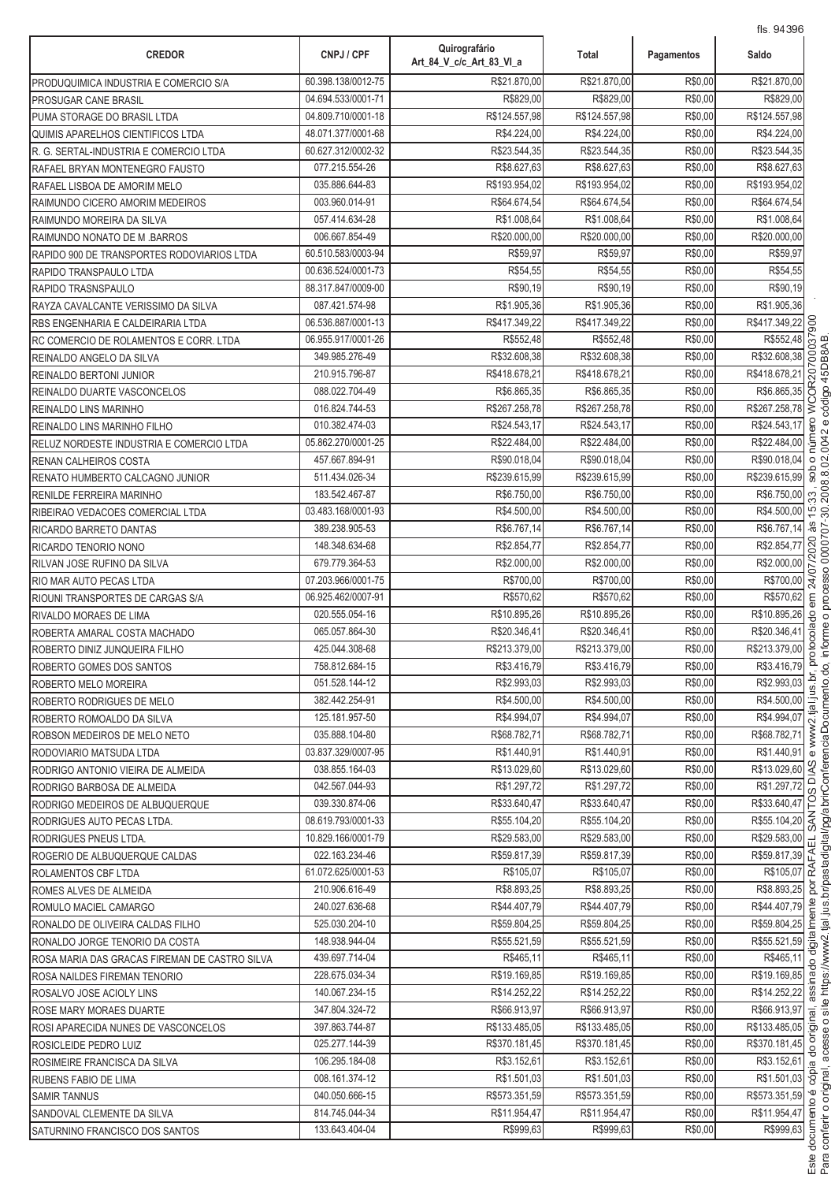| CREDOR | CNPJ / CPF | Quirografário Art_84_V_c/c_Art_83_VI_a | Total | Pagamentos | Saldo |
|---|---|---|---|---|---|
| PRODUQUIMICA INDUSTRIA E COMERCIO S/A | 60.398.138/0012-75 | R$21.870,00 | R$21.870,00 | R$0,00 | R$21.870,00 |
| PROSUGAR CANE BRASIL | 04.694.533/0001-71 | R$829,00 | R$829,00 | R$0,00 | R$829,00 |
| PUMA STORAGE DO BRASIL LTDA | 04.809.710/0001-18 | R$124.557,98 | R$124.557,98 | R$0,00 | R$124.557,98 |
| QUIMIS APARELHOS CIENTIFICOS LTDA | 48.071.377/0001-68 | R$4.224,00 | R$4.224,00 | R$0,00 | R$4.224,00 |
| R. G. SERTAL-INDUSTRIA E COMERCIO LTDA | 60.627.312/0002-32 | R$23.544,35 | R$23.544,35 | R$0,00 | R$23.544,35 |
| RAFAEL BRYAN MONTENEGRO FAUSTO | 077.215.554-26 | R$8.627,63 | R$8.627,63 | R$0,00 | R$8.627,63 |
| RAFAEL LISBOA DE AMORIM MELO | 035.886.644-83 | R$193.954,02 | R$193.954,02 | R$0,00 | R$193.954,02 |
| RAIMUNDO CICERO AMORIM MEDEIROS | 003.960.014-91 | R$64.674,54 | R$64.674,54 | R$0,00 | R$64.674,54 |
| RAIMUNDO MOREIRA DA SILVA | 057.414.634-28 | R$1.008,64 | R$1.008,64 | R$0,00 | R$1.008,64 |
| RAIMUNDO NONATO DE M .BARROS | 006.667.854-49 | R$20.000,00 | R$20.000,00 | R$0,00 | R$20.000,00 |
| RAPIDO 900 DE TRANSPORTES RODOVIARIOS LTDA | 60.510.583/0003-94 | R$59,97 | R$59,97 | R$0,00 | R$59,97 |
| RAPIDO TRANSPAULO LTDA | 00.636.524/0001-73 | R$54,55 | R$54,55 | R$0,00 | R$54,55 |
| RAPIDO TRASNSPAULO | 88.317.847/0009-00 | R$90,19 | R$90,19 | R$0,00 | R$90,19 |
| RAYZA CAVALCANTE VERISSIMO DA SILVA | 087.421.574-98 | R$1.905,36 | R$1.905,36 | R$0,00 | R$1.905,36 |
| RBS ENGENHARIA E CALDEIRARIA LTDA | 06.536.887/0001-13 | R$417.349,22 | R$417.349,22 | R$0,00 | R$417.349,22 |
| RC COMERCIO DE ROLAMENTOS E CORR. LTDA | 06.955.917/0001-26 | R$552,48 | R$552,48 | R$0,00 | R$552,48 |
| REINALDO ANGELO DA SILVA | 349.985.276-49 | R$32.608,38 | R$32.608,38 | R$0,00 | R$32.608,38 |
| REINALDO BERTONI JUNIOR | 210.915.796-87 | R$418.678,21 | R$418.678,21 | R$0,00 | R$418.678,21 |
| REINALDO DUARTE VASCONCELOS | 088.022.704-49 | R$6.865,35 | R$6.865,35 | R$0,00 | R$6.865,35 |
| REINALDO LINS MARINHO | 016.824.744-53 | R$267.258,78 | R$267.258,78 | R$0,00 | R$267.258,78 |
| REINALDO LINS MARINHO FILHO | 010.382.474-03 | R$24.543,17 | R$24.543,17 | R$0,00 | R$24.543,17 |
| RELUZ NORDESTE INDUSTRIA E COMERCIO LTDA | 05.862.270/0001-25 | R$22.484,00 | R$22.484,00 | R$0,00 | R$22.484,00 |
| RENAN CALHEIROS COSTA | 457.667.894-91 | R$90.018,04 | R$90.018,04 | R$0,00 | R$90.018,04 |
| RENATO HUMBERTO CALCAGNO JUNIOR | 511.434.026-34 | R$239.615,99 | R$239.615,99 | R$0,00 | R$239.615,99 |
| RENILDE FERREIRA MARINHO | 183.542.467-87 | R$6.750,00 | R$6.750,00 | R$0,00 | R$6.750,00 |
| RIBEIRAO VEDACOES COMERCIAL LTDA | 03.483.168/0001-93 | R$4.500,00 | R$4.500,00 | R$0,00 | R$4.500,00 |
| RICARDO BARRETO DANTAS | 389.238.905-53 | R$6.767,14 | R$6.767,14 | R$0,00 | R$6.767,14 |
| RICARDO TENORIO NONO | 148.348.634-68 | R$2.854,77 | R$2.854,77 | R$0,00 | R$2.854,77 |
| RILVAN JOSE RUFINO DA SILVA | 679.779.364-53 | R$2.000,00 | R$2.000,00 | R$0,00 | R$2.000,00 |
| RIO MAR AUTO PECAS LTDA | 07.203.966/0001-75 | R$700,00 | R$700,00 | R$0,00 | R$700,00 |
| RIOUNI TRANSPORTES DE CARGAS S/A | 06.925.462/0007-91 | R$570,62 | R$570,62 | R$0,00 | R$570,62 |
| RIVALDO MORAES DE LIMA | 020.555.054-16 | R$10.895,26 | R$10.895,26 | R$0,00 | R$10.895,26 |
| ROBERTA AMARAL COSTA MACHADO | 065.057.864-30 | R$20.346,41 | R$20.346,41 | R$0,00 | R$20.346,41 |
| ROBERTO DINIZ JUNQUEIRA FILHO | 425.044.308-68 | R$213.379,00 | R$213.379,00 | R$0,00 | R$213.379,00 |
| ROBERTO GOMES DOS SANTOS | 758.812.684-15 | R$3.416,79 | R$3.416,79 | R$0,00 | R$3.416,79 |
| ROBERTO MELO MOREIRA | 051.528.144-12 | R$2.993,03 | R$2.993,03 | R$0,00 | R$2.993,03 |
| ROBERTO RODRIGUES DE MELO | 382.442.254-91 | R$4.500,00 | R$4.500,00 | R$0,00 | R$4.500,00 |
| ROBERTO ROMOALDO DA SILVA | 125.181.957-50 | R$4.994,07 | R$4.994,07 | R$0,00 | R$4.994,07 |
| ROBSON MEDEIROS DE MELO NETO | 035.888.104-80 | R$68.782,71 | R$68.782,71 | R$0,00 | R$68.782,71 |
| RODOVIARIO MATSUDA LTDA | 03.837.329/0007-95 | R$1.440,91 | R$1.440,91 | R$0,00 | R$1.440,91 |
| RODRIGO ANTONIO VIEIRA DE ALMEIDA | 038.855.164-03 | R$13.029,60 | R$13.029,60 | R$0,00 | R$13.029,60 |
| RODRIGO BARBOSA DE ALMEIDA | 042.567.044-93 | R$1.297,72 | R$1.297,72 | R$0,00 | R$1.297,72 |
| RODRIGO MEDEIROS DE ALBUQUERQUE | 039.330.874-06 | R$33.640,47 | R$33.640,47 | R$0,00 | R$33.640,47 |
| RODRIGUES AUTO PECAS LTDA. | 08.619.793/0001-33 | R$55.104,20 | R$55.104,20 | R$0,00 | R$55.104,20 |
| RODRIGUES PNEUS LTDA. | 10.829.166/0001-79 | R$29.583,00 | R$29.583,00 | R$0,00 | R$29.583,00 |
| ROGERIO DE ALBUQUERQUE CALDAS | 022.163.234-46 | R$59.817,39 | R$59.817,39 | R$0,00 | R$59.817,39 |
| ROLAMENTOS CBF LTDA | 61.072.625/0001-53 | R$105,07 | R$105,07 | R$0,00 | R$105,07 |
| ROMES ALVES DE ALMEIDA | 210.906.616-49 | R$8.893,25 | R$8.893,25 | R$0,00 | R$8.893,25 |
| ROMULO MACIEL CAMARGO | 240.027.636-68 | R$44.407,79 | R$44.407,79 | R$0,00 | R$44.407,79 |
| RONALDO DE OLIVEIRA CALDAS FILHO | 525.030.204-10 | R$59.804,25 | R$59.804,25 | R$0,00 | R$59.804,25 |
| RONALDO JORGE TENORIO DA COSTA | 148.938.944-04 | R$55.521,59 | R$55.521,59 | R$0,00 | R$55.521,59 |
| ROSA MARIA DAS GRACAS FIREMAN DE CASTRO SILVA | 439.697.714-04 | R$465,11 | R$465,11 | R$0,00 | R$465,11 |
| ROSA NAILDES FIREMAN TENORIO | 228.675.034-34 | R$19.169,85 | R$19.169,85 | R$0,00 | R$19.169,85 |
| ROSALVO JOSE ACIOLY LINS | 140.067.234-15 | R$14.252,22 | R$14.252,22 | R$0,00 | R$14.252,22 |
| ROSE MARY MORAES DUARTE | 347.804.324-72 | R$66.913,97 | R$66.913,97 | R$0,00 | R$66.913,97 |
| ROSI APARECIDA NUNES DE VASCONCELOS | 397.863.744-87 | R$133.485,05 | R$133.485,05 | R$0,00 | R$133.485,05 |
| ROSICLEIDE PEDRO LUIZ | 025.277.144-39 | R$370.181,45 | R$370.181,45 | R$0,00 | R$370.181,45 |
| ROSIMEIRE FRANCISCA DA SILVA | 106.295.184-08 | R$3.152,61 | R$3.152,61 | R$0,00 | R$3.152,61 |
| RUBENS FABIO DE LIMA | 008.161.374-12 | R$1.501,03 | R$1.501,03 | R$0,00 | R$1.501,03 |
| SAMIR TANNUS | 040.050.666-15 | R$573.351,59 | R$573.351,59 | R$0,00 | R$573.351,59 |
| SANDOVAL CLEMENTE DA SILVA | 814.745.044-34 | R$11.954,47 | R$11.954,47 | R$0,00 | R$11.954,47 |
| SATURNINO FRANCISCO DOS SANTOS | 133.643.404-04 | R$999,63 | R$999,63 | R$0,00 | R$999,63 |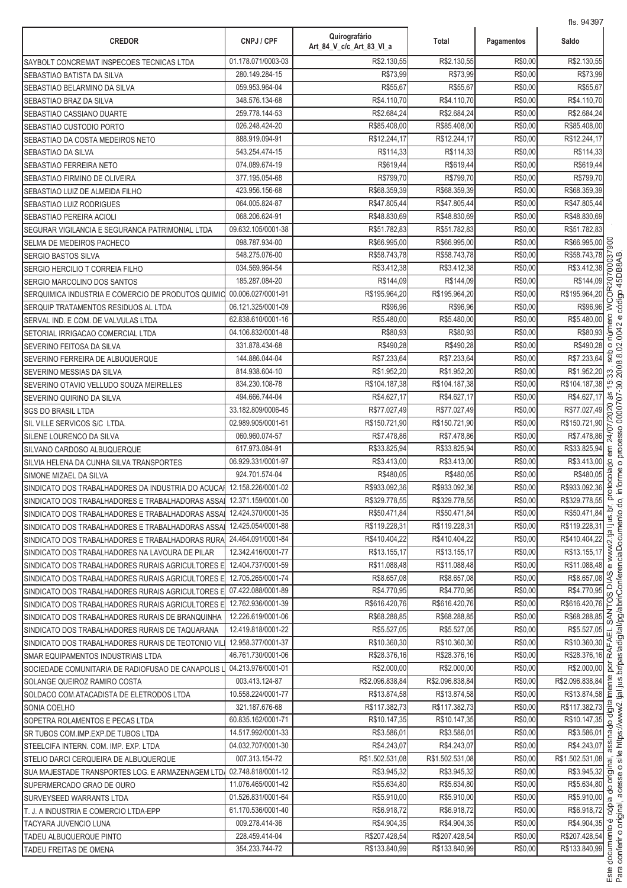| CREDOR | CNPJ / CPF | Quirografário Art_84_V_c/c_Art_83_VI_a | Total | Pagamentos | Saldo |
|---|---|---|---|---|---|
| SAYBOLT CONCREMAT INSPECOES TECNICAS LTDA | 01.178.071/0003-03 | R$2.130,55 | R$2.130,55 | R$0,00 | R$2.130,55 |
| SEBASTIAO BATISTA DA SILVA | 280.149.284-15 | R$73,99 | R$73,99 | R$0,00 | R$73,99 |
| SEBASTIAO BELARMINO DA SILVA | 059.953.964-04 | R$55,67 | R$55,67 | R$0,00 | R$55,67 |
| SEBASTIAO BRAZ DA SILVA | 348.576.134-68 | R$4.110,70 | R$4.110,70 | R$0,00 | R$4.110,70 |
| SEBASTIAO CASSIANO DUARTE | 259.778.144-53 | R$2.684,24 | R$2.684,24 | R$0,00 | R$2.684,24 |
| SEBASTIAO CUSTODIO PORTO | 026.248.424-20 | R$85.408,00 | R$85.408,00 | R$0,00 | R$85.408,00 |
| SEBASTIAO DA COSTA MEDEIROS NETO | 888.919.094-91 | R$12.244,17 | R$12.244,17 | R$0,00 | R$12.244,17 |
| SEBASTIAO DA SILVA | 543.254.474-15 | R$114,33 | R$114,33 | R$0,00 | R$114,33 |
| SEBASTIAO FERREIRA NETO | 074.089.674-19 | R$619,44 | R$619,44 | R$0,00 | R$619,44 |
| SEBASTIAO FIRMINO DE OLIVEIRA | 377.195.054-68 | R$799,70 | R$799,70 | R$0,00 | R$799,70 |
| SEBASTIAO LUIZ DE ALMEIDA FILHO | 423.956.156-68 | R$68.359,39 | R$68.359,39 | R$0,00 | R$68.359,39 |
| SEBASTIAO LUIZ RODRIGUES | 064.005.824-87 | R$47.805,44 | R$47.805,44 | R$0,00 | R$47.805,44 |
| SEBASTIAO PEREIRA ACIOLI | 068.206.624-91 | R$48.830,69 | R$48.830,69 | R$0,00 | R$48.830,69 |
| SEGURAR VIGILANCIA E SEGURANCA PATRIMONIAL LTDA | 09.632.105/0001-38 | R$51.782,83 | R$51.782,83 | R$0,00 | R$51.782,83 |
| SELMA DE MEDEIROS PACHECO | 098.787.934-00 | R$66.995,00 | R$66.995,00 | R$0,00 | R$66.995,00 |
| SERGIO BASTOS SILVA | 548.275.076-00 | R$58.743,78 | R$58.743,78 | R$0,00 | R$58.743,78 |
| SERGIO HERCILIO T CORREIA FILHO | 034.569.964-54 | R$3.412,38 | R$3.412,38 | R$0,00 | R$3.412,38 |
| SERGIO MARCOLINO DOS SANTOS | 185.287.084-20 | R$144,09 | R$144,09 | R$0,00 | R$144,09 |
| SERQUIMICA INDUSTRIA E COMERCIO DE PRODUTOS QUIMIC | 00.006.027/0001-91 | R$195.964,20 | R$195.964,20 | R$0,00 | R$195.964,20 |
| SERQUIP TRATAMENTOS RESIDUOS AL LTDA | 06.121.325/0001-09 | R$96,96 | R$96,96 | R$0,00 | R$96,96 |
| SERVAL IND. E COM. DE VALVULAS LTDA | 62.838.610/0001-16 | R$5.480,00 | R$5.480,00 | R$0,00 | R$5.480,00 |
| SETORIAL IRRIGACAO COMERCIAL LTDA | 04.106.832/0001-48 | R$80,93 | R$80,93 | R$0,00 | R$80,93 |
| SEVERINO FEITOSA DA SILVA | 331.878.434-68 | R$490,28 | R$490,28 | R$0,00 | R$490,28 |
| SEVERINO FERREIRA DE ALBUQUERQUE | 144.886.044-04 | R$7.233,64 | R$7.233,64 | R$0,00 | R$7.233,64 |
| SEVERINO MESSIAS DA SILVA | 814.938.604-10 | R$1.952,20 | R$1.952,20 | R$0,00 | R$1.952,20 |
| SEVERINO OTAVIO VELLUDO SOUZA MEIRELLES | 834.230.108-78 | R$104.187,38 | R$104.187,38 | R$0,00 | R$104.187,38 |
| SEVERINO QUIRINO DA SILVA | 494.666.744-04 | R$4.627,17 | R$4.627,17 | R$0,00 | R$4.627,17 |
| SGS DO BRASIL LTDA | 33.182.809/0006-45 | R$77.027,49 | R$77.027,49 | R$0,00 | R$77.027,49 |
| SIL VILLE SERVICOS S/C LTDA. | 02.989.905/0001-61 | R$150.721,90 | R$150.721,90 | R$0,00 | R$150.721,90 |
| SILENE LOURENCO DA SILVA | 060.960.074-57 | R$7.478,86 | R$7.478,86 | R$0,00 | R$7.478,86 |
| SILVANO CARDOSO ALBUQUERQUE | 617.973.084-91 | R$33.825,94 | R$33.825,94 | R$0,00 | R$33.825,94 |
| SILVIA HELENA DA CUNHA SILVA TRANSPORTES | 06.929.331/0001-97 | R$3.413,00 | R$3.413,00 | R$0,00 | R$3.413,00 |
| SIMONE MIZAEL DA SILVA | 924.701.574-04 | R$480,05 | R$480,05 | R$0,00 | R$480,05 |
| SINDICATO DOS TRABALHADORES DA INDUSTRIA DO ACUCAR | 12.158.226/0001-02 | R$933.092,36 | R$933.092,36 | R$0,00 | R$933.092,36 |
| SINDICATO DOS TRABALHADORES E TRABALHADORAS ASSAL | 12.371.159/0001-00 | R$329.778,55 | R$329.778,55 | R$0,00 | R$329.778,55 |
| SINDICATO DOS TRABALHADORES E TRABALHADORAS ASSAL | 12.424.370/0001-35 | R$50.471,84 | R$50.471,84 | R$0,00 | R$50.471,84 |
| SINDICATO DOS TRABALHADORES E TRABALHADORAS ASSAL | 12.425.054/0001-88 | R$119.228,31 | R$119.228,31 | R$0,00 | R$119.228,31 |
| SINDICATO DOS TRABALHADORES E TRABALHADORAS RURA | 24.464.091/0001-84 | R$410.404,22 | R$410.404,22 | R$0,00 | R$410.404,22 |
| SINDICATO DOS TRABALHADORES NA LAVOURA DE PILAR | 12.342.416/0001-77 | R$13.155,17 | R$13.155,17 | R$0,00 | R$13.155,17 |
| SINDICATO DOS TRABALHADORES RURAIS AGRICULTORES E | 12.404.737/0001-59 | R$11.088,48 | R$11.088,48 | R$0,00 | R$11.088,48 |
| SINDICATO DOS TRABALHADORES RURAIS AGRICULTORES E | 12.705.265/0001-74 | R$8.657,08 | R$8.657,08 | R$0,00 | R$8.657,08 |
| SINDICATO DOS TRABALHADORES RURAIS AGRICULTORES E | 07.422.088/0001-89 | R$4.770,95 | R$4.770,95 | R$0,00 | R$4.770,95 |
| SINDICATO DOS TRABALHADORES RURAIS AGRICULTORES E | 12.762.936/0001-39 | R$616.420,76 | R$616.420,76 | R$0,00 | R$616.420,76 |
| SINDICATO DOS TRABALHADORES RURAIS DE BRANQUINHA | 12.226.619/0001-06 | R$68.288,85 | R$68.288,85 | R$0,00 | R$68.288,85 |
| SINDICATO DOS TRABALHADORES RURAIS DE TAQUARANA | 12.419.818/0001-22 | R$5.527,05 | R$5.527,05 | R$0,00 | R$5.527,05 |
| SINDICATO DOS TRABALHADORES RURAIS DE TEOTONIO VIL | 12.958.377/0001-37 | R$10.360,30 | R$10.360,30 | R$0,00 | R$10.360,30 |
| SMAR EQUIPAMENTOS INDUSTRIAIS LTDA | 46.761.730/0001-06 | R$28.376,16 | R$28.376,16 | R$0,00 | R$28.376,16 |
| SOCIEDADE COMUNITARIA DE RADIOFUSAO DE CANAPOLIS L | 04.213.976/0001-01 | R$2.000,00 | R$2.000,00 | R$0,00 | R$2.000,00 |
| SOLANGE QUEIROZ RAMIRO COSTA | 003.413.124-87 | R$2.096.838,84 | R$2.096.838,84 | R$0,00 | R$2.096.838,84 |
| SOLDACO COM.ATACADISTA DE ELETRODOS LTDA | 10.558.224/0001-77 | R$13.874,58 | R$13.874,58 | R$0,00 | R$13.874,58 |
| SONIA COELHO | 321.187.676-68 | R$117.382,73 | R$117.382,73 | R$0,00 | R$117.382,73 |
| SOPETRA ROLAMENTOS E PECAS LTDA | 60.835.162/0001-71 | R$10.147,35 | R$10.147,35 | R$0,00 | R$10.147,35 |
| SR TUBOS COM.IMP.EXP.DE TUBOS LTDA | 14.517.992/0001-33 | R$3.586,01 | R$3.586,01 | R$0,00 | R$3.586,01 |
| STEELCIFA INTERN. COM. IMP. EXP. LTDA | 04.032.707/0001-30 | R$4.243,07 | R$4.243,07 | R$0,00 | R$4.243,07 |
| STELIO DARCI CERQUEIRA DE ALBUQUERQUE | 007.313.154-72 | R$1.502.531,08 | R$1.502.531,08 | R$0,00 | R$1.502.531,08 |
| SUA MAJESTADE TRANSPORTES LOG. E ARMAZENAGEM LTDA | 02.748.818/0001-12 | R$3.945,32 | R$3.945,32 | R$0,00 | R$3.945,32 |
| SUPERMERCADO GRAO DE OURO | 11.076.465/0001-42 | R$5.634,80 | R$5.634,80 | R$0,00 | R$5.634,80 |
| SURVEYSEED WARRANTS LTDA | 01.526.831/0001-64 | R$5.910,00 | R$5.910,00 | R$0,00 | R$5.910,00 |
| T. J. A INDUSTRIA E COMERCIO LTDA-EPP | 61.170.536/0001-40 | R$6.918,72 | R$6.918,72 | R$0,00 | R$6.918,72 |
| TACYARA JUVENCIO LUNA | 009.278.414-36 | R$4.904,35 | R$4.904,35 | R$0,00 | R$4.904,35 |
| TADEU ALBUQUERQUE PINTO | 228.459.414-04 | R$207.428,54 | R$207.428,54 | R$0,00 | R$207.428,54 |
| TADEU FREITAS DE OMENA | 354.233.744-72 | R$133.840,99 | R$133.840,99 | R$0,00 | R$133.840,99 |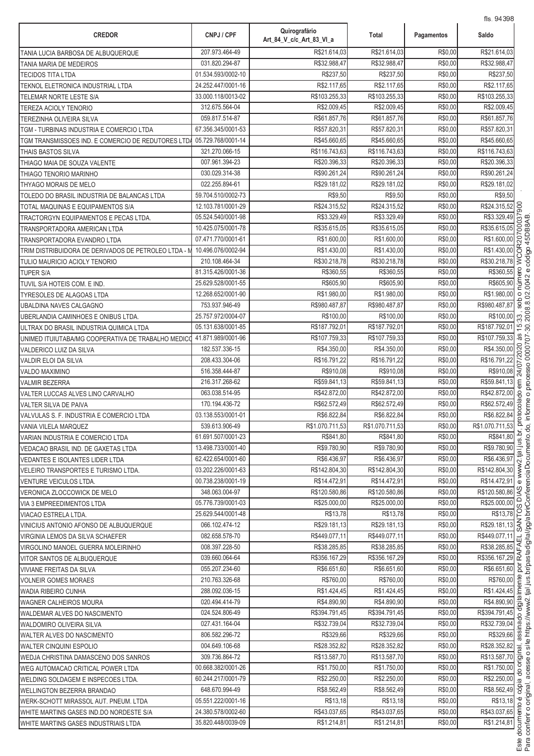| CREDOR | CNPJ / CPF | Quirografário Art_84_V_c/c_Art_83_VI_a | Total | Pagamentos | Saldo |
|---|---|---|---|---|---|
| TANIA LUCIA BARBOSA DE ALBUQUERQUE | 207.973.464-49 | R$21.614,03 | R$21.614,03 | R$0,00 | R$21.614,03 |
| TANIA MARIA DE MEDEIROS | 031.820.294-87 | R$32.988,47 | R$32.988,47 | R$0,00 | R$32.988,47 |
| TECIDOS TITA LTDA | 01.534.593/0002-10 | R$237,50 | R$237,50 | R$0,00 | R$237,50 |
| TEKNOL ELETRONICA INDUSTRIAL LTDA | 24.252.447/0001-16 | R$2.117,65 | R$2.117,65 | R$0,00 | R$2.117,65 |
| TELEMAR NORTE LESTE S/A | 33.000.118/0013-02 | R$103.255,33 | R$103.255,33 | R$0,00 | R$103.255,33 |
| TEREZA ACIOLY TENORIO | 312.675.564-04 | R$2.009,45 | R$2.009,45 | R$0,00 | R$2.009,45 |
| TEREZINHA OLIVEIRA SILVA | 059.817.514-87 | R$61.857,76 | R$61.857,76 | R$0,00 | R$61.857,76 |
| TGM - TURBINAS INDUSTRIA E COMERCIO LTDA | 67.356.345/0001-53 | R$57.820,31 | R$57.820,31 | R$0,00 | R$57.820,31 |
| TGM TRANSMISSOES IND. E COMERCIO DE REDUTORES LTDA | 05.729.768/0001-14 | R$45.660,65 | R$45.660,65 | R$0,00 | R$45.660,65 |
| THAIS BASTOS SILVA | 321.270.066-15 | R$116.743,63 | R$116.743,63 | R$0,00 | R$116.743,63 |
| THIAGO MAIA DE SOUZA VALENTE | 007.961.394-23 | R$20.396,33 | R$20.396,33 | R$0,00 | R$20.396,33 |
| THIAGO TENORIO MARINHO | 030.029.314-38 | R$90.261,24 | R$90.261,24 | R$0,00 | R$90.261,24 |
| THYAGO MORAIS DE MELO | 022.255.894-61 | R$29.181,02 | R$29.181,02 | R$0,00 | R$29.181,02 |
| TOLEDO DO BRASIL INDUSTRIA DE BALANCAS LTDA | 59.704.510/0002-73 | R$9,50 | R$9,50 | R$0,00 | R$9,50 |
| TOTAL MAQUINAS E EQUIPAMENTOS S/A | 12.103.781/0001-29 | R$24.315,52 | R$24.315,52 | R$0,00 | R$24.315,52 |
| TRACTORGYN EQUIPAMENTOS E PECAS LTDA. | 05.524.540/0001-98 | R$3.329,49 | R$3.329,49 | R$0,00 | R$3.329,49 |
| TRANSPORTADORA AMERICAN LTDA | 10.425.075/0001-78 | R$35.615,05 | R$35.615,05 | R$0,00 | R$35.615,05 |
| TRANSPORTADORA EVANDRO LTDA | 07.471.770/0001-61 | R$1.600,00 | R$1.600,00 | R$0,00 | R$1.600,00 |
| TRIM DISTRIBUIDORA DE DERIVADOS DE PETROLEO LTDA - M | 10.496.076/0002-94 | R$1.430,00 | R$1.430,00 | R$0,00 | R$1.430,00 |
| TULIO MAURICIO ACIOLY TENORIO | 210.108.464-34 | R$30.218,78 | R$30.218,78 | R$0,00 | R$30.218,78 |
| TUPER S/A | 81.315.426/0001-36 | R$360,55 | R$360,55 | R$0,00 | R$360,55 |
| TUVIL S/A HOTEIS COM. E IND. | 25.629.528/0001-55 | R$605,90 | R$605,90 | R$0,00 | R$605,90 |
| TYRESOLES DE ALAGOAS LTDA | 12.268.652/0001-90 | R$1.980,00 | R$1.980,00 | R$0,00 | R$1.980,00 |
| UBALDINA NAVES CALGAGNO | 753.937.946-49 | R$980.487,87 | R$980.487,87 | R$0,00 | R$980.487,87 |
| UBERLANDIA CAMINHOES E ONIBUS LTDA. | 25.757.972/0004-07 | R$100,00 | R$100,00 | R$0,00 | R$100,00 |
| ULTRAX DO BRASIL INDUSTRIA QUIMICA LTDA | 05.131.638/0001-85 | R$187.792,01 | R$187.792,01 | R$0,00 | R$187.792,01 |
| UNIMED ITUIUTABA/MG COOPERATIVA DE TRABALHO MEDICO | 41.871.989/0001-96 | R$107.759,33 | R$107.759,33 | R$0,00 | R$107.759,33 |
| VALDERICO LUIZ DA SILVA | 182.537.336-15 | R$4.350,00 | R$4.350,00 | R$0,00 | R$4.350,00 |
| VALDIR ELOI DA SILVA | 208.433.304-06 | R$16.791,22 | R$16.791,22 | R$0,00 | R$16.791,22 |
| VALDO MAXIMINO | 516.358.444-87 | R$910,08 | R$910,08 | R$0,00 | R$910,08 |
| VALMIR BEZERRA | 216.317.268-62 | R$59.841,13 | R$59.841,13 | R$0,00 | R$59.841,13 |
| VALTER LUCCAS ALVES LINO CARVALHO | 063.038.514-95 | R$42.872,00 | R$42.872,00 | R$0,00 | R$42.872,00 |
| VALTER SILVA DE PAIVA | 170.194.436-72 | R$62.572,49 | R$62.572,49 | R$0,00 | R$62.572,49 |
| VALVULAS S. F. INDUSTRIA E COMERCIO LTDA | 03.138.553/0001-01 | R$6.822,84 | R$6.822,84 | R$0,00 | R$6.822,84 |
| VANIA VILELA MARQUEZ | 539.613.906-49 | R$1.070.711,53 | R$1.070.711,53 | R$0,00 | R$1.070.711,53 |
| VARIAN INDUSTRIA E COMERCIO LTDA | 61.691.507/0001-23 | R$841,80 | R$841,80 | R$0,00 | R$841,80 |
| VEDACAO BRASIL IND. DE GAXETAS LTDA | 13.498.733/0001-40 | R$9.780,90 | R$9.780,90 | R$0,00 | R$9.780,90 |
| VEDANTES E ISOLANTES LIDER LTDA | 62.422.654/0001-60 | R$6.436,97 | R$6.436,97 | R$0,00 | R$6.436,97 |
| VELEIRO TRANSPORTES E TURISMO LTDA. | 03.202.226/0001-63 | R$142.804,30 | R$142.804,30 | R$0,00 | R$142.804,30 |
| VENTURE VEICULOS LTDA. | 00.738.238/0001-19 | R$14.472,91 | R$14.472,91 | R$0,00 | R$14.472,91 |
| VERONICA ZLOCCOWICK DE MELO | 348.063.004-97 | R$120.580,86 | R$120.580,86 | R$0,00 | R$120.580,86 |
| VIA 3 EMPREEDIMENTOS LTDA | 05.776.739/0001-03 | R$25.000,00 | R$25.000,00 | R$0,00 | R$25.000,00 |
| VIACAO ESTRELA LTDA. | 25.629.544/0001-48 | R$13,78 | R$13,78 | R$0,00 | R$13,78 |
| VINICIUS ANTONIO AFONSO DE ALBUQUERQUE | 066.102.474-12 | R$29.181,13 | R$29.181,13 | R$0,00 | R$29.181,13 |
| VIRGINIA LEMOS DA SILVA SCHAEFER | 082.658.578-70 | R$449.077,11 | R$449.077,11 | R$0,00 | R$449.077,11 |
| VIRGOLINO MANOEL GUERRA MOLEIRINHO | 008.397.228-50 | R$38.285,85 | R$38.285,85 | R$0,00 | R$38.285,85 |
| VITOR SANTOS DE ALBUQUERQUE | 039.660.064-64 | R$356.167,29 | R$356.167,29 | R$0,00 | R$356.167,29 |
| VIVIANE FREITAS DA SILVA | 055.207.234-60 | R$6.651,60 | R$6.651,60 | R$0,00 | R$6.651,60 |
| VOLNEIR GOMES MORAES | 210.763.326-68 | R$760,00 | R$760,00 | R$0,00 | R$760,00 |
| WADIA RIBEIRO CUNHA | 288.092.036-15 | R$1.424,45 | R$1.424,45 | R$0,00 | R$1.424,45 |
| WAGNER CALHEIROS MOURA | 020.494.414-79 | R$4.890,90 | R$4.890,90 | R$0,00 | R$4.890,90 |
| WALDEMAR ALVES DO NASCIMENTO | 024.524.806-49 | R$394.791,45 | R$394.791,45 | R$0,00 | R$394.791,45 |
| WALDOMIRO OLIVEIRA SILVA | 027.431.164-04 | R$32.739,04 | R$32.739,04 | R$0,00 | R$32.739,04 |
| WALTER ALVES DO NASCIMENTO | 806.582.296-72 | R$329,66 | R$329,66 | R$0,00 | R$329,66 |
| WALTER CINQUINI ESPOLIO | 004.649.106-68 | R$28.352,82 | R$28.352,82 | R$0,00 | R$28.352,82 |
| WEDJA CHRISTINA DAMASCENO DOS SANROS | 309.736.864-72 | R$13.587,70 | R$13.587,70 | R$0,00 | R$13.587,70 |
| WEG AUTOMACAO CRITICAL POWER LTDA | 00.668.382/0001-26 | R$1.750,00 | R$1.750,00 | R$0,00 | R$1.750,00 |
| WELDING SOLDAGEM E INSPECOES LTDA. | 60.244.217/0001-79 | R$2.250,00 | R$2.250,00 | R$0,00 | R$2.250,00 |
| WELLINGTON BEZERRA BRANDAO | 648.670.994-49 | R$8.562,49 | R$8.562,49 | R$0,00 | R$8.562,49 |
| WERK-SCHOTT MIRASSOL AUT. PNEUM. LTDA | 05.551.222/0001-16 | R$13,18 | R$13,18 | R$0,00 | R$13,18 |
| WHITE MARTINS GASES IND.DO NORDESTE S/A | 24.380.578/0002-60 | R$43.037,65 | R$43.037,65 | R$0,00 | R$43.037,65 |
| WHITE MARTINS GASES INDUSTRIAIS LTDA | 35.820.448/0039-09 | R$1.214,81 | R$1.214,81 | R$0,00 | R$1.214,81 |

Este documento é cópia do original, assinado digitalmente por RAFAEL SANTOS DIAS e www2.tjal.jus.br, protocolado em 24/07/2020 às 15:33 , sob o número WCOR20700037900
Para conferir o original, acesse o site https://www2.tjal.jus.br/pastadigital/pg/abrirConferenciaDocumento.do, informe o processo 0000707-30.2008.8.02.0042 e código 45DB8AB.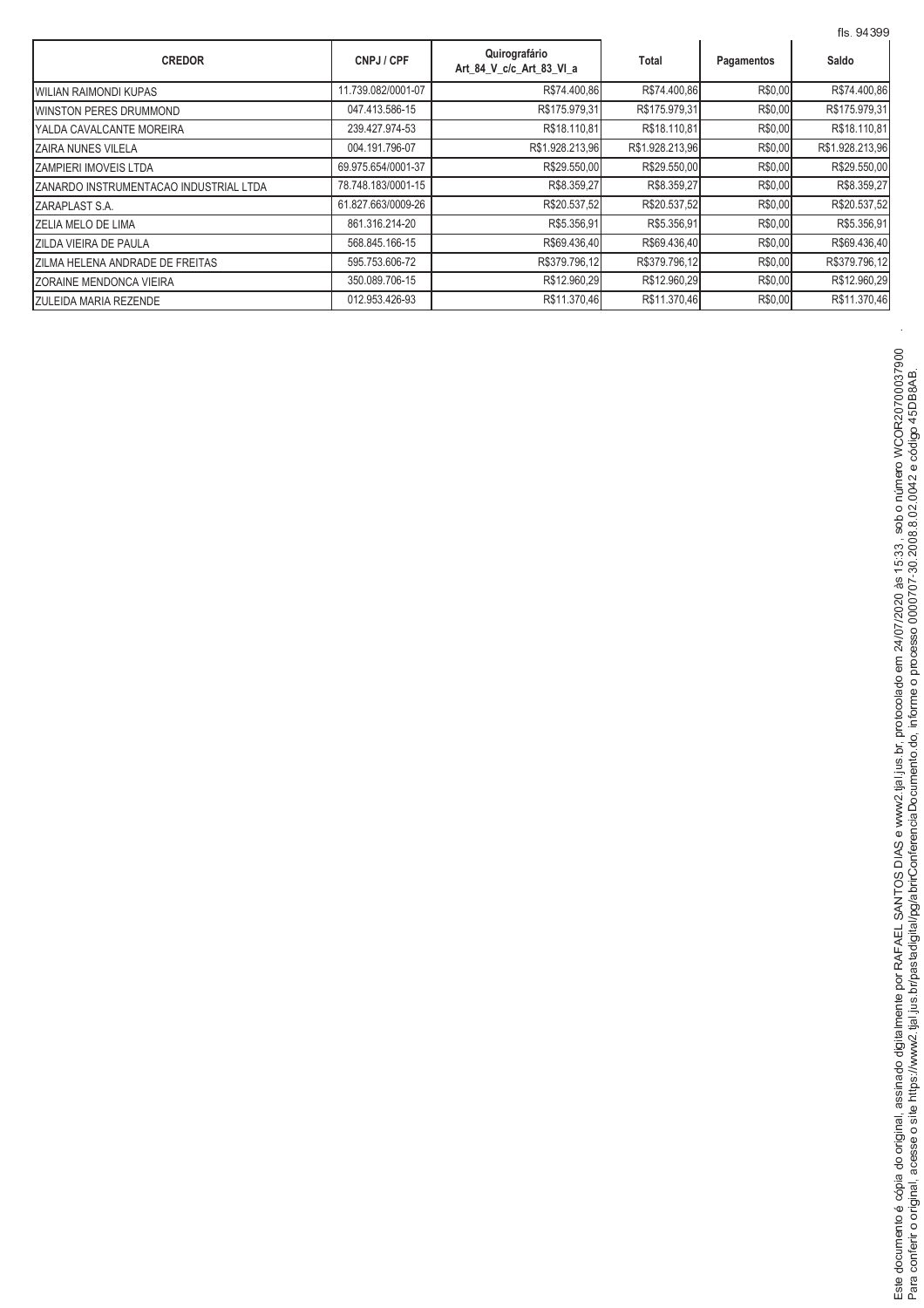| CREDOR | CNPJ / CPF | Quirografário Art_84_V_c/c_Art_83_VI_a | Total | Pagamentos | Saldo |
|---|---|---|---|---|---|
| WILIAN RAIMONDI KUPAS | 11.739.082/0001-07 | R$74.400,86 | R$74.400,86 | R$0,00 | R$74.400,86 |
| WINSTON PERES DRUMMOND | 047.413.586-15 | R$175.979,31 | R$175.979,31 | R$0,00 | R$175.979,31 |
| YALDA CAVALCANTE MOREIRA | 239.427.974-53 | R$18.110,81 | R$18.110,81 | R$0,00 | R$18.110,81 |
| ZAIRA NUNES VILELA | 004.191.796-07 | R$1.928.213,96 | R$1.928.213,96 | R$0,00 | R$1.928.213,96 |
| ZAMPIERI IMOVEIS LTDA | 69.975.654/0001-37 | R$29.550,00 | R$29.550,00 | R$0,00 | R$29.550,00 |
| ZANARDO INSTRUMENTACAO INDUSTRIAL LTDA | 78.748.183/0001-15 | R$8.359,27 | R$8.359,27 | R$0,00 | R$8.359,27 |
| ZARAPLAST S.A. | 61.827.663/0009-26 | R$20.537,52 | R$20.537,52 | R$0,00 | R$20.537,52 |
| ZELIA MELO DE LIMA | 861.316.214-20 | R$5.356,91 | R$5.356,91 | R$0,00 | R$5.356,91 |
| ZILDA VIEIRA DE PAULA | 568.845.166-15 | R$69.436,40 | R$69.436,40 | R$0,00 | R$69.436,40 |
| ZILMA HELENA ANDRADE DE FREITAS | 595.753.606-72 | R$379.796,12 | R$379.796,12 | R$0,00 | R$379.796,12 |
| ZORAINE MENDONCA VIEIRA | 350.089.706-15 | R$12.960,29 | R$12.960,29 | R$0,00 | R$12.960,29 |
| ZULEIDA MARIA REZENDE | 012.953.426-93 | R$11.370,46 | R$11.370,46 | R$0,00 | R$11.370,46 |

Este documento é cópia do original, assinado digitalmente por RAFAEL SANTOS DIAS e www2.tjal.jus.br, protocolado em 24/07/2020 às 15:33 , sob o número WCOR20700037900
Para conferir o original, acesse o site https://www2.tjal.jus.br/pastadigital/pg/abrirConferenciaDocumento.do, informe o processo 0000707-30.2008.8.02.0042 e código 45DB8AB.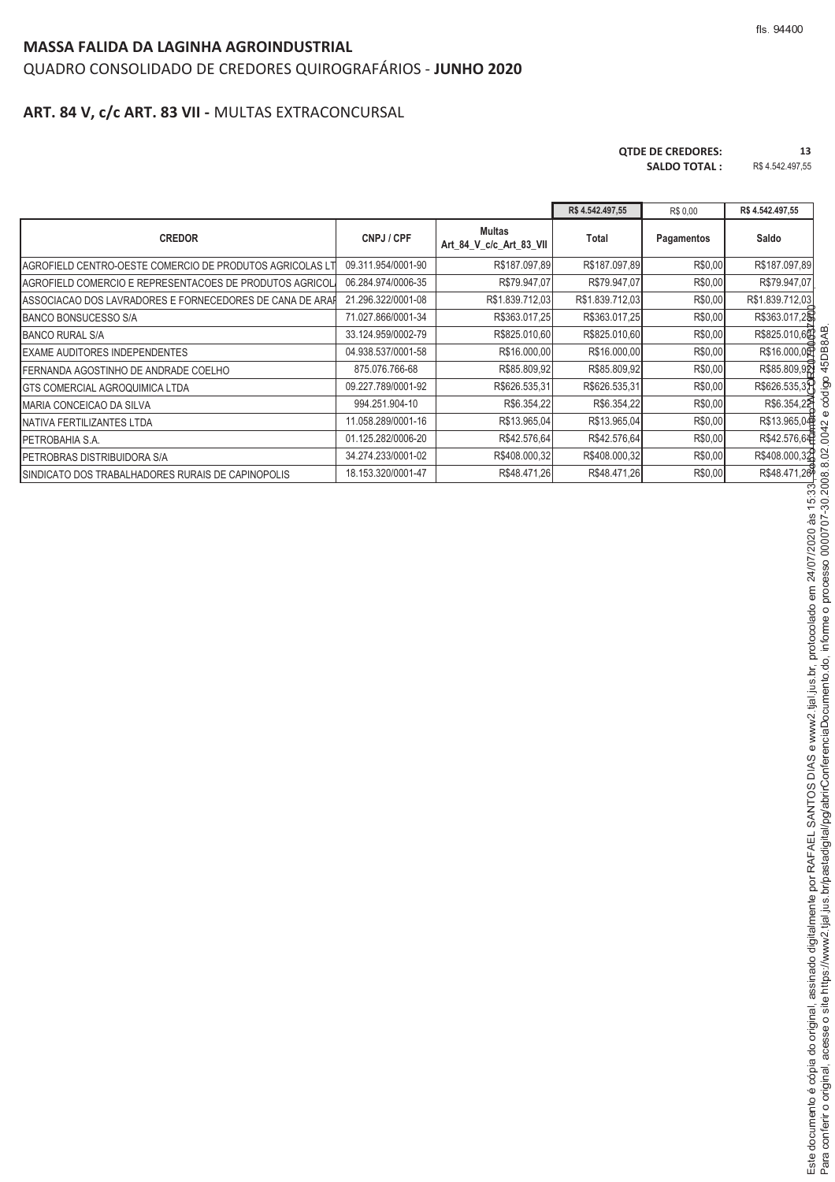## MASSA FALIDA DA LAGINHA AGROINDUSTRIAL

QUADRO CONSOLIDADO DE CREDORES QUIROGRAFÁRIOS - **JUNHO 2020**

## ART. 84 V, c/c ART. 83 VII - MULTAS EXTRACONCURSAL

**QTDE DE CREDORES:** 13

**SALDO TOTAL :** R$ 4.542.497,55

| CREDOR | CNPJ / CPF | Multas Art_84_V_c/c_Art_83_VII | Total | Pagamentos | Saldo |
|---|---|---|---|---|---|
| | | | R$ 4.542.497,55 | R$ 0,00 | R$ 4.542.497,55 |
| AGROFIELD CENTRO-OESTE COMERCIO DE PRODUTOS AGRICOLAS LT | 09.311.954/0001-90 | R$187.097,89 | R$187.097,89 | R$0,00 | R$187.097,89 |
| AGROFIELD COMERCIO E REPRESENTACOES DE PRODUTOS AGRICOL | 06.284.974/0006-35 | R$79.947,07 | R$79.947,07 | R$0,00 | R$79.947,07 |
| ASSOCIACAO DOS LAVRADORES E FORNECEDORES DE CANA DE ARAR | 21.296.322/0001-08 | R$1.839.712,03 | R$1.839.712,03 | R$0,00 | R$1.839.712,03 |
| BANCO BONSUCESSO S/A | 71.027.866/0001-34 | R$363.017,25 | R$363.017,25 | R$0,00 | R$363.017,25 |
| BANCO RURAL S/A | 33.124.959/0002-79 | R$825.010,60 | R$825.010,60 | R$0,00 | R$825.010,60 |
| EXAME AUDITORES INDEPENDENTES | 04.938.537/0001-58 | R$16.000,00 | R$16.000,00 | R$0,00 | R$16.000,00 |
| FERNANDA AGOSTINHO DE ANDRADE COELHO | 875.076.766-68 | R$85.809,92 | R$85.809,92 | R$0,00 | R$85.809,92 |
| GTS COMERCIAL AGROQUIMICA LTDA | 09.227.789/0001-92 | R$626.535,31 | R$626.535,31 | R$0,00 | R$626.535,31 |
| MARIA CONCEICAO DA SILVA | 994.251.904-10 | R$6.354,22 | R$6.354,22 | R$0,00 | R$6.354,22 |
| NATIVA FERTILIZANTES LTDA | 11.058.289/0001-16 | R$13.965,04 | R$13.965,04 | R$0,00 | R$13.965,04 |
| PETROBAHIA S.A. | 01.125.282/0006-20 | R$42.576,64 | R$42.576,64 | R$0,00 | R$42.576,64 |
| PETROBRAS DISTRIBUIDORA S/A | 34.274.233/0001-02 | R$408.000,32 | R$408.000,32 | R$0,00 | R$408.000,32 |
| SINDICATO DOS TRABALHADORES RURAIS DE CAPINOPOLIS | 18.153.320/0001-47 | R$48.471,26 | R$48.471,26 | R$0,00 | R$48.471,26 |

Este documento é cópia do original, assinado digitalmente por RAFAEL SANTOS DIAS e www2.tjal.jus.br, protocolado em 24/07/2020 às 15:33, sob o número WMCE20700437930. Para conferir o original, acesse o site https://www2.tjal.jus.br/pastadigital/pg/abrirConferenciaDocumento.do, informe o processo 0000707-30.2008.8.02.0042 e código 45DB8AB.